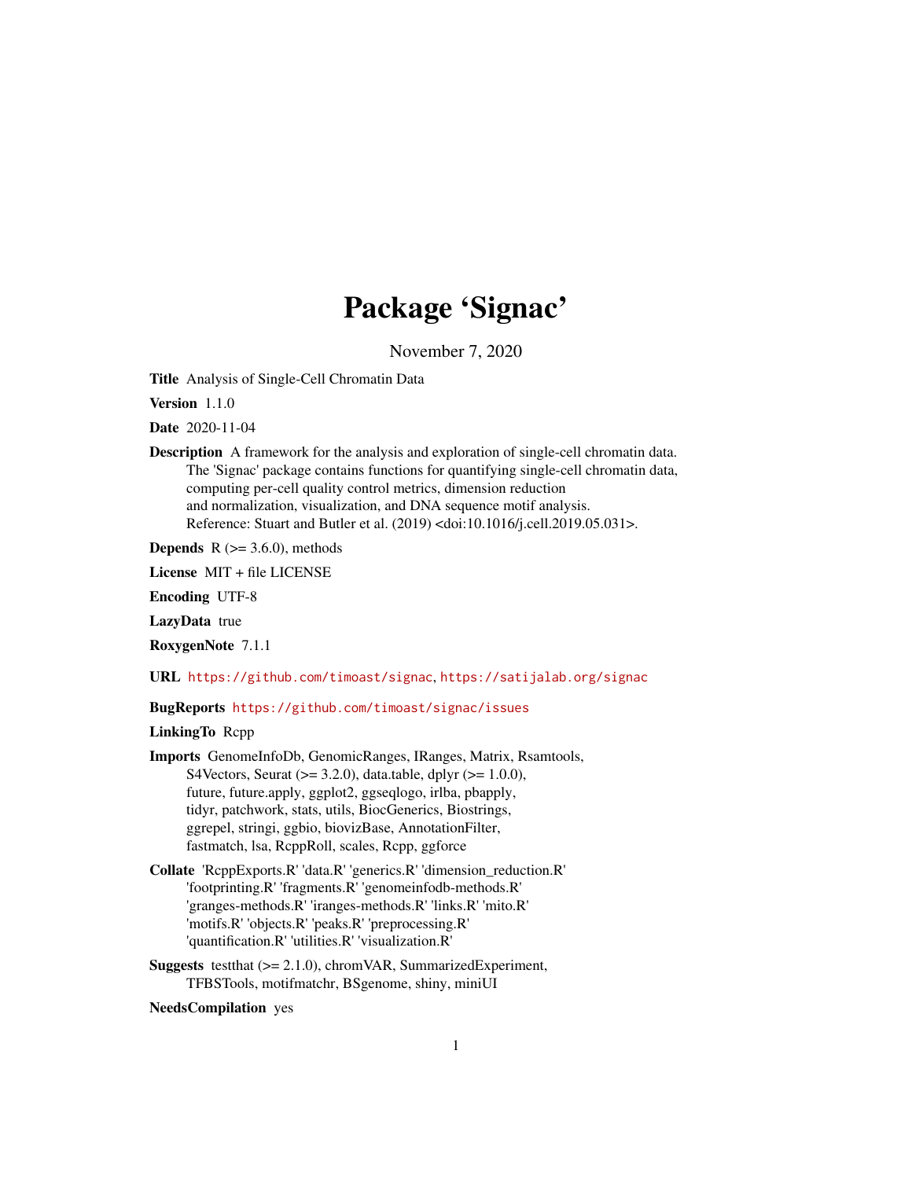# Package 'Signac'

November 7, 2020

**Title** Analysis of Single-Cell Chromatin Data

**Version** 1.1.0

**Date** 2020-11-04

**Description** A framework for the analysis and exploration of single-cell chromatin data. The 'Signac' package contains functions for quantifying single-cell chromatin data, computing per-cell quality control metrics, dimension reduction and normalization, visualization, and DNA sequence motif analysis. Reference: Stuart and Butler et al. (2019) <doi:10.1016/j.cell.2019.05.031>.

**Depends** R (>= 3.6.0), methods

**License** MIT + file LICENSE

**Encoding** UTF-8

**LazyData** true

**RoxygenNote** 7.1.1

**URL** https://github.com/timoast/signac, https://satijalab.org/signac

**BugReports** https://github.com/timoast/signac/issues

**LinkingTo** Rcpp

**Imports** GenomeInfoDb, GenomicRanges, IRanges, Matrix, Rsamtools, S4Vectors, Seurat (>= 3.2.0), data.table, dplyr (>= 1.0.0), future, future.apply, ggplot2, ggseqlogo, irlba, pbapply, tidyr, patchwork, stats, utils, BiocGenerics, Biostrings, ggrepel, stringi, ggbio, biovizBase, AnnotationFilter, fastmatch, lsa, RcppRoll, scales, Rcpp, ggforce

**Collate** 'RcppExports.R' 'data.R' 'generics.R' 'dimension_reduction.R' 'footprinting.R' 'fragments.R' 'genomeinfodb-methods.R' 'granges-methods.R' 'iranges-methods.R' 'links.R' 'mito.R' 'motifs.R' 'objects.R' 'peaks.R' 'preprocessing.R' 'quantification.R' 'utilities.R' 'visualization.R'

**Suggests** testthat (>= 2.1.0), chromVAR, SummarizedExperiment, TFBSTools, motifmatchr, BSgenome, shiny, miniUI

**NeedsCompilation** yes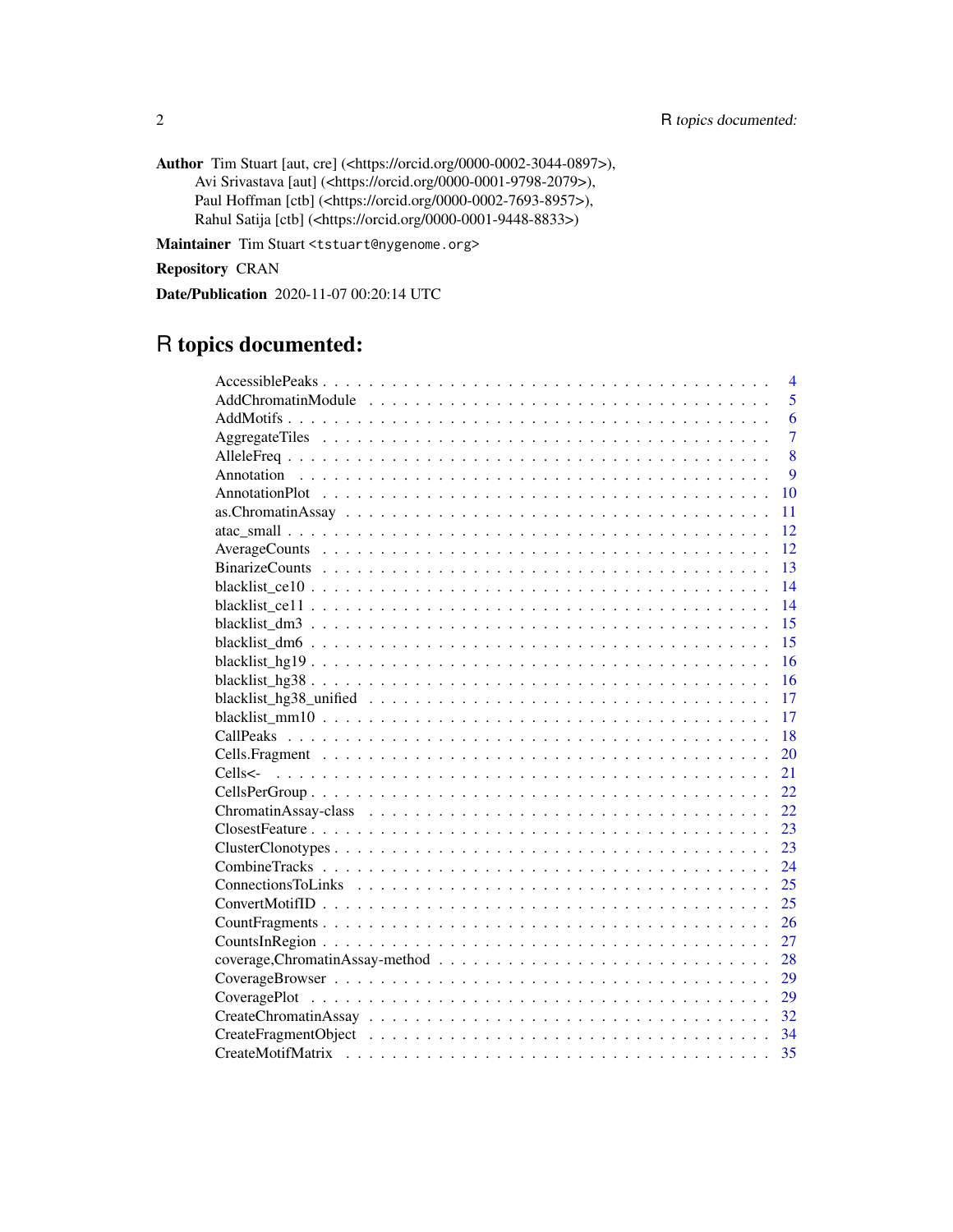**Author** Tim Stuart [aut, cre] (<https://orcid.org/0000-0002-3044-0897>),
Avi Srivastava [aut] (<https://orcid.org/0000-0001-9798-2079>),
Paul Hoffman [ctb] (<https://orcid.org/0000-0002-7693-8957>),
Rahul Satija [ctb] (<https://orcid.org/0000-0001-9448-8833>)

**Maintainer** Tim Stuart <tstuart@nygenome.org>

**Repository** CRAN

**Date/Publication** 2020-11-07 00:20:14 UTC

# R topics documented:

AccessiblePeaks . . . . . . . . . . . . . . . . . . . . . . . . . . . . . . . . . . . . 4
AddChromatinModule . . . . . . . . . . . . . . . . . . . . . . . . . . . . . . . . . . 5
AddMotifs . . . . . . . . . . . . . . . . . . . . . . . . . . . . . . . . . . . . . . . 6
AggregateTiles . . . . . . . . . . . . . . . . . . . . . . . . . . . . . . . . . . . . 7
AlleleFreq . . . . . . . . . . . . . . . . . . . . . . . . . . . . . . . . . . . . . . 8
Annotation . . . . . . . . . . . . . . . . . . . . . . . . . . . . . . . . . . . . . . 9
AnnotationPlot . . . . . . . . . . . . . . . . . . . . . . . . . . . . . . . . . . . . 10
as.ChromatinAssay . . . . . . . . . . . . . . . . . . . . . . . . . . . . . . . . . . . 11
atac_small . . . . . . . . . . . . . . . . . . . . . . . . . . . . . . . . . . . . . . 12
AverageCounts . . . . . . . . . . . . . . . . . . . . . . . . . . . . . . . . . . . . 12
BinarizeCounts . . . . . . . . . . . . . . . . . . . . . . . . . . . . . . . . . . . . 13
blacklist_ce10 . . . . . . . . . . . . . . . . . . . . . . . . . . . . . . . . . . . . 14
blacklist_ce11 . . . . . . . . . . . . . . . . . . . . . . . . . . . . . . . . . . . . 14
blacklist_dm3 . . . . . . . . . . . . . . . . . . . . . . . . . . . . . . . . . . . . 15
blacklist_dm6 . . . . . . . . . . . . . . . . . . . . . . . . . . . . . . . . . . . . 15
blacklist_hg19 . . . . . . . . . . . . . . . . . . . . . . . . . . . . . . . . . . . . 16
blacklist_hg38 . . . . . . . . . . . . . . . . . . . . . . . . . . . . . . . . . . . . 16
blacklist_hg38_unified . . . . . . . . . . . . . . . . . . . . . . . . . . . . . . . . 17
blacklist_mm10 . . . . . . . . . . . . . . . . . . . . . . . . . . . . . . . . . . . . 17
CallPeaks . . . . . . . . . . . . . . . . . . . . . . . . . . . . . . . . . . . . . . 18
Cells.Fragment . . . . . . . . . . . . . . . . . . . . . . . . . . . . . . . . . . . . 20
Cells<- . . . . . . . . . . . . . . . . . . . . . . . . . . . . . . . . . . . . . . . . 21
CellsPerGroup . . . . . . . . . . . . . . . . . . . . . . . . . . . . . . . . . . . . 22
ChromatinAssay-class . . . . . . . . . . . . . . . . . . . . . . . . . . . . . . . . . 22
ClosestFeature . . . . . . . . . . . . . . . . . . . . . . . . . . . . . . . . . . . . 23
ClusterClonotypes . . . . . . . . . . . . . . . . . . . . . . . . . . . . . . . . . . 23
CombineTracks . . . . . . . . . . . . . . . . . . . . . . . . . . . . . . . . . . . . 24
ConnectionsToLinks . . . . . . . . . . . . . . . . . . . . . . . . . . . . . . . . . . 25
ConvertMotifID . . . . . . . . . . . . . . . . . . . . . . . . . . . . . . . . . . . . 25
CountFragments . . . . . . . . . . . . . . . . . . . . . . . . . . . . . . . . . . . . 26
CountsInRegion . . . . . . . . . . . . . . . . . . . . . . . . . . . . . . . . . . . . 27
coverage,ChromatinAssay-method . . . . . . . . . . . . . . . . . . . . . . . . . . . 28
CoverageBrowser . . . . . . . . . . . . . . . . . . . . . . . . . . . . . . . . . . . 29
CoveragePlot . . . . . . . . . . . . . . . . . . . . . . . . . . . . . . . . . . . . . 29
CreateChromatinAssay . . . . . . . . . . . . . . . . . . . . . . . . . . . . . . . . 32
CreateFragmentObject . . . . . . . . . . . . . . . . . . . . . . . . . . . . . . . . 34
CreateMotifMatrix . . . . . . . . . . . . . . . . . . . . . . . . . . . . . . . . . . 35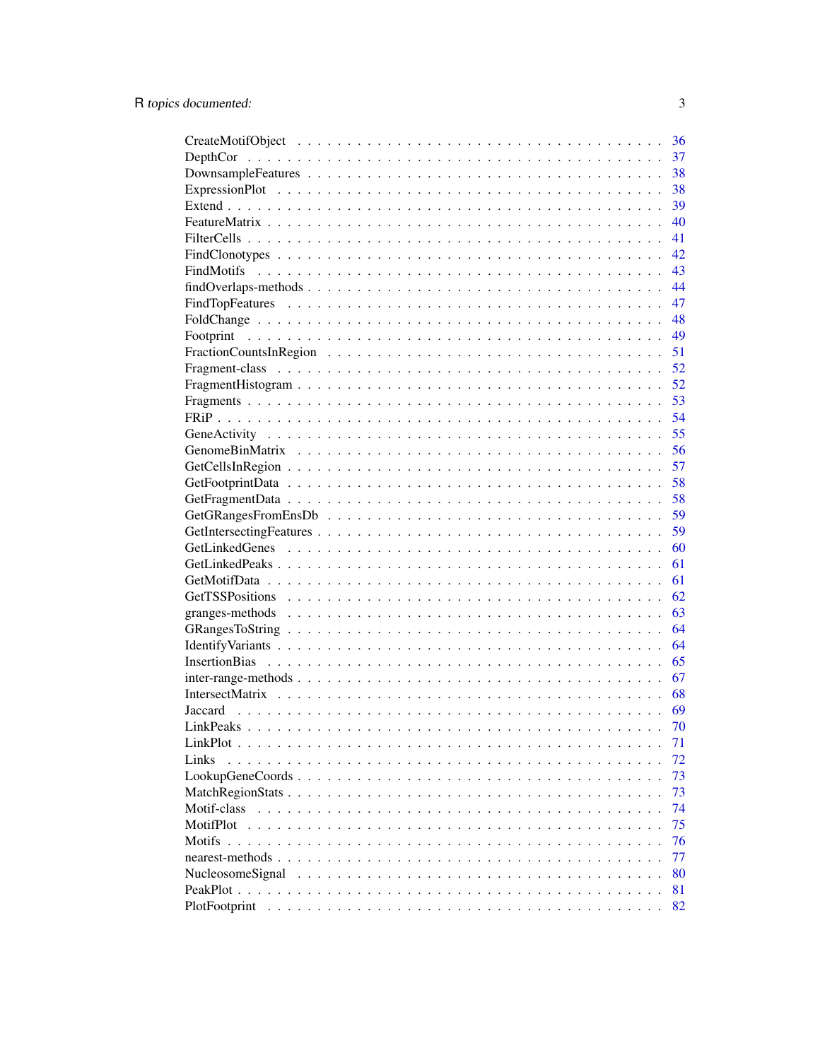CreateMotifObject . . . . . . . . . . . . . . . . . . . . . . . . . . . . . . . . . 36
DepthCor . . . . . . . . . . . . . . . . . . . . . . . . . . . . . . . . . . . . . 37
DownsampleFeatures . . . . . . . . . . . . . . . . . . . . . . . . . . . . . . . . 38
ExpressionPlot . . . . . . . . . . . . . . . . . . . . . . . . . . . . . . . . . . 38
Extend . . . . . . . . . . . . . . . . . . . . . . . . . . . . . . . . . . . . . . 39
FeatureMatrix . . . . . . . . . . . . . . . . . . . . . . . . . . . . . . . . . . 40
FilterCells . . . . . . . . . . . . . . . . . . . . . . . . . . . . . . . . . . . 41
FindClonotypes . . . . . . . . . . . . . . . . . . . . . . . . . . . . . . . . . 42
FindMotifs . . . . . . . . . . . . . . . . . . . . . . . . . . . . . . . . . . . 43
findOverlaps-methods . . . . . . . . . . . . . . . . . . . . . . . . . . . . . . 44
FindTopFeatures . . . . . . . . . . . . . . . . . . . . . . . . . . . . . . . . 47
FoldChange . . . . . . . . . . . . . . . . . . . . . . . . . . . . . . . . . . . 48
Footprint . . . . . . . . . . . . . . . . . . . . . . . . . . . . . . . . . . . . 49
FractionCountsInRegion . . . . . . . . . . . . . . . . . . . . . . . . . . . . . 51
Fragment-class . . . . . . . . . . . . . . . . . . . . . . . . . . . . . . . . . 52
FragmentHistogram . . . . . . . . . . . . . . . . . . . . . . . . . . . . . . . . 52
Fragments . . . . . . . . . . . . . . . . . . . . . . . . . . . . . . . . . . . . 53
FRiP . . . . . . . . . . . . . . . . . . . . . . . . . . . . . . . . . . . . . . 54
GeneActivity . . . . . . . . . . . . . . . . . . . . . . . . . . . . . . . . . . 55
GenomeBinMatrix . . . . . . . . . . . . . . . . . . . . . . . . . . . . . . . . 56
GetCellsInRegion . . . . . . . . . . . . . . . . . . . . . . . . . . . . . . . . 57
GetFootprintData . . . . . . . . . . . . . . . . . . . . . . . . . . . . . . . . 58
GetFragmentData . . . . . . . . . . . . . . . . . . . . . . . . . . . . . . . . 58
GetGRangesFromEnsDb . . . . . . . . . . . . . . . . . . . . . . . . . . . . . . 59
GetIntersectingFeatures . . . . . . . . . . . . . . . . . . . . . . . . . . . . . 59
GetLinkedGenes . . . . . . . . . . . . . . . . . . . . . . . . . . . . . . . . . 60
GetLinkedPeaks . . . . . . . . . . . . . . . . . . . . . . . . . . . . . . . . . 61
GetMotifData . . . . . . . . . . . . . . . . . . . . . . . . . . . . . . . . . . 61
GetTSSPositions . . . . . . . . . . . . . . . . . . . . . . . . . . . . . . . . . 62
granges-methods . . . . . . . . . . . . . . . . . . . . . . . . . . . . . . . . . 63
GRangesToString . . . . . . . . . . . . . . . . . . . . . . . . . . . . . . . . . 64
IdentifyVariants . . . . . . . . . . . . . . . . . . . . . . . . . . . . . . . . 64
InsertionBias . . . . . . . . . . . . . . . . . . . . . . . . . . . . . . . . . . 65
inter-range-methods . . . . . . . . . . . . . . . . . . . . . . . . . . . . . . . 67
IntersectMatrix . . . . . . . . . . . . . . . . . . . . . . . . . . . . . . . . . 68
Jaccard . . . . . . . . . . . . . . . . . . . . . . . . . . . . . . . . . . . . . 69
LinkPeaks . . . . . . . . . . . . . . . . . . . . . . . . . . . . . . . . . . . . 70
LinkPlot . . . . . . . . . . . . . . . . . . . . . . . . . . . . . . . . . . . . . 71
Links . . . . . . . . . . . . . . . . . . . . . . . . . . . . . . . . . . . . . . 72
LookupGeneCoords . . . . . . . . . . . . . . . . . . . . . . . . . . . . . . . . 73
MatchRegionStats . . . . . . . . . . . . . . . . . . . . . . . . . . . . . . . . 73
Motif-class . . . . . . . . . . . . . . . . . . . . . . . . . . . . . . . . . . . 74
MotifPlot . . . . . . . . . . . . . . . . . . . . . . . . . . . . . . . . . . . . 75
Motifs . . . . . . . . . . . . . . . . . . . . . . . . . . . . . . . . . . . . . . 76
nearest-methods . . . . . . . . . . . . . . . . . . . . . . . . . . . . . . . . . 77
NucleosomeSignal . . . . . . . . . . . . . . . . . . . . . . . . . . . . . . . . 80
PeakPlot . . . . . . . . . . . . . . . . . . . . . . . . . . . . . . . . . . . . . 81
PlotFootprint . . . . . . . . . . . . . . . . . . . . . . . . . . . . . . . . . . 82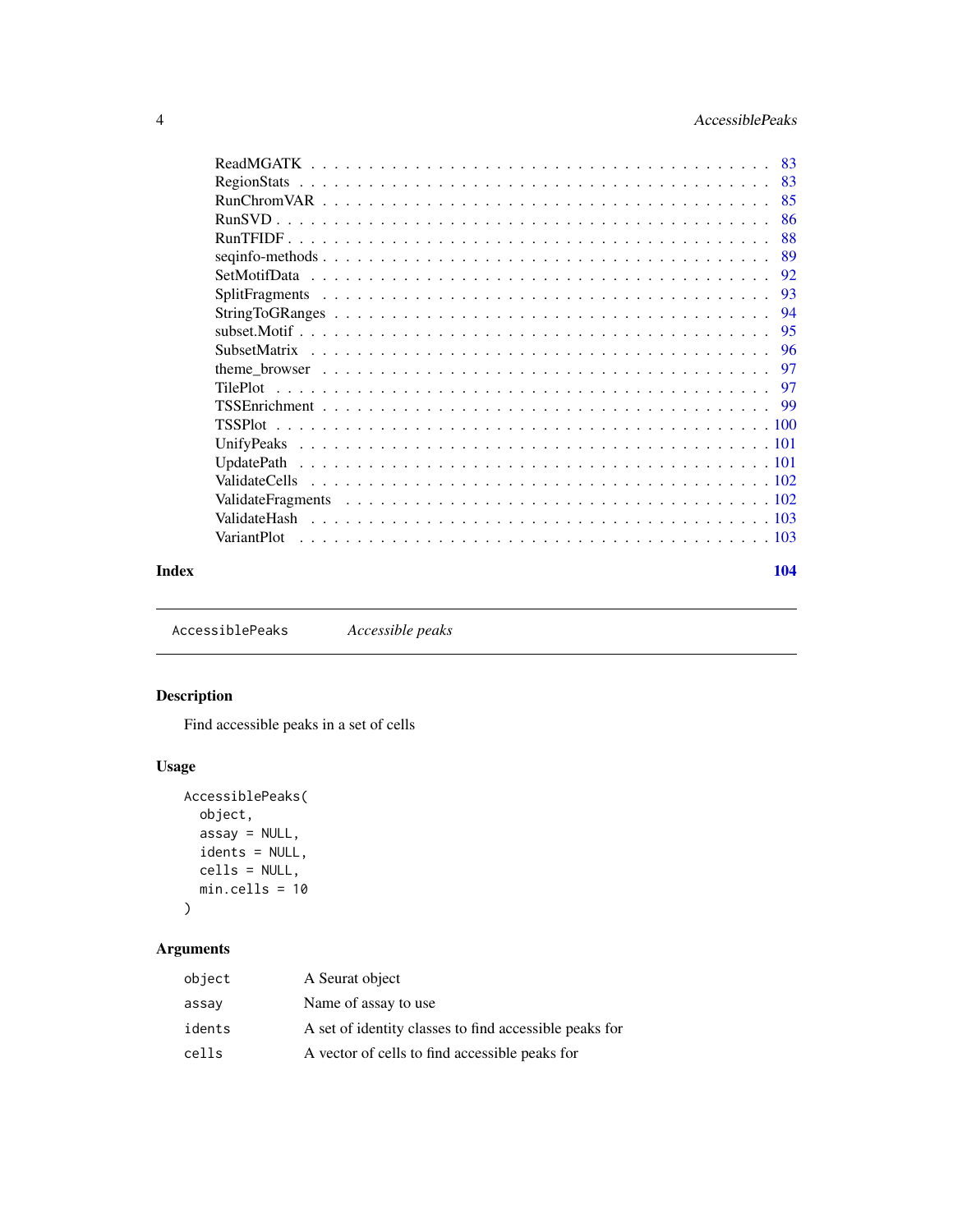ReadMGATK . . . . . . . . . . . . . . . . . . . . . . . . . . . . . . . . . . . . 83
RegionStats . . . . . . . . . . . . . . . . . . . . . . . . . . . . . . . . . . . . 83
RunChromVAR . . . . . . . . . . . . . . . . . . . . . . . . . . . . . . . . . . . . 85
RunSVD . . . . . . . . . . . . . . . . . . . . . . . . . . . . . . . . . . . . 86
RunTFIDF . . . . . . . . . . . . . . . . . . . . . . . . . . . . . . . . . . . . 88
seqinfo-methods . . . . . . . . . . . . . . . . . . . . . . . . . . . . . . . . . . . . 89
SetMotifData . . . . . . . . . . . . . . . . . . . . . . . . . . . . . . . . . . . . 92
SplitFragments . . . . . . . . . . . . . . . . . . . . . . . . . . . . . . . . . . . . 93
StringToGRanges . . . . . . . . . . . . . . . . . . . . . . . . . . . . . . . . . . . . 94
subset.Motif . . . . . . . . . . . . . . . . . . . . . . . . . . . . . . . . . . . . 95
SubsetMatrix . . . . . . . . . . . . . . . . . . . . . . . . . . . . . . . . . . . . 96
theme_browser . . . . . . . . . . . . . . . . . . . . . . . . . . . . . . . . . . . . 97
TilePlot . . . . . . . . . . . . . . . . . . . . . . . . . . . . . . . . . . . . 97
TSSEnrichment . . . . . . . . . . . . . . . . . . . . . . . . . . . . . . . . . . . . 99
TSSPlot . . . . . . . . . . . . . . . . . . . . . . . . . . . . . . . . . . . . 100
UnifyPeaks . . . . . . . . . . . . . . . . . . . . . . . . . . . . . . . . . . . . 101
UpdatePath . . . . . . . . . . . . . . . . . . . . . . . . . . . . . . . . . . . . 101
ValidateCells . . . . . . . . . . . . . . . . . . . . . . . . . . . . . . . . . . . . 102
ValidateFragments . . . . . . . . . . . . . . . . . . . . . . . . . . . . . . . . . . . . 102
ValidateHash . . . . . . . . . . . . . . . . . . . . . . . . . . . . . . . . . . . . 103
VariantPlot . . . . . . . . . . . . . . . . . . . . . . . . . . . . . . . . . . . . 103

**Index** **104**

---

`AccessiblePeaks` *Accessible peaks*

---

### Description

Find accessible peaks in a set of cells

### Usage

```
AccessiblePeaks(
  object,
  assay = NULL,
  idents = NULL,
  cells = NULL,
  min.cells = 10
)
```

### Arguments

| | |
|---|---|
| object | A Seurat object |
| assay | Name of assay to use |
| idents | A set of identity classes to find accessible peaks for |
| cells | A vector of cells to find accessible peaks for |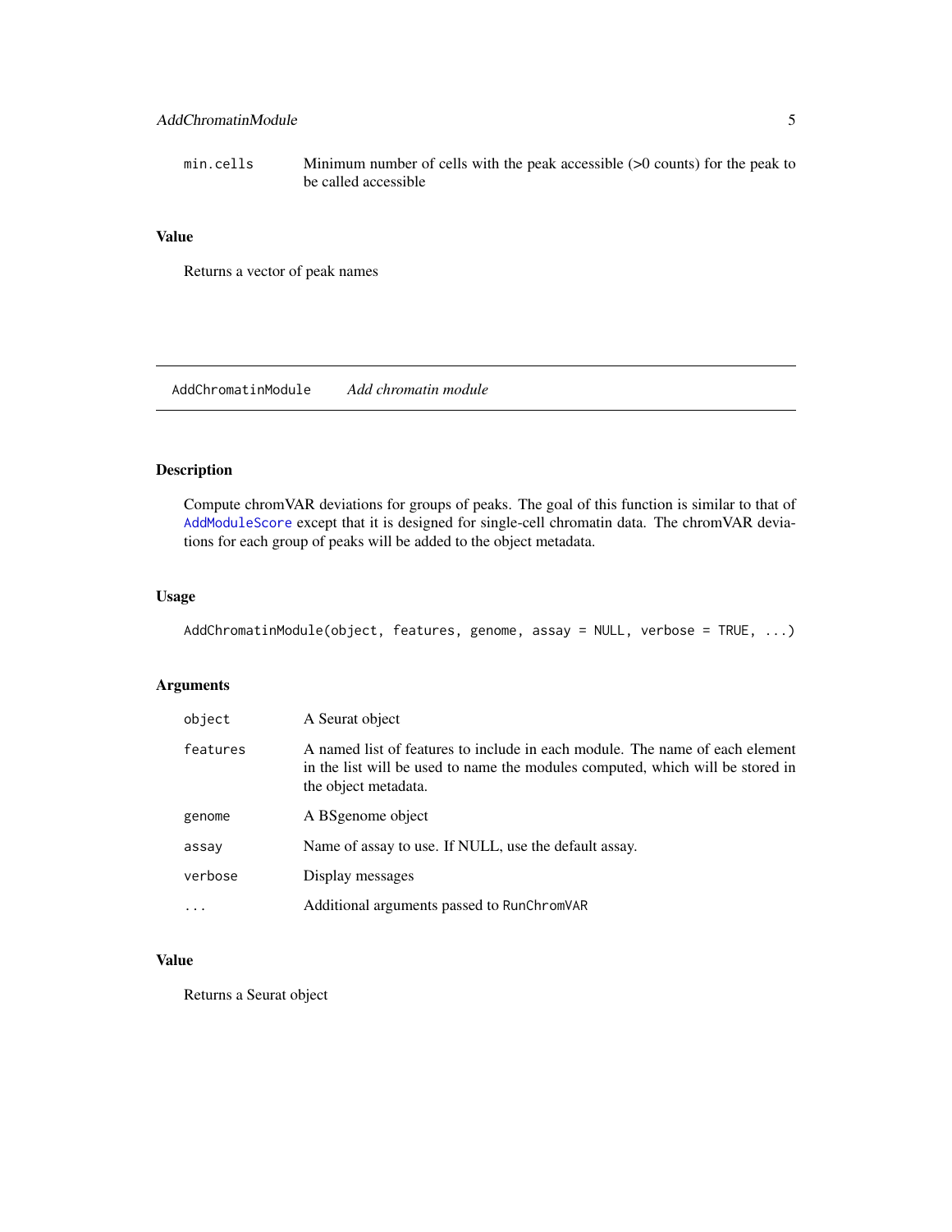| | |
|---|---|
| min.cells | Minimum number of cells with the peak accessible (>0 counts) for the peak to be called accessible |

### Value

Returns a vector of peak names

---

## AddChromatinModule *Add chromatin module*

### Description

Compute chromVAR deviations for groups of peaks. The goal of this function is similar to that of AddModuleScore except that it is designed for single-cell chromatin data. The chromVAR deviations for each group of peaks will be added to the object metadata.

### Usage

```
AddChromatinModule(object, features, genome, assay = NULL, verbose = TRUE, ...)
```

### Arguments

| | |
|---|---|
| object | A Seurat object |
| features | A named list of features to include in each module. The name of each element in the list will be used to name the modules computed, which will be stored in the object metadata. |
| genome | A BSgenome object |
| assay | Name of assay to use. If NULL, use the default assay. |
| verbose | Display messages |
| ... | Additional arguments passed to RunChromVAR |

### Value

Returns a Seurat object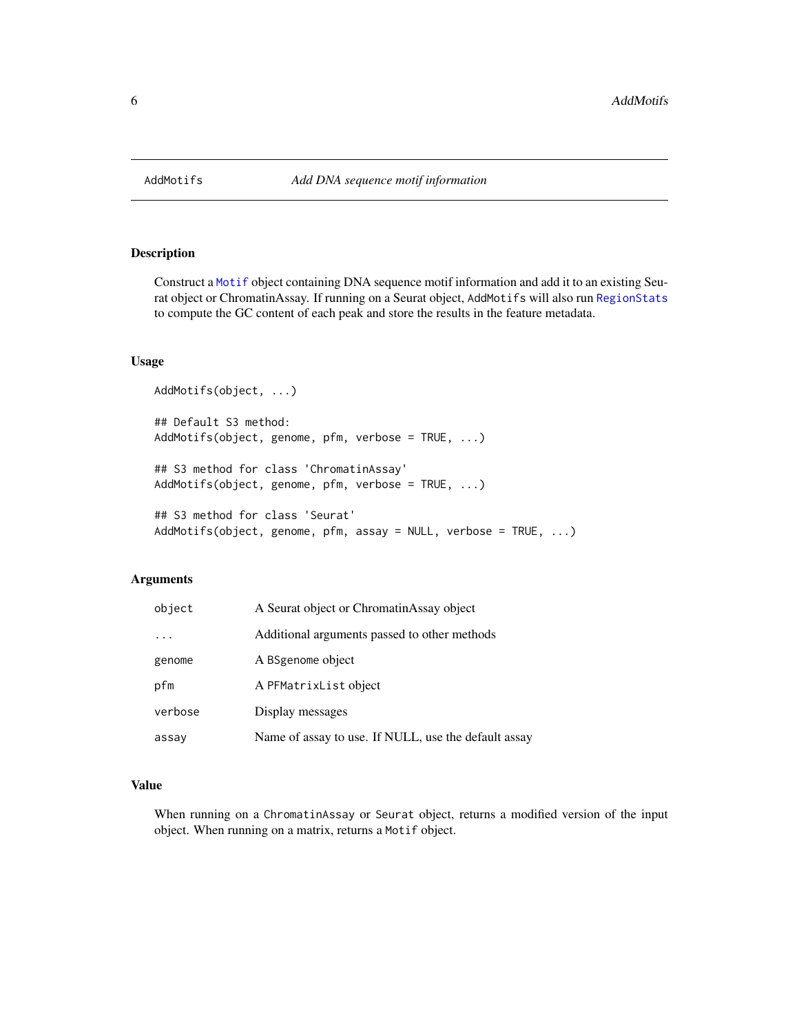# AddMotifs *Add DNA sequence motif information*

## Description

Construct a Motif object containing DNA sequence motif information and add it to an existing Seurat object or ChromatinAssay. If running on a Seurat object, `AddMotifs` will also run RegionStats to compute the GC content of each peak and store the results in the feature metadata.

## Usage

```
AddMotifs(object, ...)

## Default S3 method:
AddMotifs(object, genome, pfm, verbose = TRUE, ...)

## S3 method for class 'ChromatinAssay'
AddMotifs(object, genome, pfm, verbose = TRUE, ...)

## S3 method for class 'Seurat'
AddMotifs(object, genome, pfm, assay = NULL, verbose = TRUE, ...)
```

## Arguments

| | |
|---|---|
| `object` | A Seurat object or ChromatinAssay object |
| `...` | Additional arguments passed to other methods |
| `genome` | A BSgenome object |
| `pfm` | A `PFMatrixList` object |
| `verbose` | Display messages |
| `assay` | Name of assay to use. If NULL, use the default assay |

## Value

When running on a `ChromatinAssay` or `Seurat` object, returns a modified version of the input object. When running on a matrix, returns a `Motif` object.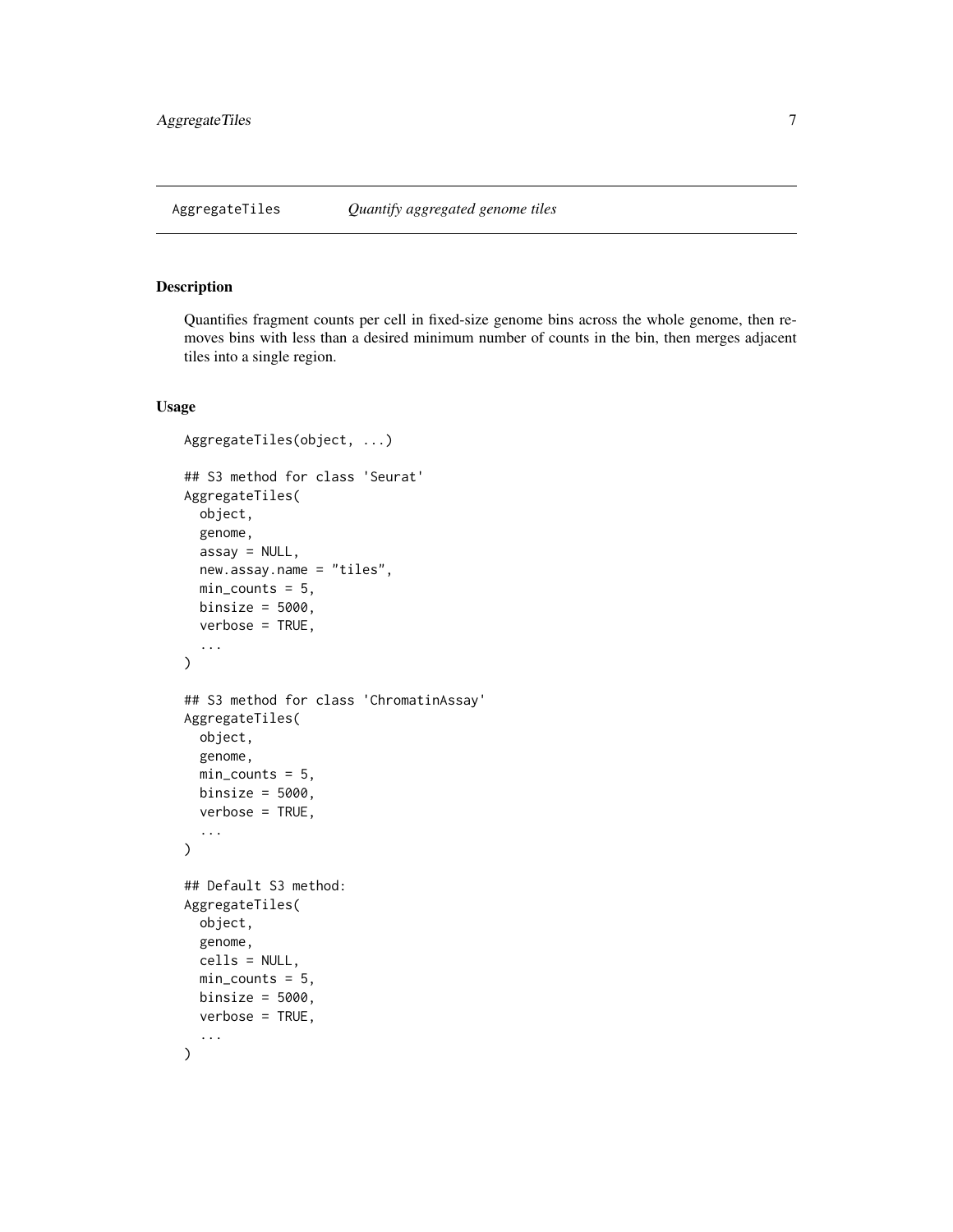AggregateTiles *Quantify aggregated genome tiles*

## Description

Quantifies fragment counts per cell in fixed-size genome bins across the whole genome, then removes bins with less than a desired minimum number of counts in the bin, then merges adjacent tiles into a single region.

## Usage

```
AggregateTiles(object, ...)

## S3 method for class 'Seurat'
AggregateTiles(
  object,
  genome,
  assay = NULL,
  new.assay.name = "tiles",
  min_counts = 5,
  binsize = 5000,
  verbose = TRUE,
  ...
)

## S3 method for class 'ChromatinAssay'
AggregateTiles(
  object,
  genome,
  min_counts = 5,
  binsize = 5000,
  verbose = TRUE,
  ...
)

## Default S3 method:
AggregateTiles(
  object,
  genome,
  cells = NULL,
  min_counts = 5,
  binsize = 5000,
  verbose = TRUE,
  ...
)
```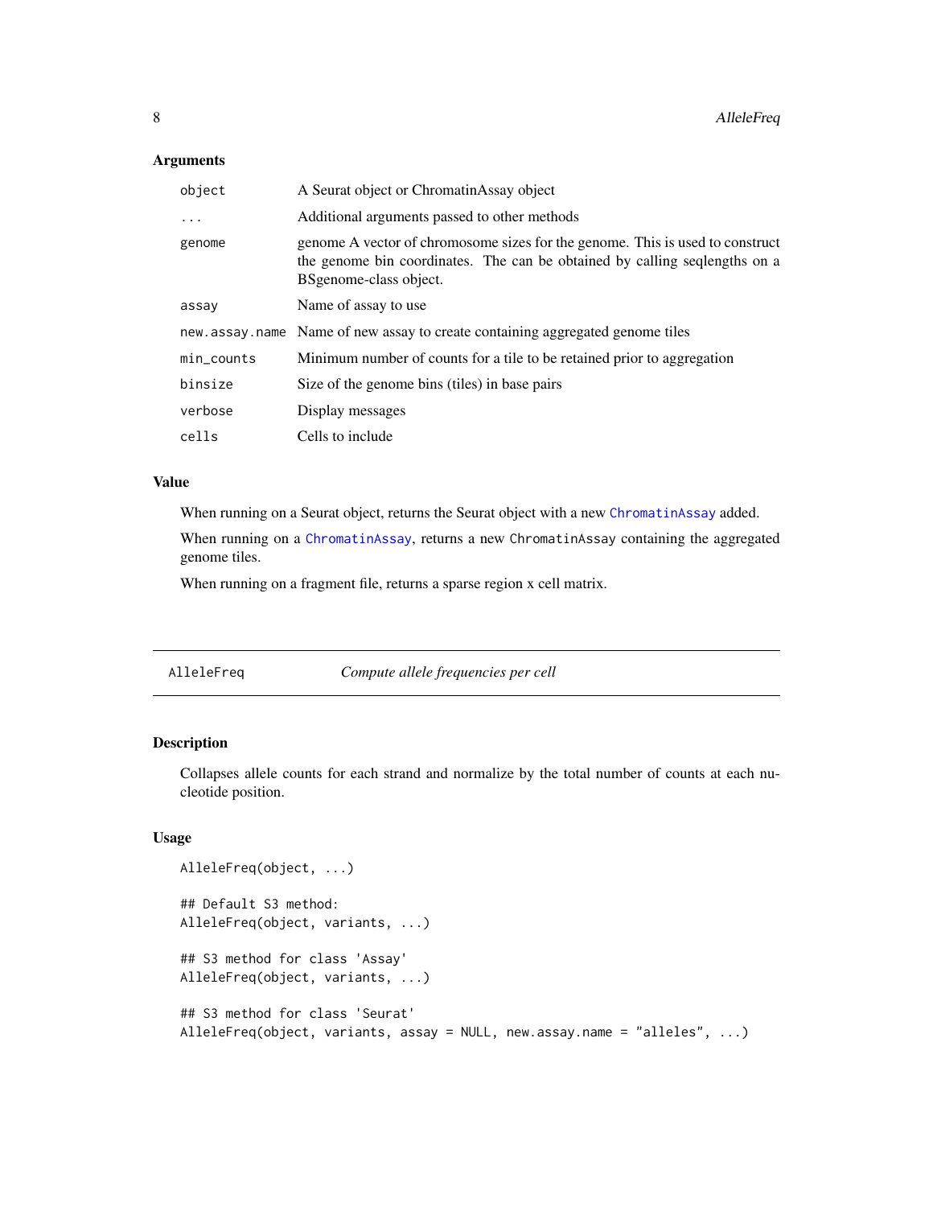## Arguments

| | |
|---|---|
| `object` | A Seurat object or ChromatinAssay object |
| `...` | Additional arguments passed to other methods |
| `genome` | genome A vector of chromosome sizes for the genome. This is used to construct the genome bin coordinates. The can be obtained by calling seqlengths on a BSgenome-class object. |
| `assay` | Name of assay to use |
| `new.assay.name` | Name of new assay to create containing aggregated genome tiles |
| `min_counts` | Minimum number of counts for a tile to be retained prior to aggregation |
| `binsize` | Size of the genome bins (tiles) in base pairs |
| `verbose` | Display messages |
| `cells` | Cells to include |

## Value

When running on a Seurat object, returns the Seurat object with a new `ChromatinAssay` added.

When running on a `ChromatinAssay`, returns a new `ChromatinAssay` containing the aggregated genome tiles.

When running on a fragment file, returns a sparse region x cell matrix.

---

# AlleleFreq — *Compute allele frequencies per cell*

## Description

Collapses allele counts for each strand and normalize by the total number of counts at each nucleotide position.

## Usage

```
AlleleFreq(object, ...)

## Default S3 method:
AlleleFreq(object, variants, ...)

## S3 method for class 'Assay'
AlleleFreq(object, variants, ...)

## S3 method for class 'Seurat'
AlleleFreq(object, variants, assay = NULL, new.assay.name = "alleles", ...)
```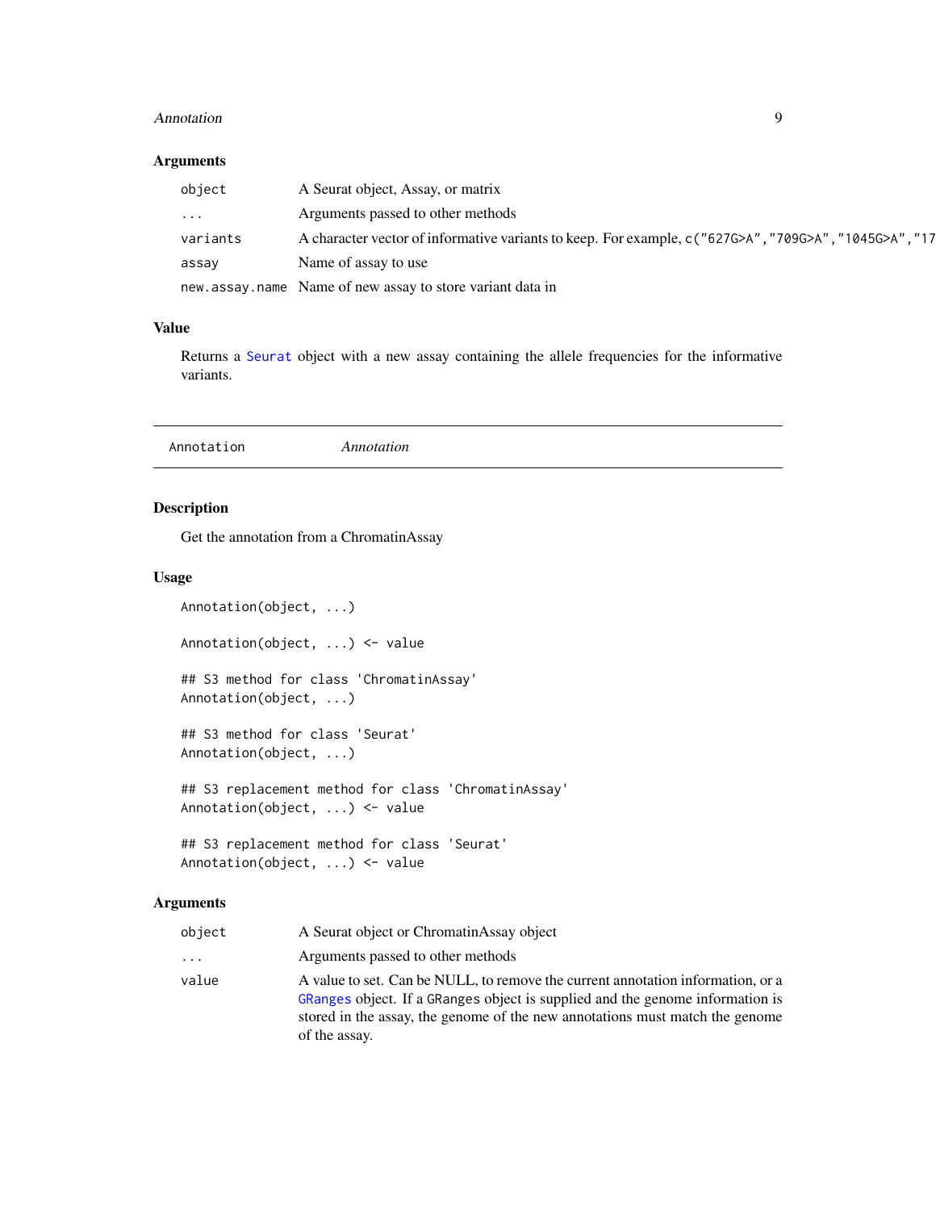### Arguments

| | |
|---|---|
| object | A Seurat object, Assay, or matrix |
| ... | Arguments passed to other methods |
| variants | A character vector of informative variants to keep. For example, c("627G>A","709G>A","1045G>A","17 |
| assay | Name of assay to use |
| new.assay.name | Name of new assay to store variant data in |

### Value

Returns a Seurat object with a new assay containing the allele frequencies for the informative variants.

---

## Annotation *Annotation*

### Description

Get the annotation from a ChromatinAssay

### Usage

```
Annotation(object, ...)

Annotation(object, ...) <- value

## S3 method for class 'ChromatinAssay'
Annotation(object, ...)

## S3 method for class 'Seurat'
Annotation(object, ...)

## S3 replacement method for class 'ChromatinAssay'
Annotation(object, ...) <- value

## S3 replacement method for class 'Seurat'
Annotation(object, ...) <- value
```

### Arguments

| | |
|---|---|
| object | A Seurat object or ChromatinAssay object |
| ... | Arguments passed to other methods |
| value | A value to set. Can be NULL, to remove the current annotation information, or a GRanges object. If a GRanges object is supplied and the genome information is stored in the assay, the genome of the new annotations must match the genome of the assay. |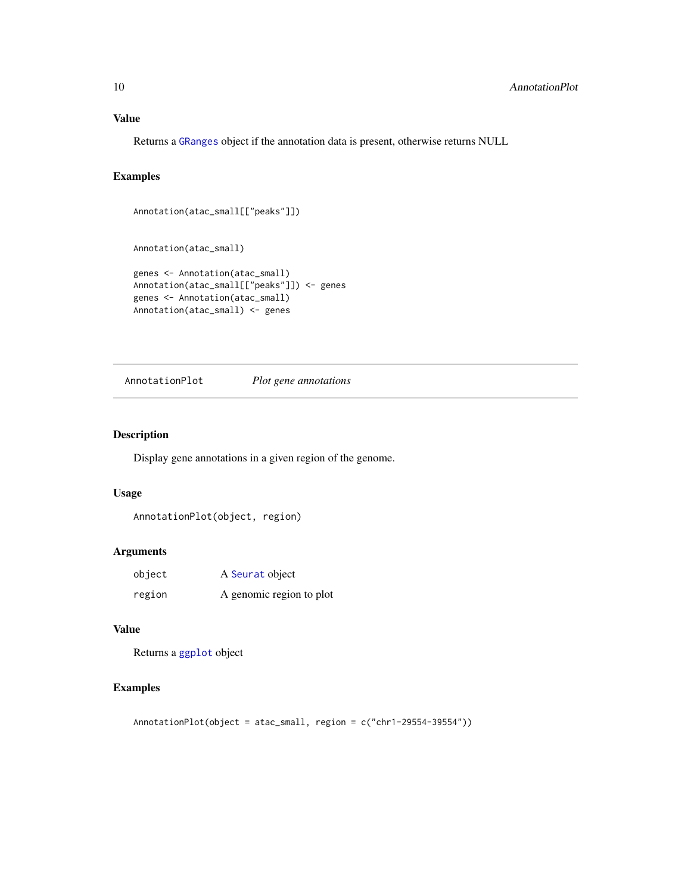## Value

Returns a GRanges object if the annotation data is present, otherwise returns NULL

## Examples

```
Annotation(atac_small[["peaks"]])


Annotation(atac_small)

genes <- Annotation(atac_small)
Annotation(atac_small[["peaks"]]) <- genes
genes <- Annotation(atac_small)
Annotation(atac_small) <- genes
```

---

# AnnotationPlot *Plot gene annotations*

---

## Description

Display gene annotations in a given region of the genome.

## Usage

```
AnnotationPlot(object, region)
```

## Arguments

| | |
|---|---|
| `object` | A Seurat object |
| `region` | A genomic region to plot |

## Value

Returns a ggplot object

## Examples

```
AnnotationPlot(object = atac_small, region = c("chr1-29554-39554"))
```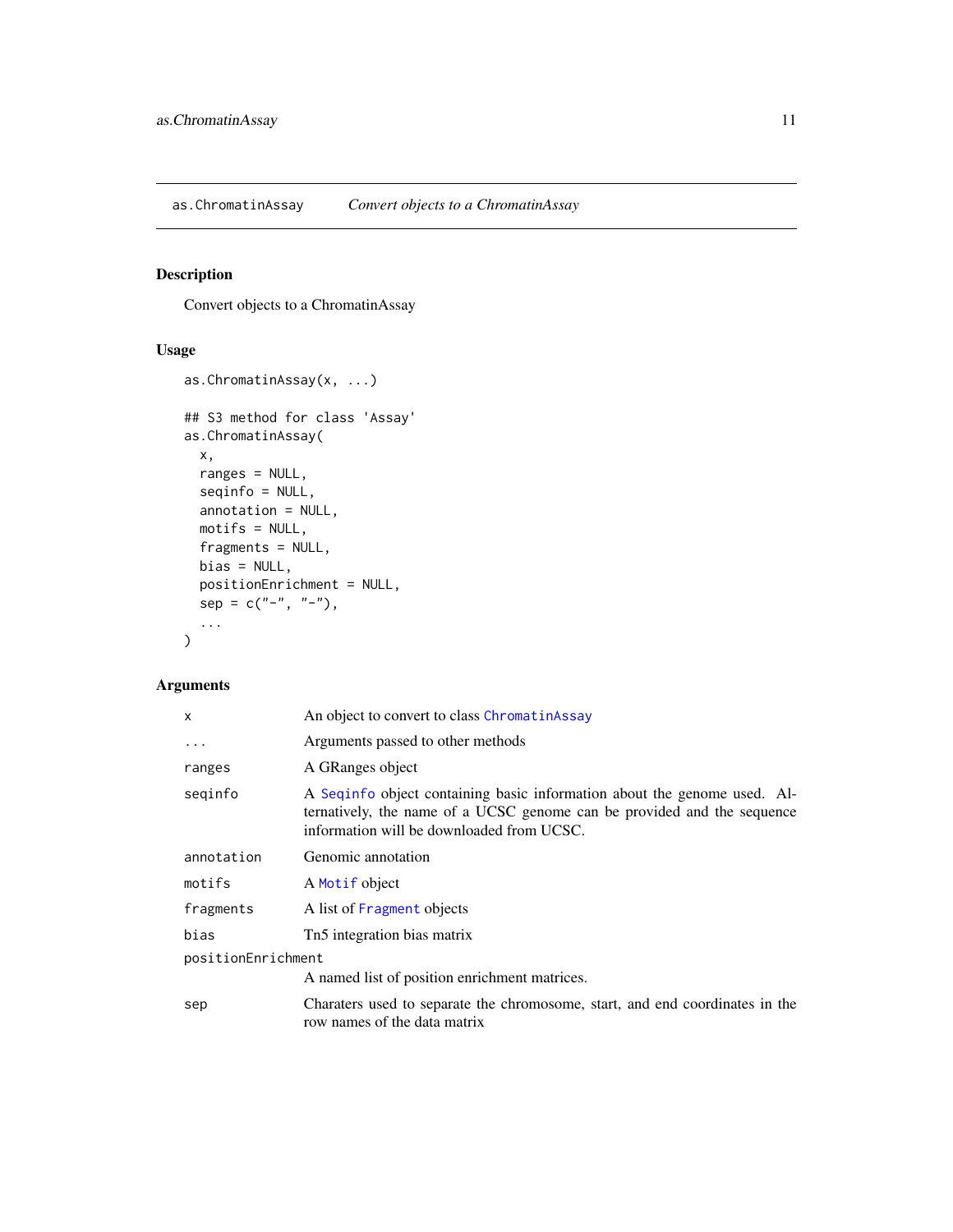## as.ChromatinAssay — *Convert objects to a ChromatinAssay*

### Description

Convert objects to a ChromatinAssay

### Usage

```
as.ChromatinAssay(x, ...)

## S3 method for class 'Assay'
as.ChromatinAssay(
  x,
  ranges = NULL,
  seqinfo = NULL,
  annotation = NULL,
  motifs = NULL,
  fragments = NULL,
  bias = NULL,
  positionEnrichment = NULL,
  sep = c("-", "-"),
  ...
)
```

### Arguments

| | |
|---|---|
| `x` | An object to convert to class `ChromatinAssay` |
| `...` | Arguments passed to other methods |
| `ranges` | A GRanges object |
| `seqinfo` | A `Seqinfo` object containing basic information about the genome used. Alternatively, the name of a UCSC genome can be provided and the sequence information will be downloaded from UCSC. |
| `annotation` | Genomic annotation |
| `motifs` | A `Motif` object |
| `fragments` | A list of `Fragment` objects |
| `bias` | Tn5 integration bias matrix |
| `positionEnrichment` | A named list of position enrichment matrices. |
| `sep` | Charaters used to separate the chromosome, start, and end coordinates in the row names of the data matrix |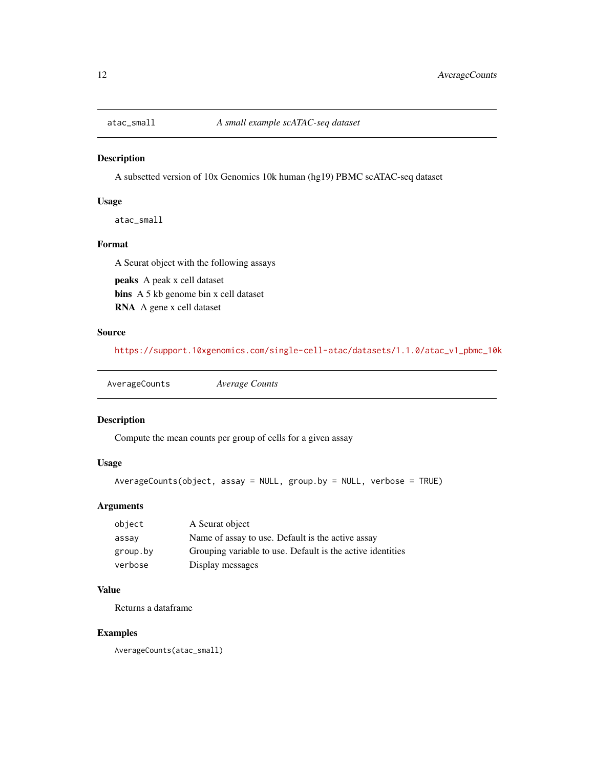## atac_small — *A small example scATAC-seq dataset*

### Description

A subsetted version of 10x Genomics 10k human (hg19) PBMC scATAC-seq dataset

### Usage

```
atac_small
```

### Format

A Seurat object with the following assays

**peaks** A peak x cell dataset

**bins** A 5 kb genome bin x cell dataset

**RNA** A gene x cell dataset

### Source

https://support.10xgenomics.com/single-cell-atac/datasets/1.1.0/atac_v1_pbmc_10k

## AverageCounts — *Average Counts*

### Description

Compute the mean counts per group of cells for a given assay

### Usage

```
AverageCounts(object, assay = NULL, group.by = NULL, verbose = TRUE)
```

### Arguments

| | |
|---|---|
| object | A Seurat object |
| assay | Name of assay to use. Default is the active assay |
| group.by | Grouping variable to use. Default is the active identities |
| verbose | Display messages |

### Value

Returns a dataframe

### Examples

```
AverageCounts(atac_small)
```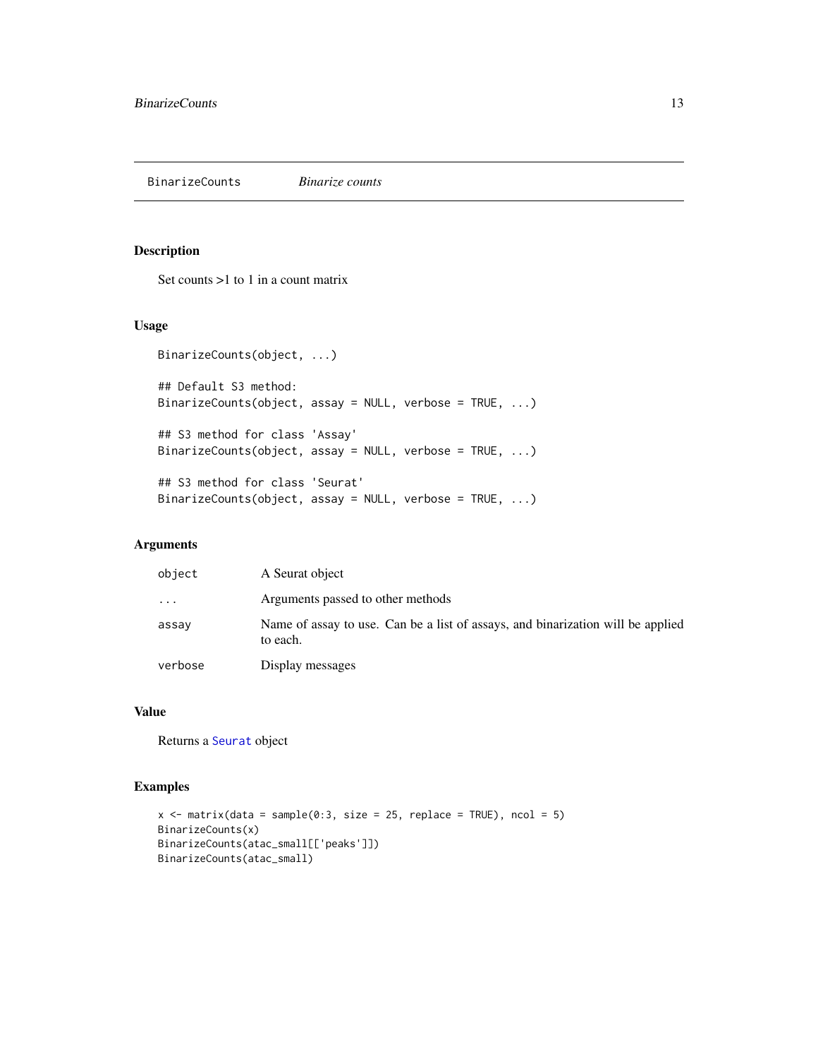## BinarizeCounts *Binarize counts*

### Description

Set counts >1 to 1 in a count matrix

### Usage

```
BinarizeCounts(object, ...)

## Default S3 method:
BinarizeCounts(object, assay = NULL, verbose = TRUE, ...)

## S3 method for class 'Assay'
BinarizeCounts(object, assay = NULL, verbose = TRUE, ...)

## S3 method for class 'Seurat'
BinarizeCounts(object, assay = NULL, verbose = TRUE, ...)
```

### Arguments

| | |
|---|---|
| `object` | A Seurat object |
| `...` | Arguments passed to other methods |
| `assay` | Name of assay to use. Can be a list of assays, and binarization will be applied to each. |
| `verbose` | Display messages |

### Value

Returns a `Seurat` object

### Examples

```
x <- matrix(data = sample(0:3, size = 25, replace = TRUE), ncol = 5)
BinarizeCounts(x)
BinarizeCounts(atac_small[['peaks']])
BinarizeCounts(atac_small)
```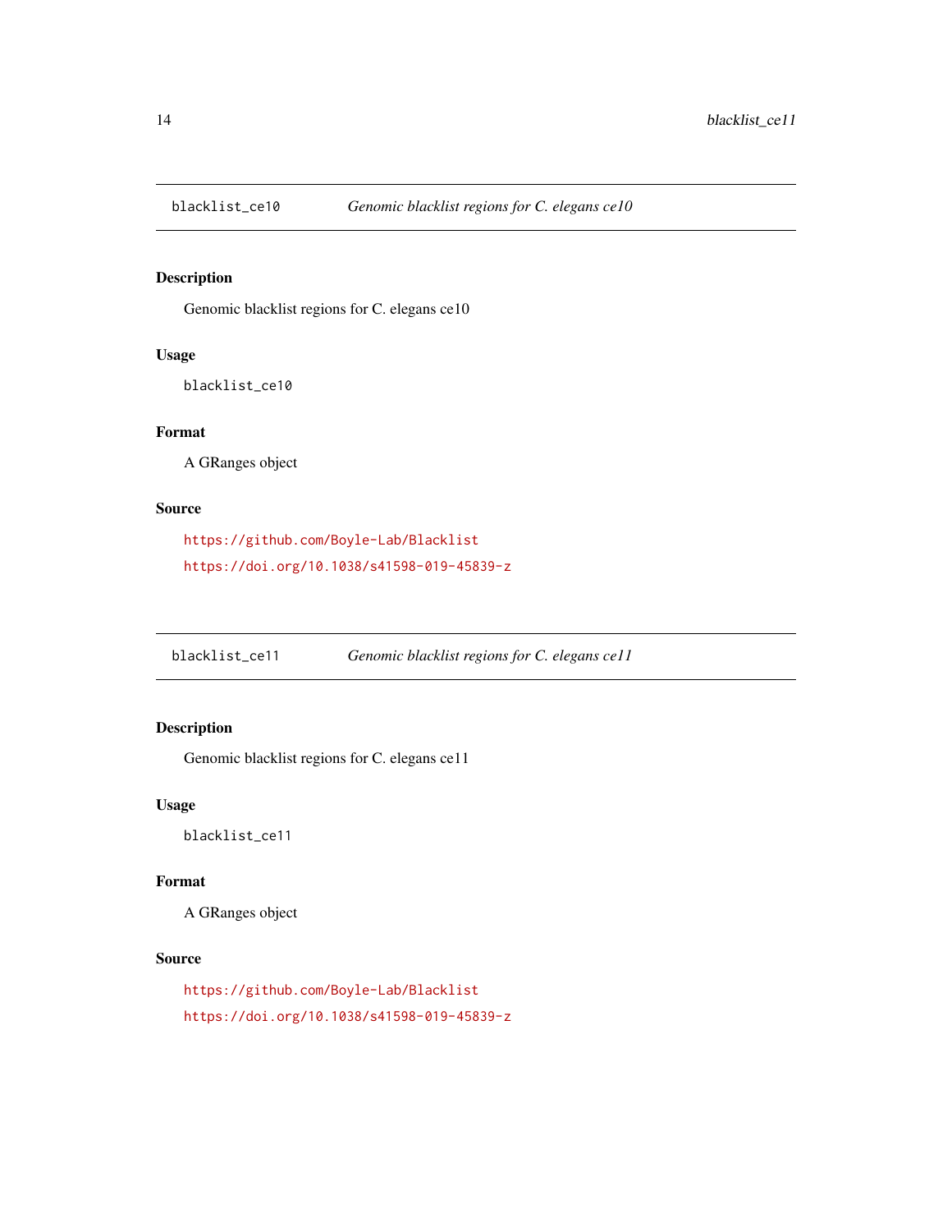## blacklist_ce10 *Genomic blacklist regions for C. elegans ce10*

### Description

Genomic blacklist regions for C. elegans ce10

### Usage

```
blacklist_ce10
```

### Format

A GRanges object

### Source

https://github.com/Boyle-Lab/Blacklist

https://doi.org/10.1038/s41598-019-45839-z

## blacklist_ce11 *Genomic blacklist regions for C. elegans ce11*

### Description

Genomic blacklist regions for C. elegans ce11

### Usage

```
blacklist_ce11
```

### Format

A GRanges object

### Source

https://github.com/Boyle-Lab/Blacklist

https://doi.org/10.1038/s41598-019-45839-z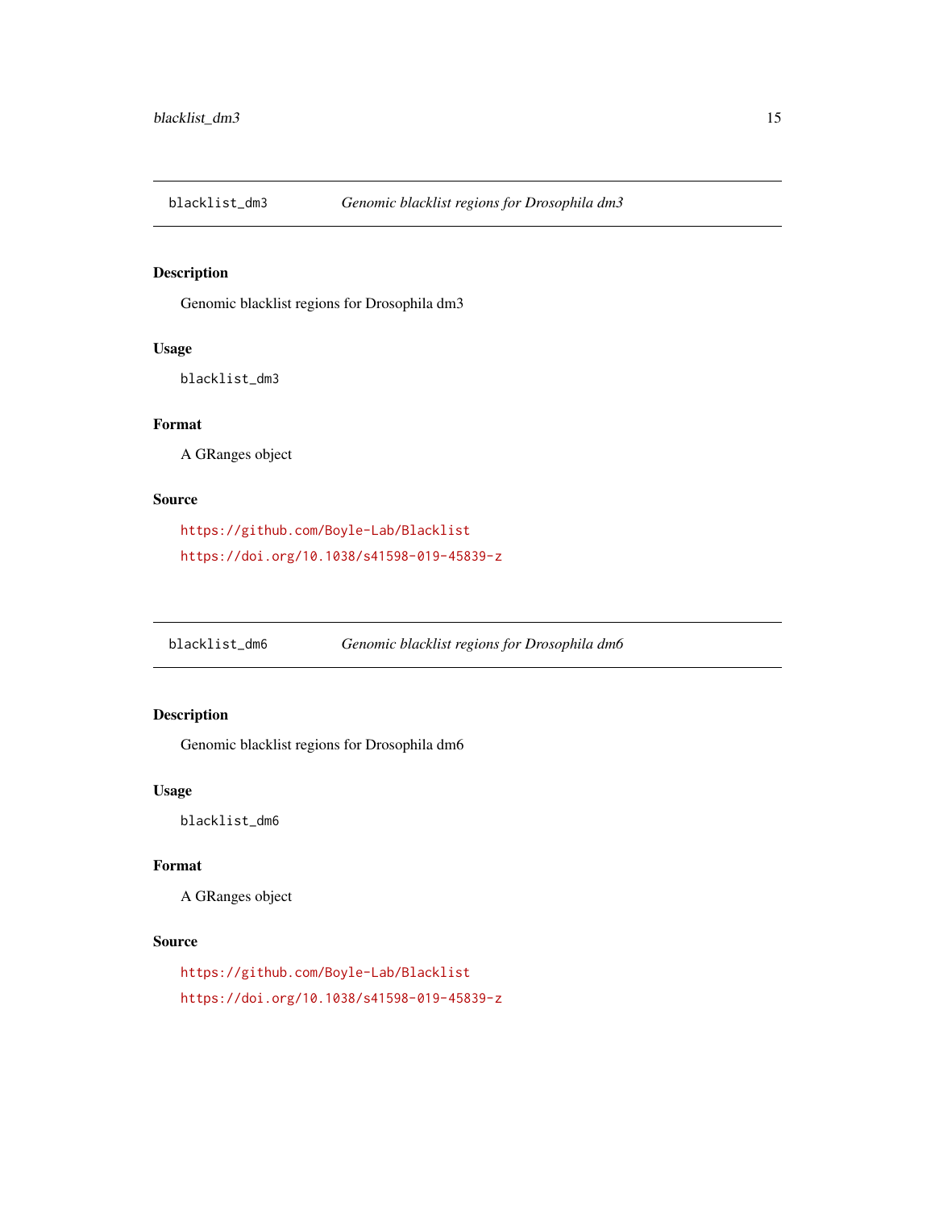## blacklist_dm3 *Genomic blacklist regions for Drosophila dm3*

### Description

Genomic blacklist regions for Drosophila dm3

### Usage

```
blacklist_dm3
```

### Format

A GRanges object

### Source

https://github.com/Boyle-Lab/Blacklist

https://doi.org/10.1038/s41598-019-45839-z

## blacklist_dm6 *Genomic blacklist regions for Drosophila dm6*

### Description

Genomic blacklist regions for Drosophila dm6

### Usage

```
blacklist_dm6
```

### Format

A GRanges object

### Source

https://github.com/Boyle-Lab/Blacklist

https://doi.org/10.1038/s41598-019-45839-z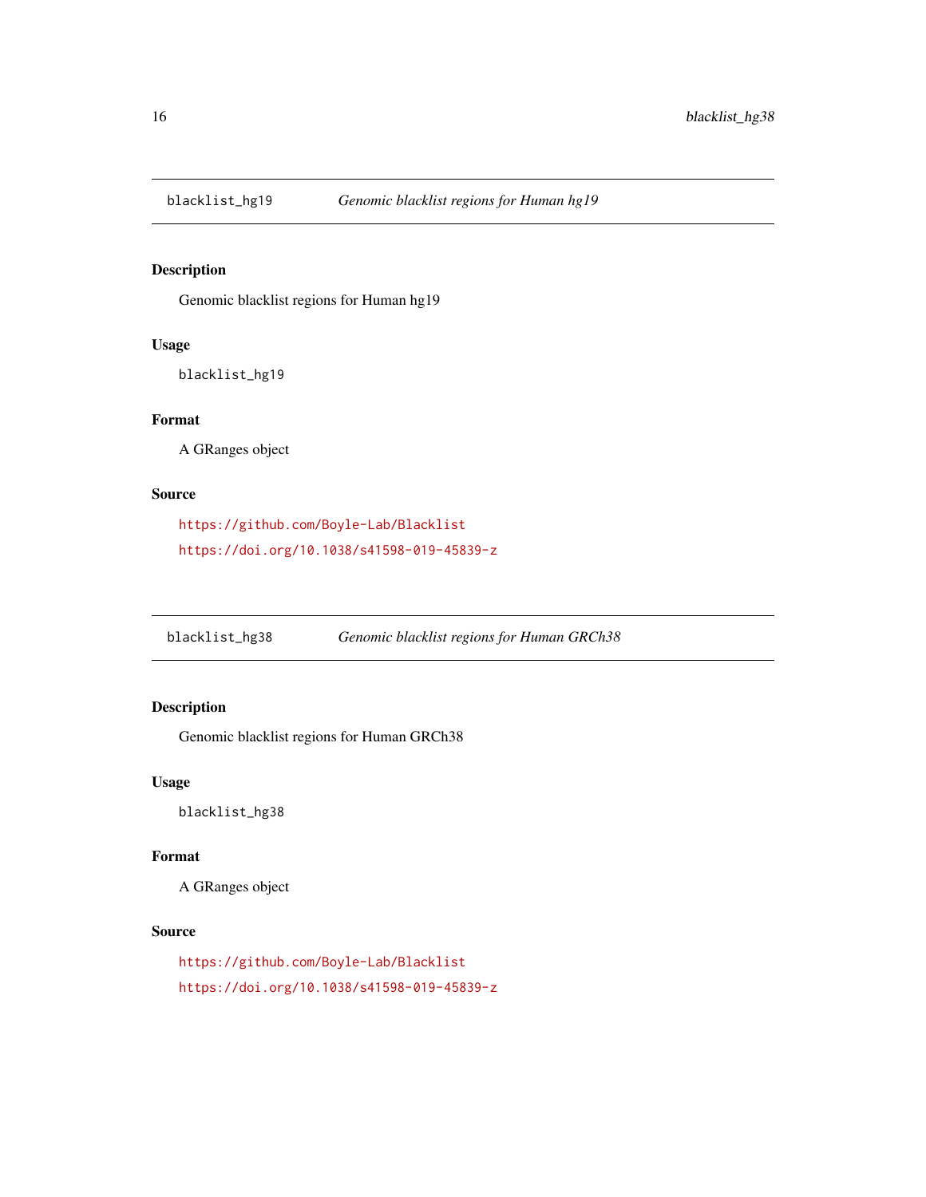## blacklist_hg19 — *Genomic blacklist regions for Human hg19*

### Description

Genomic blacklist regions for Human hg19

### Usage

```
blacklist_hg19
```

### Format

A GRanges object

### Source

https://github.com/Boyle-Lab/Blacklist

https://doi.org/10.1038/s41598-019-45839-z

## blacklist_hg38 — *Genomic blacklist regions for Human GRCh38*

### Description

Genomic blacklist regions for Human GRCh38

### Usage

```
blacklist_hg38
```

### Format

A GRanges object

### Source

https://github.com/Boyle-Lab/Blacklist

https://doi.org/10.1038/s41598-019-45839-z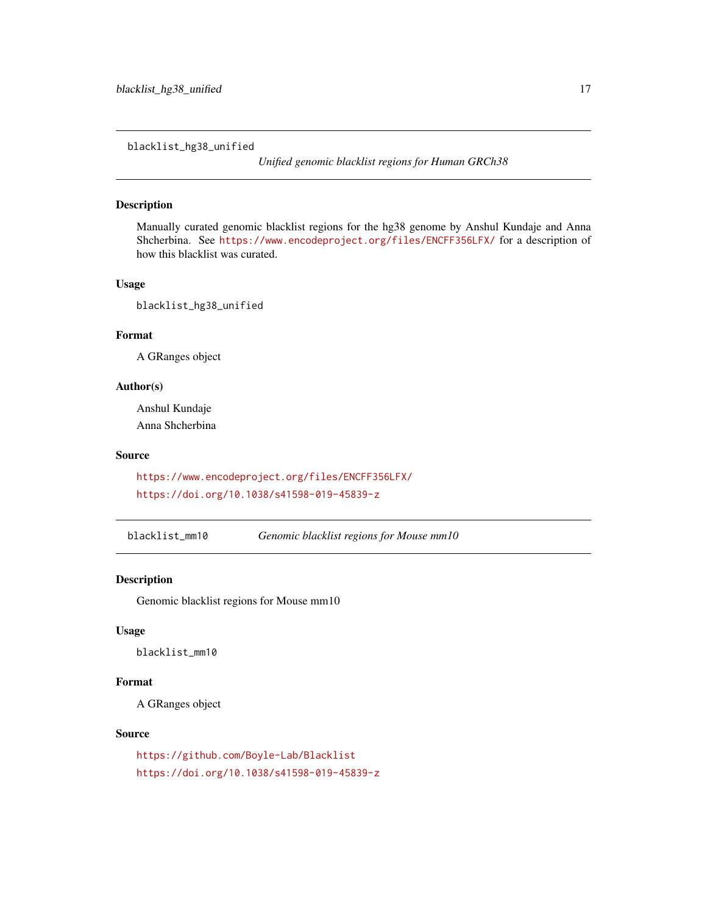## blacklist_hg38_unified

*Unified genomic blacklist regions for Human GRCh38*

### Description

Manually curated genomic blacklist regions for the hg38 genome by Anshul Kundaje and Anna Shcherbina. See https://www.encodeproject.org/files/ENCFF356LFX/ for a description of how this blacklist was curated.

### Usage

```
blacklist_hg38_unified
```

### Format

A GRanges object

### Author(s)

Anshul Kundaje
Anna Shcherbina

### Source

https://www.encodeproject.org/files/ENCFF356LFX/
https://doi.org/10.1038/s41598-019-45839-z

## blacklist_mm10

*Genomic blacklist regions for Mouse mm10*

### Description

Genomic blacklist regions for Mouse mm10

### Usage

```
blacklist_mm10
```

### Format

A GRanges object

### Source

https://github.com/Boyle-Lab/Blacklist
https://doi.org/10.1038/s41598-019-45839-z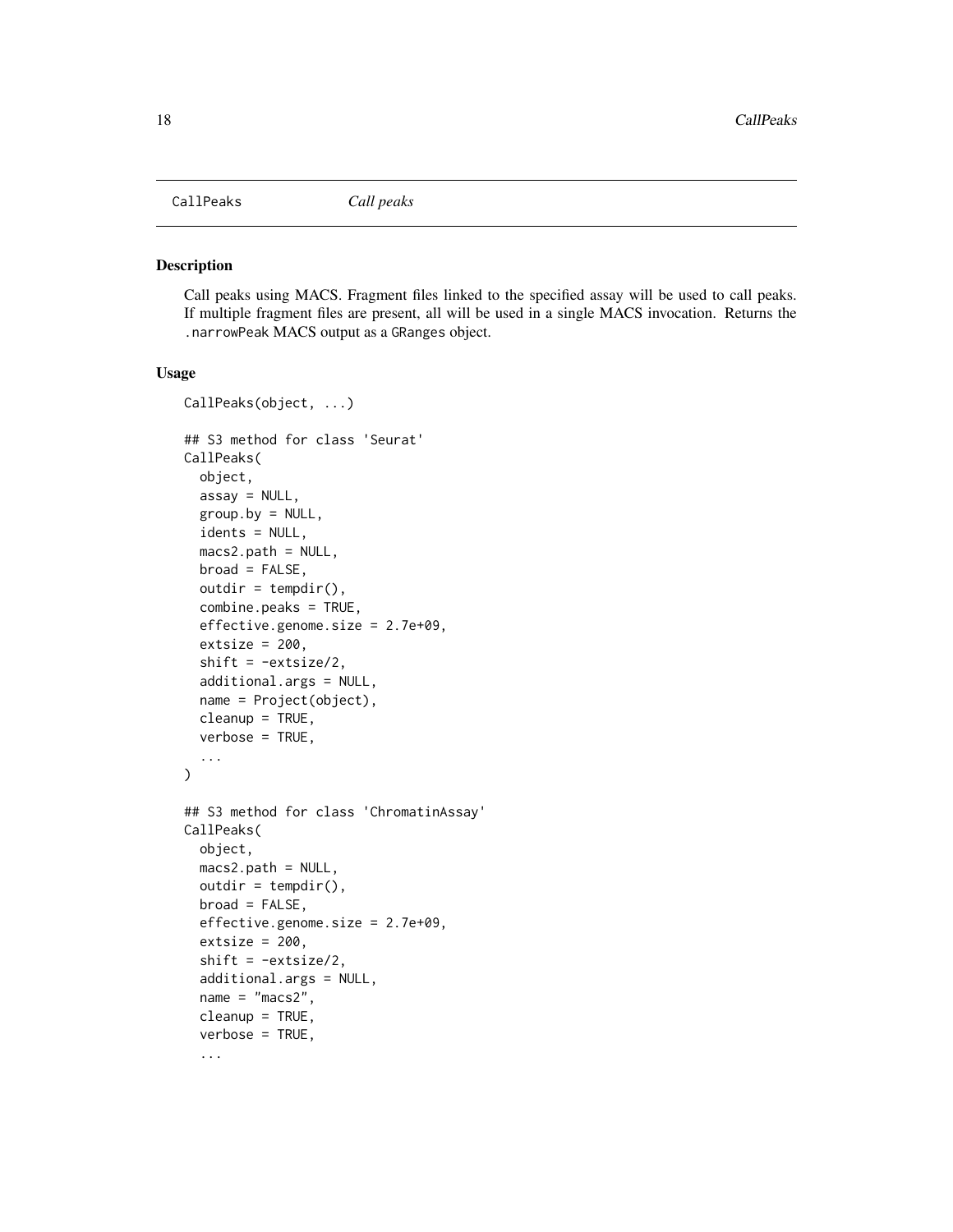CallPeaks *Call peaks*

## Description

Call peaks using MACS. Fragment files linked to the specified assay will be used to call peaks. If multiple fragment files are present, all will be used in a single MACS invocation. Returns the `.narrowPeak` MACS output as a `GRanges` object.

## Usage

```
CallPeaks(object, ...)

## S3 method for class 'Seurat'
CallPeaks(
  object,
  assay = NULL,
  group.by = NULL,
  idents = NULL,
  macs2.path = NULL,
  broad = FALSE,
  outdir = tempdir(),
  combine.peaks = TRUE,
  effective.genome.size = 2.7e+09,
  extsize = 200,
  shift = -extsize/2,
  additional.args = NULL,
  name = Project(object),
  cleanup = TRUE,
  verbose = TRUE,
  ...
)

## S3 method for class 'ChromatinAssay'
CallPeaks(
  object,
  macs2.path = NULL,
  outdir = tempdir(),
  broad = FALSE,
  effective.genome.size = 2.7e+09,
  extsize = 200,
  shift = -extsize/2,
  additional.args = NULL,
  name = "macs2",
  cleanup = TRUE,
  verbose = TRUE,
  ...
```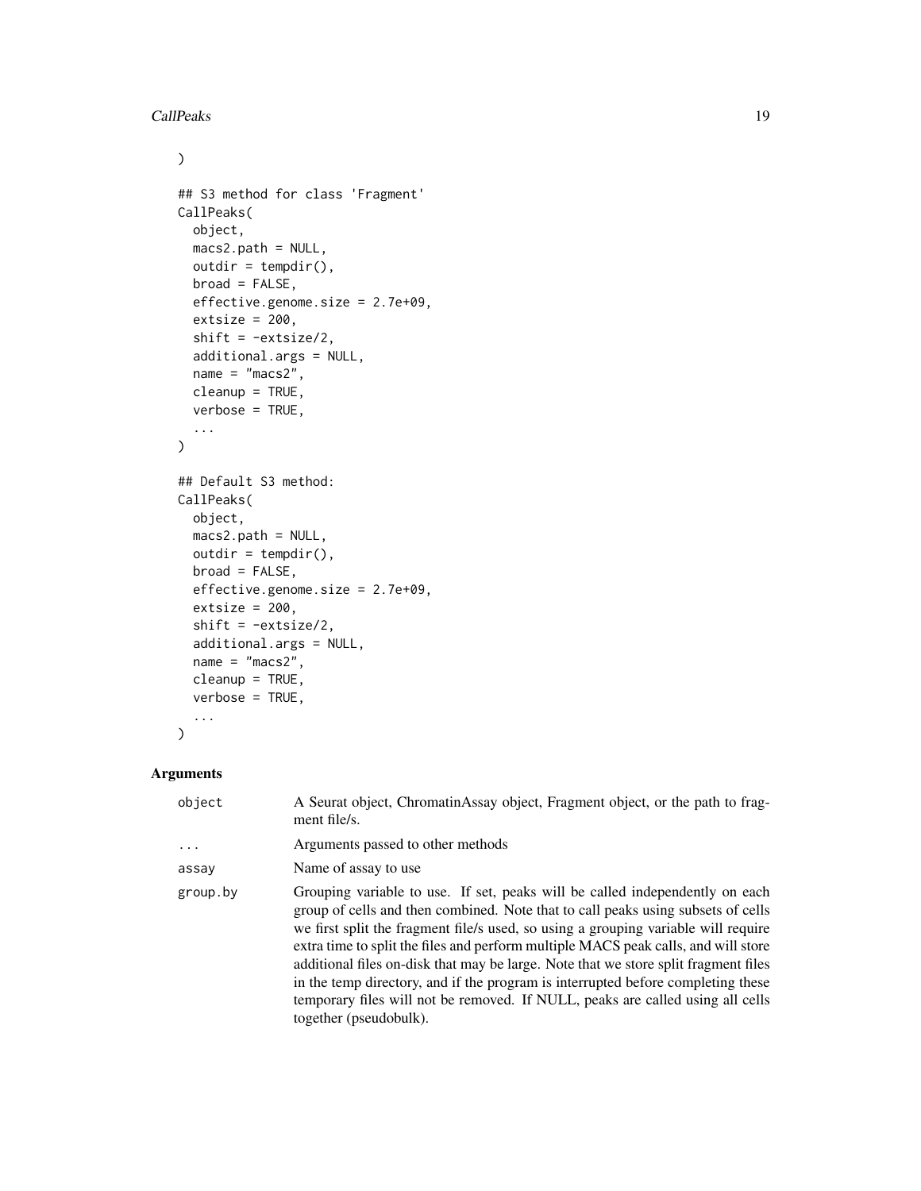```
)

## S3 method for class 'Fragment'
CallPeaks(
  object,
  macs2.path = NULL,
  outdir = tempdir(),
  broad = FALSE,
  effective.genome.size = 2.7e+09,
  extsize = 200,
  shift = -extsize/2,
  additional.args = NULL,
  name = "macs2",
  cleanup = TRUE,
  verbose = TRUE,
  ...
)

## Default S3 method:
CallPeaks(
  object,
  macs2.path = NULL,
  outdir = tempdir(),
  broad = FALSE,
  effective.genome.size = 2.7e+09,
  extsize = 200,
  shift = -extsize/2,
  additional.args = NULL,
  name = "macs2",
  cleanup = TRUE,
  verbose = TRUE,
  ...
)
```

## Arguments

| | |
|---|---|
| object | A Seurat object, ChromatinAssay object, Fragment object, or the path to fragment file/s. |
| ... | Arguments passed to other methods |
| assay | Name of assay to use |
| group.by | Grouping variable to use. If set, peaks will be called independently on each group of cells and then combined. Note that to call peaks using subsets of cells we first split the fragment file/s used, so using a grouping variable will require extra time to split the files and perform multiple MACS peak calls, and will store additional files on-disk that may be large. Note that we store split fragment files in the temp directory, and if the program is interrupted before completing these temporary files will not be removed. If NULL, peaks are called using all cells together (pseudobulk). |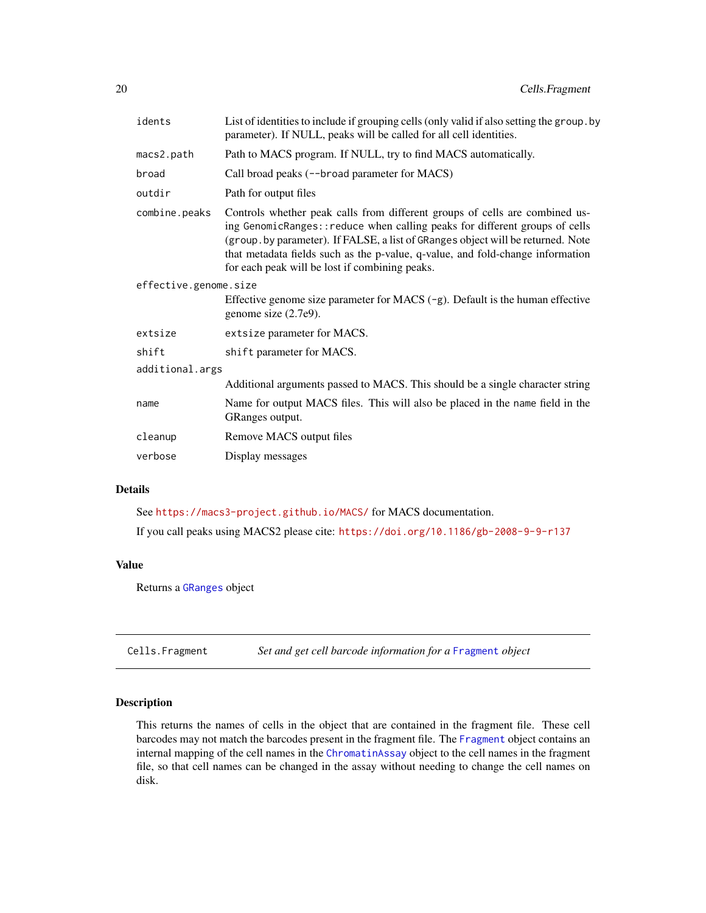| | |
|---|---|
| idents | List of identities to include if grouping cells (only valid if also setting the `group.by` parameter). If NULL, peaks will be called for all cell identities. |
| macs2.path | Path to MACS program. If NULL, try to find MACS automatically. |
| broad | Call broad peaks (`--broad` parameter for MACS) |
| outdir | Path for output files |
| combine.peaks | Controls whether peak calls from different groups of cells are combined using `GenomicRanges::reduce` when calling peaks for different groups of cells (`group.by` parameter). If FALSE, a list of `GRanges` object will be returned. Note that metadata fields such as the p-value, q-value, and fold-change information for each peak will be lost if combining peaks. |
| effective.genome.size | Effective genome size parameter for MACS (`-g`). Default is the human effective genome size (2.7e9). |
| extsize | `extsize` parameter for MACS. |
| shift | `shift` parameter for MACS. |
| additional.args | Additional arguments passed to MACS. This should be a single character string |
| name | Name for output MACS files. This will also be placed in the `name` field in the GRanges output. |
| cleanup | Remove MACS output files |
| verbose | Display messages |

## Details

See https://macs3-project.github.io/MACS/ for MACS documentation.

If you call peaks using MACS2 please cite: https://doi.org/10.1186/gb-2008-9-9-r137

## Value

Returns a `GRanges` object

---

# Cells.Fragment — *Set and get cell barcode information for a `Fragment` object*

## Description

This returns the names of cells in the object that are contained in the fragment file. These cell barcodes may not match the barcodes present in the fragment file. The `Fragment` object contains an internal mapping of the cell names in the `ChromatinAssay` object to the cell names in the fragment file, so that cell names can be changed in the assay without needing to change the cell names on disk.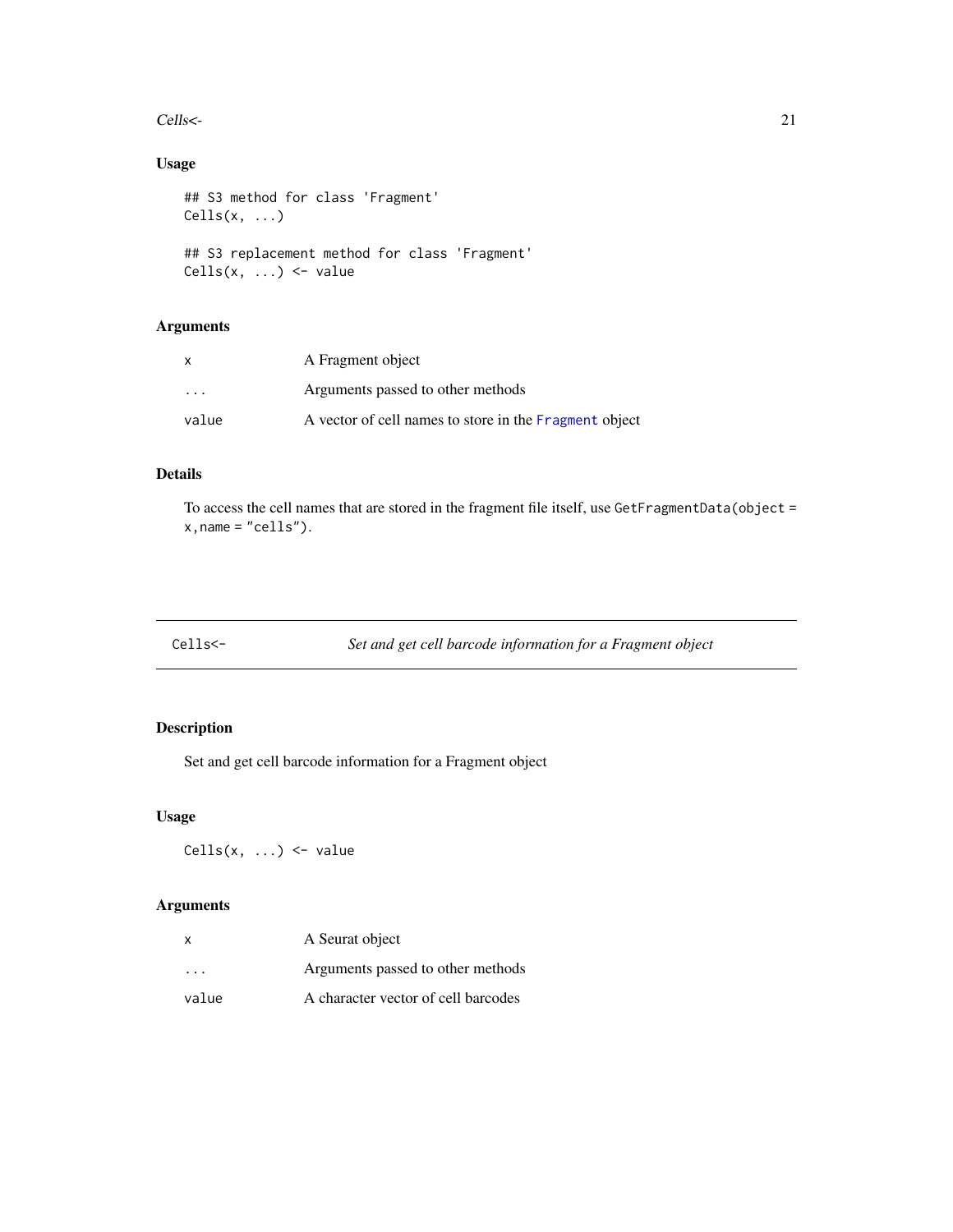### Usage

```
## S3 method for class 'Fragment'
Cells(x, ...)

## S3 replacement method for class 'Fragment'
Cells(x, ...) <- value
```

### Arguments

| | |
|---|---|
| x | A Fragment object |
| ... | Arguments passed to other methods |
| value | A vector of cell names to store in the `Fragment` object |

### Details

To access the cell names that are stored in the fragment file itself, use `GetFragmentData(object = x,name = "cells")`.

---

## Cells<- *Set and get cell barcode information for a Fragment object*

---

### Description

Set and get cell barcode information for a Fragment object

### Usage

```
Cells(x, ...) <- value
```

### Arguments

| | |
|---|---|
| x | A Seurat object |
| ... | Arguments passed to other methods |
| value | A character vector of cell barcodes |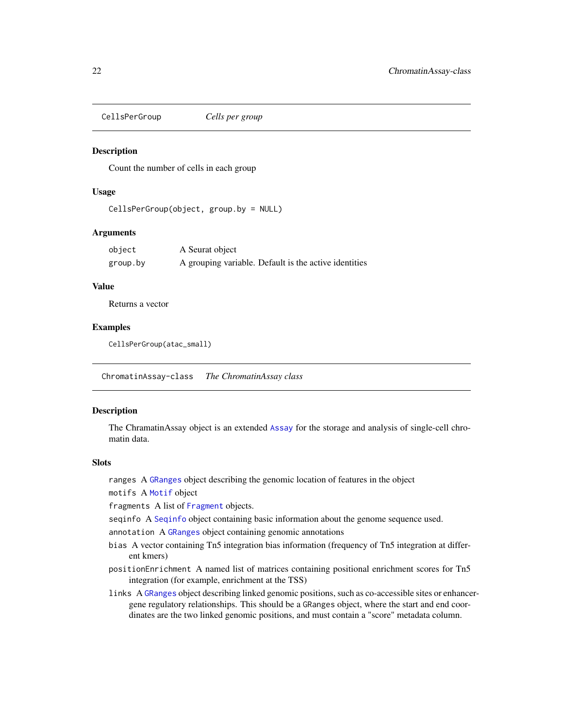## CellsPerGroup *Cells per group*

### Description

Count the number of cells in each group

### Usage

```
CellsPerGroup(object, group.by = NULL)
```

### Arguments

| | |
|---|---|
| object | A Seurat object |
| group.by | A grouping variable. Default is the active identities |

### Value

Returns a vector

### Examples

```
CellsPerGroup(atac_small)
```

## ChromatinAssay-class *The ChromatinAssay class*

### Description

The ChramatinAssay object is an extended Assay for the storage and analysis of single-cell chromatin data.

### Slots

- `ranges` A GRanges object describing the genomic location of features in the object
- `motifs` A Motif object
- `fragments` A list of Fragment objects.
- `seqinfo` A Seqinfo object containing basic information about the genome sequence used.
- `annotation` A GRanges object containing genomic annotations
- `bias` A vector containing Tn5 integration bias information (frequency of Tn5 integration at different kmers)
- `positionEnrichment` A named list of matrices containing positional enrichment scores for Tn5 integration (for example, enrichment at the TSS)
- `links` A GRanges object describing linked genomic positions, such as co-accessible sites or enhancer-gene regulatory relationships. This should be a GRanges object, where the start and end coordinates are the two linked genomic positions, and must contain a "score" metadata column.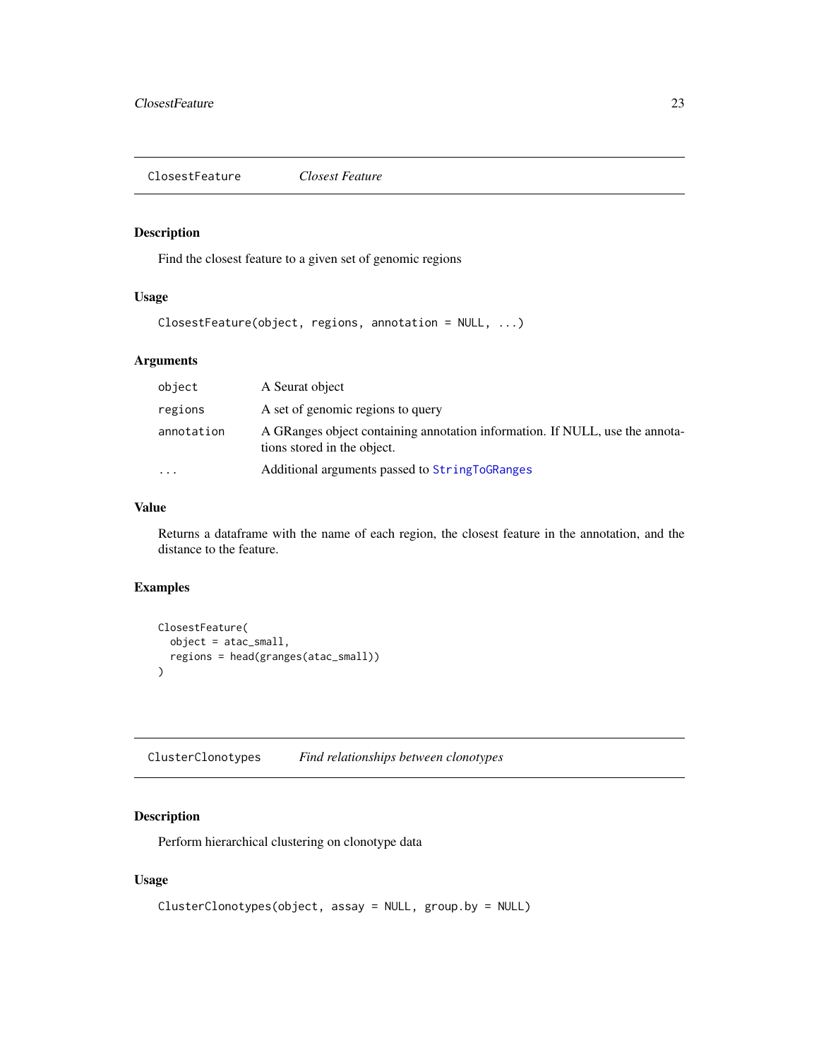## ClosestFeature — *Closest Feature*

### Description

Find the closest feature to a given set of genomic regions

### Usage

```
ClosestFeature(object, regions, annotation = NULL, ...)
```

### Arguments

| | |
|---|---|
| object | A Seurat object |
| regions | A set of genomic regions to query |
| annotation | A GRanges object containing annotation information. If NULL, use the annotations stored in the object. |
| ... | Additional arguments passed to StringToGRanges |

### Value

Returns a dataframe with the name of each region, the closest feature in the annotation, and the distance to the feature.

### Examples

```
ClosestFeature(
  object = atac_small,
  regions = head(granges(atac_small))
)
```

## ClusterClonotypes — *Find relationships between clonotypes*

### Description

Perform hierarchical clustering on clonotype data

### Usage

```
ClusterClonotypes(object, assay = NULL, group.by = NULL)
```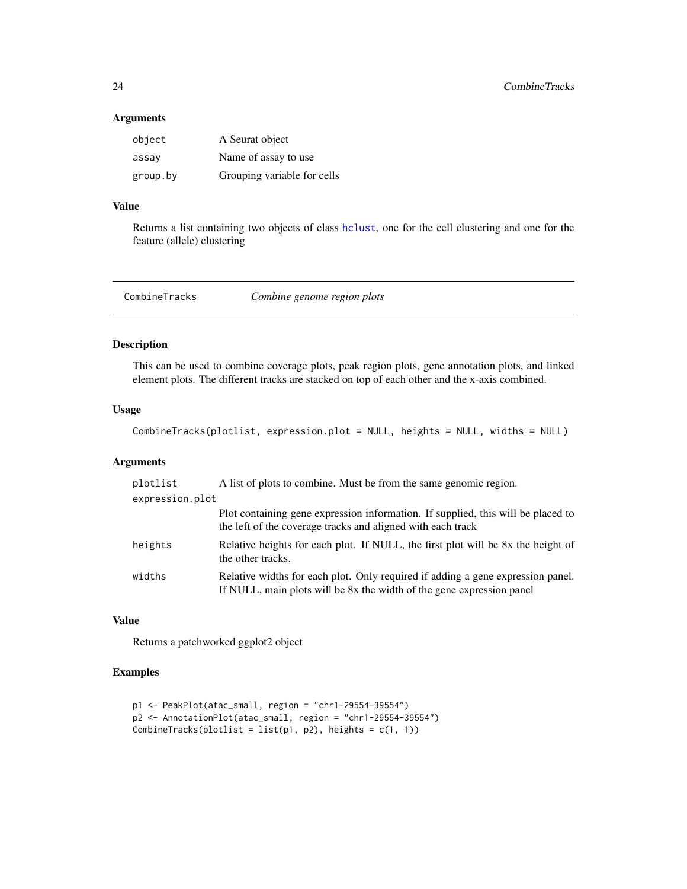### Arguments

| | |
|---|---|
| `object` | A Seurat object |
| `assay` | Name of assay to use |
| `group.by` | Grouping variable for cells |

### Value

Returns a list containing two objects of class `hclust`, one for the cell clustering and one for the feature (allele) clustering

---

## CombineTracks *Combine genome region plots*

---

### Description

This can be used to combine coverage plots, peak region plots, gene annotation plots, and linked element plots. The different tracks are stacked on top of each other and the x-axis combined.

### Usage

```
CombineTracks(plotlist, expression.plot = NULL, heights = NULL, widths = NULL)
```

### Arguments

| | |
|---|---|
| `plotlist` | A list of plots to combine. Must be from the same genomic region. |
| `expression.plot` | Plot containing gene expression information. If supplied, this will be placed to the left of the coverage tracks and aligned with each track |
| `heights` | Relative heights for each plot. If NULL, the first plot will be 8x the height of the other tracks. |
| `widths` | Relative widths for each plot. Only required if adding a gene expression panel. If NULL, main plots will be 8x the width of the gene expression panel |

### Value

Returns a patchworked ggplot2 object

### Examples

```
p1 <- PeakPlot(atac_small, region = "chr1-29554-39554")
p2 <- AnnotationPlot(atac_small, region = "chr1-29554-39554")
CombineTracks(plotlist = list(p1, p2), heights = c(1, 1))
```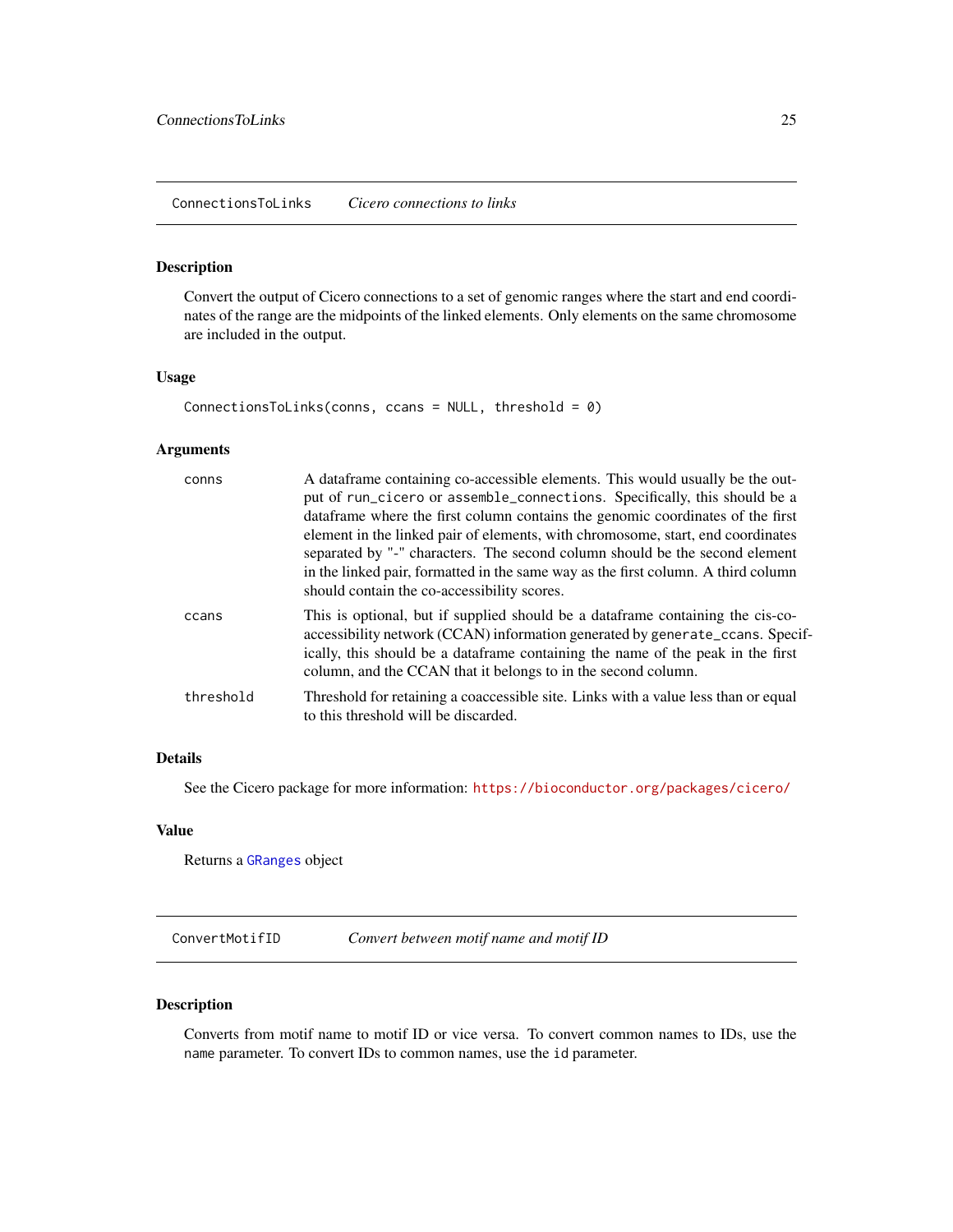## ConnectionsToLinks — *Cicero connections to links*

### Description

Convert the output of Cicero connections to a set of genomic ranges where the start and end coordinates of the range are the midpoints of the linked elements. Only elements on the same chromosome are included in the output.

### Usage

```
ConnectionsToLinks(conns, ccans = NULL, threshold = 0)
```

### Arguments

| | |
|---|---|
| conns | A dataframe containing co-accessible elements. This would usually be the output of `run_cicero` or `assemble_connections`. Specifically, this should be a dataframe where the first column contains the genomic coordinates of the first element in the linked pair of elements, with chromosome, start, end coordinates separated by "-" characters. The second column should be the second element in the linked pair, formatted in the same way as the first column. A third column should contain the co-accessibility scores. |
| ccans | This is optional, but if supplied should be a dataframe containing the cis-co-accessibility network (CCAN) information generated by `generate_ccans`. Specifically, this should be a dataframe containing the name of the peak in the first column, and the CCAN that it belongs to in the second column. |
| threshold | Threshold for retaining a coaccessible site. Links with a value less than or equal to this threshold will be discarded. |

### Details

See the Cicero package for more information: https://bioconductor.org/packages/cicero/

### Value

Returns a `GRanges` object

## ConvertMotifID — *Convert between motif name and motif ID*

### Description

Converts from motif name to motif ID or vice versa. To convert common names to IDs, use the `name` parameter. To convert IDs to common names, use the `id` parameter.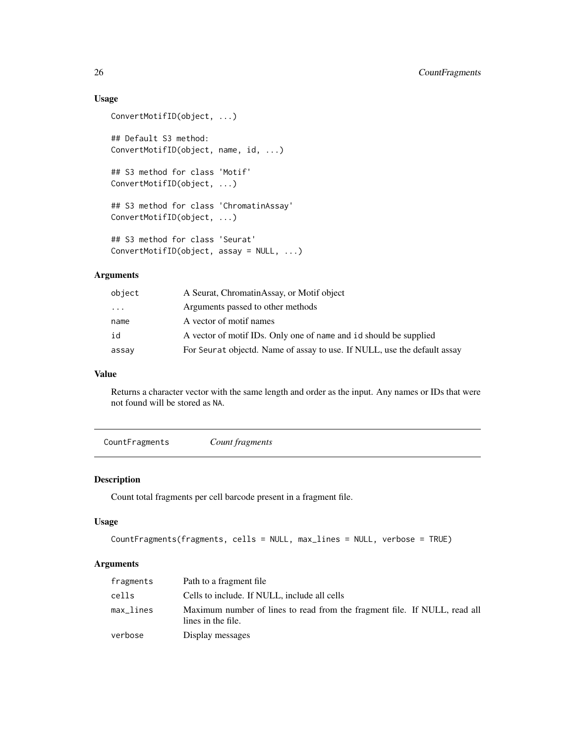### Usage

```
ConvertMotifID(object, ...)

## Default S3 method:
ConvertMotifID(object, name, id, ...)

## S3 method for class 'Motif'
ConvertMotifID(object, ...)

## S3 method for class 'ChromatinAssay'
ConvertMotifID(object, ...)

## S3 method for class 'Seurat'
ConvertMotifID(object, assay = NULL, ...)
```

### Arguments

| | |
|---|---|
| object | A Seurat, ChromatinAssay, or Motif object |
| ... | Arguments passed to other methods |
| name | A vector of motif names |
| id | A vector of motif IDs. Only one of name and id should be supplied |
| assay | For Seurat objectd. Name of assay to use. If NULL, use the default assay |

### Value

Returns a character vector with the same length and order as the input. Any names or IDs that were not found will be stored as NA.

---

## CountFragments *Count fragments*

---

### Description

Count total fragments per cell barcode present in a fragment file.

### Usage

```
CountFragments(fragments, cells = NULL, max_lines = NULL, verbose = TRUE)
```

### Arguments

| | |
|---|---|
| fragments | Path to a fragment file |
| cells | Cells to include. If NULL, include all cells |
| max_lines | Maximum number of lines to read from the fragment file. If NULL, read all lines in the file. |
| verbose | Display messages |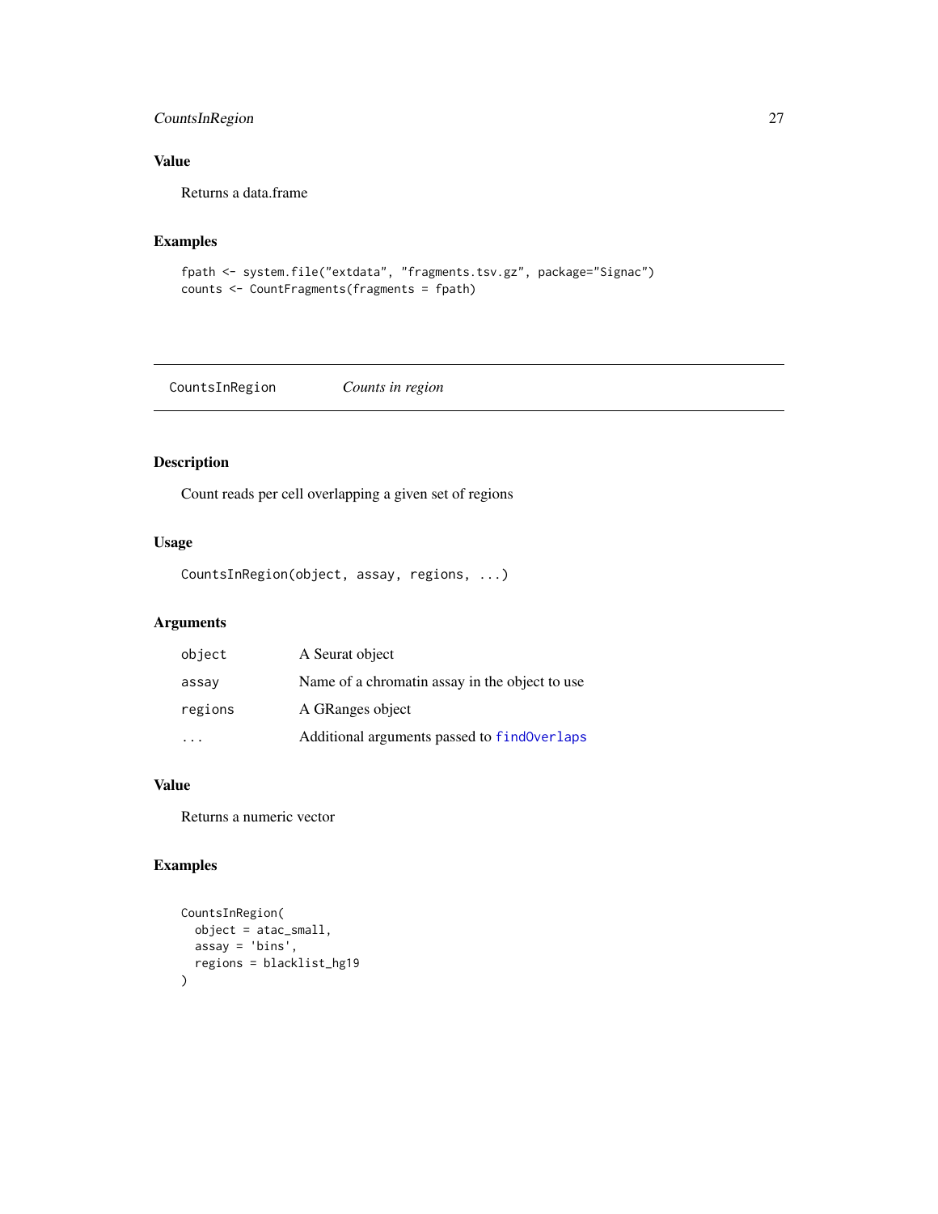## Value

Returns a data.frame

## Examples

```
fpath <- system.file("extdata", "fragments.tsv.gz", package="Signac")
counts <- CountFragments(fragments = fpath)
```

---

# CountsInRegion *Counts in region*

---

## Description

Count reads per cell overlapping a given set of regions

## Usage

```
CountsInRegion(object, assay, regions, ...)
```

## Arguments

| | |
|---|---|
| object | A Seurat object |
| assay | Name of a chromatin assay in the object to use |
| regions | A GRanges object |
| ... | Additional arguments passed to findOverlaps |

## Value

Returns a numeric vector

## Examples

```
CountsInRegion(
  object = atac_small,
  assay = 'bins',
  regions = blacklist_hg19
)
```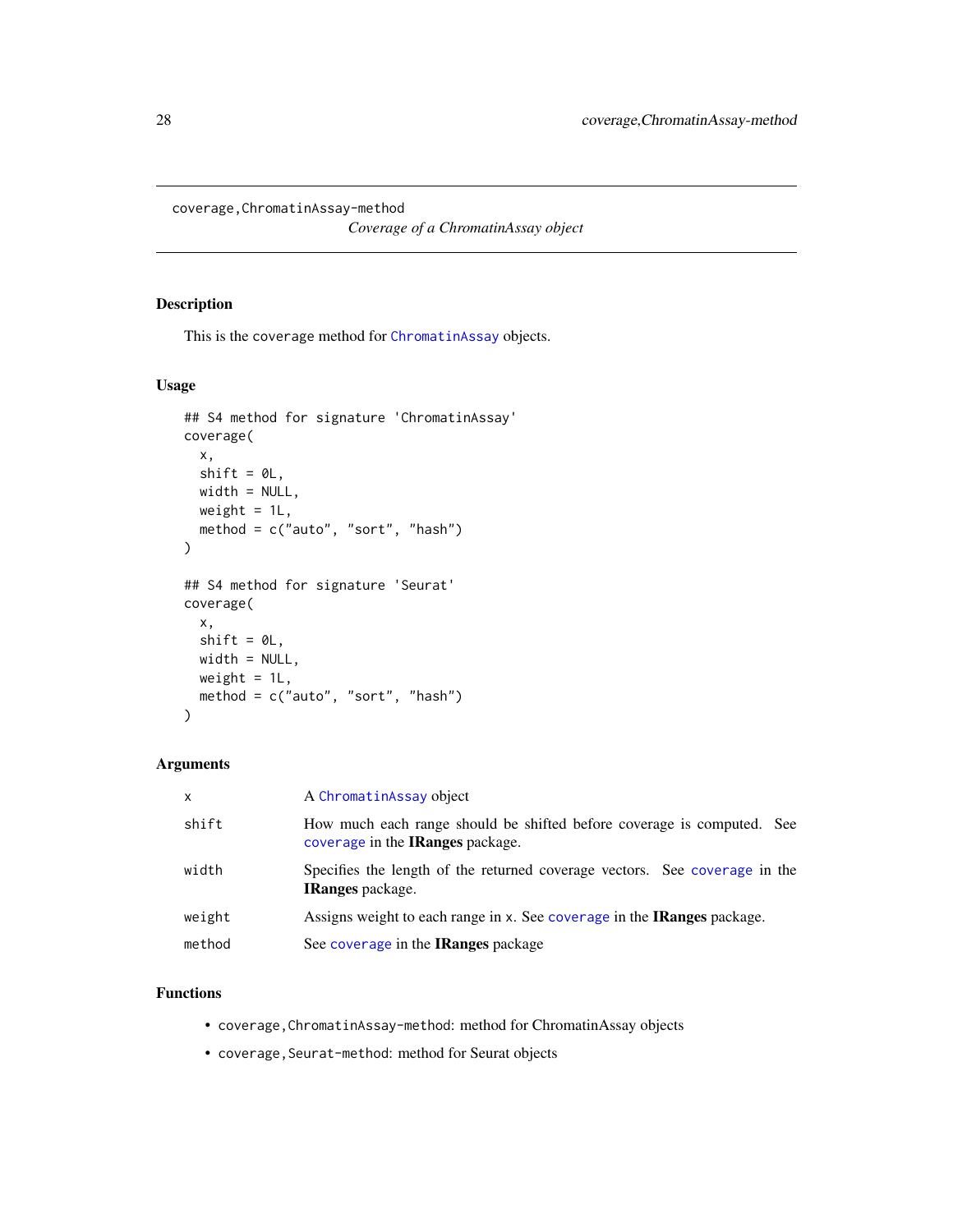`coverage,ChromatinAssay-method`

*Coverage of a ChromatinAssay object*

## Description

This is the `coverage` method for `ChromatinAssay` objects.

## Usage

```
## S4 method for signature 'ChromatinAssay'
coverage(
  x,
  shift = 0L,
  width = NULL,
  weight = 1L,
  method = c("auto", "sort", "hash")
)

## S4 method for signature 'Seurat'
coverage(
  x,
  shift = 0L,
  width = NULL,
  weight = 1L,
  method = c("auto", "sort", "hash")
)
```

## Arguments

| | |
|---|---|
| `x` | A `ChromatinAssay` object |
| `shift` | How much each range should be shifted before coverage is computed. See `coverage` in the **IRanges** package. |
| `width` | Specifies the length of the returned coverage vectors. See `coverage` in the **IRanges** package. |
| `weight` | Assigns weight to each range in `x`. See `coverage` in the **IRanges** package. |
| `method` | See `coverage` in the **IRanges** package |

## Functions

- `coverage,ChromatinAssay-method`: method for ChromatinAssay objects
- `coverage,Seurat-method`: method for Seurat objects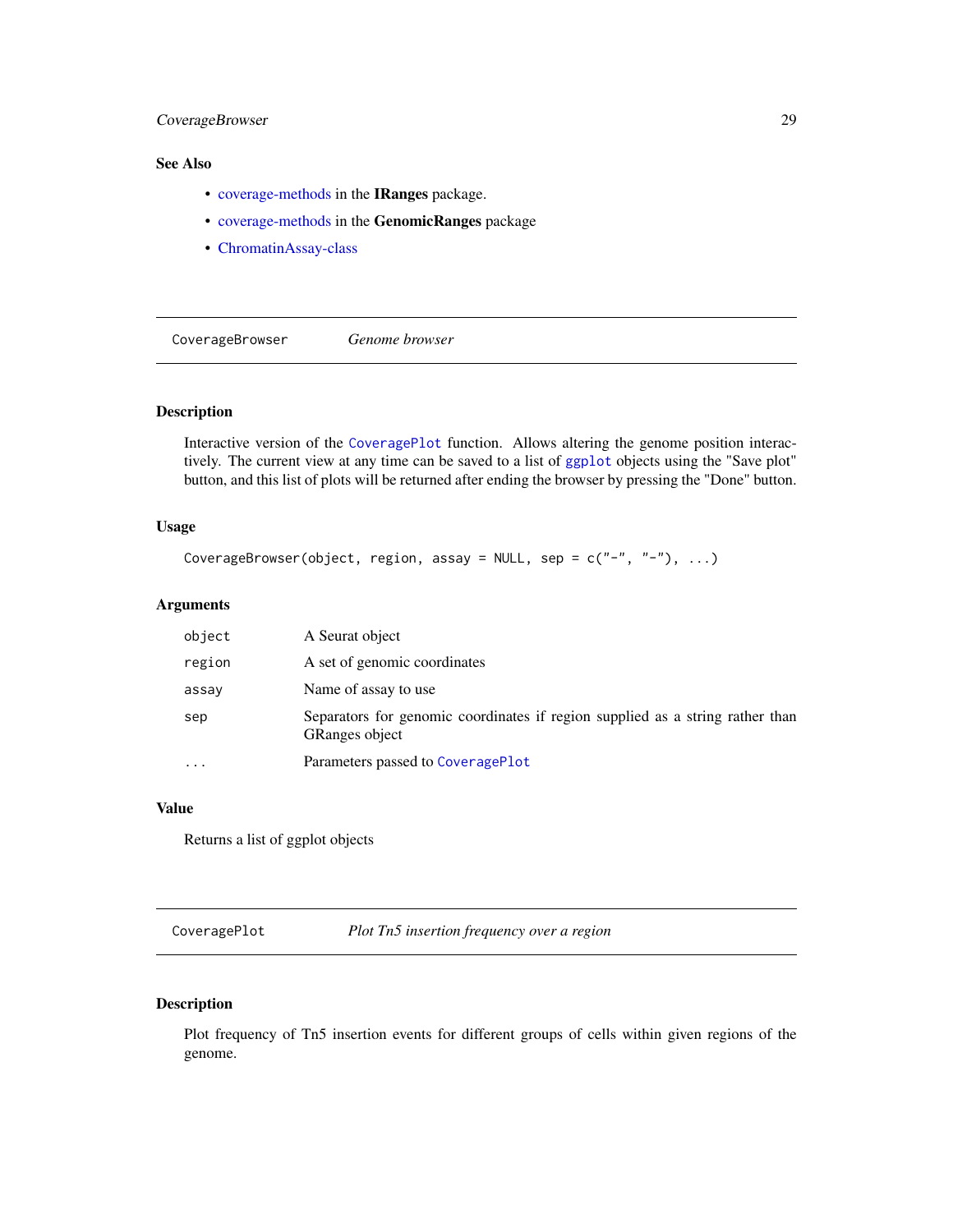### See Also

- coverage-methods in the **IRanges** package.
- coverage-methods in the **GenomicRanges** package
- ChromatinAssay-class

## CoverageBrowser *Genome browser*

### Description

Interactive version of the CoveragePlot function. Allows altering the genome position interactively. The current view at any time can be saved to a list of ggplot objects using the "Save plot" button, and this list of plots will be returned after ending the browser by pressing the "Done" button.

### Usage

```
CoverageBrowser(object, region, assay = NULL, sep = c("-", "-"), ...)
```

### Arguments

| | |
|---|---|
| object | A Seurat object |
| region | A set of genomic coordinates |
| assay | Name of assay to use |
| sep | Separators for genomic coordinates if region supplied as a string rather than GRanges object |
| ... | Parameters passed to CoveragePlot |

### Value

Returns a list of ggplot objects

## CoveragePlot *Plot Tn5 insertion frequency over a region*

### Description

Plot frequency of Tn5 insertion events for different groups of cells within given regions of the genome.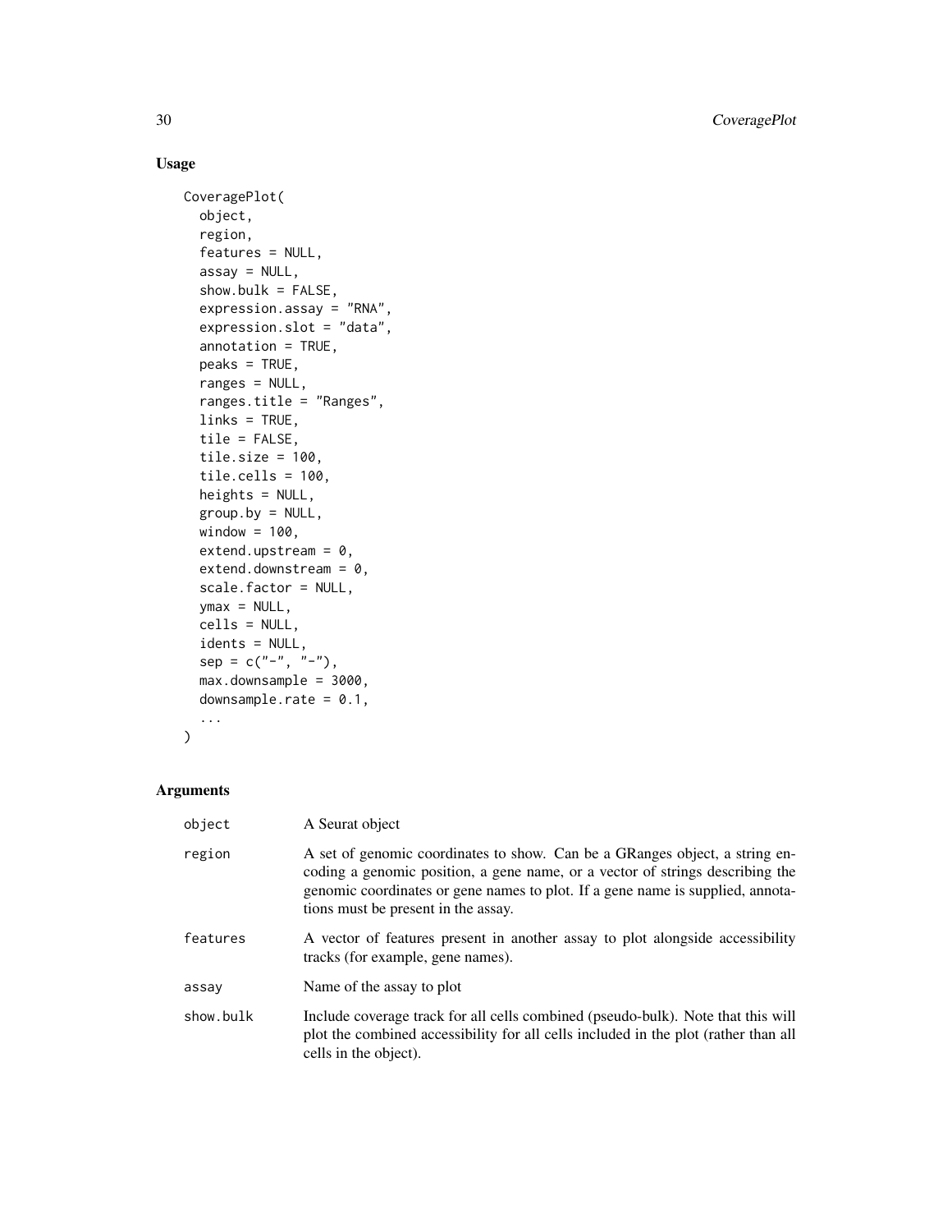## Usage

```
CoveragePlot(
  object,
  region,
  features = NULL,
  assay = NULL,
  show.bulk = FALSE,
  expression.assay = "RNA",
  expression.slot = "data",
  annotation = TRUE,
  peaks = TRUE,
  ranges = NULL,
  ranges.title = "Ranges",
  links = TRUE,
  tile = FALSE,
  tile.size = 100,
  tile.cells = 100,
  heights = NULL,
  group.by = NULL,
  window = 100,
  extend.upstream = 0,
  extend.downstream = 0,
  scale.factor = NULL,
  ymax = NULL,
  cells = NULL,
  idents = NULL,
  sep = c("-", "-"),
  max.downsample = 3000,
  downsample.rate = 0.1,
  ...
)
```

## Arguments

| | |
|---|---|
| object | A Seurat object |
| region | A set of genomic coordinates to show. Can be a GRanges object, a string encoding a genomic position, a gene name, or a vector of strings describing the genomic coordinates or gene names to plot. If a gene name is supplied, annotations must be present in the assay. |
| features | A vector of features present in another assay to plot alongside accessibility tracks (for example, gene names). |
| assay | Name of the assay to plot |
| show.bulk | Include coverage track for all cells combined (pseudo-bulk). Note that this will plot the combined accessibility for all cells included in the plot (rather than all cells in the object). |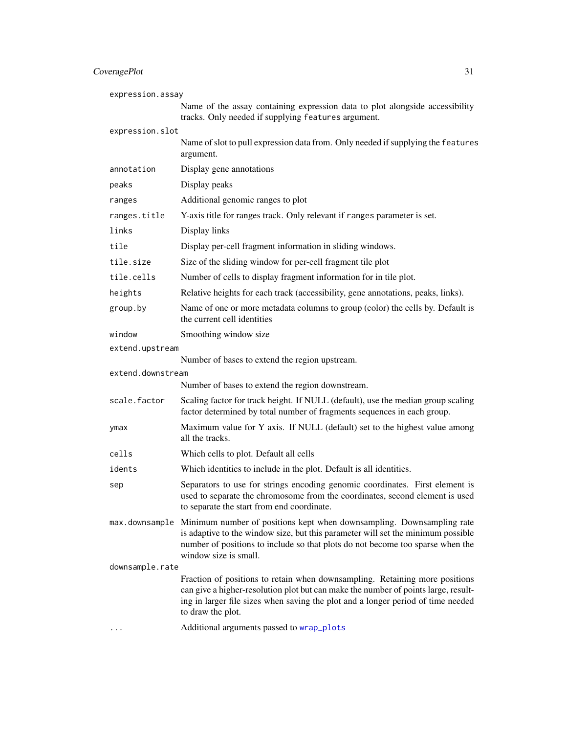| | |
|---|---|
| `expression.assay` | Name of the assay containing expression data to plot alongside accessibility tracks. Only needed if supplying `features` argument. |
| `expression.slot` | Name of slot to pull expression data from. Only needed if supplying the `features` argument. |
| `annotation` | Display gene annotations |
| `peaks` | Display peaks |
| `ranges` | Additional genomic ranges to plot |
| `ranges.title` | Y-axis title for ranges track. Only relevant if `ranges` parameter is set. |
| `links` | Display links |
| `tile` | Display per-cell fragment information in sliding windows. |
| `tile.size` | Size of the sliding window for per-cell fragment tile plot |
| `tile.cells` | Number of cells to display fragment information for in tile plot. |
| `heights` | Relative heights for each track (accessibility, gene annotations, peaks, links). |
| `group.by` | Name of one or more metadata columns to group (color) the cells by. Default is the current cell identities |
| `window` | Smoothing window size |
| `extend.upstream` | Number of bases to extend the region upstream. |
| `extend.downstream` | Number of bases to extend the region downstream. |
| `scale.factor` | Scaling factor for track height. If NULL (default), use the median group scaling factor determined by total number of fragments sequences in each group. |
| `ymax` | Maximum value for Y axis. If NULL (default) set to the highest value among all the tracks. |
| `cells` | Which cells to plot. Default all cells |
| `idents` | Which identities to include in the plot. Default is all identities. |
| `sep` | Separators to use for strings encoding genomic coordinates. First element is used to separate the chromosome from the coordinates, second element is used to separate the start from end coordinate. |
| `max.downsample` | Minimum number of positions kept when downsampling. Downsampling rate is adaptive to the window size, but this parameter will set the minimum possible number of positions to include so that plots do not become too sparse when the window size is small. |
| `downsample.rate` | Fraction of positions to retain when downsampling. Retaining more positions can give a higher-resolution plot but can make the number of points large, resulting in larger file sizes when saving the plot and a longer period of time needed to draw the plot. |
| `...` | Additional arguments passed to `wrap_plots` |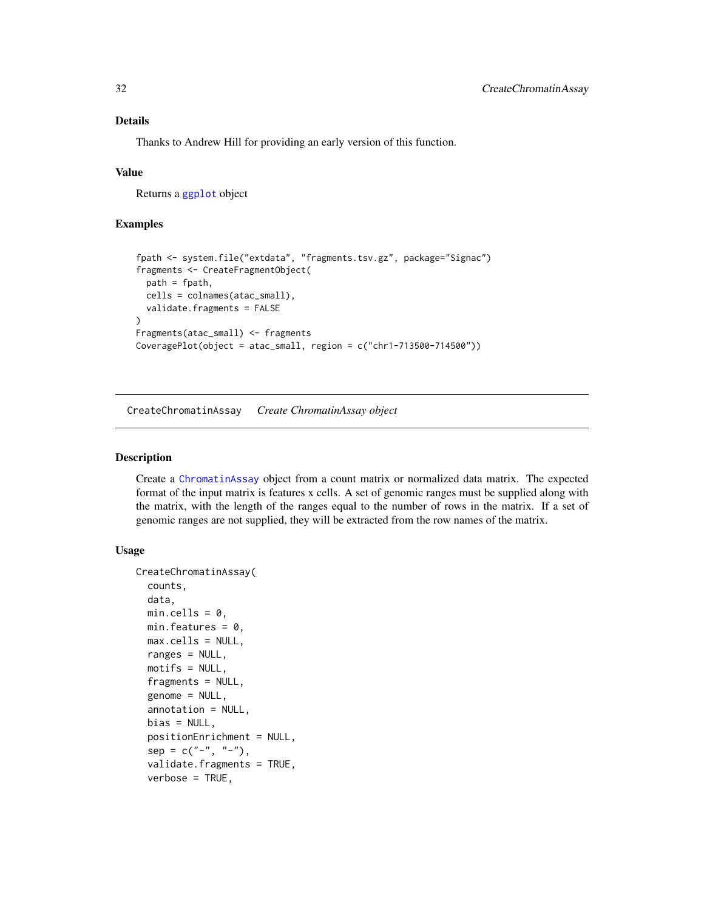### Details

Thanks to Andrew Hill for providing an early version of this function.

### Value

Returns a ggplot object

### Examples

```
fpath <- system.file("extdata", "fragments.tsv.gz", package="Signac")
fragments <- CreateFragmentObject(
  path = fpath,
  cells = colnames(atac_small),
  validate.fragments = FALSE
)
Fragments(atac_small) <- fragments
CoveragePlot(object = atac_small, region = c("chr1-713500-714500"))
```

---

## CreateChromatinAssay    *Create ChromatinAssay object*

### Description

Create a ChromatinAssay object from a count matrix or normalized data matrix. The expected format of the input matrix is features x cells. A set of genomic ranges must be supplied along with the matrix, with the length of the ranges equal to the number of rows in the matrix. If a set of genomic ranges are not supplied, they will be extracted from the row names of the matrix.

### Usage

```
CreateChromatinAssay(
  counts,
  data,
  min.cells = 0,
  min.features = 0,
  max.cells = NULL,
  ranges = NULL,
  motifs = NULL,
  fragments = NULL,
  genome = NULL,
  annotation = NULL,
  bias = NULL,
  positionEnrichment = NULL,
  sep = c("-", "-"),
  validate.fragments = TRUE,
  verbose = TRUE,
```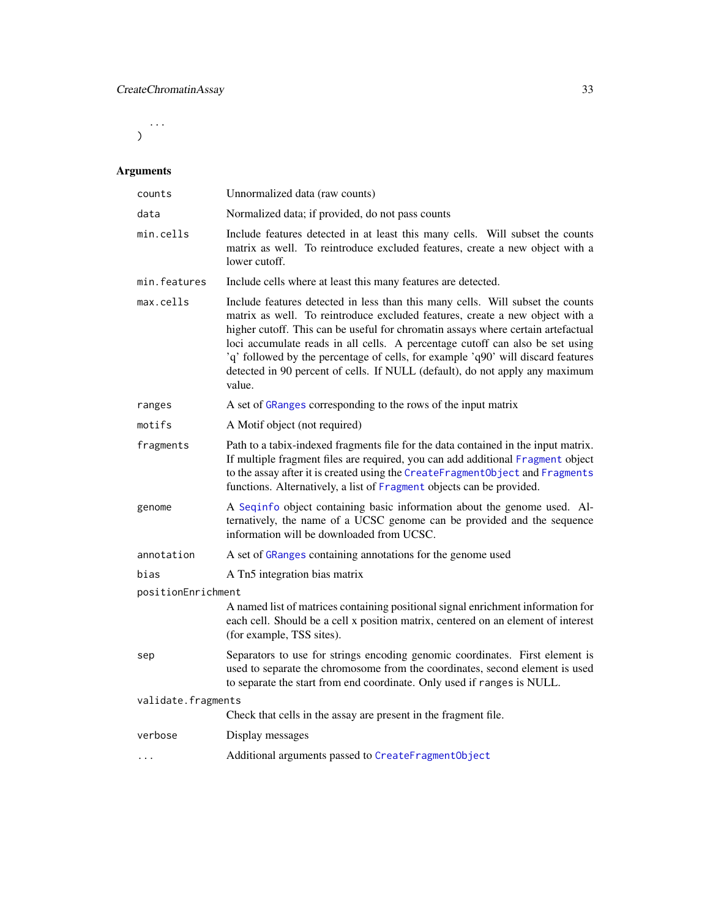```
  ...
)
```

## Arguments

| | |
|---|---|
| `counts` | Unnormalized data (raw counts) |
| `data` | Normalized data; if provided, do not pass counts |
| `min.cells` | Include features detected in at least this many cells. Will subset the counts matrix as well. To reintroduce excluded features, create a new object with a lower cutoff. |
| `min.features` | Include cells where at least this many features are detected. |
| `max.cells` | Include features detected in less than this many cells. Will subset the counts matrix as well. To reintroduce excluded features, create a new object with a higher cutoff. This can be useful for chromatin assays where certain artefactual loci accumulate reads in all cells. A percentage cutoff can also be set using 'q' followed by the percentage of cells, for example 'q90' will discard features detected in 90 percent of cells. If NULL (default), do not apply any maximum value. |
| `ranges` | A set of `GRanges` corresponding to the rows of the input matrix |
| `motifs` | A Motif object (not required) |
| `fragments` | Path to a tabix-indexed fragments file for the data contained in the input matrix. If multiple fragment files are required, you can add additional `Fragment` object to the assay after it is created using the `CreateFragmentObject` and `Fragments` functions. Alternatively, a list of `Fragment` objects can be provided. |
| `genome` | A `Seqinfo` object containing basic information about the genome used. Alternatively, the name of a UCSC genome can be provided and the sequence information will be downloaded from UCSC. |
| `annotation` | A set of `GRanges` containing annotations for the genome used |
| `bias` | A Tn5 integration bias matrix |
| `positionEnrichment` | A named list of matrices containing positional signal enrichment information for each cell. Should be a cell x position matrix, centered on an element of interest (for example, TSS sites). |
| `sep` | Separators to use for strings encoding genomic coordinates. First element is used to separate the chromosome from the coordinates, second element is used to separate the start from end coordinate. Only used if `ranges` is NULL. |
| `validate.fragments` | Check that cells in the assay are present in the fragment file. |
| `verbose` | Display messages |
| `...` | Additional arguments passed to `CreateFragmentObject` |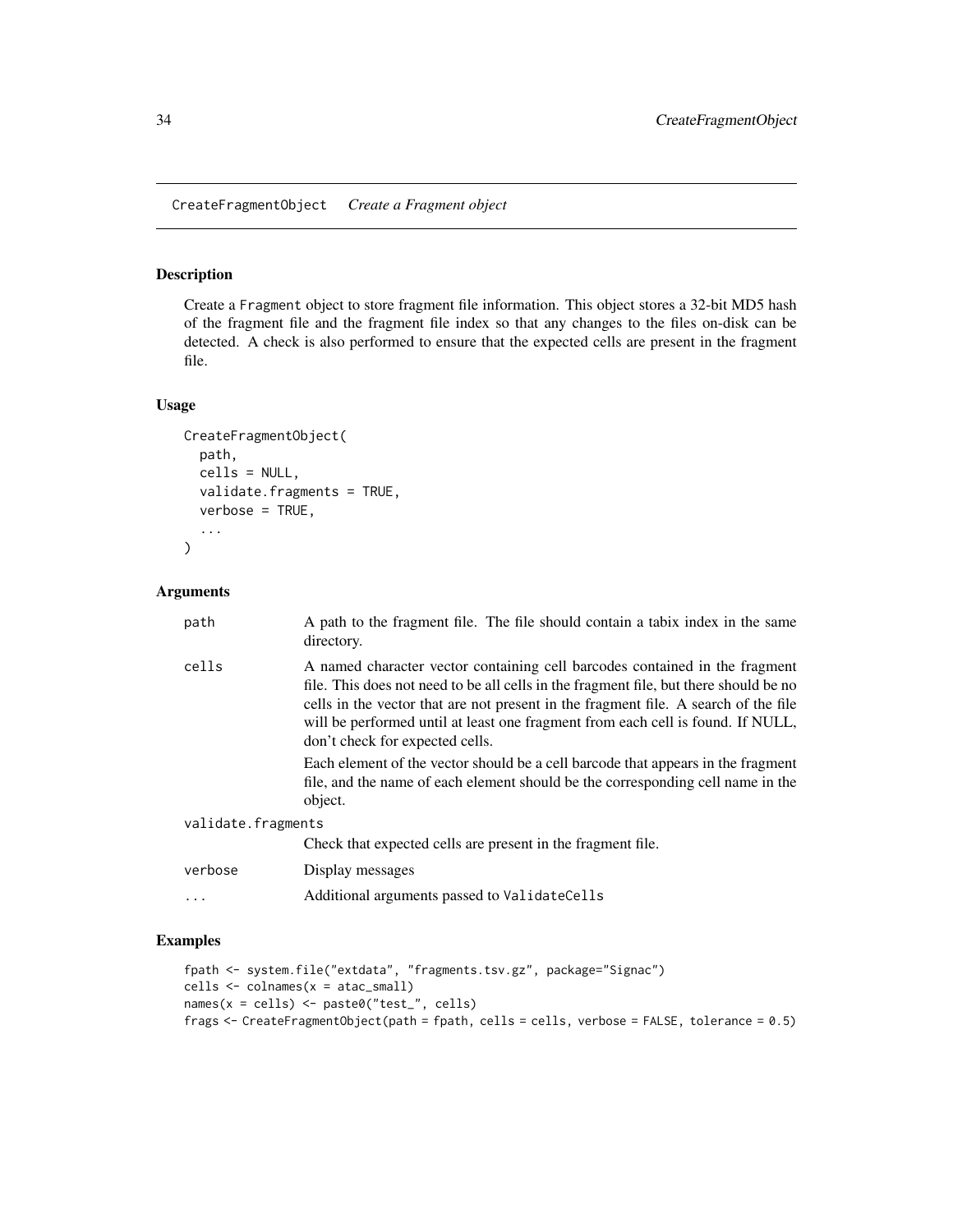## CreateFragmentObject *Create a Fragment object*

### Description

Create a Fragment object to store fragment file information. This object stores a 32-bit MD5 hash of the fragment file and the fragment file index so that any changes to the files on-disk can be detected. A check is also performed to ensure that the expected cells are present in the fragment file.

### Usage

```
CreateFragmentObject(
  path,
  cells = NULL,
  validate.fragments = TRUE,
  verbose = TRUE,
  ...
)
```

### Arguments

| | |
|---|---|
| path | A path to the fragment file. The file should contain a tabix index in the same directory. |
| cells | A named character vector containing cell barcodes contained in the fragment file. This does not need to be all cells in the fragment file, but there should be no cells in the vector that are not present in the fragment file. A search of the file will be performed until at least one fragment from each cell is found. If NULL, don't check for expected cells.<br><br>Each element of the vector should be a cell barcode that appears in the fragment file, and the name of each element should be the corresponding cell name in the object. |
| validate.fragments | Check that expected cells are present in the fragment file. |
| verbose | Display messages |
| ... | Additional arguments passed to ValidateCells |

### Examples

```
fpath <- system.file("extdata", "fragments.tsv.gz", package="Signac")
cells <- colnames(x = atac_small)
names(x = cells) <- paste0("test_", cells)
frags <- CreateFragmentObject(path = fpath, cells = cells, verbose = FALSE, tolerance = 0.5)
```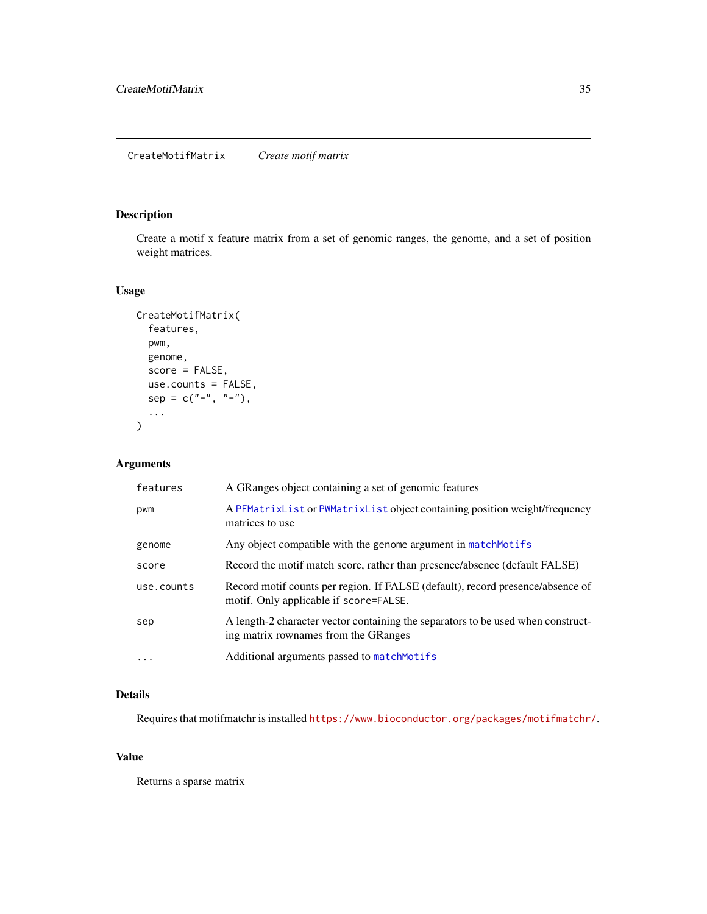## CreateMotifMatrix    *Create motif matrix*

### Description

Create a motif x feature matrix from a set of genomic ranges, the genome, and a set of position weight matrices.

### Usage

```
CreateMotifMatrix(
  features,
  pwm,
  genome,
  score = FALSE,
  use.counts = FALSE,
  sep = c("-", "-"),
  ...
)
```

### Arguments

| | |
|---|---|
| features | A GRanges object containing a set of genomic features |
| pwm | A PFMatrixList or PWMatrixList object containing position weight/frequency matrices to use |
| genome | Any object compatible with the genome argument in matchMotifs |
| score | Record the motif match score, rather than presence/absence (default FALSE) |
| use.counts | Record motif counts per region. If FALSE (default), record presence/absence of motif. Only applicable if score=FALSE. |
| sep | A length-2 character vector containing the separators to be used when constructing matrix rownames from the GRanges |
| ... | Additional arguments passed to matchMotifs |

### Details

Requires that motifmatchr is installed https://www.bioconductor.org/packages/motifmatchr/.

### Value

Returns a sparse matrix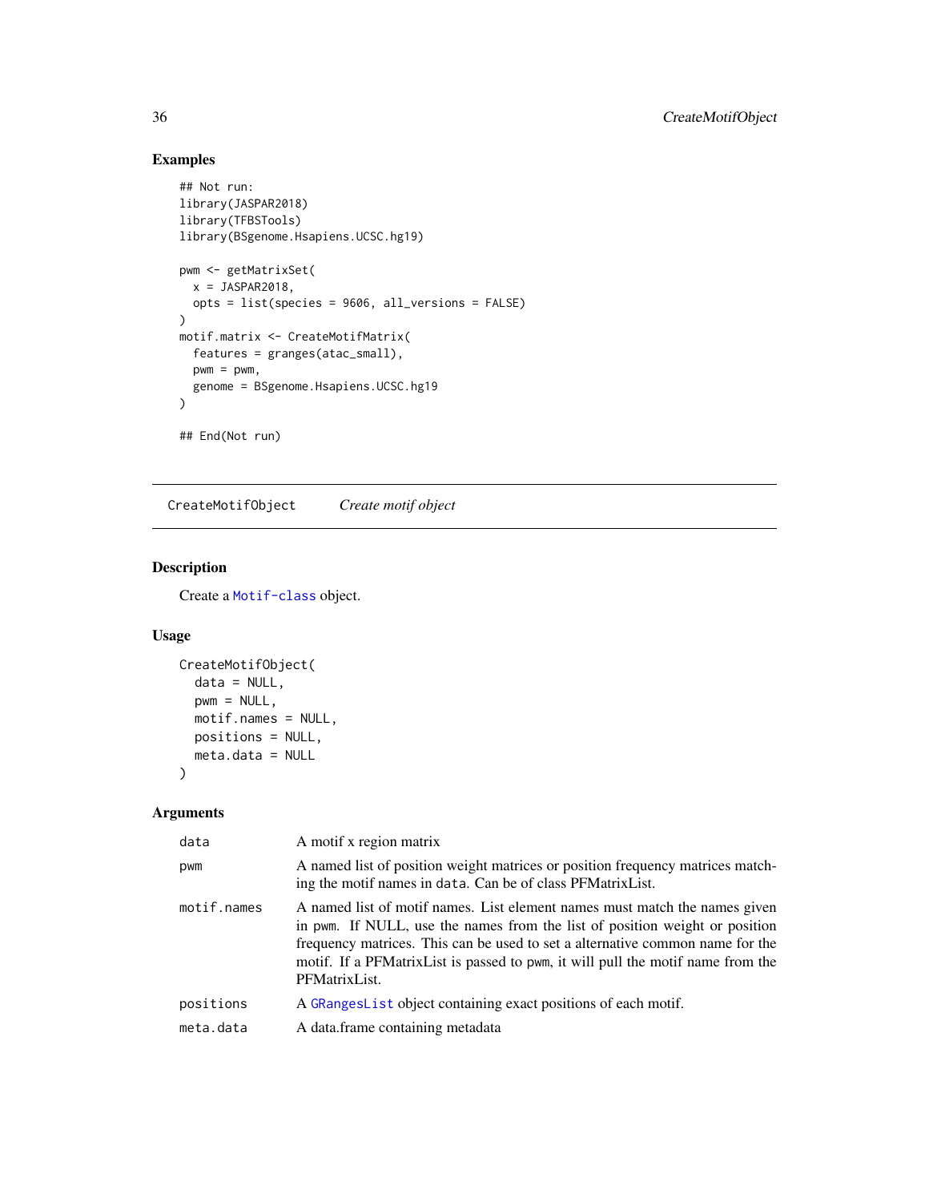## Examples

```
## Not run:
library(JASPAR2018)
library(TFBSTools)
library(BSgenome.Hsapiens.UCSC.hg19)

pwm <- getMatrixSet(
  x = JASPAR2018,
  opts = list(species = 9606, all_versions = FALSE)
)
motif.matrix <- CreateMotifMatrix(
  features = granges(atac_small),
  pwm = pwm,
  genome = BSgenome.Hsapiens.UCSC.hg19
)

## End(Not run)
```

---

# CreateMotifObject *Create motif object*

## Description

Create a Motif-class object.

## Usage

```
CreateMotifObject(
  data = NULL,
  pwm = NULL,
  motif.names = NULL,
  positions = NULL,
  meta.data = NULL
)
```

## Arguments

| | |
|---|---|
| data | A motif x region matrix |
| pwm | A named list of position weight matrices or position frequency matrices matching the motif names in data. Can be of class PFMatrixList. |
| motif.names | A named list of motif names. List element names must match the names given in pwm. If NULL, use the names from the list of position weight or position frequency matrices. This can be used to set a alternative common name for the motif. If a PFMatrixList is passed to pwm, it will pull the motif name from the PFMatrixList. |
| positions | A GRangesList object containing exact positions of each motif. |
| meta.data | A data.frame containing metadata |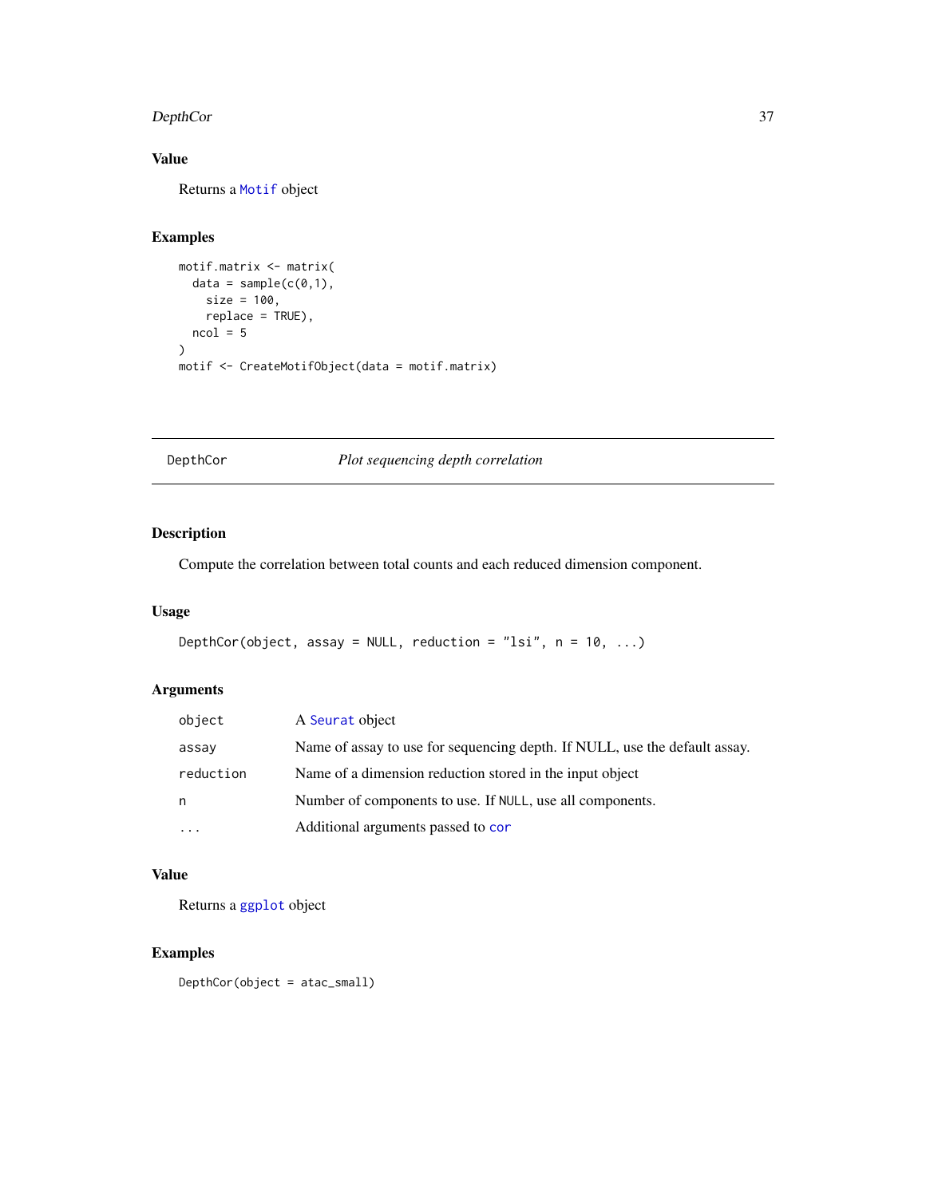## Value

Returns a Motif object

## Examples

```
motif.matrix <- matrix(
  data = sample(c(0,1),
    size = 100,
    replace = TRUE),
  ncol = 5
)
motif <- CreateMotifObject(data = motif.matrix)
```

---

# DepthCor    *Plot sequencing depth correlation*

---

## Description

Compute the correlation between total counts and each reduced dimension component.

## Usage

```
DepthCor(object, assay = NULL, reduction = "lsi", n = 10, ...)
```

## Arguments

| | |
|---|---|
| object | A Seurat object |
| assay | Name of assay to use for sequencing depth. If NULL, use the default assay. |
| reduction | Name of a dimension reduction stored in the input object |
| n | Number of components to use. If NULL, use all components. |
| ... | Additional arguments passed to cor |

## Value

Returns a ggplot object

## Examples

```
DepthCor(object = atac_small)
```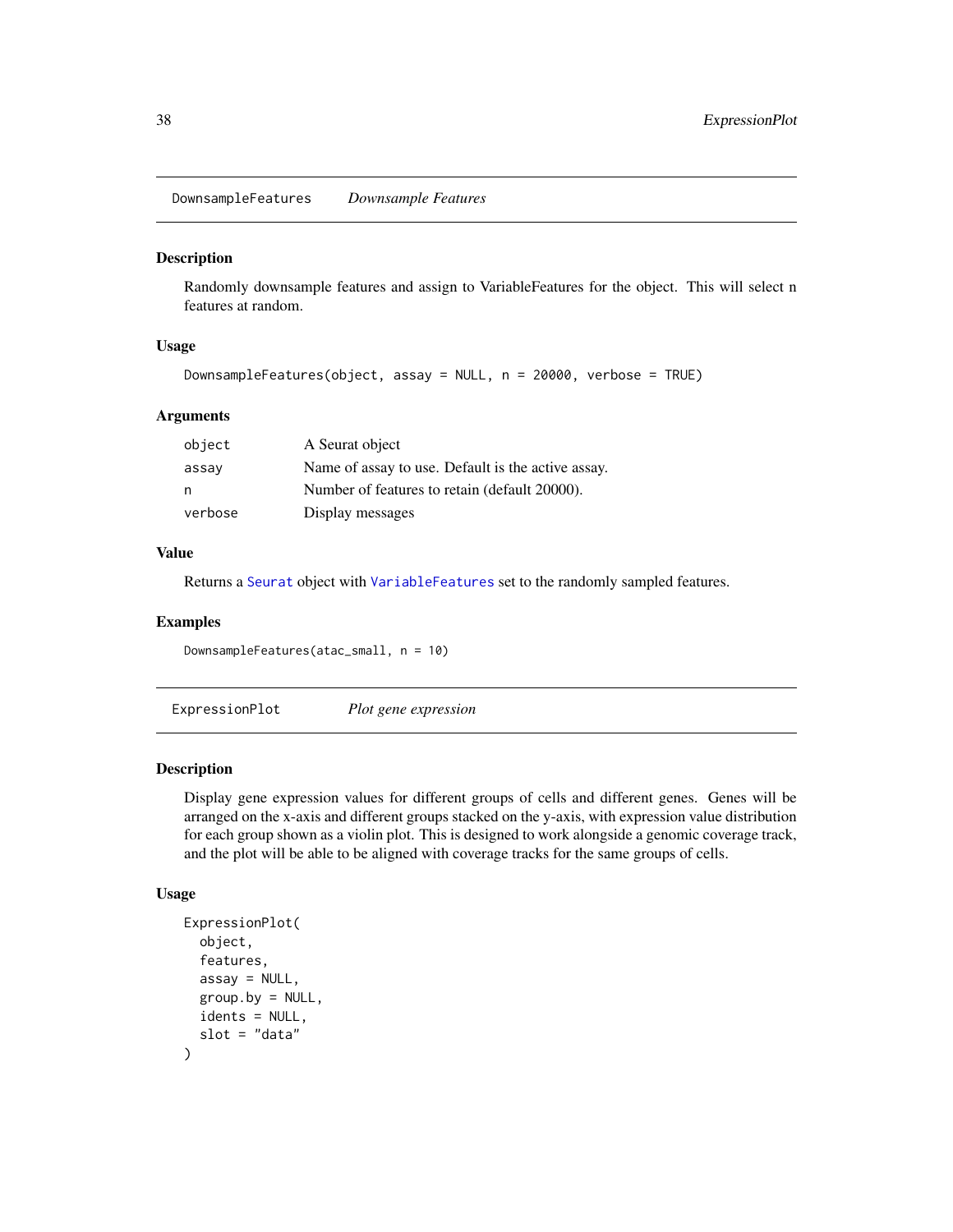## DownsampleFeatures *Downsample Features*

### Description

Randomly downsample features and assign to VariableFeatures for the object. This will select n features at random.

### Usage

```
DownsampleFeatures(object, assay = NULL, n = 20000, verbose = TRUE)
```

### Arguments

| | |
|---|---|
| object | A Seurat object |
| assay | Name of assay to use. Default is the active assay. |
| n | Number of features to retain (default 20000). |
| verbose | Display messages |

### Value

Returns a Seurat object with VariableFeatures set to the randomly sampled features.

### Examples

```
DownsampleFeatures(atac_small, n = 10)
```

## ExpressionPlot *Plot gene expression*

### Description

Display gene expression values for different groups of cells and different genes. Genes will be arranged on the x-axis and different groups stacked on the y-axis, with expression value distribution for each group shown as a violin plot. This is designed to work alongside a genomic coverage track, and the plot will be able to be aligned with coverage tracks for the same groups of cells.

### Usage

```
ExpressionPlot(
  object,
  features,
  assay = NULL,
  group.by = NULL,
  idents = NULL,
  slot = "data"
)
```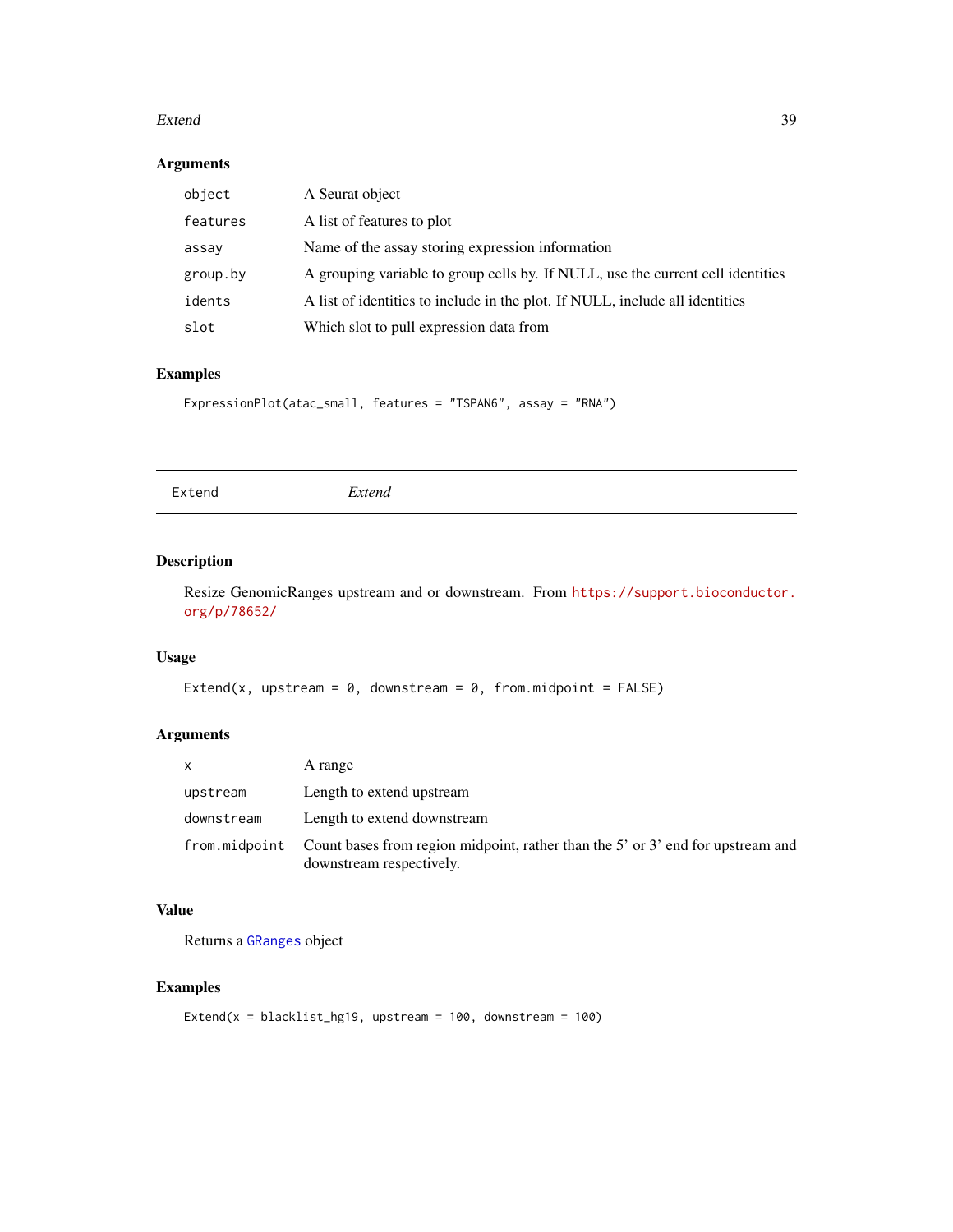## Arguments

| | |
|---|---|
| object | A Seurat object |
| features | A list of features to plot |
| assay | Name of the assay storing expression information |
| group.by | A grouping variable to group cells by. If NULL, use the current cell identities |
| idents | A list of identities to include in the plot. If NULL, include all identities |
| slot | Which slot to pull expression data from |

## Examples

```
ExpressionPlot(atac_small, features = "TSPAN6", assay = "RNA")
```

---

# Extend — *Extend*

---

## Description

Resize GenomicRanges upstream and or downstream. From https://support.bioconductor.org/p/78652/

## Usage

```
Extend(x, upstream = 0, downstream = 0, from.midpoint = FALSE)
```

## Arguments

| | |
|---|---|
| x | A range |
| upstream | Length to extend upstream |
| downstream | Length to extend downstream |
| from.midpoint | Count bases from region midpoint, rather than the 5' or 3' end for upstream and downstream respectively. |

## Value

Returns a GRanges object

## Examples

```
Extend(x = blacklist_hg19, upstream = 100, downstream = 100)
```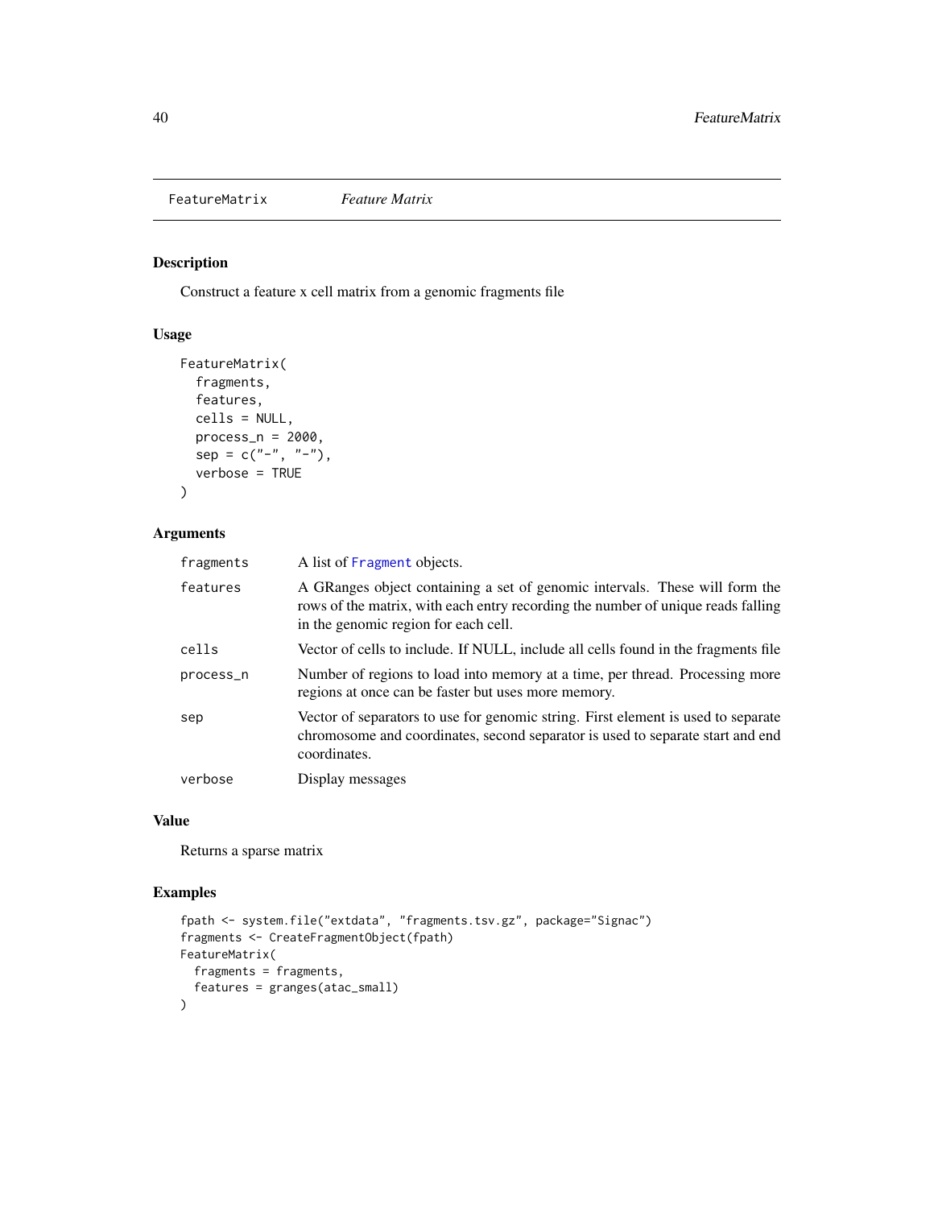## FeatureMatrix *Feature Matrix*

### Description

Construct a feature x cell matrix from a genomic fragments file

### Usage

```
FeatureMatrix(
  fragments,
  features,
  cells = NULL,
  process_n = 2000,
  sep = c("-", "-"),
  verbose = TRUE
)
```

### Arguments

| | |
|---|---|
| fragments | A list of Fragment objects. |
| features | A GRanges object containing a set of genomic intervals. These will form the rows of the matrix, with each entry recording the number of unique reads falling in the genomic region for each cell. |
| cells | Vector of cells to include. If NULL, include all cells found in the fragments file |
| process_n | Number of regions to load into memory at a time, per thread. Processing more regions at once can be faster but uses more memory. |
| sep | Vector of separators to use for genomic string. First element is used to separate chromosome and coordinates, second separator is used to separate start and end coordinates. |
| verbose | Display messages |

### Value

Returns a sparse matrix

### Examples

```
fpath <- system.file("extdata", "fragments.tsv.gz", package="Signac")
fragments <- CreateFragmentObject(fpath)
FeatureMatrix(
  fragments = fragments,
  features = granges(atac_small)
)
```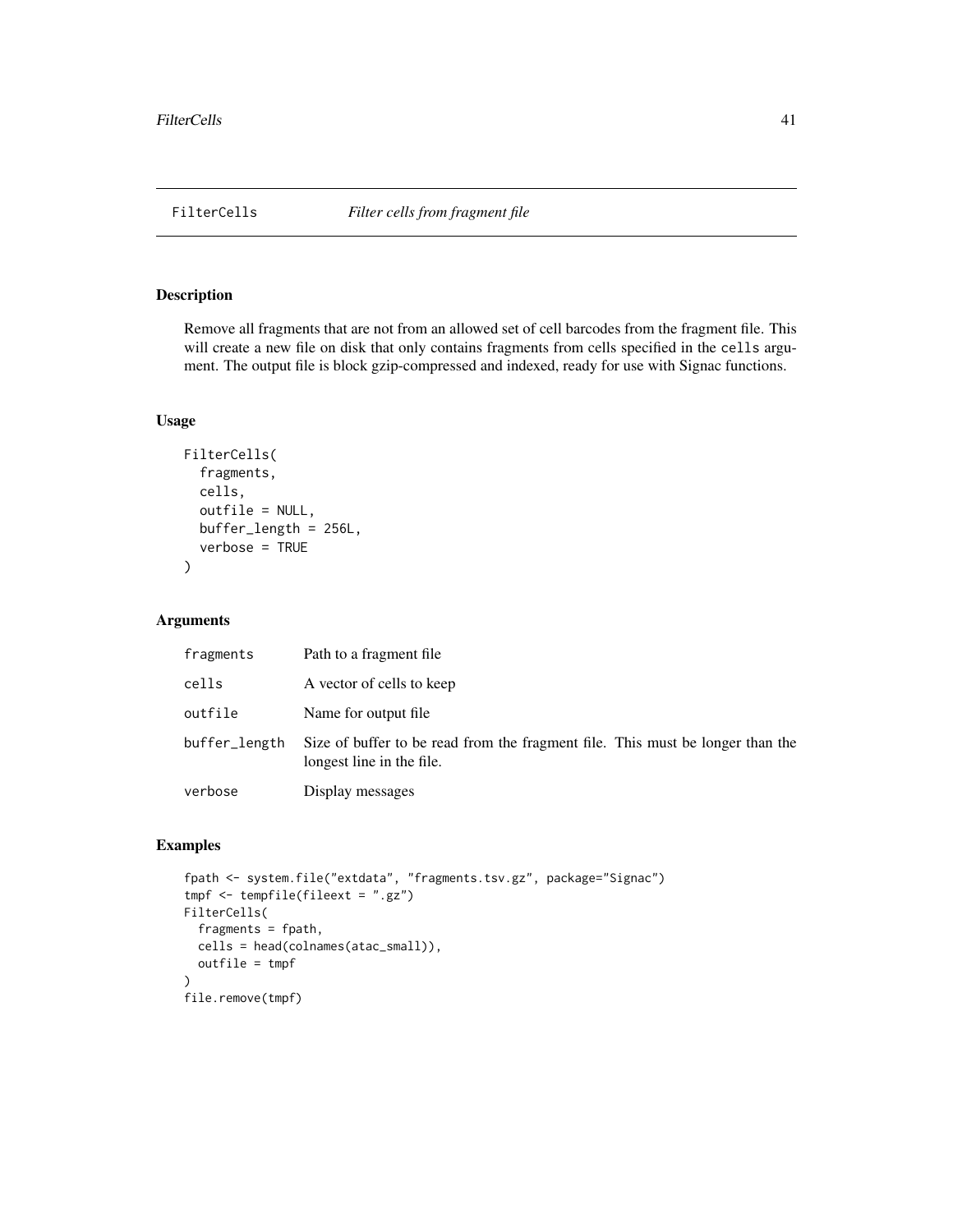## FilterCells *Filter cells from fragment file*

### Description

Remove all fragments that are not from an allowed set of cell barcodes from the fragment file. This will create a new file on disk that only contains fragments from cells specified in the `cells` argument. The output file is block gzip-compressed and indexed, ready for use with Signac functions.

### Usage

```
FilterCells(
  fragments,
  cells,
  outfile = NULL,
  buffer_length = 256L,
  verbose = TRUE
)
```

### Arguments

| | |
|---|---|
| `fragments` | Path to a fragment file |
| `cells` | A vector of cells to keep |
| `outfile` | Name for output file |
| `buffer_length` | Size of buffer to be read from the fragment file. This must be longer than the longest line in the file. |
| `verbose` | Display messages |

### Examples

```
fpath <- system.file("extdata", "fragments.tsv.gz", package="Signac")
tmpf <- tempfile(fileext = ".gz")
FilterCells(
  fragments = fpath,
  cells = head(colnames(atac_small)),
  outfile = tmpf
)
file.remove(tmpf)
```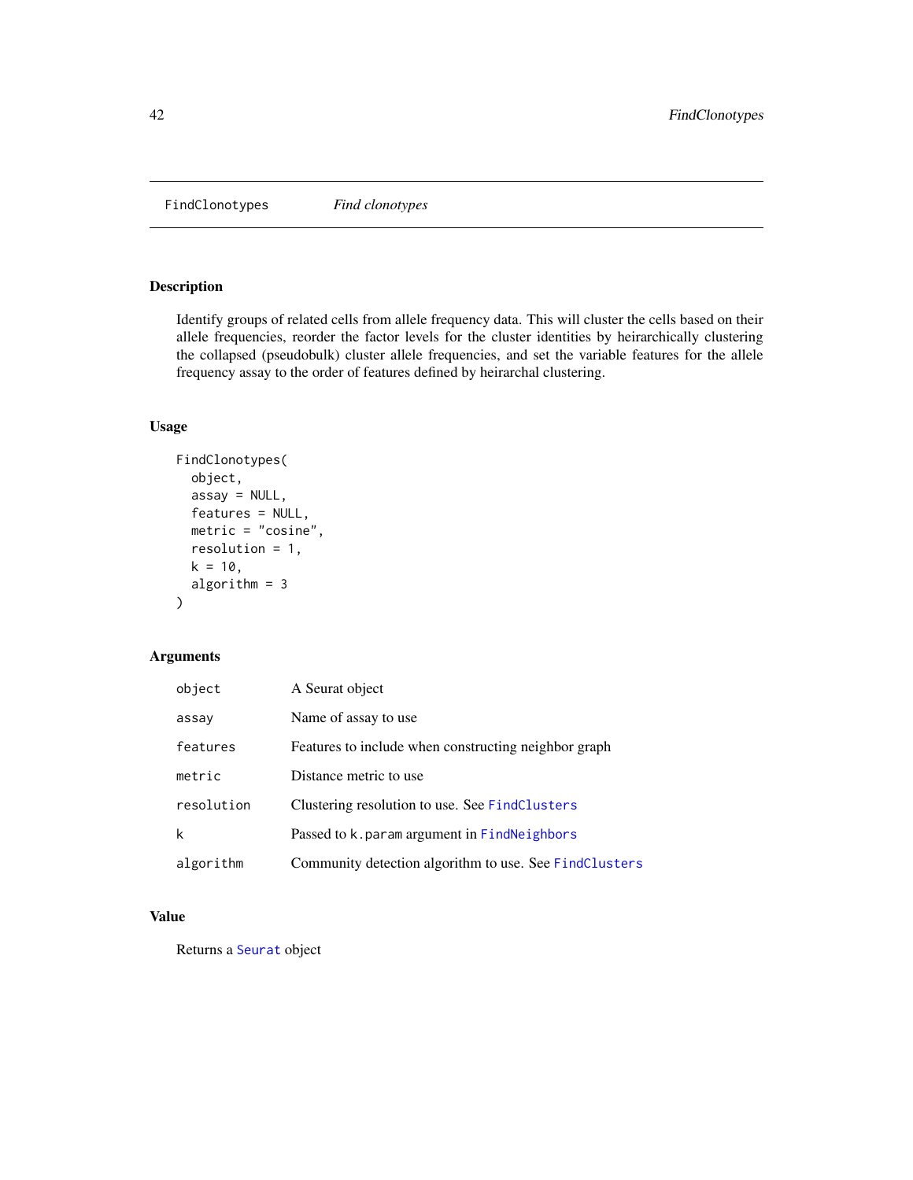## FindClonotypes — *Find clonotypes*

### Description

Identify groups of related cells from allele frequency data. This will cluster the cells based on their allele frequencies, reorder the factor levels for the cluster identities by heirarchically clustering the collapsed (pseudobulk) cluster allele frequencies, and set the variable features for the allele frequency assay to the order of features defined by heirarchal clustering.

### Usage

```
FindClonotypes(
  object,
  assay = NULL,
  features = NULL,
  metric = "cosine",
  resolution = 1,
  k = 10,
  algorithm = 3
)
```

### Arguments

| | |
|---|---|
| object | A Seurat object |
| assay | Name of assay to use |
| features | Features to include when constructing neighbor graph |
| metric | Distance metric to use |
| resolution | Clustering resolution to use. See FindClusters |
| k | Passed to k.param argument in FindNeighbors |
| algorithm | Community detection algorithm to use. See FindClusters |

### Value

Returns a Seurat object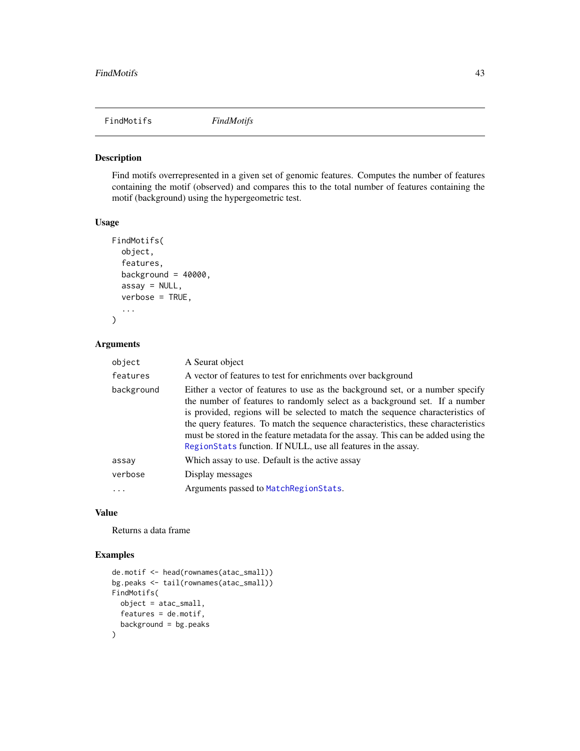FindMotifs *FindMotifs*

## Description

Find motifs overrepresented in a given set of genomic features. Computes the number of features containing the motif (observed) and compares this to the total number of features containing the motif (background) using the hypergeometric test.

## Usage

```
FindMotifs(
  object,
  features,
  background = 40000,
  assay = NULL,
  verbose = TRUE,
  ...
)
```

## Arguments

| | |
|---|---|
| object | A Seurat object |
| features | A vector of features to test for enrichments over background |
| background | Either a vector of features to use as the background set, or a number specify the number of features to randomly select as a background set. If a number is provided, regions will be selected to match the sequence characteristics of the query features. To match the sequence characteristics, these characteristics must be stored in the feature metadata for the assay. This can be added using the RegionStats function. If NULL, use all features in the assay. |
| assay | Which assay to use. Default is the active assay |
| verbose | Display messages |
| ... | Arguments passed to MatchRegionStats. |

## Value

Returns a data frame

## Examples

```
de.motif <- head(rownames(atac_small))
bg.peaks <- tail(rownames(atac_small))
FindMotifs(
  object = atac_small,
  features = de.motif,
  background = bg.peaks
)
```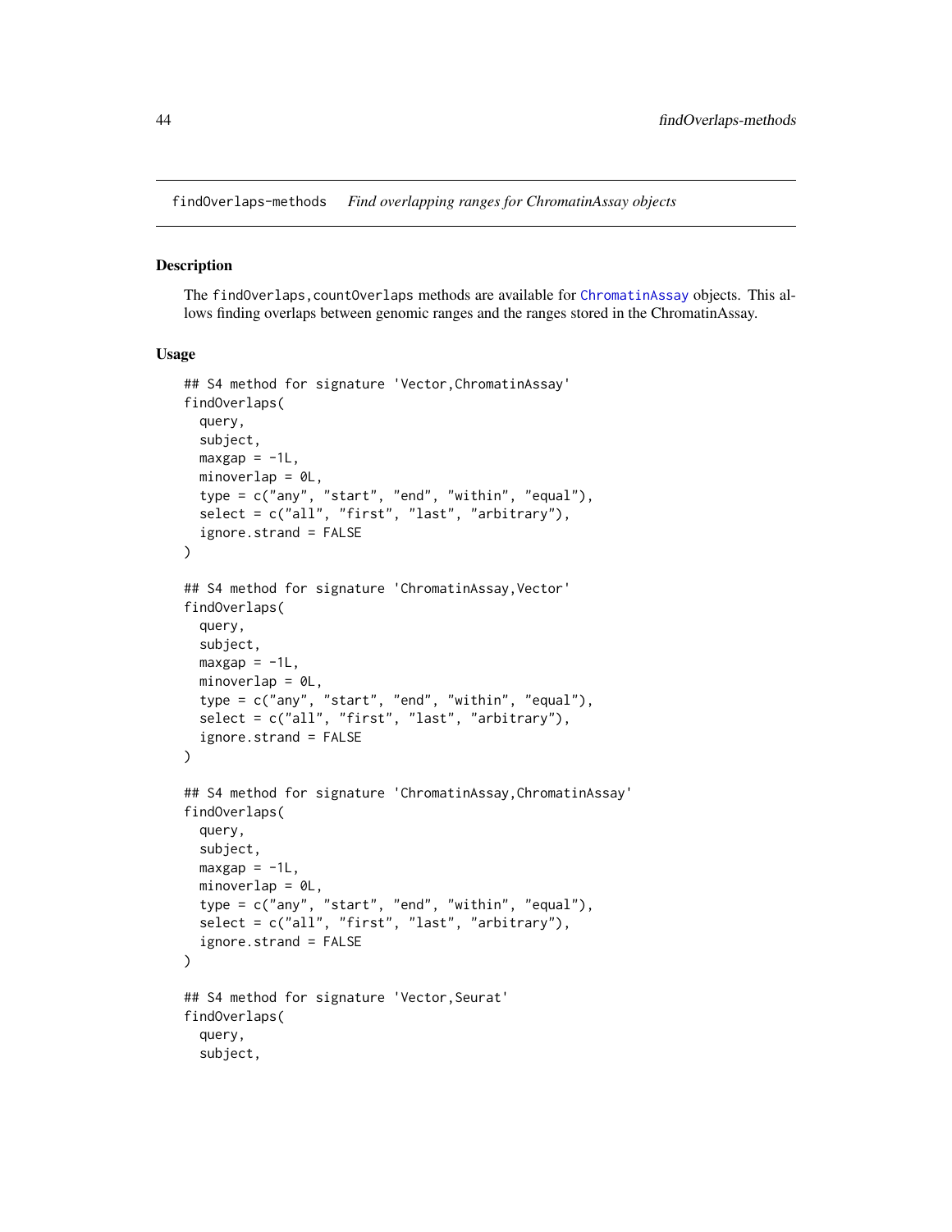findOverlaps-methods    *Find overlapping ranges for ChromatinAssay objects*

## Description

The `findOverlaps,countOverlaps` methods are available for ChromatinAssay objects. This allows finding overlaps between genomic ranges and the ranges stored in the ChromatinAssay.

## Usage

```
## S4 method for signature 'Vector,ChromatinAssay'
findOverlaps(
  query,
  subject,
  maxgap = -1L,
  minoverlap = 0L,
  type = c("any", "start", "end", "within", "equal"),
  select = c("all", "first", "last", "arbitrary"),
  ignore.strand = FALSE
)

## S4 method for signature 'ChromatinAssay,Vector'
findOverlaps(
  query,
  subject,
  maxgap = -1L,
  minoverlap = 0L,
  type = c("any", "start", "end", "within", "equal"),
  select = c("all", "first", "last", "arbitrary"),
  ignore.strand = FALSE
)

## S4 method for signature 'ChromatinAssay,ChromatinAssay'
findOverlaps(
  query,
  subject,
  maxgap = -1L,
  minoverlap = 0L,
  type = c("any", "start", "end", "within", "equal"),
  select = c("all", "first", "last", "arbitrary"),
  ignore.strand = FALSE
)

## S4 method for signature 'Vector,Seurat'
findOverlaps(
  query,
  subject,
```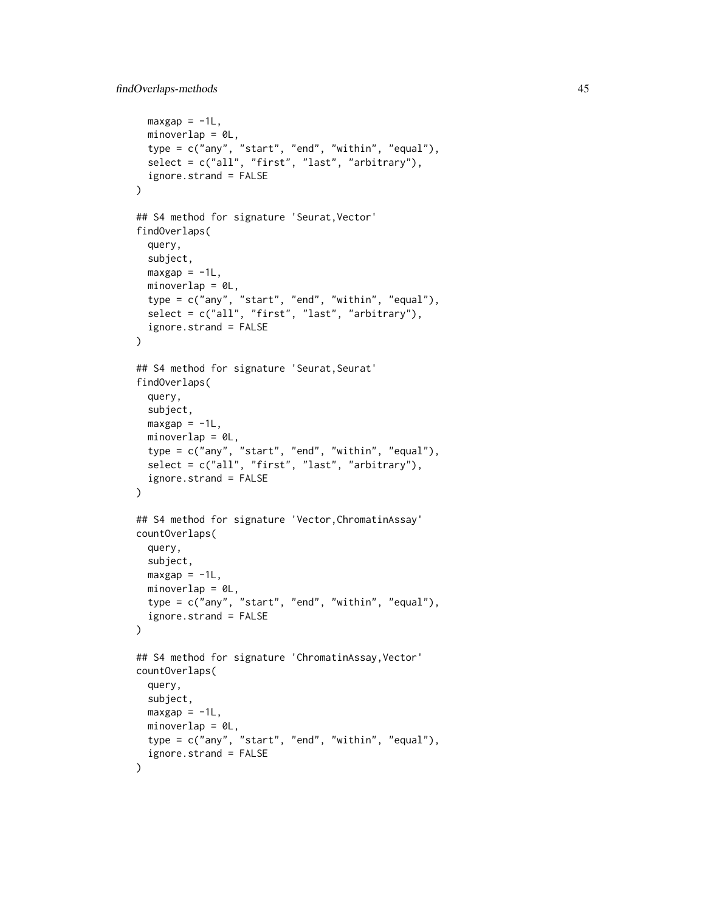```
  maxgap = -1L,
  minoverlap = 0L,
  type = c("any", "start", "end", "within", "equal"),
  select = c("all", "first", "last", "arbitrary"),
  ignore.strand = FALSE
)

## S4 method for signature 'Seurat,Vector'
findOverlaps(
  query,
  subject,
  maxgap = -1L,
  minoverlap = 0L,
  type = c("any", "start", "end", "within", "equal"),
  select = c("all", "first", "last", "arbitrary"),
  ignore.strand = FALSE
)

## S4 method for signature 'Seurat,Seurat'
findOverlaps(
  query,
  subject,
  maxgap = -1L,
  minoverlap = 0L,
  type = c("any", "start", "end", "within", "equal"),
  select = c("all", "first", "last", "arbitrary"),
  ignore.strand = FALSE
)

## S4 method for signature 'Vector,ChromatinAssay'
countOverlaps(
  query,
  subject,
  maxgap = -1L,
  minoverlap = 0L,
  type = c("any", "start", "end", "within", "equal"),
  ignore.strand = FALSE
)

## S4 method for signature 'ChromatinAssay,Vector'
countOverlaps(
  query,
  subject,
  maxgap = -1L,
  minoverlap = 0L,
  type = c("any", "start", "end", "within", "equal"),
  ignore.strand = FALSE
)
```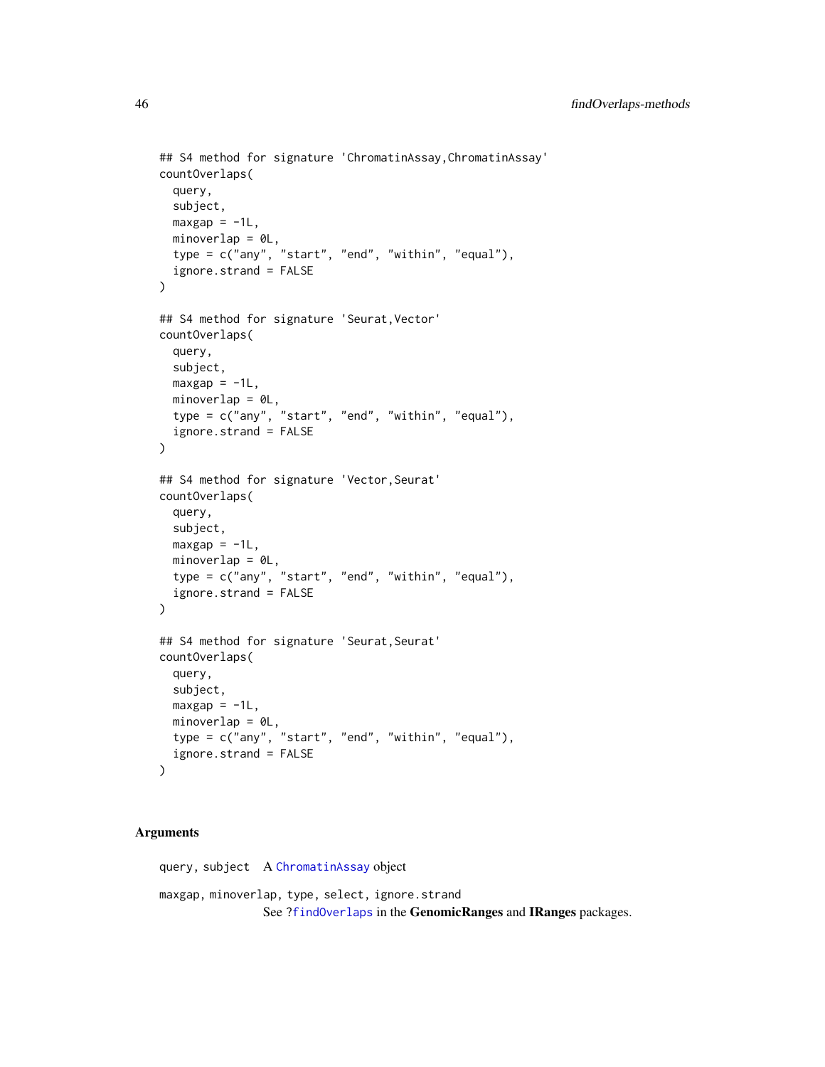```
## S4 method for signature 'ChromatinAssay,ChromatinAssay'
countOverlaps(
  query,
  subject,
  maxgap = -1L,
  minoverlap = 0L,
  type = c("any", "start", "end", "within", "equal"),
  ignore.strand = FALSE
)

## S4 method for signature 'Seurat,Vector'
countOverlaps(
  query,
  subject,
  maxgap = -1L,
  minoverlap = 0L,
  type = c("any", "start", "end", "within", "equal"),
  ignore.strand = FALSE
)

## S4 method for signature 'Vector,Seurat'
countOverlaps(
  query,
  subject,
  maxgap = -1L,
  minoverlap = 0L,
  type = c("any", "start", "end", "within", "equal"),
  ignore.strand = FALSE
)

## S4 method for signature 'Seurat,Seurat'
countOverlaps(
  query,
  subject,
  maxgap = -1L,
  minoverlap = 0L,
  type = c("any", "start", "end", "within", "equal"),
  ignore.strand = FALSE
)
```

## Arguments

`query, subject` A `ChromatinAssay` object

`maxgap, minoverlap, type, select, ignore.strand`
See ?`findOverlaps` in the **GenomicRanges** and **IRanges** packages.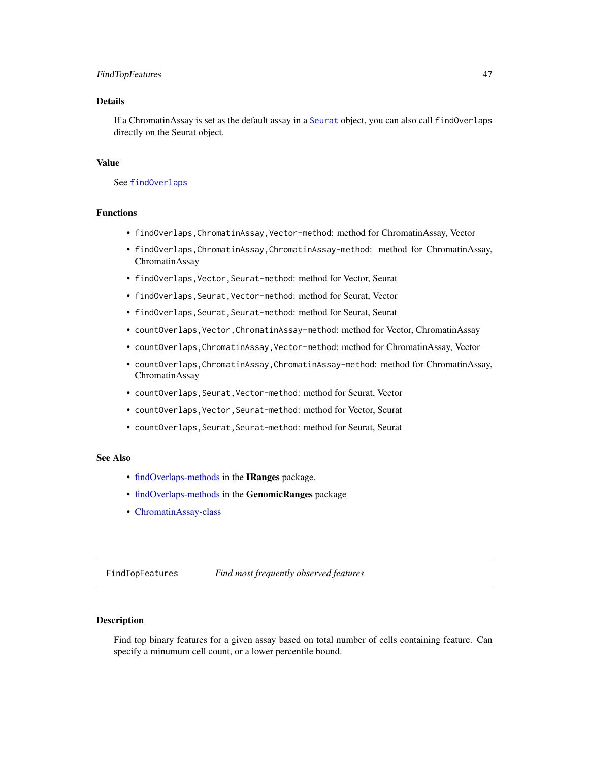### Details

If a ChromatinAssay is set as the default assay in a `Seurat` object, you can also call `findOverlaps` directly on the Seurat object.

### Value

See `findOverlaps`

### Functions

- `findOverlaps,ChromatinAssay,Vector-method`: method for ChromatinAssay, Vector
- `findOverlaps,ChromatinAssay,ChromatinAssay-method`: method for ChromatinAssay, ChromatinAssay
- `findOverlaps,Vector,Seurat-method`: method for Vector, Seurat
- `findOverlaps,Seurat,Vector-method`: method for Seurat, Vector
- `findOverlaps,Seurat,Seurat-method`: method for Seurat, Seurat
- `countOverlaps,Vector,ChromatinAssay-method`: method for Vector, ChromatinAssay
- `countOverlaps,ChromatinAssay,Vector-method`: method for ChromatinAssay, Vector
- `countOverlaps,ChromatinAssay,ChromatinAssay-method`: method for ChromatinAssay, ChromatinAssay
- `countOverlaps,Seurat,Vector-method`: method for Seurat, Vector
- `countOverlaps,Vector,Seurat-method`: method for Vector, Seurat
- `countOverlaps,Seurat,Seurat-method`: method for Seurat, Seurat

### See Also

- findOverlaps-methods in the **IRanges** package.
- findOverlaps-methods in the **GenomicRanges** package
- ChromatinAssay-class

---

## FindTopFeatures — *Find most frequently observed features*

### Description

Find top binary features for a given assay based on total number of cells containing feature. Can specify a minumum cell count, or a lower percentile bound.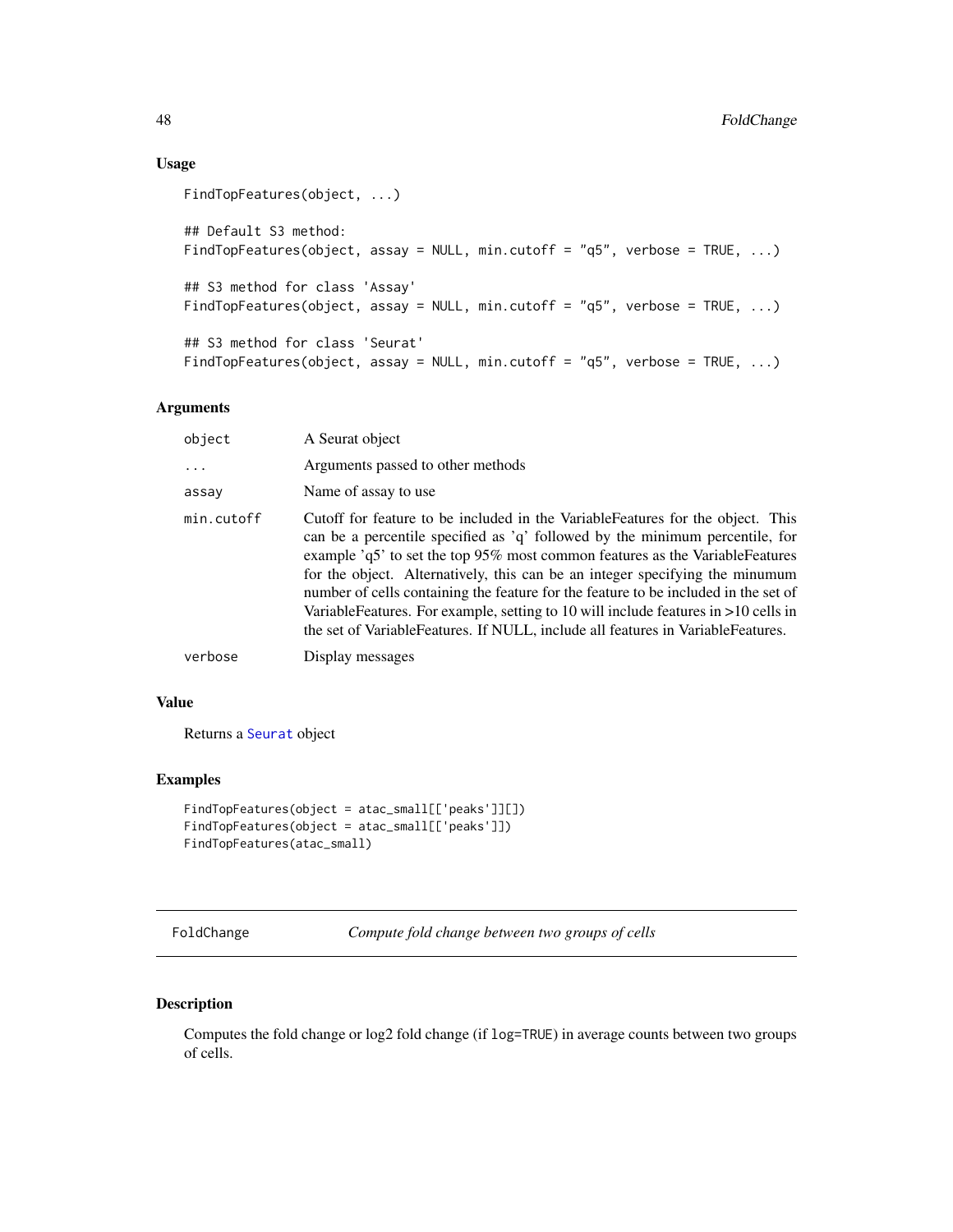### Usage

```
FindTopFeatures(object, ...)

## Default S3 method:
FindTopFeatures(object, assay = NULL, min.cutoff = "q5", verbose = TRUE, ...)

## S3 method for class 'Assay'
FindTopFeatures(object, assay = NULL, min.cutoff = "q5", verbose = TRUE, ...)

## S3 method for class 'Seurat'
FindTopFeatures(object, assay = NULL, min.cutoff = "q5", verbose = TRUE, ...)
```

### Arguments

| | |
|---|---|
| `object` | A Seurat object |
| `...` | Arguments passed to other methods |
| `assay` | Name of assay to use |
| `min.cutoff` | Cutoff for feature to be included in the VariableFeatures for the object. This can be a percentile specified as 'q' followed by the minimum percentile, for example 'q5' to set the top 95% most common features as the VariableFeatures for the object. Alternatively, this can be an integer specifying the minumum number of cells containing the feature for the feature to be included in the set of VariableFeatures. For example, setting to 10 will include features in >10 cells in the set of VariableFeatures. If NULL, include all features in VariableFeatures. |
| `verbose` | Display messages |

### Value

Returns a Seurat object

### Examples

```
FindTopFeatures(object = atac_small[['peaks']][])
FindTopFeatures(object = atac_small[['peaks']])
FindTopFeatures(atac_small)
```

## FoldChange — *Compute fold change between two groups of cells*

### Description

Computes the fold change or log2 fold change (if `log=TRUE`) in average counts between two groups of cells.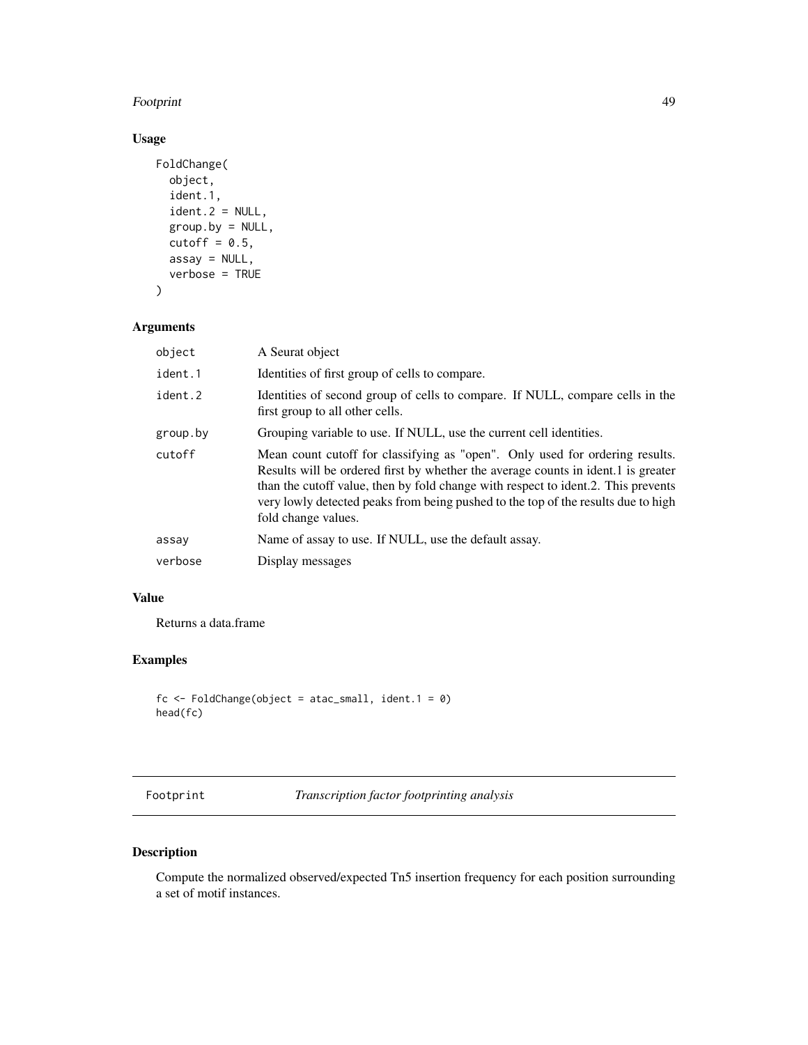## Usage

```
FoldChange(
  object,
  ident.1,
  ident.2 = NULL,
  group.by = NULL,
  cutoff = 0.5,
  assay = NULL,
  verbose = TRUE
)
```

## Arguments

| | |
|---|---|
| object | A Seurat object |
| ident.1 | Identities of first group of cells to compare. |
| ident.2 | Identities of second group of cells to compare. If NULL, compare cells in the first group to all other cells. |
| group.by | Grouping variable to use. If NULL, use the current cell identities. |
| cutoff | Mean count cutoff for classifying as "open". Only used for ordering results. Results will be ordered first by whether the average counts in ident.1 is greater than the cutoff value, then by fold change with respect to ident.2. This prevents very lowly detected peaks from being pushed to the top of the results due to high fold change values. |
| assay | Name of assay to use. If NULL, use the default assay. |
| verbose | Display messages |

## Value

Returns a data.frame

## Examples

```
fc <- FoldChange(object = atac_small, ident.1 = 0)
head(fc)
```

---

# Footprint *Transcription factor footprinting analysis*

## Description

Compute the normalized observed/expected Tn5 insertion frequency for each position surrounding a set of motif instances.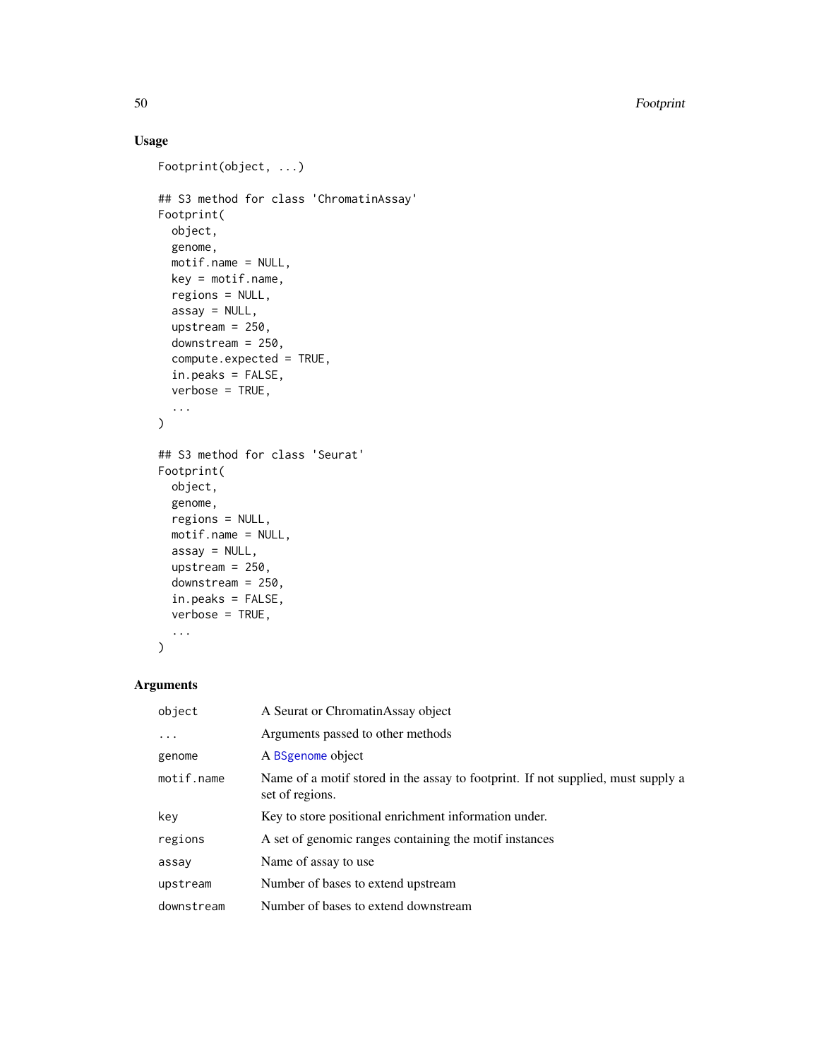## Usage

```
Footprint(object, ...)

## S3 method for class 'ChromatinAssay'
Footprint(
  object,
  genome,
  motif.name = NULL,
  key = motif.name,
  regions = NULL,
  assay = NULL,
  upstream = 250,
  downstream = 250,
  compute.expected = TRUE,
  in.peaks = FALSE,
  verbose = TRUE,
  ...
)

## S3 method for class 'Seurat'
Footprint(
  object,
  genome,
  regions = NULL,
  motif.name = NULL,
  assay = NULL,
  upstream = 250,
  downstream = 250,
  in.peaks = FALSE,
  verbose = TRUE,
  ...
)
```

## Arguments

| | |
|---|---|
| `object` | A Seurat or ChromatinAssay object |
| `...` | Arguments passed to other methods |
| `genome` | A `BSgenome` object |
| `motif.name` | Name of a motif stored in the assay to footprint. If not supplied, must supply a set of regions. |
| `key` | Key to store positional enrichment information under. |
| `regions` | A set of genomic ranges containing the motif instances |
| `assay` | Name of assay to use |
| `upstream` | Number of bases to extend upstream |
| `downstream` | Number of bases to extend downstream |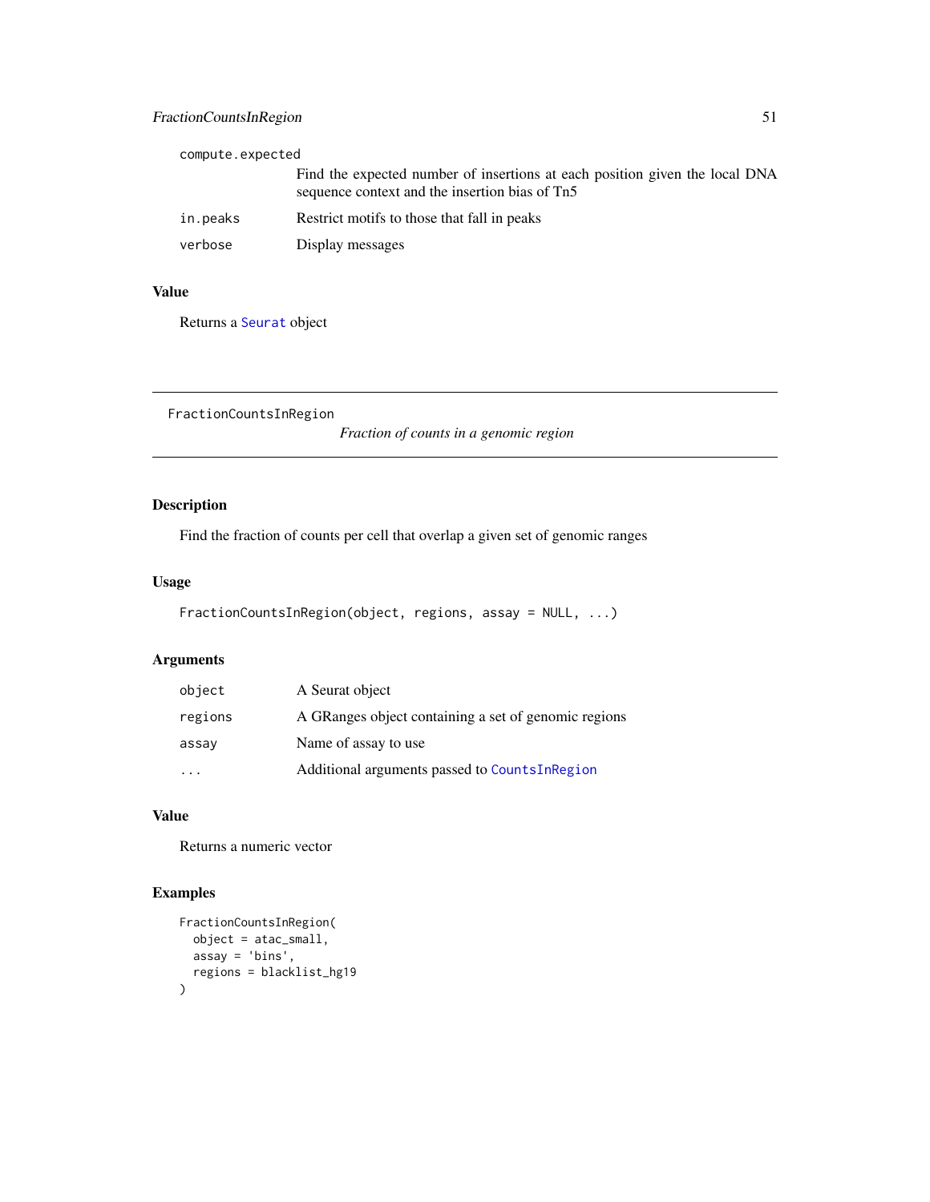| | |
|---|---|
| compute.expected | Find the expected number of insertions at each position given the local DNA sequence context and the insertion bias of Tn5 |
| in.peaks | Restrict motifs to those that fall in peaks |
| verbose | Display messages |

### Value

Returns a Seurat object

---

## FractionCountsInRegion

*Fraction of counts in a genomic region*

---

### Description

Find the fraction of counts per cell that overlap a given set of genomic ranges

### Usage

```
FractionCountsInRegion(object, regions, assay = NULL, ...)
```

### Arguments

| | |
|---|---|
| object | A Seurat object |
| regions | A GRanges object containing a set of genomic regions |
| assay | Name of assay to use |
| ... | Additional arguments passed to CountsInRegion |

### Value

Returns a numeric vector

### Examples

```
FractionCountsInRegion(
  object = atac_small,
  assay = 'bins',
  regions = blacklist_hg19
)
```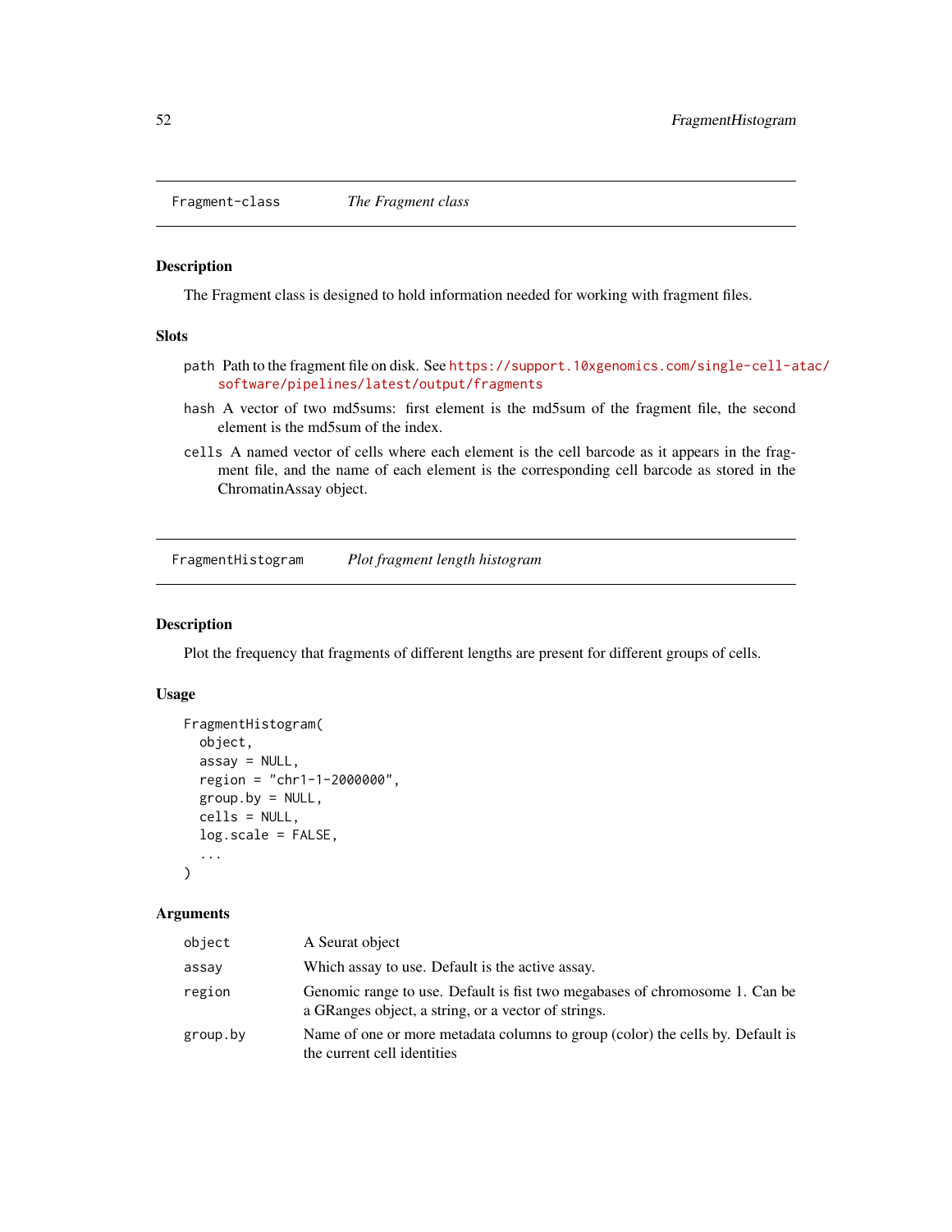## Fragment-class — *The Fragment class*

### Description

The Fragment class is designed to hold information needed for working with fragment files.

### Slots

`path` Path to the fragment file on disk. See https://support.10xgenomics.com/single-cell-atac/software/pipelines/latest/output/fragments

`hash` A vector of two md5sums: first element is the md5sum of the fragment file, the second element is the md5sum of the index.

`cells` A named vector of cells where each element is the cell barcode as it appears in the fragment file, and the name of each element is the corresponding cell barcode as stored in the ChromatinAssay object.

## FragmentHistogram — *Plot fragment length histogram*

### Description

Plot the frequency that fragments of different lengths are present for different groups of cells.

### Usage

```
FragmentHistogram(
  object,
  assay = NULL,
  region = "chr1-1-2000000",
  group.by = NULL,
  cells = NULL,
  log.scale = FALSE,
  ...
)
```

### Arguments

| | |
|---|---|
| `object` | A Seurat object |
| `assay` | Which assay to use. Default is the active assay. |
| `region` | Genomic range to use. Default is fist two megabases of chromosome 1. Can be a GRanges object, a string, or a vector of strings. |
| `group.by` | Name of one or more metadata columns to group (color) the cells by. Default is the current cell identities |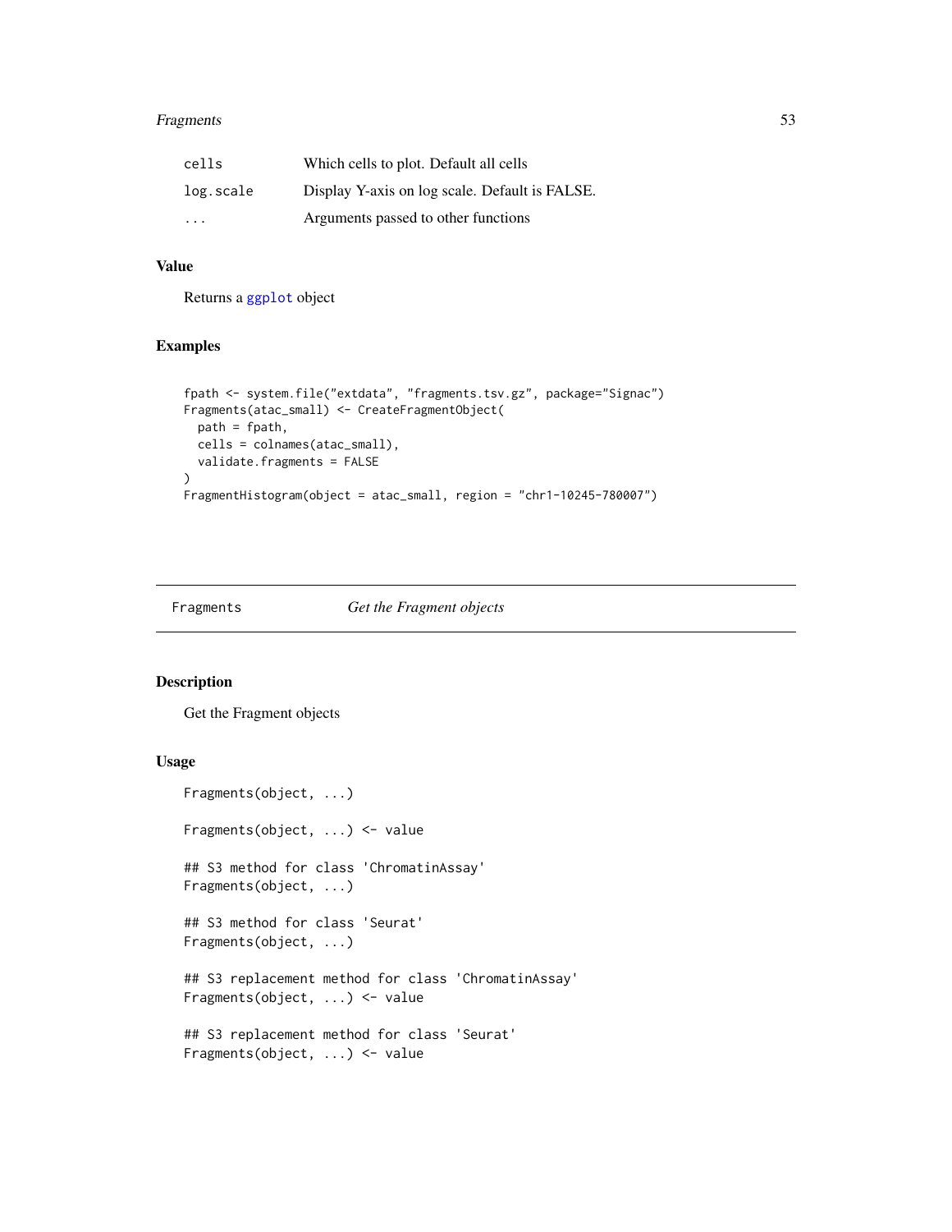| | |
|---|---|
| cells | Which cells to plot. Default all cells |
| log.scale | Display Y-axis on log scale. Default is FALSE. |
| ... | Arguments passed to other functions |

## Value

Returns a ggplot object

## Examples

```
fpath <- system.file("extdata", "fragments.tsv.gz", package="Signac")
Fragments(atac_small) <- CreateFragmentObject(
  path = fpath,
  cells = colnames(atac_small),
  validate.fragments = FALSE
)
FragmentHistogram(object = atac_small, region = "chr1-10245-780007")
```

---

# Fragments *Get the Fragment objects*

---

## Description

Get the Fragment objects

## Usage

```
Fragments(object, ...)

Fragments(object, ...) <- value

## S3 method for class 'ChromatinAssay'
Fragments(object, ...)

## S3 method for class 'Seurat'
Fragments(object, ...)

## S3 replacement method for class 'ChromatinAssay'
Fragments(object, ...) <- value

## S3 replacement method for class 'Seurat'
Fragments(object, ...) <- value
```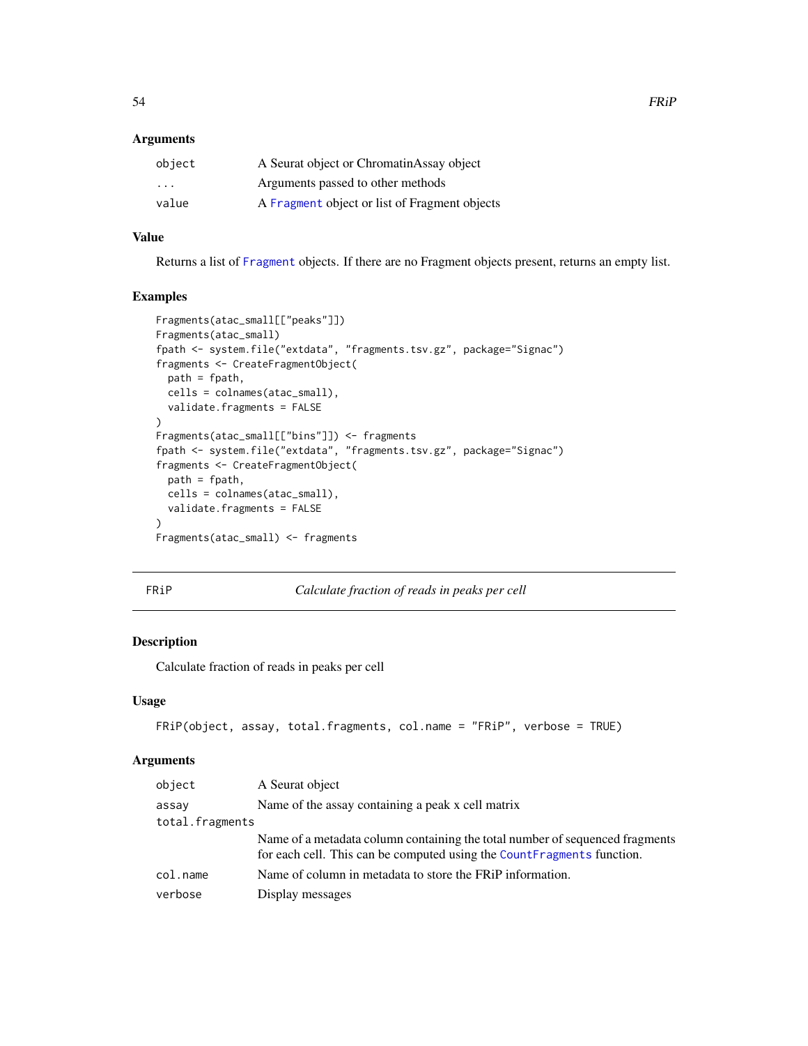### Arguments

| | |
|---|---|
| object | A Seurat object or ChromatinAssay object |
| ... | Arguments passed to other methods |
| value | A Fragment object or list of Fragment objects |

### Value

Returns a list of Fragment objects. If there are no Fragment objects present, returns an empty list.

### Examples

```
Fragments(atac_small[["peaks"]])
Fragments(atac_small)
fpath <- system.file("extdata", "fragments.tsv.gz", package="Signac")
fragments <- CreateFragmentObject(
  path = fpath,
  cells = colnames(atac_small),
  validate.fragments = FALSE
)
Fragments(atac_small[["bins"]]) <- fragments
fpath <- system.file("extdata", "fragments.tsv.gz", package="Signac")
fragments <- CreateFragmentObject(
  path = fpath,
  cells = colnames(atac_small),
  validate.fragments = FALSE
)
Fragments(atac_small) <- fragments
```

## FRiP — *Calculate fraction of reads in peaks per cell*

### Description

Calculate fraction of reads in peaks per cell

### Usage

```
FRiP(object, assay, total.fragments, col.name = "FRiP", verbose = TRUE)
```

### Arguments

| | |
|---|---|
| object | A Seurat object |
| assay | Name of the assay containing a peak x cell matrix |
| total.fragments | Name of a metadata column containing the total number of sequenced fragments for each cell. This can be computed using the CountFragments function. |
| col.name | Name of column in metadata to store the FRiP information. |
| verbose | Display messages |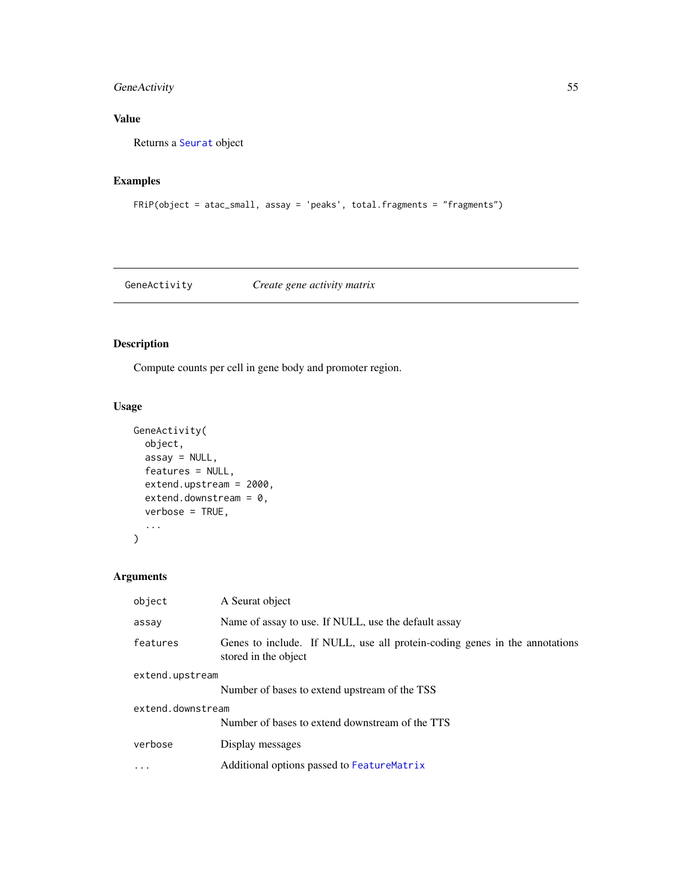## Value

Returns a Seurat object

## Examples

```
FRiP(object = atac_small, assay = 'peaks', total.fragments = "fragments")
```

---

# GeneActivity *Create gene activity matrix*

## Description

Compute counts per cell in gene body and promoter region.

## Usage

```
GeneActivity(
  object,
  assay = NULL,
  features = NULL,
  extend.upstream = 2000,
  extend.downstream = 0,
  verbose = TRUE,
  ...
)
```

## Arguments

| | |
|---|---|
| `object` | A Seurat object |
| `assay` | Name of assay to use. If NULL, use the default assay |
| `features` | Genes to include. If NULL, use all protein-coding genes in the annotations stored in the object |
| `extend.upstream` | Number of bases to extend upstream of the TSS |
| `extend.downstream` | Number of bases to extend downstream of the TTS |
| `verbose` | Display messages |
| `...` | Additional options passed to FeatureMatrix |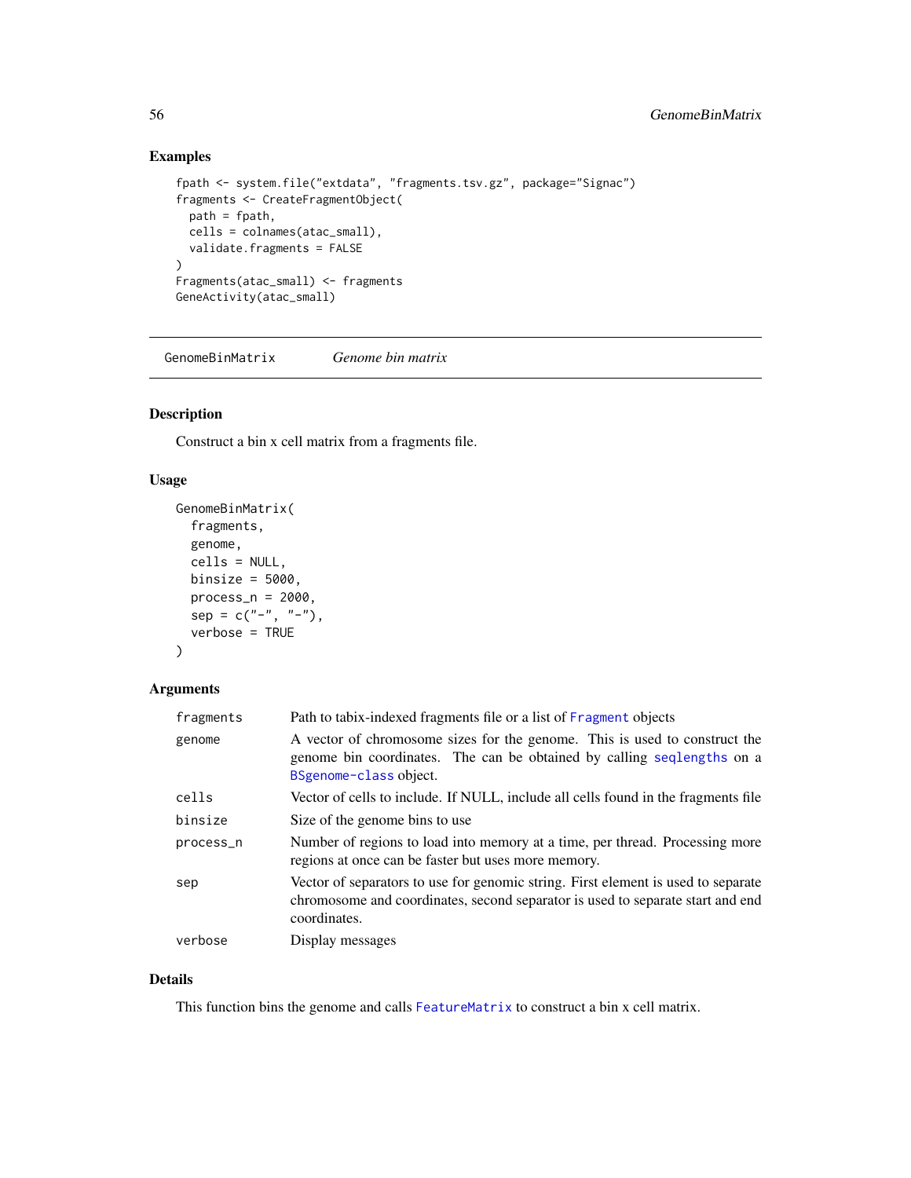## Examples

```
fpath <- system.file("extdata", "fragments.tsv.gz", package="Signac")
fragments <- CreateFragmentObject(
  path = fpath,
  cells = colnames(atac_small),
  validate.fragments = FALSE
)
Fragments(atac_small) <- fragments
GeneActivity(atac_small)
```

---

# GenomeBinMatrix *Genome bin matrix*

---

## Description

Construct a bin x cell matrix from a fragments file.

## Usage

```
GenomeBinMatrix(
  fragments,
  genome,
  cells = NULL,
  binsize = 5000,
  process_n = 2000,
  sep = c("-", "-"),
  verbose = TRUE
)
```

## Arguments

| | |
|---|---|
| fragments | Path to tabix-indexed fragments file or a list of Fragment objects |
| genome | A vector of chromosome sizes for the genome. This is used to construct the genome bin coordinates. The can be obtained by calling seqlengths on a BSgenome-class object. |
| cells | Vector of cells to include. If NULL, include all cells found in the fragments file |
| binsize | Size of the genome bins to use |
| process_n | Number of regions to load into memory at a time, per thread. Processing more regions at once can be faster but uses more memory. |
| sep | Vector of separators to use for genomic string. First element is used to separate chromosome and coordinates, second separator is used to separate start and end coordinates. |
| verbose | Display messages |

## Details

This function bins the genome and calls FeatureMatrix to construct a bin x cell matrix.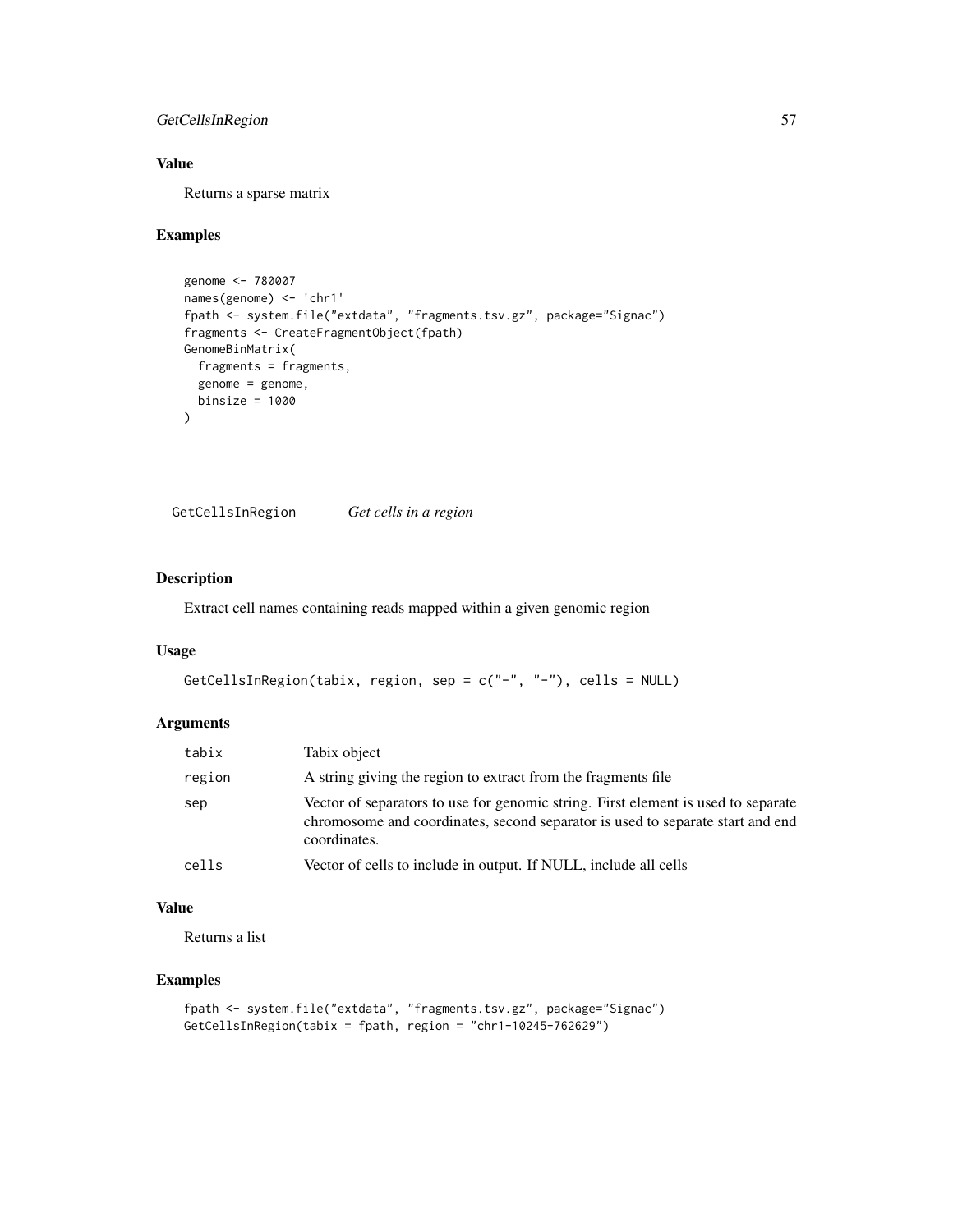## Value

Returns a sparse matrix

## Examples

```
genome <- 780007
names(genome) <- 'chr1'
fpath <- system.file("extdata", "fragments.tsv.gz", package="Signac")
fragments <- CreateFragmentObject(fpath)
GenomeBinMatrix(
  fragments = fragments,
  genome = genome,
  binsize = 1000
)
```

---

# GetCellsInRegion *Get cells in a region*

---

## Description

Extract cell names containing reads mapped within a given genomic region

## Usage

```
GetCellsInRegion(tabix, region, sep = c("-", "-"), cells = NULL)
```

## Arguments

| | |
|---|---|
| tabix | Tabix object |
| region | A string giving the region to extract from the fragments file |
| sep | Vector of separators to use for genomic string. First element is used to separate chromosome and coordinates, second separator is used to separate start and end coordinates. |
| cells | Vector of cells to include in output. If NULL, include all cells |

## Value

Returns a list

## Examples

```
fpath <- system.file("extdata", "fragments.tsv.gz", package="Signac")
GetCellsInRegion(tabix = fpath, region = "chr1-10245-762629")
```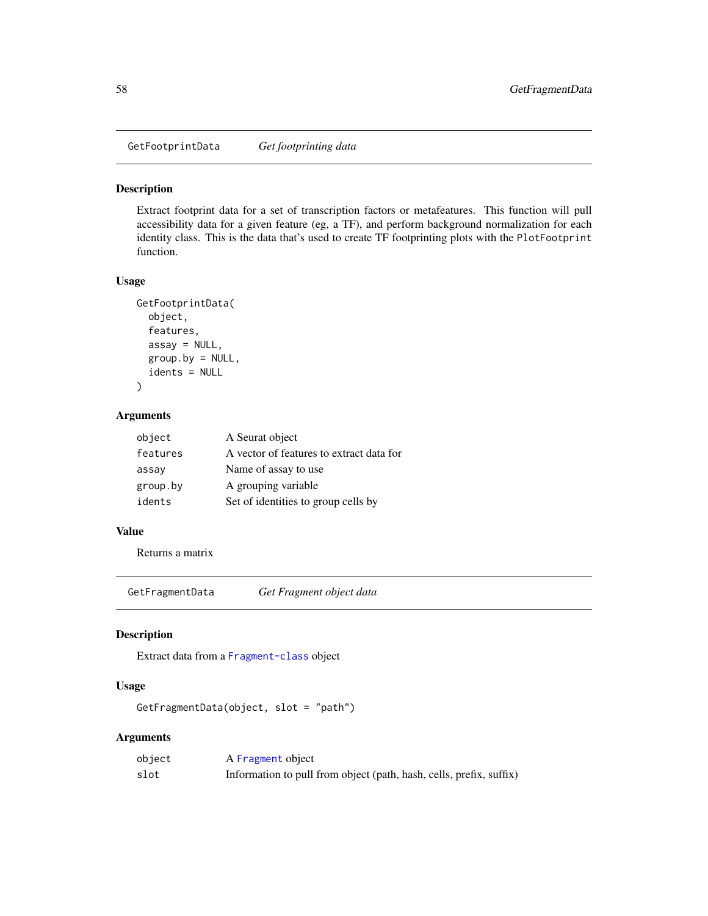## GetFootprintData *Get footprinting data*

### Description

Extract footprint data for a set of transcription factors or metafeatures. This function will pull accessibility data for a given feature (eg, a TF), and perform background normalization for each identity class. This is the data that's used to create TF footprinting plots with the `PlotFootprint` function.

### Usage

```
GetFootprintData(
  object,
  features,
  assay = NULL,
  group.by = NULL,
  idents = NULL
)
```

### Arguments

| | |
|---|---|
| `object` | A Seurat object |
| `features` | A vector of features to extract data for |
| `assay` | Name of assay to use |
| `group.by` | A grouping variable |
| `idents` | Set of identities to group cells by |

### Value

Returns a matrix

## GetFragmentData *Get Fragment object data*

### Description

Extract data from a `Fragment-class` object

### Usage

```
GetFragmentData(object, slot = "path")
```

### Arguments

| | |
|---|---|
| `object` | A `Fragment` object |
| `slot` | Information to pull from object (path, hash, cells, prefix, suffix) |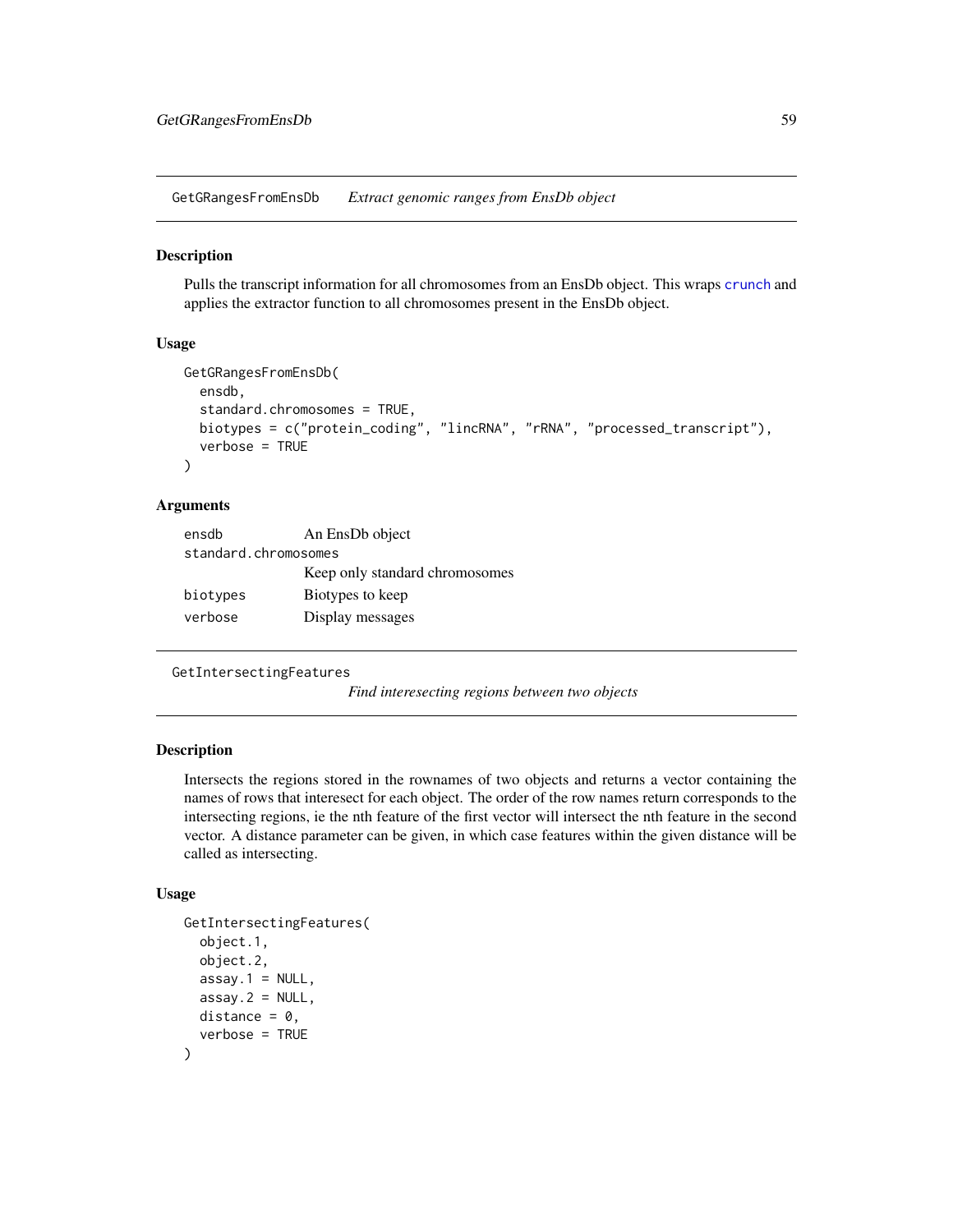## GetGRangesFromEnsDb    *Extract genomic ranges from EnsDb object*

### Description

Pulls the transcript information for all chromosomes from an EnsDb object. This wraps crunch and applies the extractor function to all chromosomes present in the EnsDb object.

### Usage

```
GetGRangesFromEnsDb(
  ensdb,
  standard.chromosomes = TRUE,
  biotypes = c("protein_coding", "lincRNA", "rRNA", "processed_transcript"),
  verbose = TRUE
)
```

### Arguments

| | |
|---|---|
| ensdb | An EnsDb object |
| standard.chromosomes | Keep only standard chromosomes |
| biotypes | Biotypes to keep |
| verbose | Display messages |

## GetIntersectingFeatures    *Find interesecting regions between two objects*

### Description

Intersects the regions stored in the rownames of two objects and returns a vector containing the names of rows that interesect for each object. The order of the row names return corresponds to the intersecting regions, ie the nth feature of the first vector will intersect the nth feature in the second vector. A distance parameter can be given, in which case features within the given distance will be called as intersecting.

### Usage

```
GetIntersectingFeatures(
  object.1,
  object.2,
  assay.1 = NULL,
  assay.2 = NULL,
  distance = 0,
  verbose = TRUE
)
```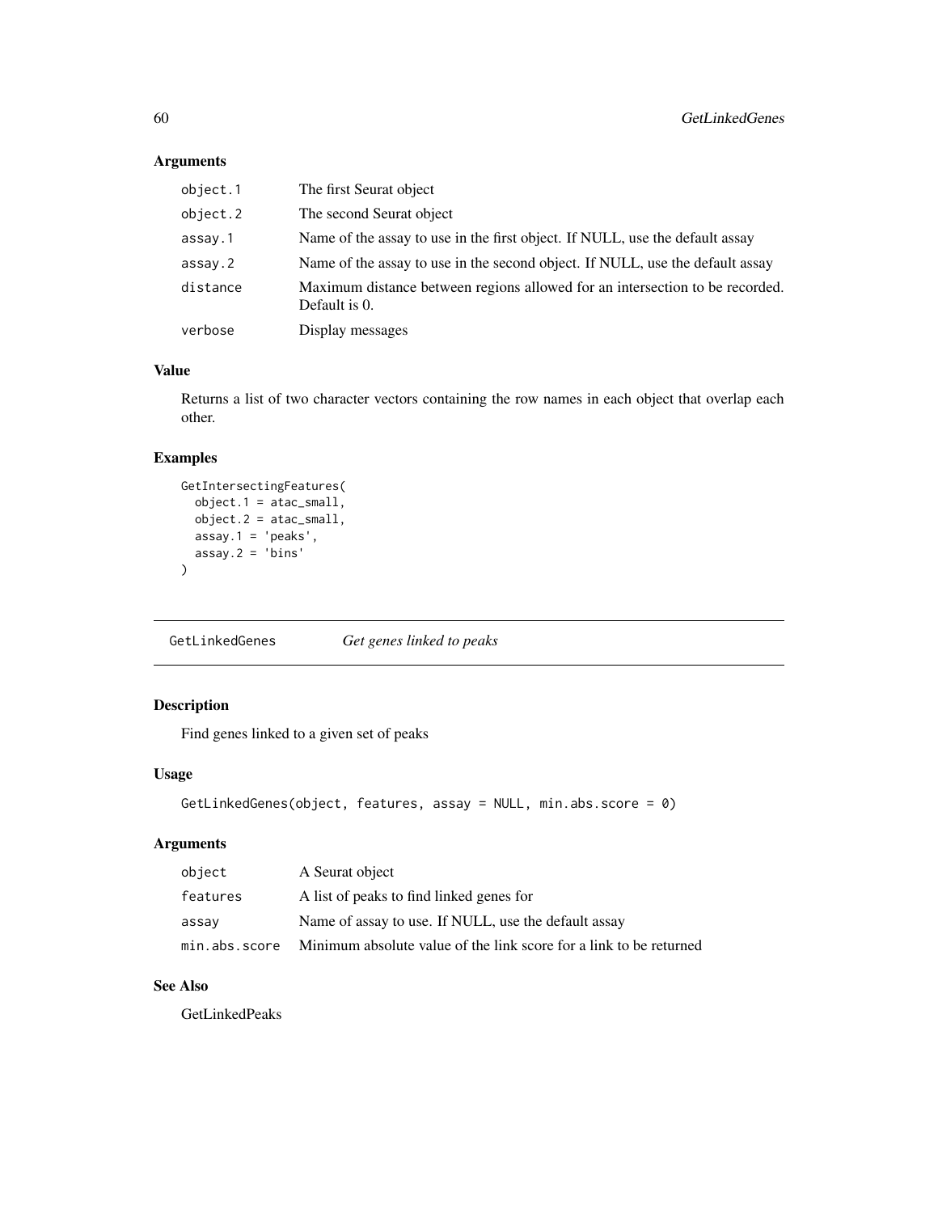## Arguments

| | |
|---|---|
| object.1 | The first Seurat object |
| object.2 | The second Seurat object |
| assay.1 | Name of the assay to use in the first object. If NULL, use the default assay |
| assay.2 | Name of the assay to use in the second object. If NULL, use the default assay |
| distance | Maximum distance between regions allowed for an intersection to be recorded. Default is 0. |
| verbose | Display messages |

## Value

Returns a list of two character vectors containing the row names in each object that overlap each other.

## Examples

```
GetIntersectingFeatures(
  object.1 = atac_small,
  object.2 = atac_small,
  assay.1 = 'peaks',
  assay.2 = 'bins'
)
```

---

# GetLinkedGenes    *Get genes linked to peaks*

## Description

Find genes linked to a given set of peaks

## Usage

```
GetLinkedGenes(object, features, assay = NULL, min.abs.score = 0)
```

## Arguments

| | |
|---|---|
| object | A Seurat object |
| features | A list of peaks to find linked genes for |
| assay | Name of assay to use. If NULL, use the default assay |
| min.abs.score | Minimum absolute value of the link score for a link to be returned |

## See Also

GetLinkedPeaks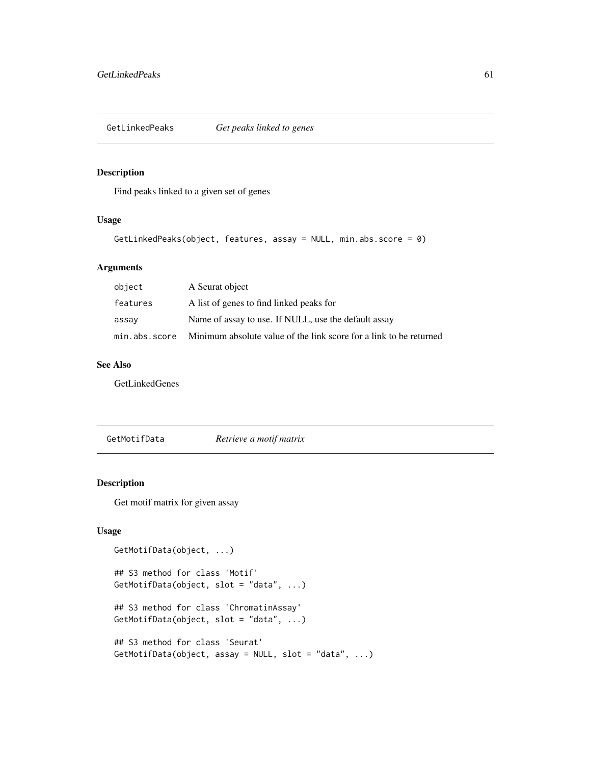## GetLinkedPeaks *Get peaks linked to genes*

### Description

Find peaks linked to a given set of genes

### Usage

```
GetLinkedPeaks(object, features, assay = NULL, min.abs.score = 0)
```

### Arguments

| | |
|---|---|
| `object` | A Seurat object |
| `features` | A list of genes to find linked peaks for |
| `assay` | Name of assay to use. If NULL, use the default assay |
| `min.abs.score` | Minimum absolute value of the link score for a link to be returned |

### See Also

GetLinkedGenes

## GetMotifData *Retrieve a motif matrix*

### Description

Get motif matrix for given assay

### Usage

```
GetMotifData(object, ...)

## S3 method for class 'Motif'
GetMotifData(object, slot = "data", ...)

## S3 method for class 'ChromatinAssay'
GetMotifData(object, slot = "data", ...)

## S3 method for class 'Seurat'
GetMotifData(object, assay = NULL, slot = "data", ...)
```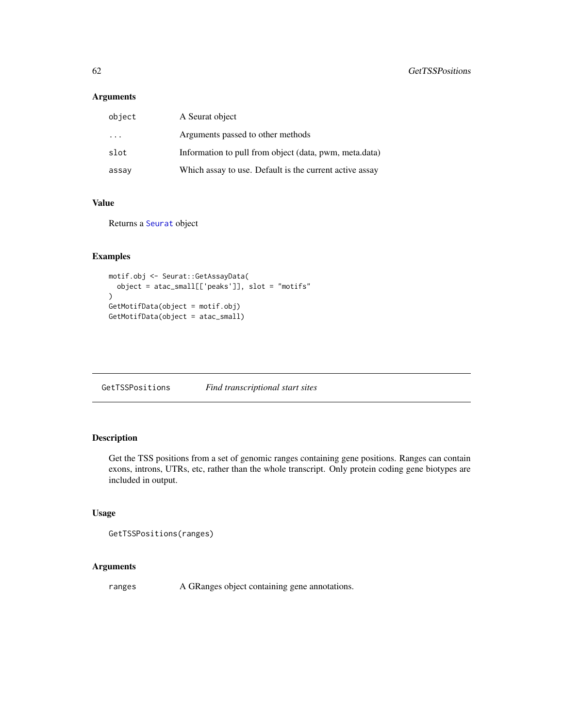## Arguments

| | |
|---|---|
| object | A Seurat object |
| ... | Arguments passed to other methods |
| slot | Information to pull from object (data, pwm, meta.data) |
| assay | Which assay to use. Default is the current active assay |

## Value

Returns a Seurat object

## Examples

```
motif.obj <- Seurat::GetAssayData(
  object = atac_small[['peaks']], slot = "motifs"
)
GetMotifData(object = motif.obj)
GetMotifData(object = atac_small)
```

---

# GetTSSPositions *Find transcriptional start sites*

## Description

Get the TSS positions from a set of genomic ranges containing gene positions. Ranges can contain exons, introns, UTRs, etc, rather than the whole transcript. Only protein coding gene biotypes are included in output.

## Usage

```
GetTSSPositions(ranges)
```

## Arguments

| | |
|---|---|
| ranges | A GRanges object containing gene annotations. |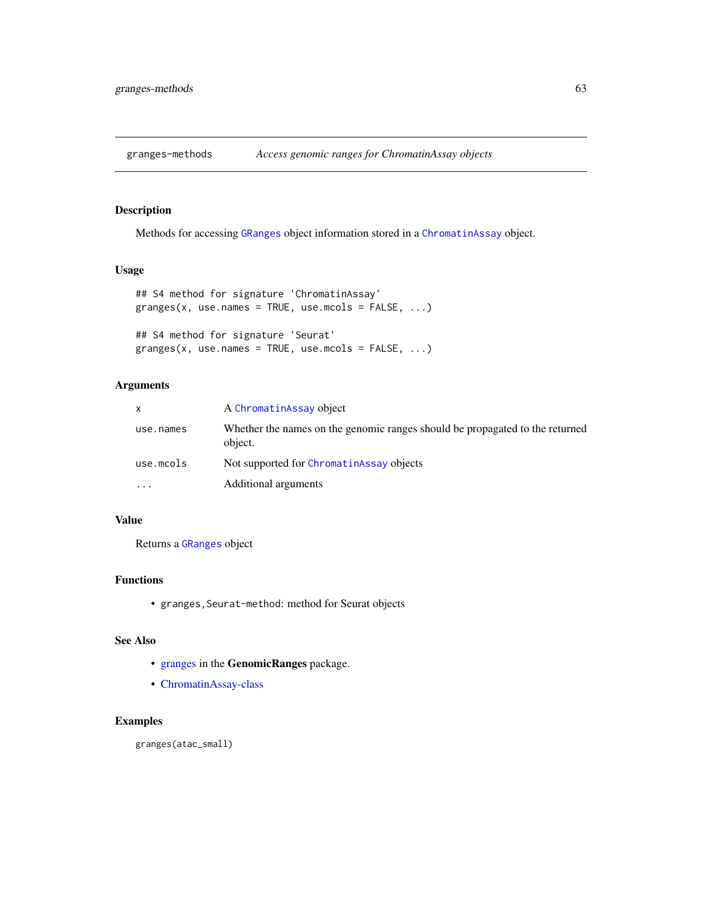# granges-methods — *Access genomic ranges for ChromatinAssay objects*

## Description

Methods for accessing `GRanges` object information stored in a `ChromatinAssay` object.

## Usage

```
## S4 method for signature 'ChromatinAssay'
granges(x, use.names = TRUE, use.mcols = FALSE, ...)

## S4 method for signature 'Seurat'
granges(x, use.names = TRUE, use.mcols = FALSE, ...)
```

## Arguments

| | |
|---|---|
| `x` | A `ChromatinAssay` object |
| `use.names` | Whether the names on the genomic ranges should be propagated to the returned object. |
| `use.mcols` | Not supported for `ChromatinAssay` objects |
| `...` | Additional arguments |

## Value

Returns a `GRanges` object

## Functions

- `granges,Seurat-method`: method for Seurat objects

## See Also

- granges in the **GenomicRanges** package.
- ChromatinAssay-class

## Examples

```
granges(atac_small)
```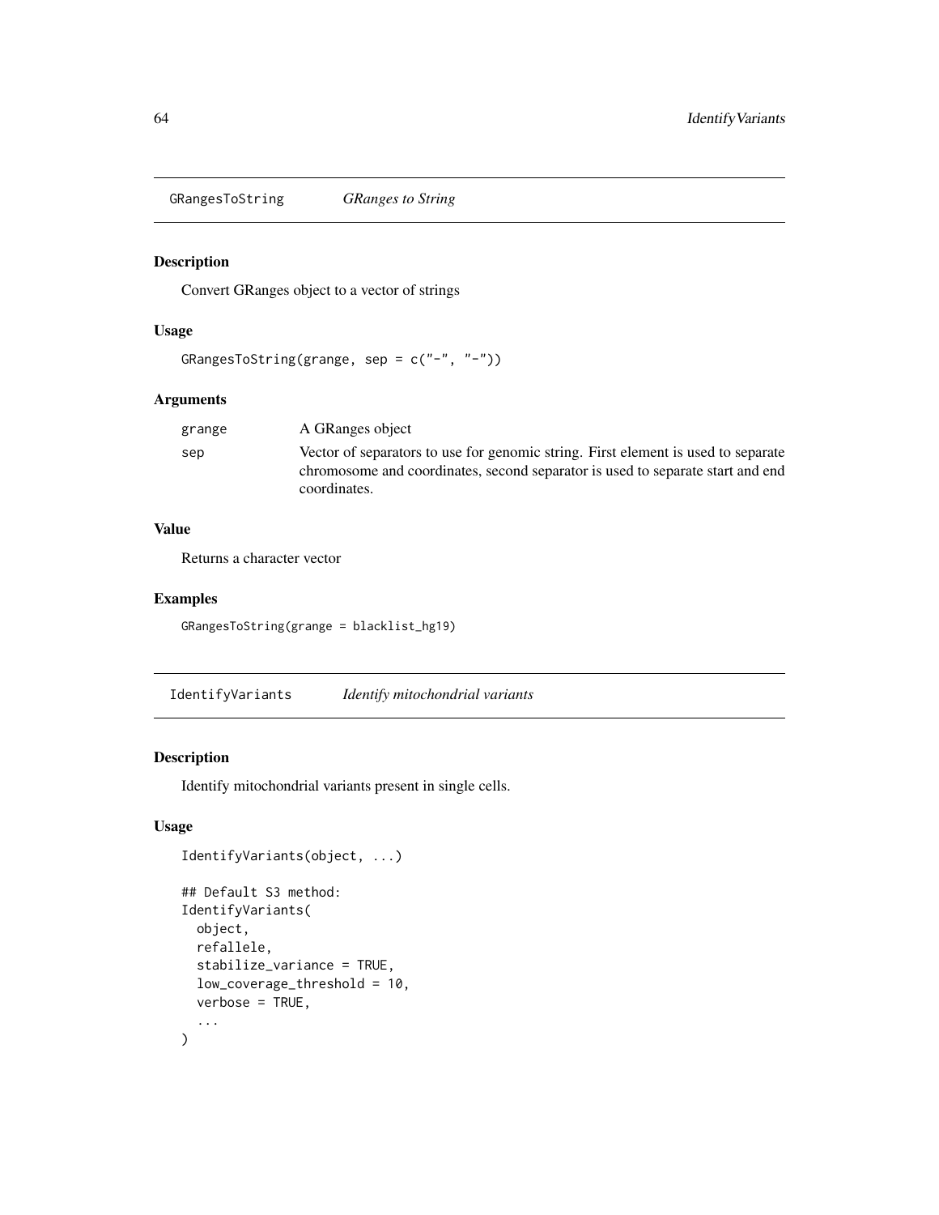## GRangesToString *GRanges to String*

### Description

Convert GRanges object to a vector of strings

### Usage

```
GRangesToString(grange, sep = c("-", "-"))
```

### Arguments

| | |
|---|---|
| grange | A GRanges object |
| sep | Vector of separators to use for genomic string. First element is used to separate chromosome and coordinates, second separator is used to separate start and end coordinates. |

### Value

Returns a character vector

### Examples

```
GRangesToString(grange = blacklist_hg19)
```

## IdentifyVariants *Identify mitochondrial variants*

### Description

Identify mitochondrial variants present in single cells.

### Usage

```
IdentifyVariants(object, ...)

## Default S3 method:
IdentifyVariants(
  object,
  refallele,
  stabilize_variance = TRUE,
  low_coverage_threshold = 10,
  verbose = TRUE,
  ...
)
```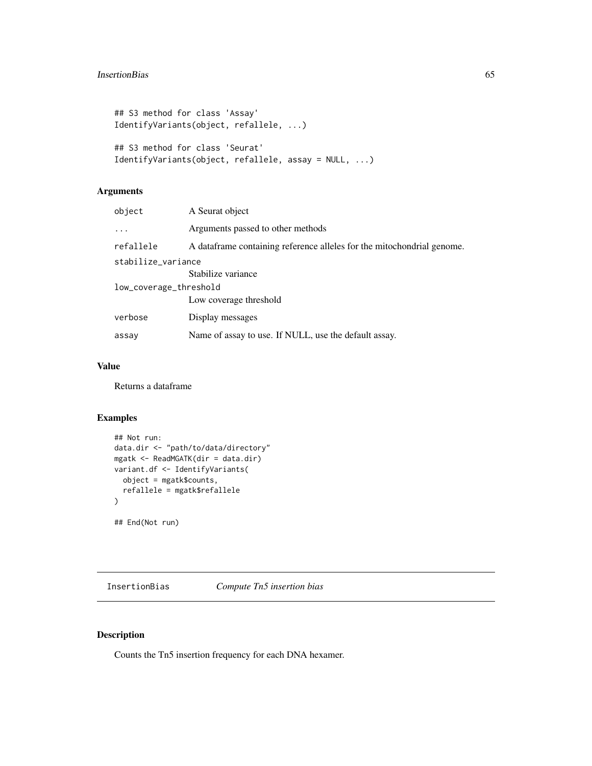```
## S3 method for class 'Assay'
IdentifyVariants(object, refallele, ...)

## S3 method for class 'Seurat'
IdentifyVariants(object, refallele, assay = NULL, ...)
```

### Arguments

| | |
|---|---|
| object | A Seurat object |
| ... | Arguments passed to other methods |
| refallele | A dataframe containing reference alleles for the mitochondrial genome. |
| stabilize_variance | Stabilize variance |
| low_coverage_threshold | Low coverage threshold |
| verbose | Display messages |
| assay | Name of assay to use. If NULL, use the default assay. |

### Value

Returns a dataframe

### Examples

```
## Not run:
data.dir <- "path/to/data/directory"
mgatk <- ReadMGATK(dir = data.dir)
variant.df <- IdentifyVariants(
  object = mgatk$counts,
  refallele = mgatk$refallele
)

## End(Not run)
```

---

## InsertionBias *Compute Tn5 insertion bias*

### Description

Counts the Tn5 insertion frequency for each DNA hexamer.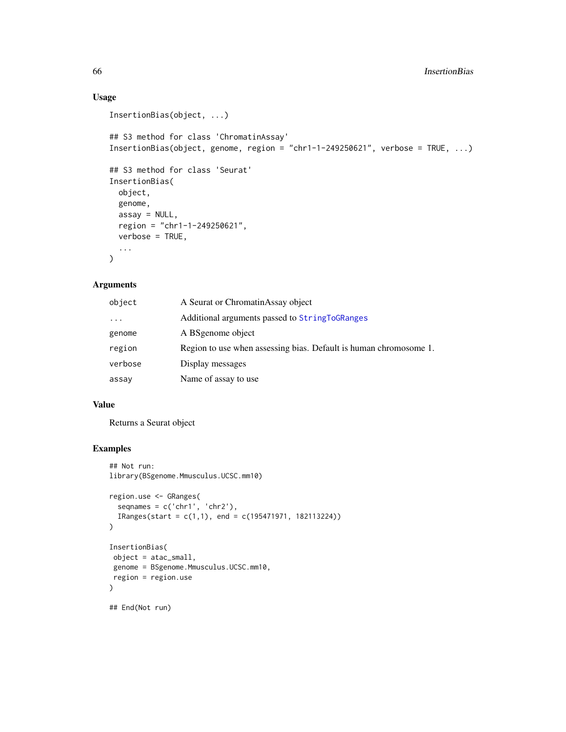## Usage

```
InsertionBias(object, ...)

## S3 method for class 'ChromatinAssay'
InsertionBias(object, genome, region = "chr1-1-249250621", verbose = TRUE, ...)

## S3 method for class 'Seurat'
InsertionBias(
  object,
  genome,
  assay = NULL,
  region = "chr1-1-249250621",
  verbose = TRUE,
  ...
)
```

## Arguments

| | |
|---|---|
| object | A Seurat or ChromatinAssay object |
| ... | Additional arguments passed to StringToGRanges |
| genome | A BSgenome object |
| region | Region to use when assessing bias. Default is human chromosome 1. |
| verbose | Display messages |
| assay | Name of assay to use |

## Value

Returns a Seurat object

## Examples

```
## Not run:
library(BSgenome.Mmusculus.UCSC.mm10)

region.use <- GRanges(
  seqnames = c('chr1', 'chr2'),
  IRanges(start = c(1,1), end = c(195471971, 182113224))
)

InsertionBias(
 object = atac_small,
 genome = BSgenome.Mmusculus.UCSC.mm10,
 region = region.use
)

## End(Not run)
```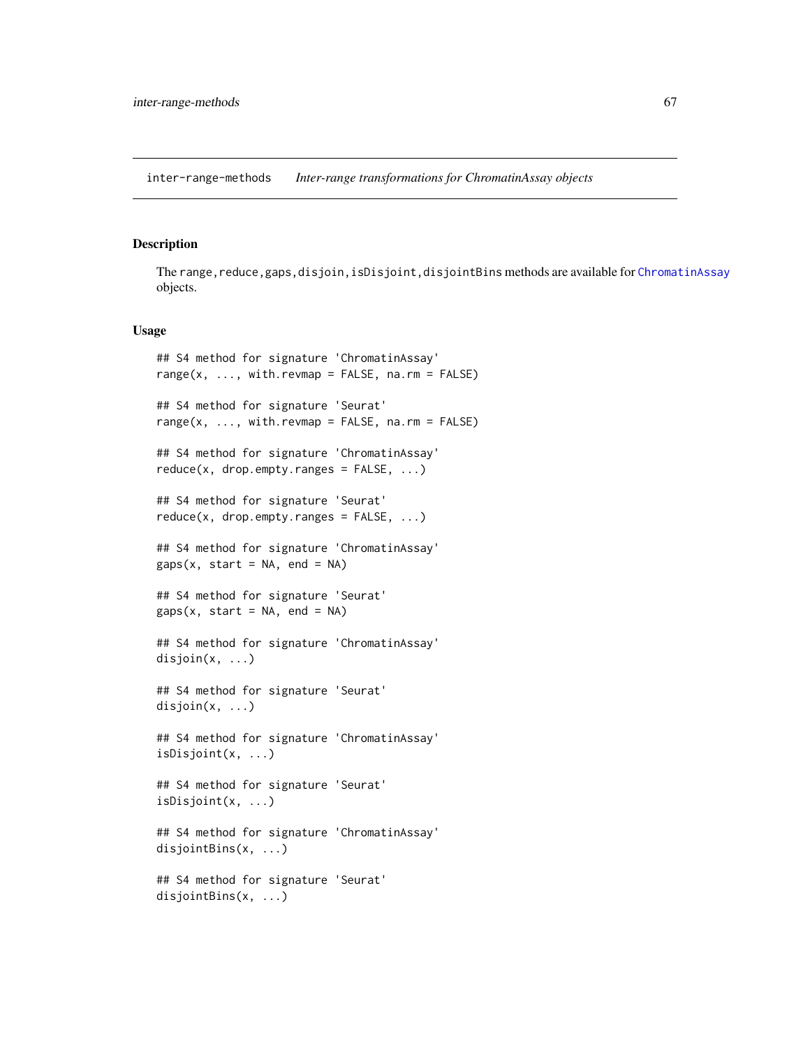## inter-range-methods *Inter-range transformations for ChromatinAssay objects*

### Description

The range, reduce, gaps, disjoin, isDisjoint, disjointBins methods are available for ChromatinAssay objects.

### Usage

```
## S4 method for signature 'ChromatinAssay'
range(x, ..., with.revmap = FALSE, na.rm = FALSE)

## S4 method for signature 'Seurat'
range(x, ..., with.revmap = FALSE, na.rm = FALSE)

## S4 method for signature 'ChromatinAssay'
reduce(x, drop.empty.ranges = FALSE, ...)

## S4 method for signature 'Seurat'
reduce(x, drop.empty.ranges = FALSE, ...)

## S4 method for signature 'ChromatinAssay'
gaps(x, start = NA, end = NA)

## S4 method for signature 'Seurat'
gaps(x, start = NA, end = NA)

## S4 method for signature 'ChromatinAssay'
disjoin(x, ...)

## S4 method for signature 'Seurat'
disjoin(x, ...)

## S4 method for signature 'ChromatinAssay'
isDisjoint(x, ...)

## S4 method for signature 'Seurat'
isDisjoint(x, ...)

## S4 method for signature 'ChromatinAssay'
disjointBins(x, ...)

## S4 method for signature 'Seurat'
disjointBins(x, ...)
```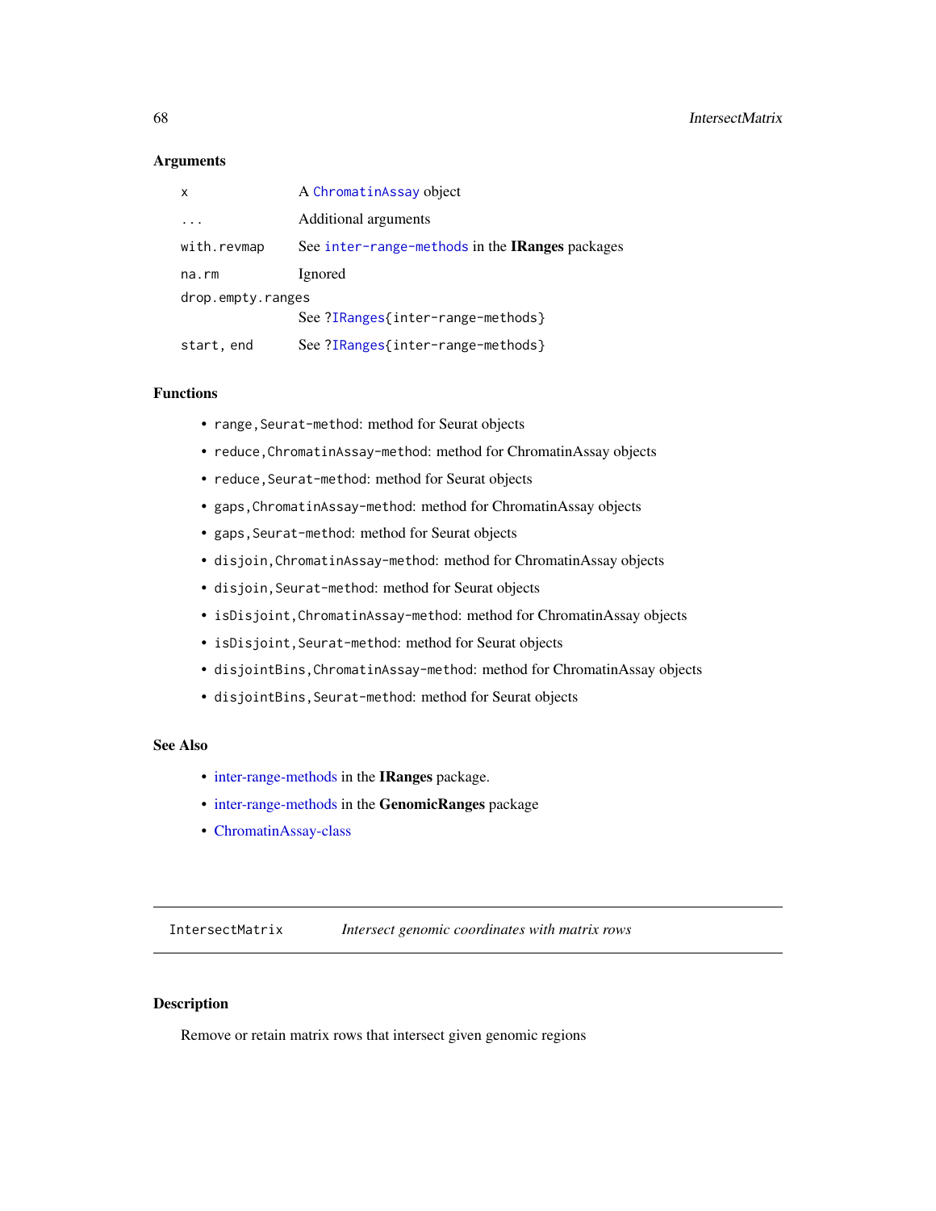### Arguments

| | |
|---|---|
| x | A ChromatinAssay object |
| ... | Additional arguments |
| with.revmap | See inter-range-methods in the **IRanges** packages |
| na.rm | Ignored |
| drop.empty.ranges | See ?IRanges{inter-range-methods} |
| start, end | See ?IRanges{inter-range-methods} |

### Functions

- `range,Seurat-method`: method for Seurat objects
- `reduce,ChromatinAssay-method`: method for ChromatinAssay objects
- `reduce,Seurat-method`: method for Seurat objects
- `gaps,ChromatinAssay-method`: method for ChromatinAssay objects
- `gaps,Seurat-method`: method for Seurat objects
- `disjoin,ChromatinAssay-method`: method for ChromatinAssay objects
- `disjoin,Seurat-method`: method for Seurat objects
- `isDisjoint,ChromatinAssay-method`: method for ChromatinAssay objects
- `isDisjoint,Seurat-method`: method for Seurat objects
- `disjointBins,ChromatinAssay-method`: method for ChromatinAssay objects
- `disjointBins,Seurat-method`: method for Seurat objects

### See Also

- inter-range-methods in the **IRanges** package.
- inter-range-methods in the **GenomicRanges** package
- ChromatinAssay-class

---

## IntersectMatrix *Intersect genomic coordinates with matrix rows*

### Description

Remove or retain matrix rows that intersect given genomic regions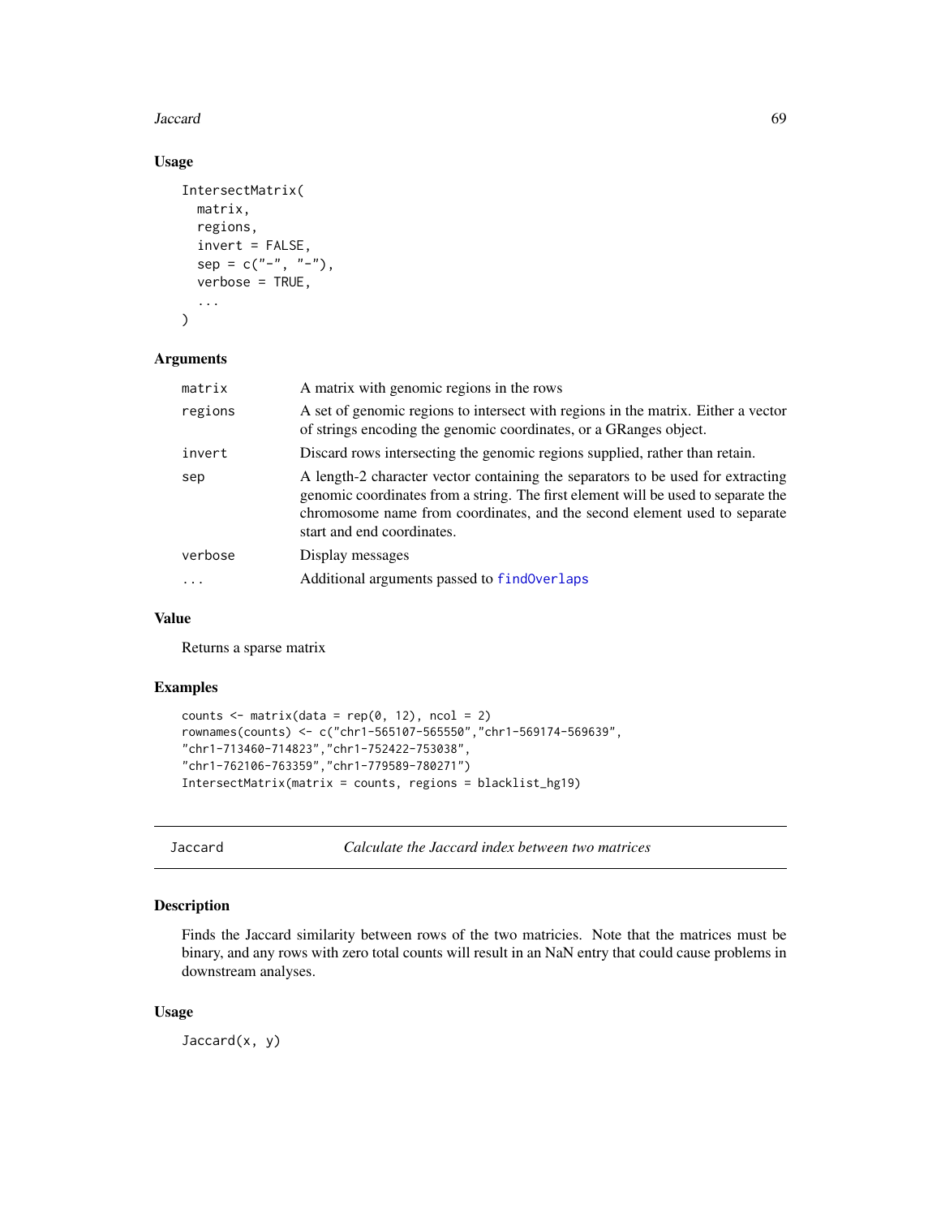### Usage

```
IntersectMatrix(
  matrix,
  regions,
  invert = FALSE,
  sep = c("-", "-"),
  verbose = TRUE,
  ...
)
```

### Arguments

| | |
|---|---|
| matrix | A matrix with genomic regions in the rows |
| regions | A set of genomic regions to intersect with regions in the matrix. Either a vector of strings encoding the genomic coordinates, or a GRanges object. |
| invert | Discard rows intersecting the genomic regions supplied, rather than retain. |
| sep | A length-2 character vector containing the separators to be used for extracting genomic coordinates from a string. The first element will be used to separate the chromosome name from coordinates, and the second element used to separate start and end coordinates. |
| verbose | Display messages |
| ... | Additional arguments passed to findOverlaps |

### Value

Returns a sparse matrix

### Examples

```
counts <- matrix(data = rep(0, 12), ncol = 2)
rownames(counts) <- c("chr1-565107-565550","chr1-569174-569639",
"chr1-713460-714823","chr1-752422-753038",
"chr1-762106-763359","chr1-779589-780271")
IntersectMatrix(matrix = counts, regions = blacklist_hg19)
```

## Jaccard — *Calculate the Jaccard index between two matrices*

### Description

Finds the Jaccard similarity between rows of the two matricies. Note that the matrices must be binary, and any rows with zero total counts will result in an NaN entry that could cause problems in downstream analyses.

### Usage

```
Jaccard(x, y)
```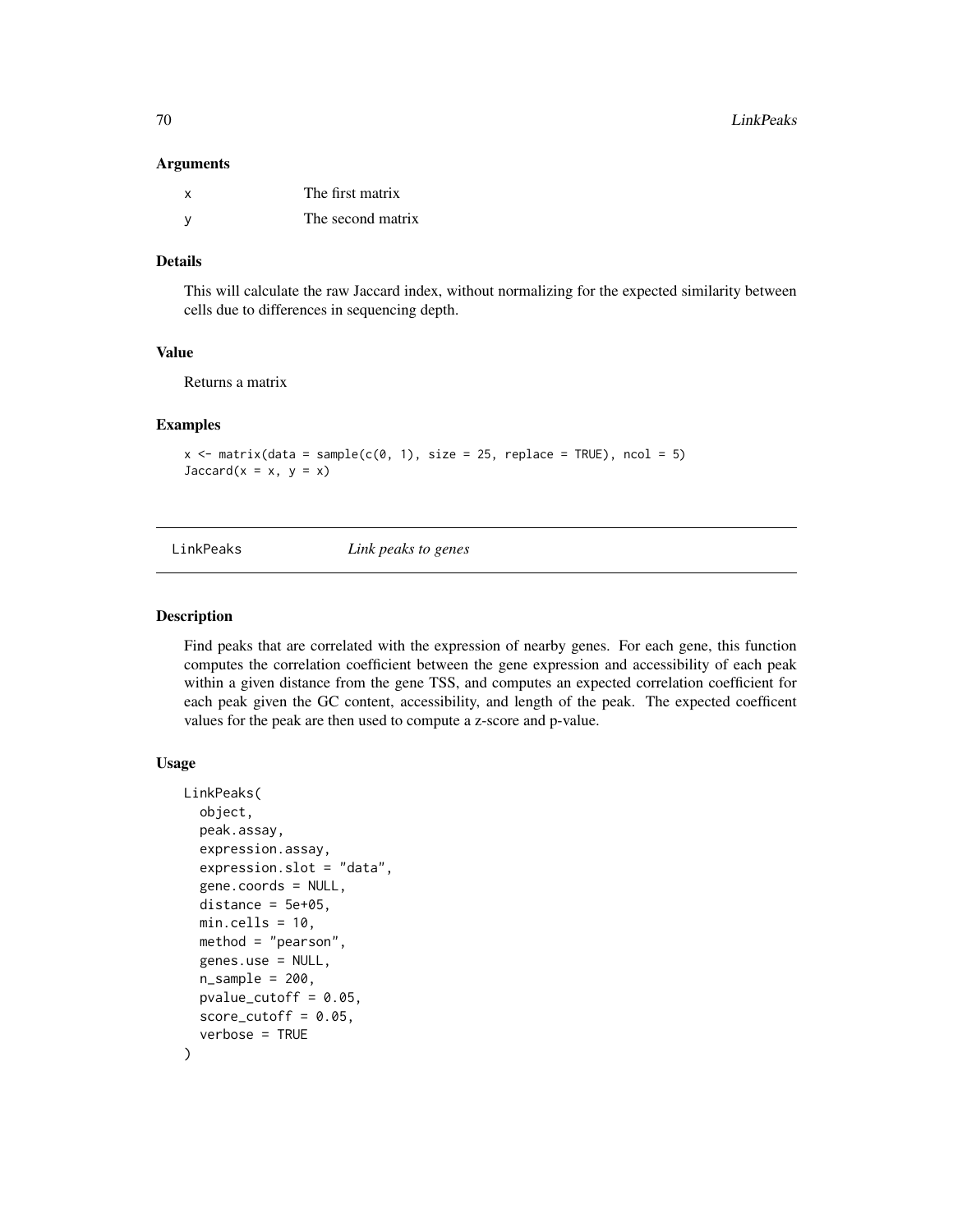### Arguments

| | |
|---|---|
| x | The first matrix |
| y | The second matrix |

### Details

This will calculate the raw Jaccard index, without normalizing for the expected similarity between cells due to differences in sequencing depth.

### Value

Returns a matrix

### Examples

```
x <- matrix(data = sample(c(0, 1), size = 25, replace = TRUE), ncol = 5)
Jaccard(x = x, y = x)
```

---

## LinkPeaks *Link peaks to genes*

---

### Description

Find peaks that are correlated with the expression of nearby genes. For each gene, this function computes the correlation coefficient between the gene expression and accessibility of each peak within a given distance from the gene TSS, and computes an expected correlation coefficient for each peak given the GC content, accessibility, and length of the peak. The expected coefficent values for the peak are then used to compute a z-score and p-value.

### Usage

```
LinkPeaks(
  object,
  peak.assay,
  expression.assay,
  expression.slot = "data",
  gene.coords = NULL,
  distance = 5e+05,
  min.cells = 10,
  method = "pearson",
  genes.use = NULL,
  n_sample = 200,
  pvalue_cutoff = 0.05,
  score_cutoff = 0.05,
  verbose = TRUE
)
```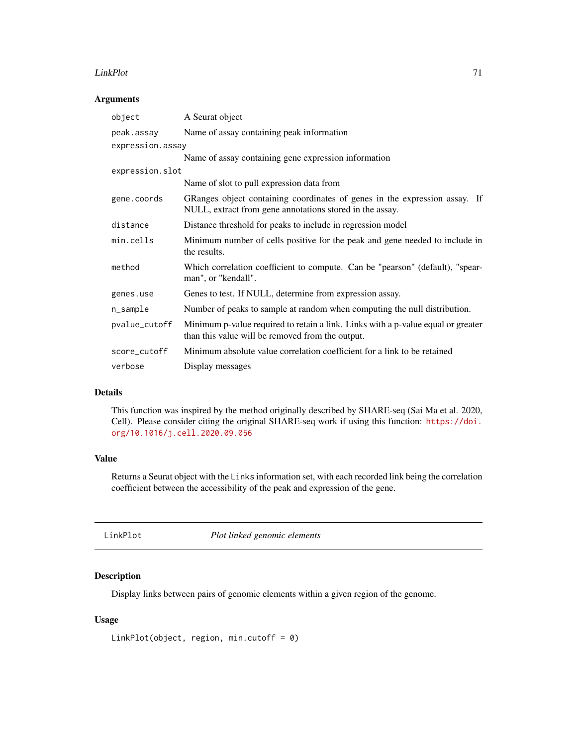## Arguments

| | |
|---|---|
| object | A Seurat object |
| peak.assay | Name of assay containing peak information |
| expression.assay | Name of assay containing gene expression information |
| expression.slot | Name of slot to pull expression data from |
| gene.coords | GRanges object containing coordinates of genes in the expression assay. If NULL, extract from gene annotations stored in the assay. |
| distance | Distance threshold for peaks to include in regression model |
| min.cells | Minimum number of cells positive for the peak and gene needed to include in the results. |
| method | Which correlation coefficient to compute. Can be "pearson" (default), "spearman", or "kendall". |
| genes.use | Genes to test. If NULL, determine from expression assay. |
| n_sample | Number of peaks to sample at random when computing the null distribution. |
| pvalue_cutoff | Minimum p-value required to retain a link. Links with a p-value equal or greater than this value will be removed from the output. |
| score_cutoff | Minimum absolute value correlation coefficient for a link to be retained |
| verbose | Display messages |

## Details

This function was inspired by the method originally described by SHARE-seq (Sai Ma et al. 2020, Cell). Please consider citing the original SHARE-seq work if using this function: https://doi.org/10.1016/j.cell.2020.09.056

## Value

Returns a Seurat object with the `Links` information set, with each recorded link being the correlation coefficient between the accessibility of the peak and expression of the gene.

---

# LinkPlot *Plot linked genomic elements*

## Description

Display links between pairs of genomic elements within a given region of the genome.

## Usage

```
LinkPlot(object, region, min.cutoff = 0)
```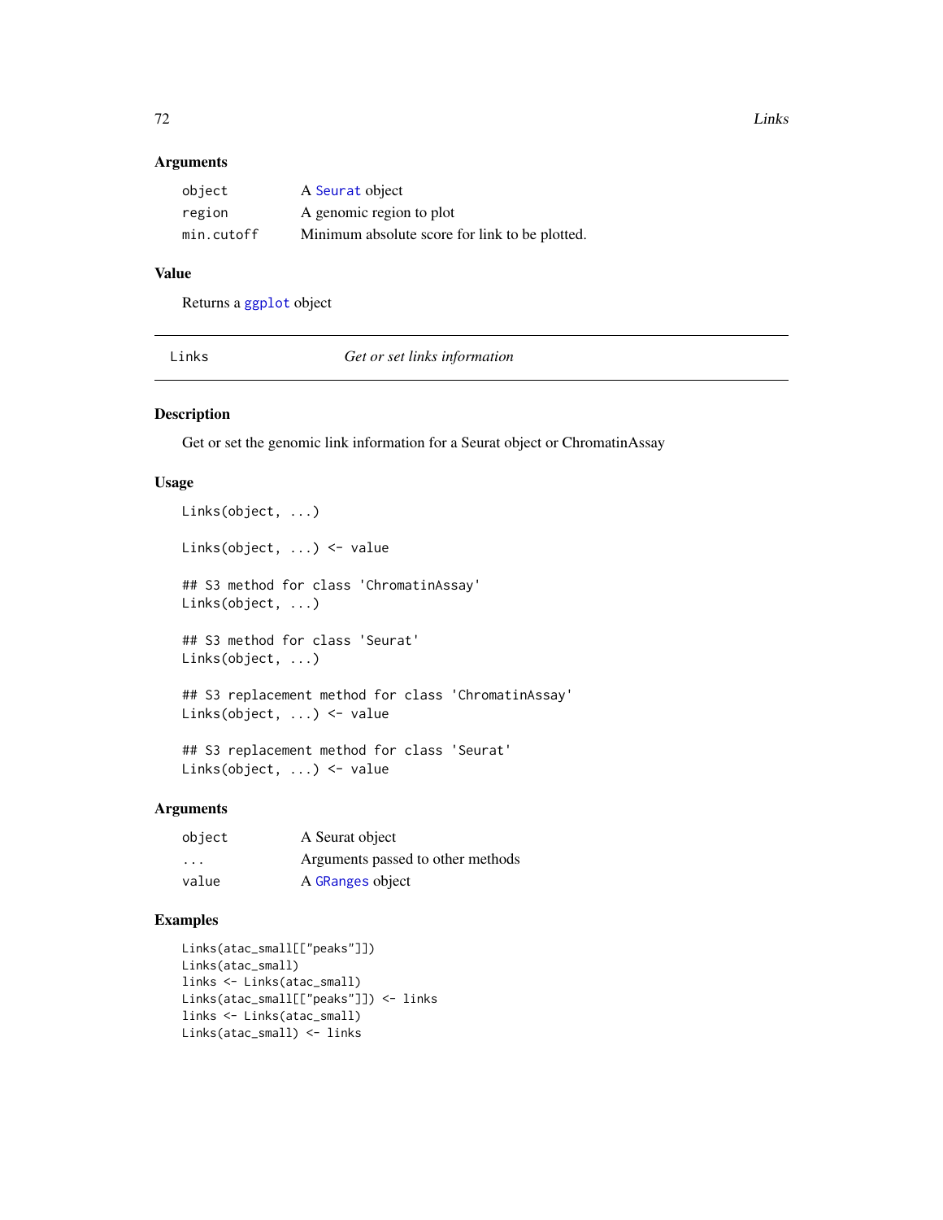### Arguments

| | |
|---|---|
| object | A Seurat object |
| region | A genomic region to plot |
| min.cutoff | Minimum absolute score for link to be plotted. |

### Value

Returns a ggplot object

---

## Links — *Get or set links information*

---

### Description

Get or set the genomic link information for a Seurat object or ChromatinAssay

### Usage

```
Links(object, ...)

Links(object, ...) <- value

## S3 method for class 'ChromatinAssay'
Links(object, ...)

## S3 method for class 'Seurat'
Links(object, ...)

## S3 replacement method for class 'ChromatinAssay'
Links(object, ...) <- value

## S3 replacement method for class 'Seurat'
Links(object, ...) <- value
```

### Arguments

| | |
|---|---|
| object | A Seurat object |
| ... | Arguments passed to other methods |
| value | A GRanges object |

### Examples

```
Links(atac_small[["peaks"]])
Links(atac_small)
links <- Links(atac_small)
Links(atac_small[["peaks"]]) <- links
links <- Links(atac_small)
Links(atac_small) <- links
```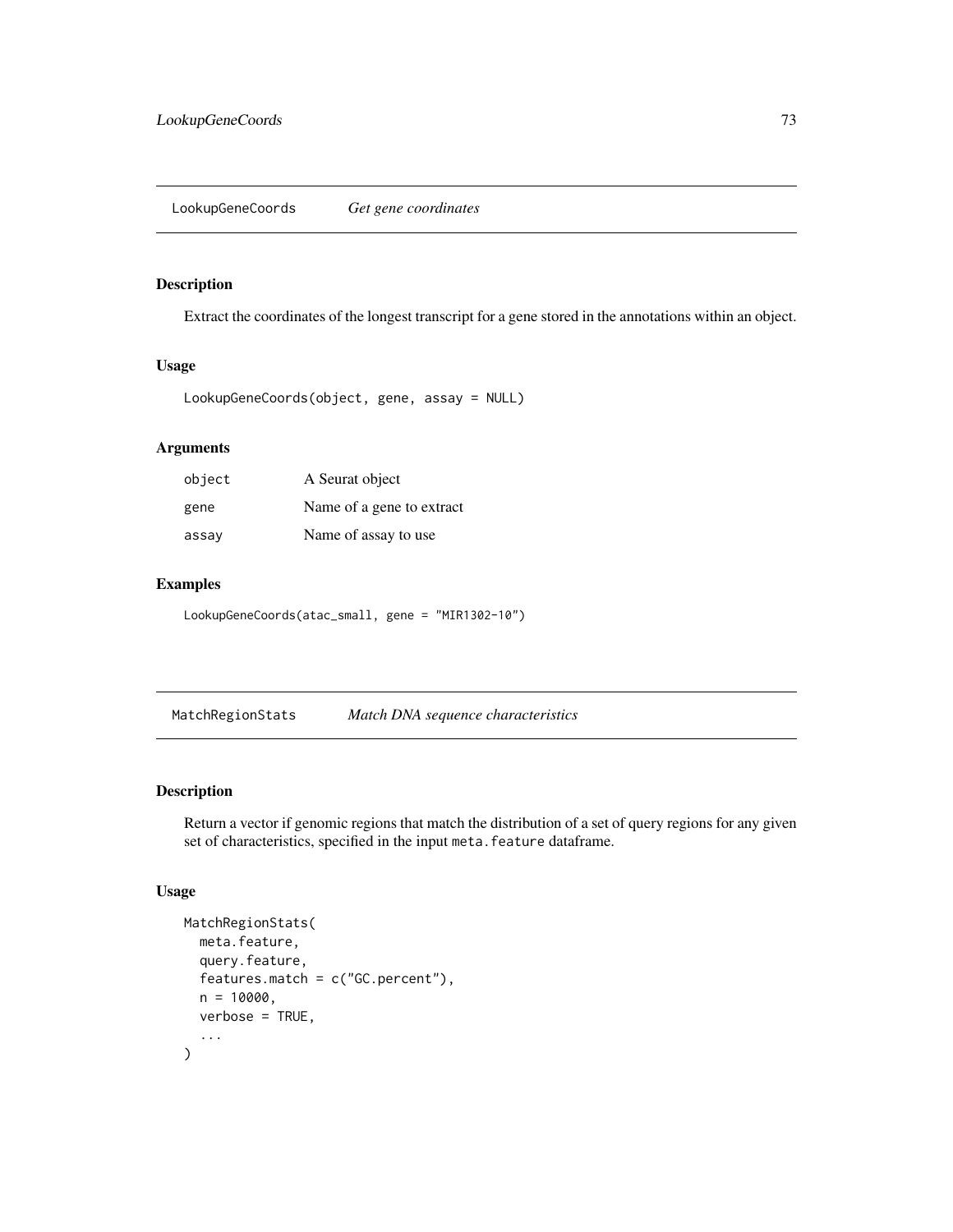## LookupGeneCoords *Get gene coordinates*

### Description

Extract the coordinates of the longest transcript for a gene stored in the annotations within an object.

### Usage

```
LookupGeneCoords(object, gene, assay = NULL)
```

### Arguments

| | |
|---|---|
| object | A Seurat object |
| gene | Name of a gene to extract |
| assay | Name of assay to use |

### Examples

```
LookupGeneCoords(atac_small, gene = "MIR1302-10")
```

## MatchRegionStats *Match DNA sequence characteristics*

### Description

Return a vector if genomic regions that match the distribution of a set of query regions for any given set of characteristics, specified in the input `meta.feature` dataframe.

### Usage

```
MatchRegionStats(
  meta.feature,
  query.feature,
  features.match = c("GC.percent"),
  n = 10000,
  verbose = TRUE,
  ...
)
```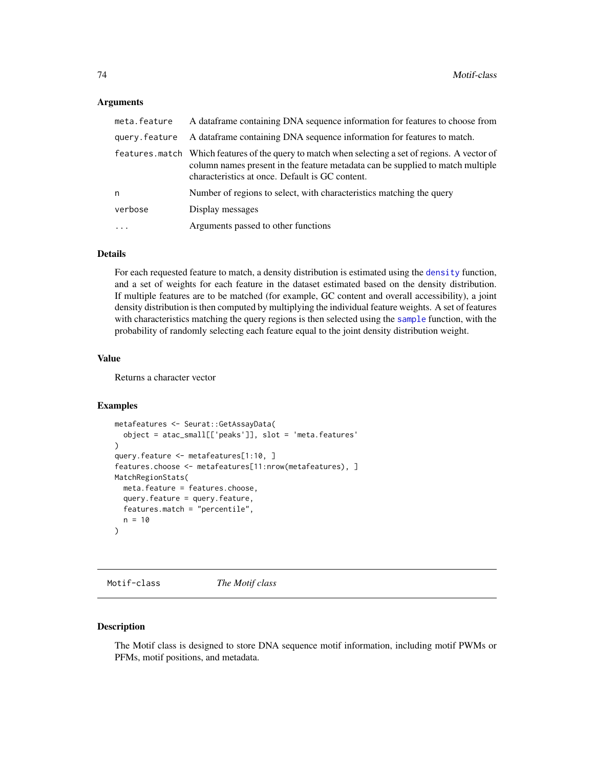### Arguments

| | |
|---|---|
| meta.feature | A dataframe containing DNA sequence information for features to choose from |
| query.feature | A dataframe containing DNA sequence information for features to match. |
| features.match | Which features of the query to match when selecting a set of regions. A vector of column names present in the feature metadata can be supplied to match multiple characteristics at once. Default is GC content. |
| n | Number of regions to select, with characteristics matching the query |
| verbose | Display messages |
| ... | Arguments passed to other functions |

### Details

For each requested feature to match, a density distribution is estimated using the density function, and a set of weights for each feature in the dataset estimated based on the density distribution. If multiple features are to be matched (for example, GC content and overall accessibility), a joint density distribution is then computed by multiplying the individual feature weights. A set of features with characteristics matching the query regions is then selected using the sample function, with the probability of randomly selecting each feature equal to the joint density distribution weight.

### Value

Returns a character vector

### Examples

```
metafeatures <- Seurat::GetAssayData(
  object = atac_small[['peaks']], slot = 'meta.features'
)
query.feature <- metafeatures[1:10, ]
features.choose <- metafeatures[11:nrow(metafeatures), ]
MatchRegionStats(
  meta.feature = features.choose,
  query.feature = query.feature,
  features.match = "percentile",
  n = 10
)
```

## Motif-class *The Motif class*

### Description

The Motif class is designed to store DNA sequence motif information, including motif PWMs or PFMs, motif positions, and metadata.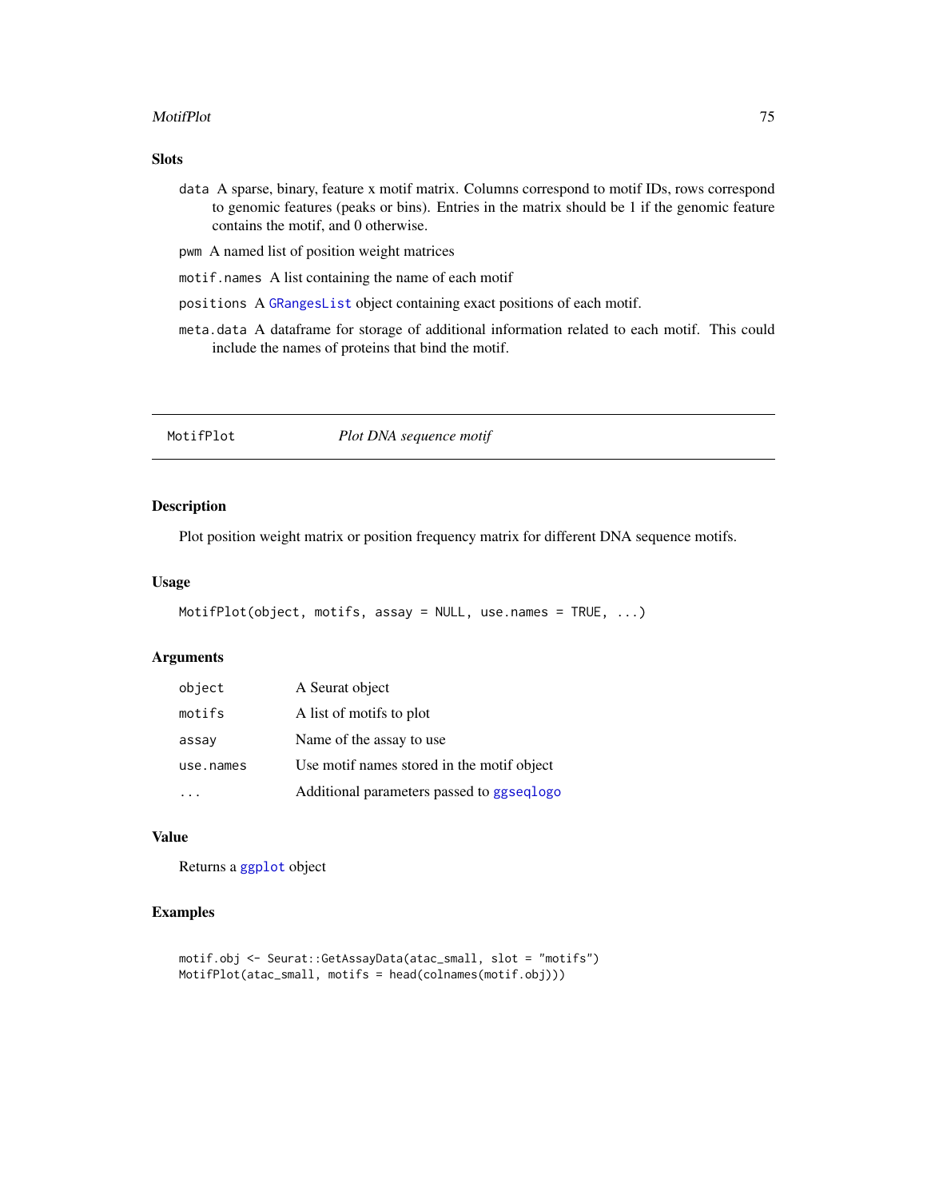### Slots

data A sparse, binary, feature x motif matrix. Columns correspond to motif IDs, rows correspond to genomic features (peaks or bins). Entries in the matrix should be 1 if the genomic feature contains the motif, and 0 otherwise.

pwm A named list of position weight matrices

motif.names A list containing the name of each motif

positions A GRangesList object containing exact positions of each motif.

meta.data A dataframe for storage of additional information related to each motif. This could include the names of proteins that bind the motif.

---

## MotifPlot *Plot DNA sequence motif*

---

### Description

Plot position weight matrix or position frequency matrix for different DNA sequence motifs.

### Usage

```
MotifPlot(object, motifs, assay = NULL, use.names = TRUE, ...)
```

### Arguments

| | |
|---|---|
| object | A Seurat object |
| motifs | A list of motifs to plot |
| assay | Name of the assay to use |
| use.names | Use motif names stored in the motif object |
| ... | Additional parameters passed to ggseqlogo |

### Value

Returns a ggplot object

### Examples

```
motif.obj <- Seurat::GetAssayData(atac_small, slot = "motifs")
MotifPlot(atac_small, motifs = head(colnames(motif.obj)))
```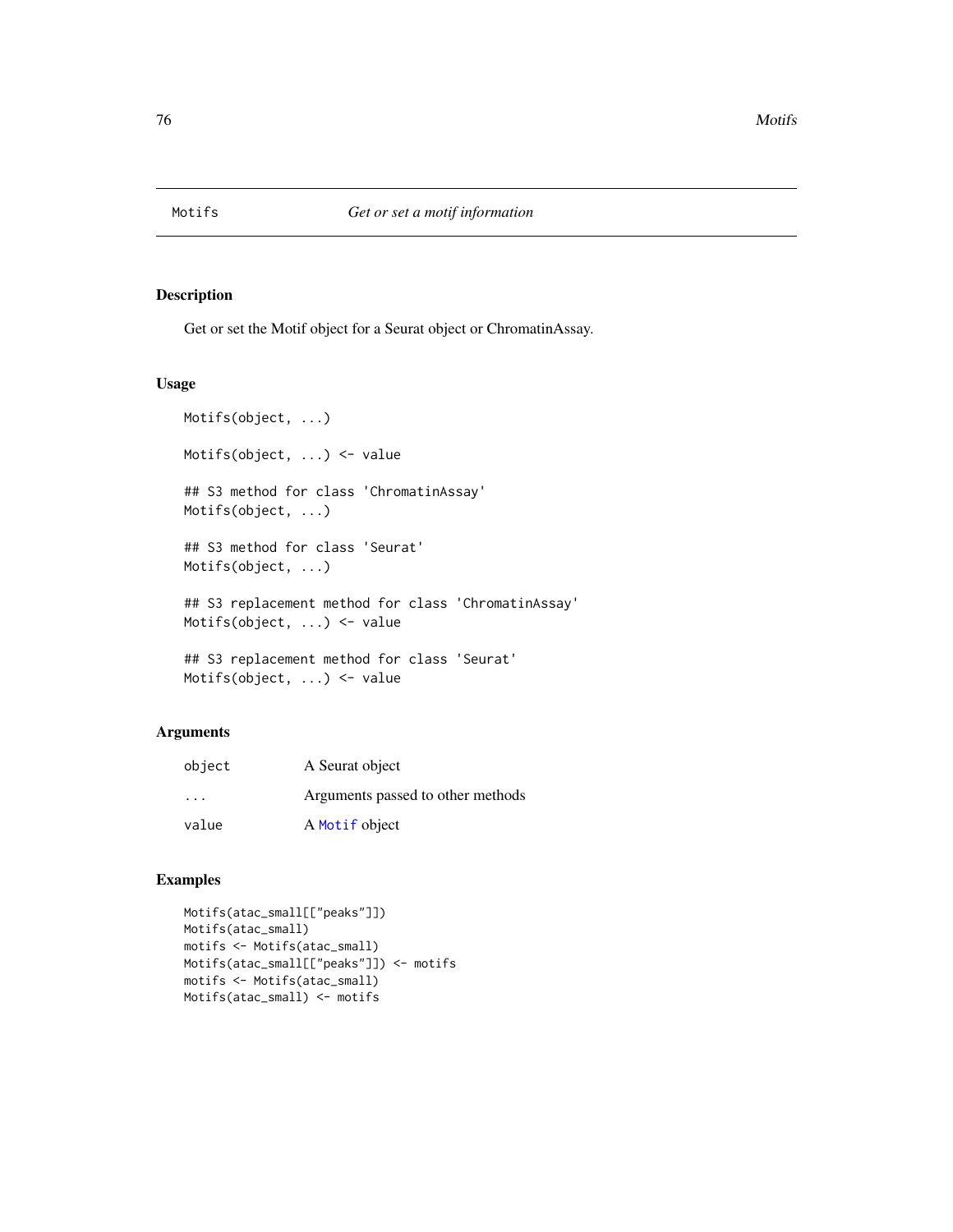# Motifs — *Get or set a motif information*

## Description

Get or set the Motif object for a Seurat object or ChromatinAssay.

## Usage

```
Motifs(object, ...)

Motifs(object, ...) <- value

## S3 method for class 'ChromatinAssay'
Motifs(object, ...)

## S3 method for class 'Seurat'
Motifs(object, ...)

## S3 replacement method for class 'ChromatinAssay'
Motifs(object, ...) <- value

## S3 replacement method for class 'Seurat'
Motifs(object, ...) <- value
```

## Arguments

| | |
|---|---|
| `object` | A Seurat object |
| `...` | Arguments passed to other methods |
| `value` | A `Motif` object |

## Examples

```
Motifs(atac_small[["peaks"]])
Motifs(atac_small)
motifs <- Motifs(atac_small)
Motifs(atac_small[["peaks"]]) <- motifs
motifs <- Motifs(atac_small)
Motifs(atac_small) <- motifs
```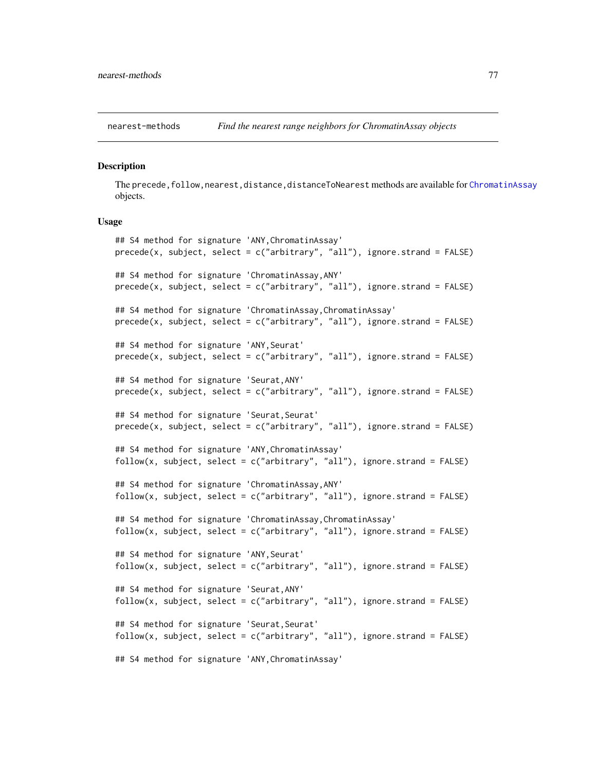nearest-methods *Find the nearest range neighbors for ChromatinAssay objects*

## Description

The precede, follow, nearest, distance, distanceToNearest methods are available for ChromatinAssay objects.

## Usage

```
## S4 method for signature 'ANY,ChromatinAssay'
precede(x, subject, select = c("arbitrary", "all"), ignore.strand = FALSE)

## S4 method for signature 'ChromatinAssay,ANY'
precede(x, subject, select = c("arbitrary", "all"), ignore.strand = FALSE)

## S4 method for signature 'ChromatinAssay,ChromatinAssay'
precede(x, subject, select = c("arbitrary", "all"), ignore.strand = FALSE)

## S4 method for signature 'ANY,Seurat'
precede(x, subject, select = c("arbitrary", "all"), ignore.strand = FALSE)

## S4 method for signature 'Seurat,ANY'
precede(x, subject, select = c("arbitrary", "all"), ignore.strand = FALSE)

## S4 method for signature 'Seurat,Seurat'
precede(x, subject, select = c("arbitrary", "all"), ignore.strand = FALSE)

## S4 method for signature 'ANY,ChromatinAssay'
follow(x, subject, select = c("arbitrary", "all"), ignore.strand = FALSE)

## S4 method for signature 'ChromatinAssay,ANY'
follow(x, subject, select = c("arbitrary", "all"), ignore.strand = FALSE)

## S4 method for signature 'ChromatinAssay,ChromatinAssay'
follow(x, subject, select = c("arbitrary", "all"), ignore.strand = FALSE)

## S4 method for signature 'ANY,Seurat'
follow(x, subject, select = c("arbitrary", "all"), ignore.strand = FALSE)

## S4 method for signature 'Seurat,ANY'
follow(x, subject, select = c("arbitrary", "all"), ignore.strand = FALSE)

## S4 method for signature 'Seurat,Seurat'
follow(x, subject, select = c("arbitrary", "all"), ignore.strand = FALSE)

## S4 method for signature 'ANY,ChromatinAssay'
```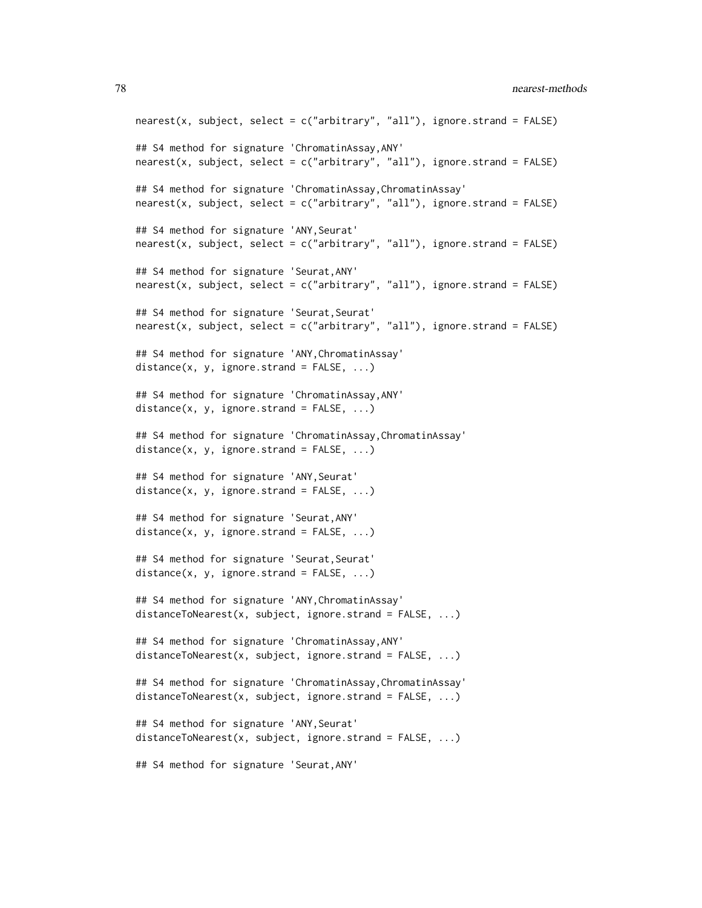```
nearest(x, subject, select = c("arbitrary", "all"), ignore.strand = FALSE)

## S4 method for signature 'ChromatinAssay,ANY'
nearest(x, subject, select = c("arbitrary", "all"), ignore.strand = FALSE)

## S4 method for signature 'ChromatinAssay,ChromatinAssay'
nearest(x, subject, select = c("arbitrary", "all"), ignore.strand = FALSE)

## S4 method for signature 'ANY,Seurat'
nearest(x, subject, select = c("arbitrary", "all"), ignore.strand = FALSE)

## S4 method for signature 'Seurat,ANY'
nearest(x, subject, select = c("arbitrary", "all"), ignore.strand = FALSE)

## S4 method for signature 'Seurat,Seurat'
nearest(x, subject, select = c("arbitrary", "all"), ignore.strand = FALSE)

## S4 method for signature 'ANY,ChromatinAssay'
distance(x, y, ignore.strand = FALSE, ...)

## S4 method for signature 'ChromatinAssay,ANY'
distance(x, y, ignore.strand = FALSE, ...)

## S4 method for signature 'ChromatinAssay,ChromatinAssay'
distance(x, y, ignore.strand = FALSE, ...)

## S4 method for signature 'ANY,Seurat'
distance(x, y, ignore.strand = FALSE, ...)

## S4 method for signature 'Seurat,ANY'
distance(x, y, ignore.strand = FALSE, ...)

## S4 method for signature 'Seurat,Seurat'
distance(x, y, ignore.strand = FALSE, ...)

## S4 method for signature 'ANY,ChromatinAssay'
distanceToNearest(x, subject, ignore.strand = FALSE, ...)

## S4 method for signature 'ChromatinAssay,ANY'
distanceToNearest(x, subject, ignore.strand = FALSE, ...)

## S4 method for signature 'ChromatinAssay,ChromatinAssay'
distanceToNearest(x, subject, ignore.strand = FALSE, ...)

## S4 method for signature 'ANY,Seurat'
distanceToNearest(x, subject, ignore.strand = FALSE, ...)

## S4 method for signature 'Seurat,ANY'
```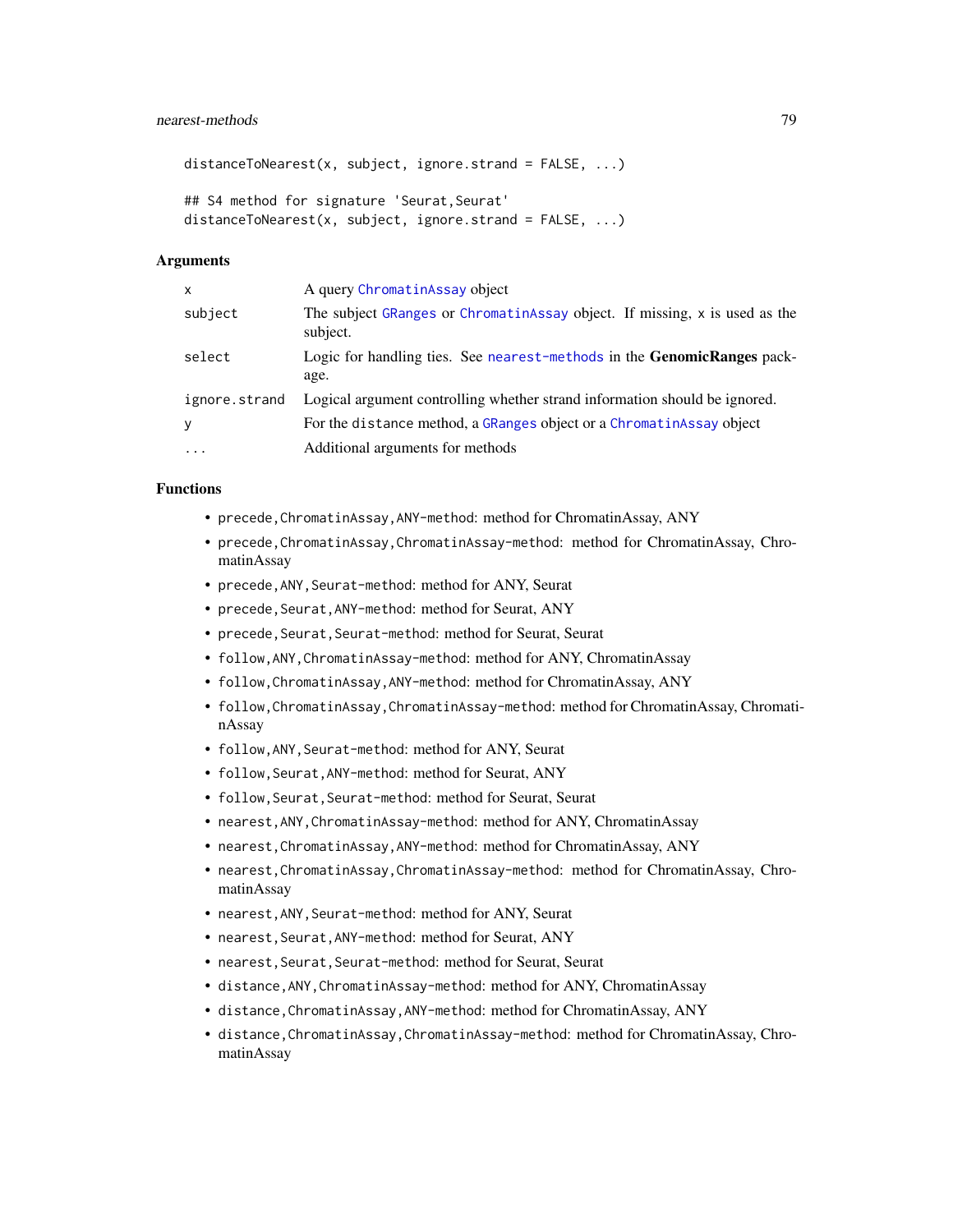```
distanceToNearest(x, subject, ignore.strand = FALSE, ...)

## S4 method for signature 'Seurat,Seurat'
distanceToNearest(x, subject, ignore.strand = FALSE, ...)
```

### Arguments

| | |
|---|---|
| x | A query ChromatinAssay object |
| subject | The subject GRanges or ChromatinAssay object. If missing, x is used as the subject. |
| select | Logic for handling ties. See nearest-methods in the **GenomicRanges** package. |
| ignore.strand | Logical argument controlling whether strand information should be ignored. |
| y | For the distance method, a GRanges object or a ChromatinAssay object |
| ... | Additional arguments for methods |

### Functions

- `precede,ChromatinAssay,ANY-method`: method for ChromatinAssay, ANY
- `precede,ChromatinAssay,ChromatinAssay-method`: method for ChromatinAssay, ChromatinAssay
- `precede,ANY,Seurat-method`: method for ANY, Seurat
- `precede,Seurat,ANY-method`: method for Seurat, ANY
- `precede,Seurat,Seurat-method`: method for Seurat, Seurat
- `follow,ANY,ChromatinAssay-method`: method for ANY, ChromatinAssay
- `follow,ChromatinAssay,ANY-method`: method for ChromatinAssay, ANY
- `follow,ChromatinAssay,ChromatinAssay-method`: method for ChromatinAssay, ChromatinAssay
- `follow,ANY,Seurat-method`: method for ANY, Seurat
- `follow,Seurat,ANY-method`: method for Seurat, ANY
- `follow,Seurat,Seurat-method`: method for Seurat, Seurat
- `nearest,ANY,ChromatinAssay-method`: method for ANY, ChromatinAssay
- `nearest,ChromatinAssay,ANY-method`: method for ChromatinAssay, ANY
- `nearest,ChromatinAssay,ChromatinAssay-method`: method for ChromatinAssay, ChromatinAssay
- `nearest,ANY,Seurat-method`: method for ANY, Seurat
- `nearest,Seurat,ANY-method`: method for Seurat, ANY
- `nearest,Seurat,Seurat-method`: method for Seurat, Seurat
- `distance,ANY,ChromatinAssay-method`: method for ANY, ChromatinAssay
- `distance,ChromatinAssay,ANY-method`: method for ChromatinAssay, ANY
- `distance,ChromatinAssay,ChromatinAssay-method`: method for ChromatinAssay, ChromatinAssay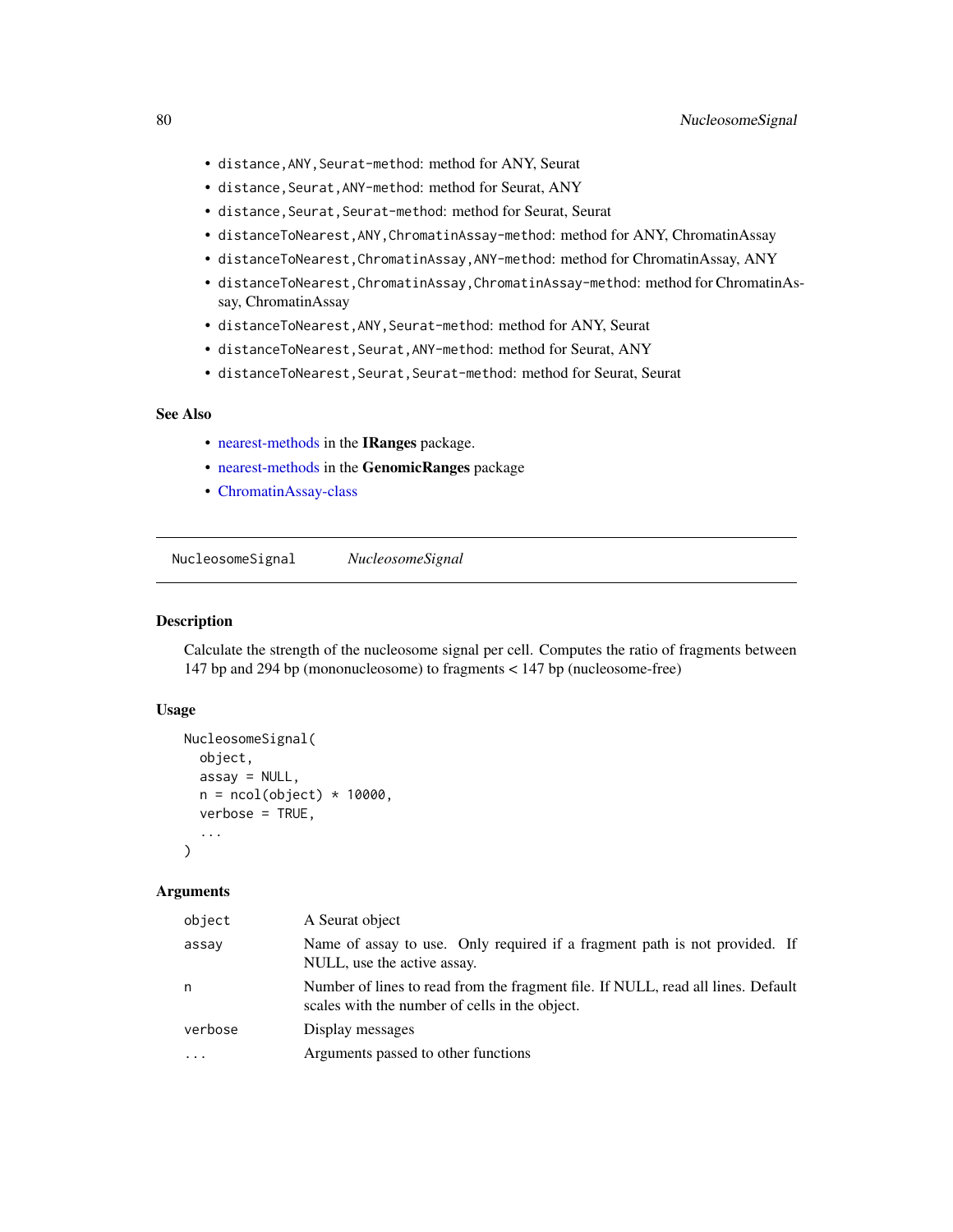- `distance,ANY,Seurat-method`: method for ANY, Seurat
- `distance,Seurat,ANY-method`: method for Seurat, ANY
- `distance,Seurat,Seurat-method`: method for Seurat, Seurat
- `distanceToNearest,ANY,ChromatinAssay-method`: method for ANY, ChromatinAssay
- `distanceToNearest,ChromatinAssay,ANY-method`: method for ChromatinAssay, ANY
- `distanceToNearest,ChromatinAssay,ChromatinAssay-method`: method for ChromatinAssay, ChromatinAssay
- `distanceToNearest,ANY,Seurat-method`: method for ANY, Seurat
- `distanceToNearest,Seurat,ANY-method`: method for Seurat, ANY
- `distanceToNearest,Seurat,Seurat-method`: method for Seurat, Seurat

### See Also

- nearest-methods in the **IRanges** package.
- nearest-methods in the **GenomicRanges** package
- ChromatinAssay-class

---

## NucleosomeSignal *NucleosomeSignal*

---

### Description

Calculate the strength of the nucleosome signal per cell. Computes the ratio of fragments between 147 bp and 294 bp (mononucleosome) to fragments < 147 bp (nucleosome-free)

### Usage

```
NucleosomeSignal(
  object,
  assay = NULL,
  n = ncol(object) * 10000,
  verbose = TRUE,
  ...
)
```

### Arguments

| | |
|---|---|
| `object` | A Seurat object |
| `assay` | Name of assay to use. Only required if a fragment path is not provided. If NULL, use the active assay. |
| `n` | Number of lines to read from the fragment file. If NULL, read all lines. Default scales with the number of cells in the object. |
| `verbose` | Display messages |
| `...` | Arguments passed to other functions |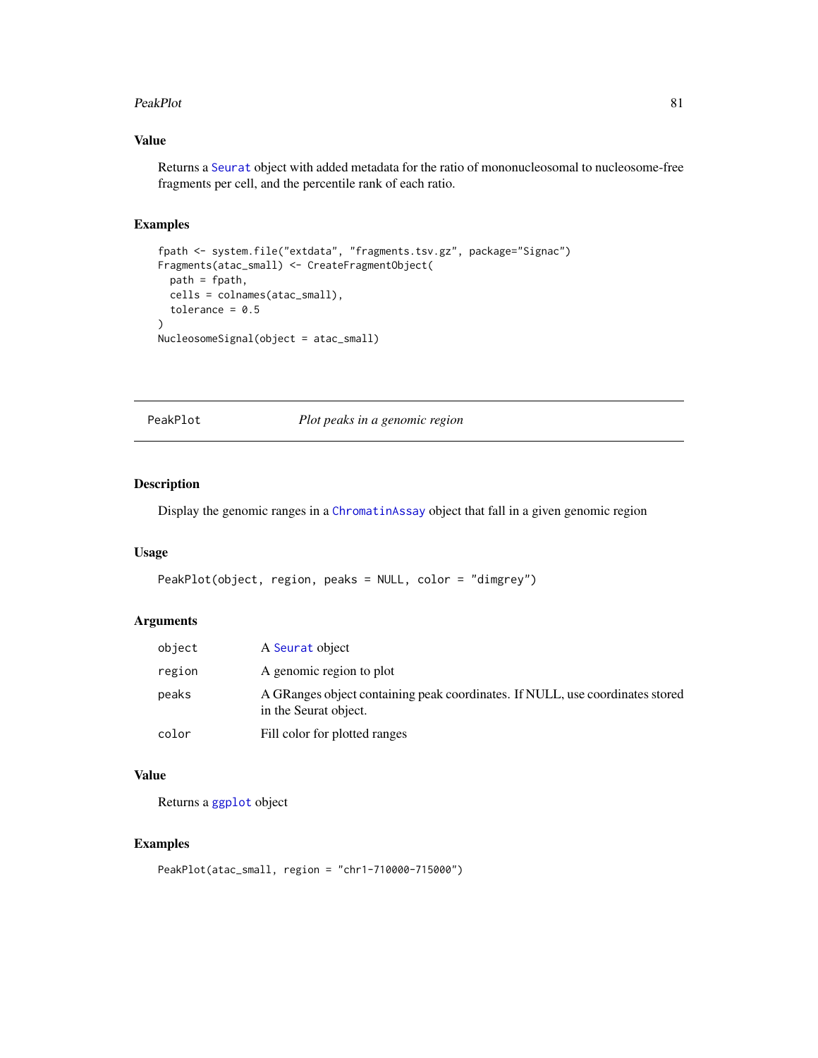## Value

Returns a Seurat object with added metadata for the ratio of mononucleosomal to nucleosome-free fragments per cell, and the percentile rank of each ratio.

## Examples

```
fpath <- system.file("extdata", "fragments.tsv.gz", package="Signac")
Fragments(atac_small) <- CreateFragmentObject(
  path = fpath,
  cells = colnames(atac_small),
  tolerance = 0.5
)
NucleosomeSignal(object = atac_small)
```

---

# PeakPlot — *Plot peaks in a genomic region*

---

## Description

Display the genomic ranges in a ChromatinAssay object that fall in a given genomic region

## Usage

```
PeakPlot(object, region, peaks = NULL, color = "dimgrey")
```

## Arguments

| | |
|---|---|
| `object` | A Seurat object |
| `region` | A genomic region to plot |
| `peaks` | A GRanges object containing peak coordinates. If NULL, use coordinates stored in the Seurat object. |
| `color` | Fill color for plotted ranges |

## Value

Returns a ggplot object

## Examples

```
PeakPlot(atac_small, region = "chr1-710000-715000")
```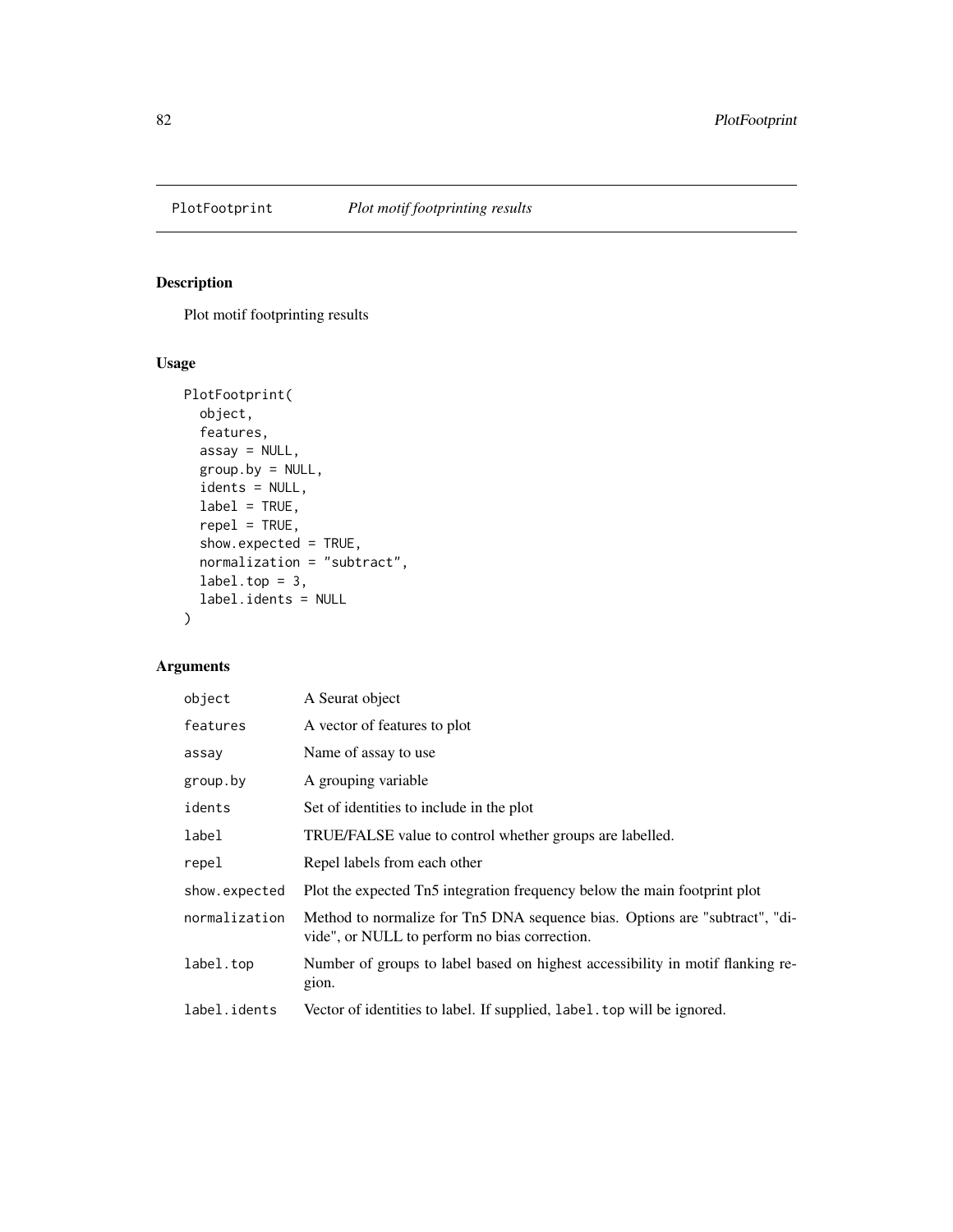PlotFootprint *Plot motif footprinting results*

## Description

Plot motif footprinting results

## Usage

```
PlotFootprint(
  object,
  features,
  assay = NULL,
  group.by = NULL,
  idents = NULL,
  label = TRUE,
  repel = TRUE,
  show.expected = TRUE,
  normalization = "subtract",
  label.top = 3,
  label.idents = NULL
)
```

## Arguments

| | |
|---|---|
| object | A Seurat object |
| features | A vector of features to plot |
| assay | Name of assay to use |
| group.by | A grouping variable |
| idents | Set of identities to include in the plot |
| label | TRUE/FALSE value to control whether groups are labelled. |
| repel | Repel labels from each other |
| show.expected | Plot the expected Tn5 integration frequency below the main footprint plot |
| normalization | Method to normalize for Tn5 DNA sequence bias. Options are "subtract", "divide", or NULL to perform no bias correction. |
| label.top | Number of groups to label based on highest accessibility in motif flanking region. |
| label.idents | Vector of identities to label. If supplied, `label.top` will be ignored. |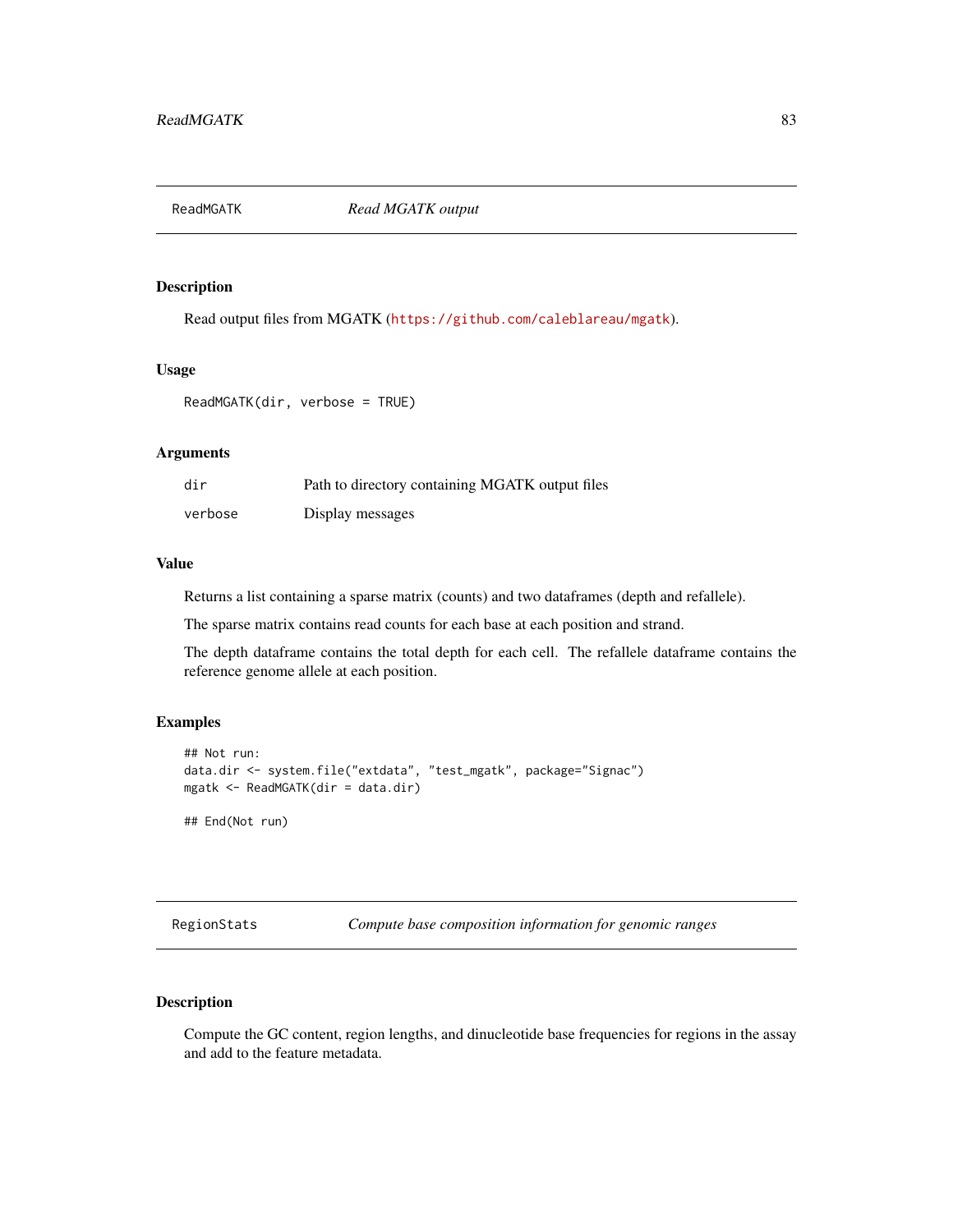## ReadMGATK — *Read MGATK output*

### Description

Read output files from MGATK (https://github.com/caleblareau/mgatk).

### Usage

```
ReadMGATK(dir, verbose = TRUE)
```

### Arguments

| | |
|---|---|
| dir | Path to directory containing MGATK output files |
| verbose | Display messages |

### Value

Returns a list containing a sparse matrix (counts) and two dataframes (depth and refallele).

The sparse matrix contains read counts for each base at each position and strand.

The depth dataframe contains the total depth for each cell. The refallele dataframe contains the reference genome allele at each position.

### Examples

```
## Not run:
data.dir <- system.file("extdata", "test_mgatk", package="Signac")
mgatk <- ReadMGATK(dir = data.dir)

## End(Not run)
```

## RegionStats — *Compute base composition information for genomic ranges*

### Description

Compute the GC content, region lengths, and dinucleotide base frequencies for regions in the assay and add to the feature metadata.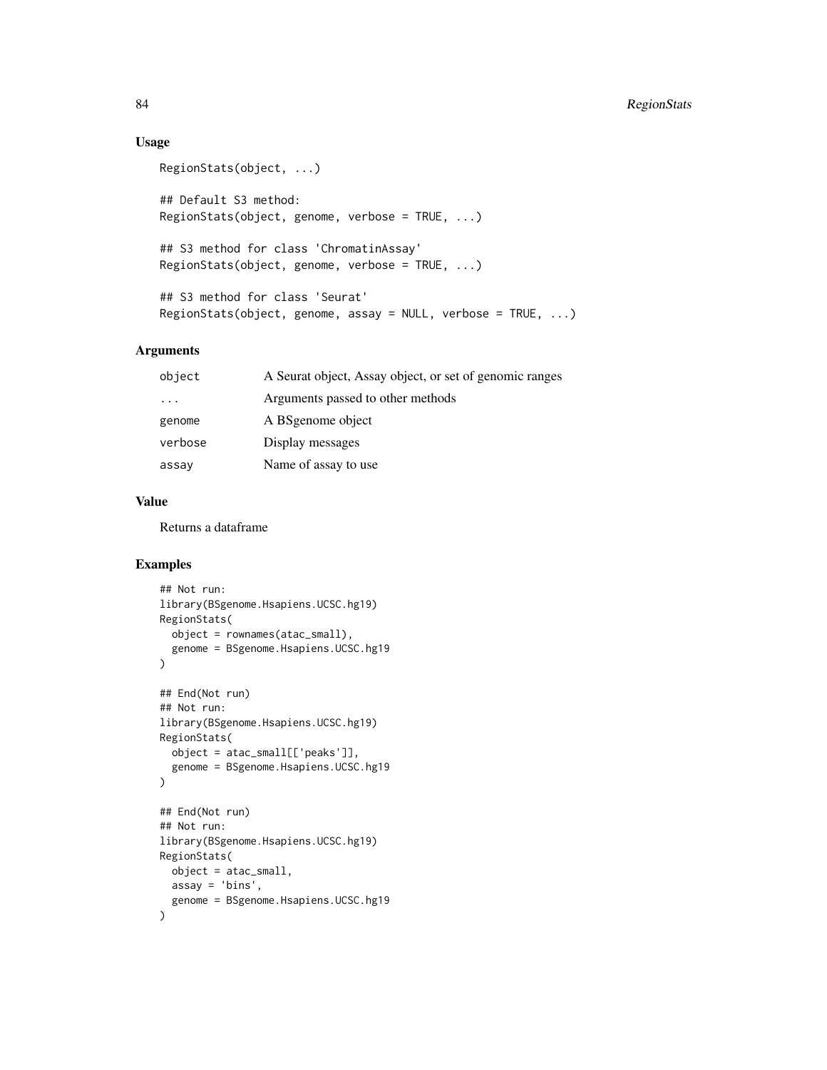## Usage

```
RegionStats(object, ...)

## Default S3 method:
RegionStats(object, genome, verbose = TRUE, ...)

## S3 method for class 'ChromatinAssay'
RegionStats(object, genome, verbose = TRUE, ...)

## S3 method for class 'Seurat'
RegionStats(object, genome, assay = NULL, verbose = TRUE, ...)
```

## Arguments

| | |
|---|---|
| object | A Seurat object, Assay object, or set of genomic ranges |
| ... | Arguments passed to other methods |
| genome | A BSgenome object |
| verbose | Display messages |
| assay | Name of assay to use |

## Value

Returns a dataframe

## Examples

```
## Not run:
library(BSgenome.Hsapiens.UCSC.hg19)
RegionStats(
  object = rownames(atac_small),
  genome = BSgenome.Hsapiens.UCSC.hg19
)

## End(Not run)
## Not run:
library(BSgenome.Hsapiens.UCSC.hg19)
RegionStats(
  object = atac_small[['peaks']],
  genome = BSgenome.Hsapiens.UCSC.hg19
)

## End(Not run)
## Not run:
library(BSgenome.Hsapiens.UCSC.hg19)
RegionStats(
  object = atac_small,
  assay = 'bins',
  genome = BSgenome.Hsapiens.UCSC.hg19
)
```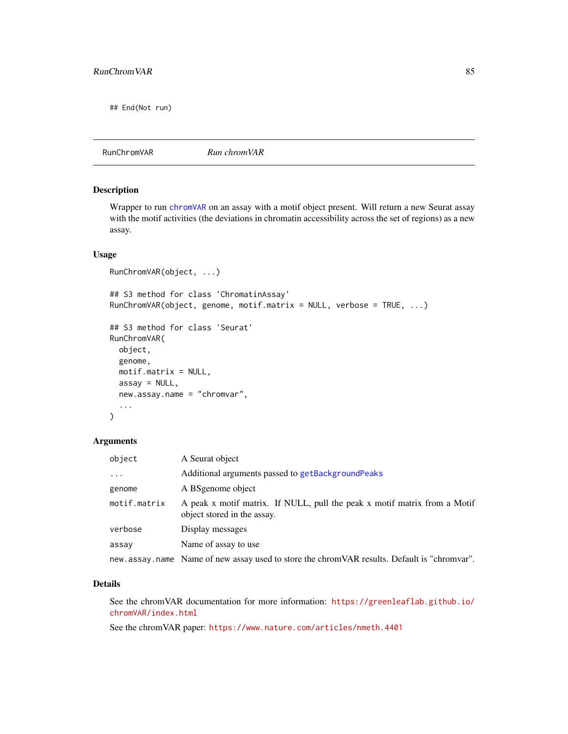```
## End(Not run)
```

---

RunChromVAR *Run chromVAR*

---

### Description

Wrapper to run chromVAR on an assay with a motif object present. Will return a new Seurat assay with the motif activities (the deviations in chromatin accessibility across the set of regions) as a new assay.

### Usage

```
RunChromVAR(object, ...)

## S3 method for class 'ChromatinAssay'
RunChromVAR(object, genome, motif.matrix = NULL, verbose = TRUE, ...)

## S3 method for class 'Seurat'
RunChromVAR(
  object,
  genome,
  motif.matrix = NULL,
  assay = NULL,
  new.assay.name = "chromvar",
  ...
)
```

### Arguments

| | |
|---|---|
| object | A Seurat object |
| ... | Additional arguments passed to getBackgroundPeaks |
| genome | A BSgenome object |
| motif.matrix | A peak x motif matrix. If NULL, pull the peak x motif matrix from a Motif object stored in the assay. |
| verbose | Display messages |
| assay | Name of assay to use |
| new.assay.name | Name of new assay used to store the chromVAR results. Default is "chromvar". |

### Details

See the chromVAR documentation for more information: https://greenleaflab.github.io/chromVAR/index.html

See the chromVAR paper: https://www.nature.com/articles/nmeth.4401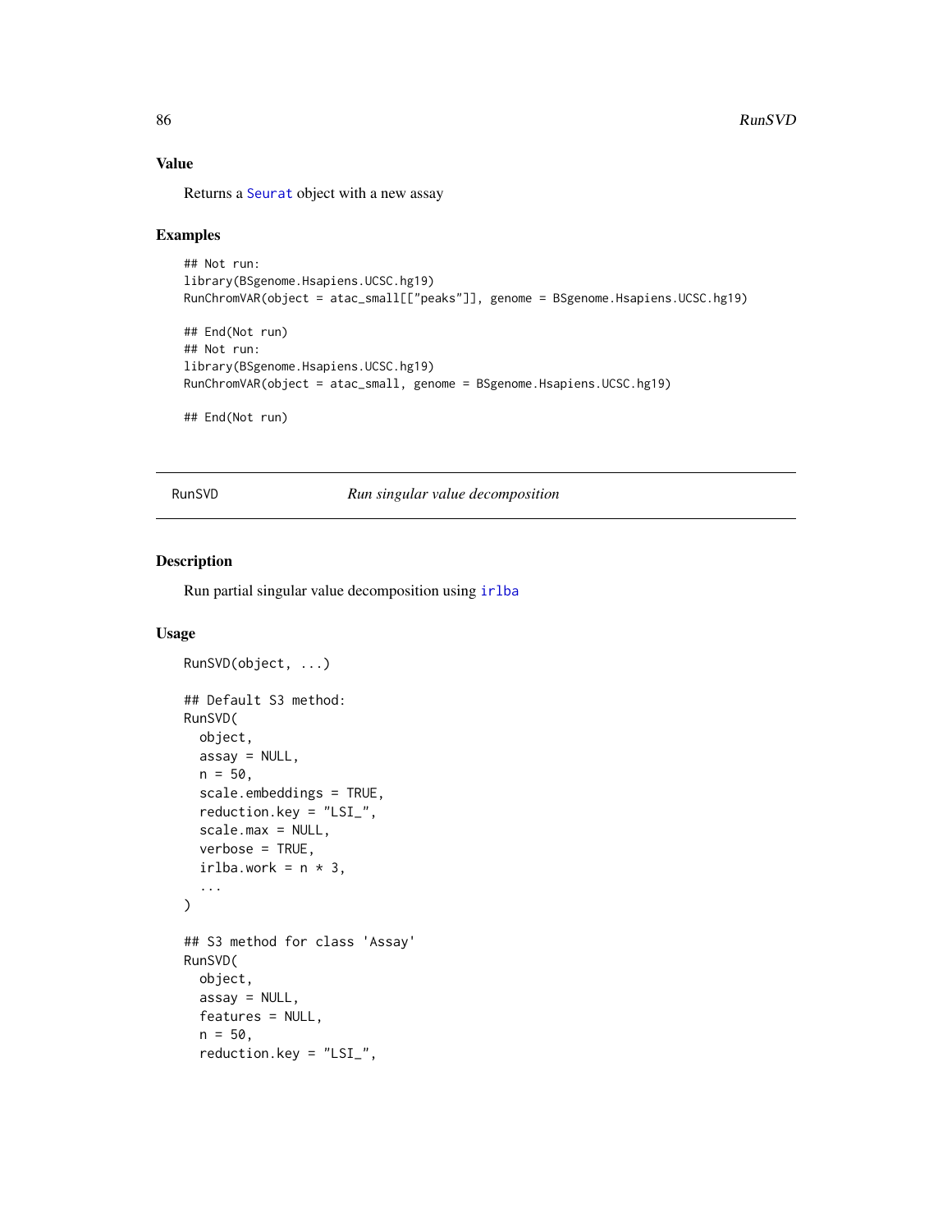### Value

Returns a Seurat object with a new assay

### Examples

```
## Not run:
library(BSgenome.Hsapiens.UCSC.hg19)
RunChromVAR(object = atac_small[["peaks"]], genome = BSgenome.Hsapiens.UCSC.hg19)

## End(Not run)
## Not run:
library(BSgenome.Hsapiens.UCSC.hg19)
RunChromVAR(object = atac_small, genome = BSgenome.Hsapiens.UCSC.hg19)

## End(Not run)
```

## RunSVD *Run singular value decomposition*

### Description

Run partial singular value decomposition using irlba

### Usage

```
RunSVD(object, ...)

## Default S3 method:
RunSVD(
  object,
  assay = NULL,
  n = 50,
  scale.embeddings = TRUE,
  reduction.key = "LSI_",
  scale.max = NULL,
  verbose = TRUE,
  irlba.work = n * 3,
  ...
)

## S3 method for class 'Assay'
RunSVD(
  object,
  assay = NULL,
  features = NULL,
  n = 50,
  reduction.key = "LSI_",
```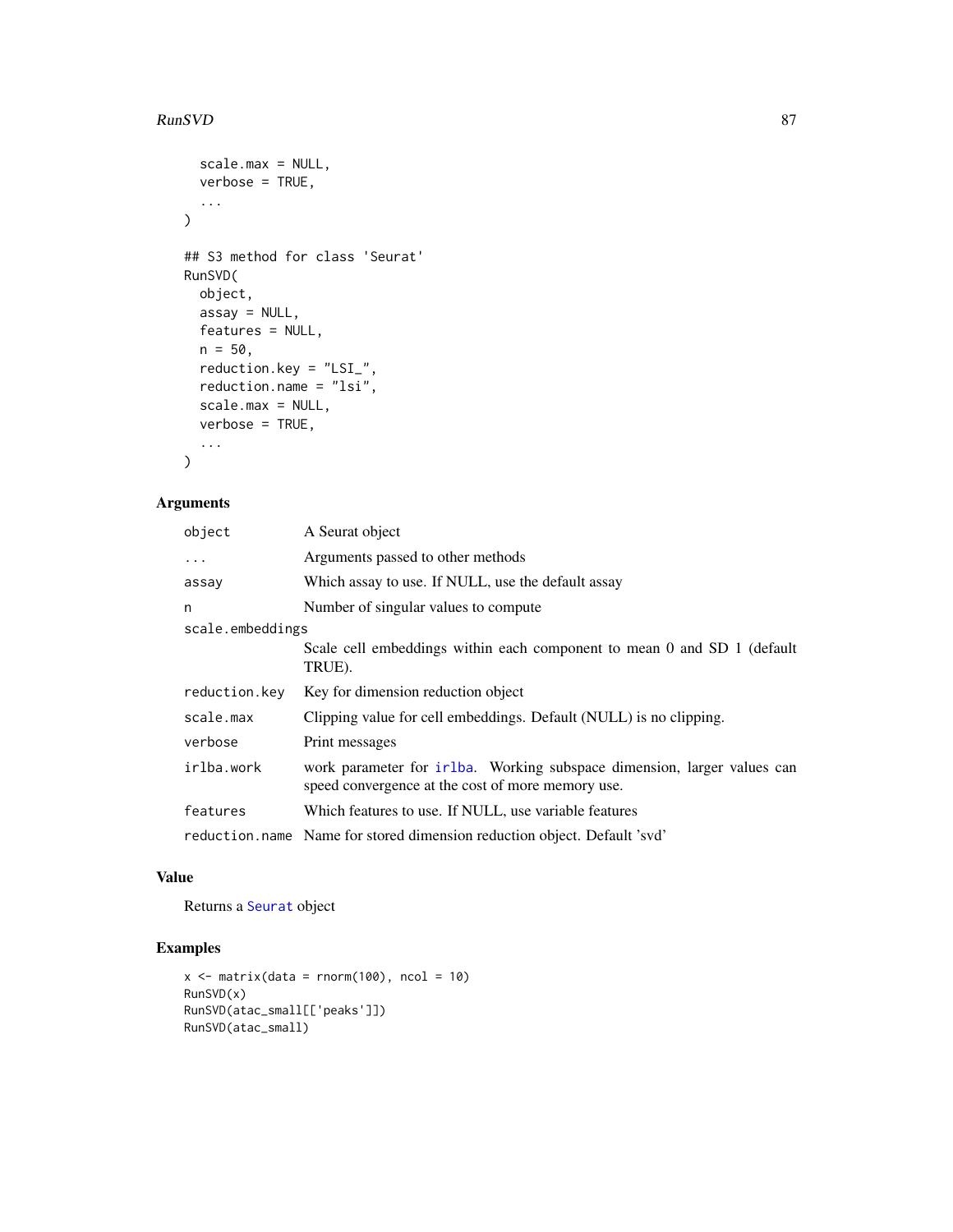```
  scale.max = NULL,
  verbose = TRUE,
  ...
)

## S3 method for class 'Seurat'
RunSVD(
  object,
  assay = NULL,
  features = NULL,
  n = 50,
  reduction.key = "LSI_",
  reduction.name = "lsi",
  scale.max = NULL,
  verbose = TRUE,
  ...
)
```

## Arguments

| | |
|---|---|
| object | A Seurat object |
| ... | Arguments passed to other methods |
| assay | Which assay to use. If NULL, use the default assay |
| n | Number of singular values to compute |
| scale.embeddings | Scale cell embeddings within each component to mean 0 and SD 1 (default TRUE). |
| reduction.key | Key for dimension reduction object |
| scale.max | Clipping value for cell embeddings. Default (NULL) is no clipping. |
| verbose | Print messages |
| irlba.work | work parameter for irlba. Working subspace dimension, larger values can speed convergence at the cost of more memory use. |
| features | Which features to use. If NULL, use variable features |
| reduction.name | Name for stored dimension reduction object. Default 'svd' |

## Value

Returns a Seurat object

## Examples

```
x <- matrix(data = rnorm(100), ncol = 10)
RunSVD(x)
RunSVD(atac_small[['peaks']])
RunSVD(atac_small)
```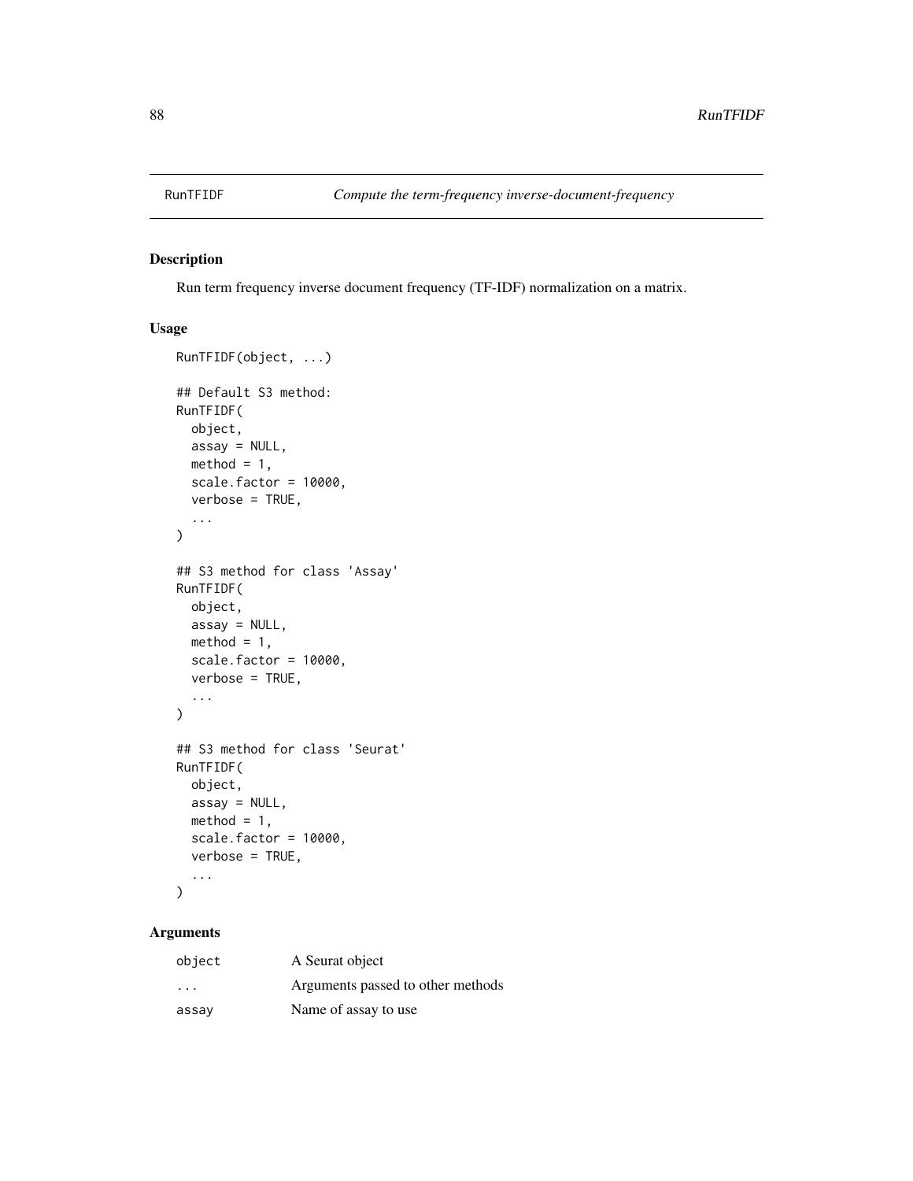# RunTFIDF — *Compute the term-frequency inverse-document-frequency*

## Description

Run term frequency inverse document frequency (TF-IDF) normalization on a matrix.

## Usage

```
RunTFIDF(object, ...)

## Default S3 method:
RunTFIDF(
  object,
  assay = NULL,
  method = 1,
  scale.factor = 10000,
  verbose = TRUE,
  ...
)

## S3 method for class 'Assay'
RunTFIDF(
  object,
  assay = NULL,
  method = 1,
  scale.factor = 10000,
  verbose = TRUE,
  ...
)

## S3 method for class 'Seurat'
RunTFIDF(
  object,
  assay = NULL,
  method = 1,
  scale.factor = 10000,
  verbose = TRUE,
  ...
)
```

## Arguments

| | |
|---|---|
| `object` | A Seurat object |
| `...` | Arguments passed to other methods |
| `assay` | Name of assay to use |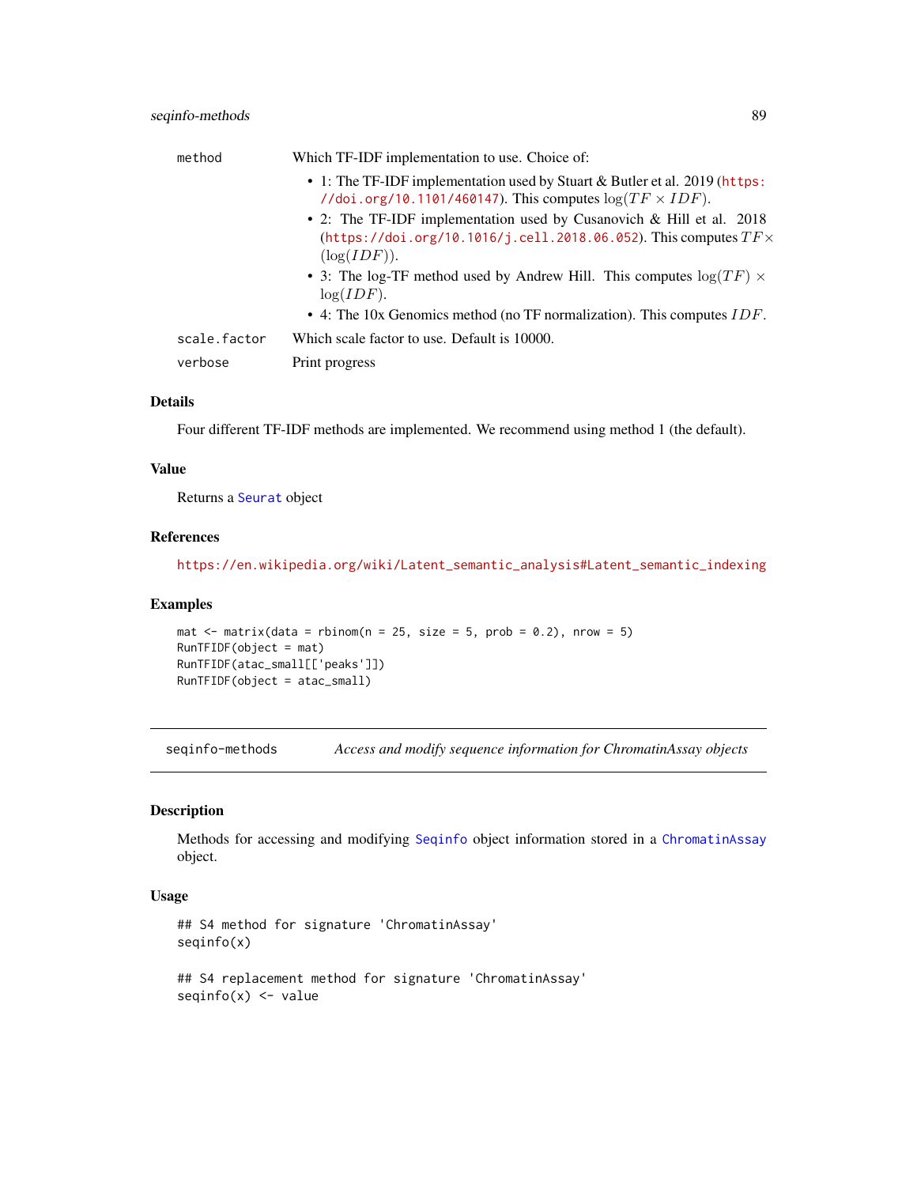| | |
|---|---|
| method | Which TF-IDF implementation to use. Choice of: <br>• 1: The TF-IDF implementation used by Stuart & Butler et al. 2019 (https://doi.org/10.1101/460147). This computes $\log(TF \times IDF)$. <br>• 2: The TF-IDF implementation used by Cusanovich & Hill et al. 2018 (https://doi.org/10.1016/j.cell.2018.06.052). This computes $TF \times (\log(IDF))$. <br>• 3: The log-TF method used by Andrew Hill. This computes $\log(TF) \times \log(IDF)$. <br>• 4: The 10x Genomics method (no TF normalization). This computes $IDF$. |
| scale.factor | Which scale factor to use. Default is 10000. |
| verbose | Print progress |

### Details

Four different TF-IDF methods are implemented. We recommend using method 1 (the default).

### Value

Returns a Seurat object

### References

https://en.wikipedia.org/wiki/Latent_semantic_analysis#Latent_semantic_indexing

### Examples

```
mat <- matrix(data = rbinom(n = 25, size = 5, prob = 0.2), nrow = 5)
RunTFIDF(object = mat)
RunTFIDF(atac_small[['peaks']])
RunTFIDF(object = atac_small)
```

---

## seqinfo-methods    *Access and modify sequence information for ChromatinAssay objects*

---

### Description

Methods for accessing and modifying Seqinfo object information stored in a ChromatinAssay object.

### Usage

```
## S4 method for signature 'ChromatinAssay'
seqinfo(x)

## S4 replacement method for signature 'ChromatinAssay'
seqinfo(x) <- value
```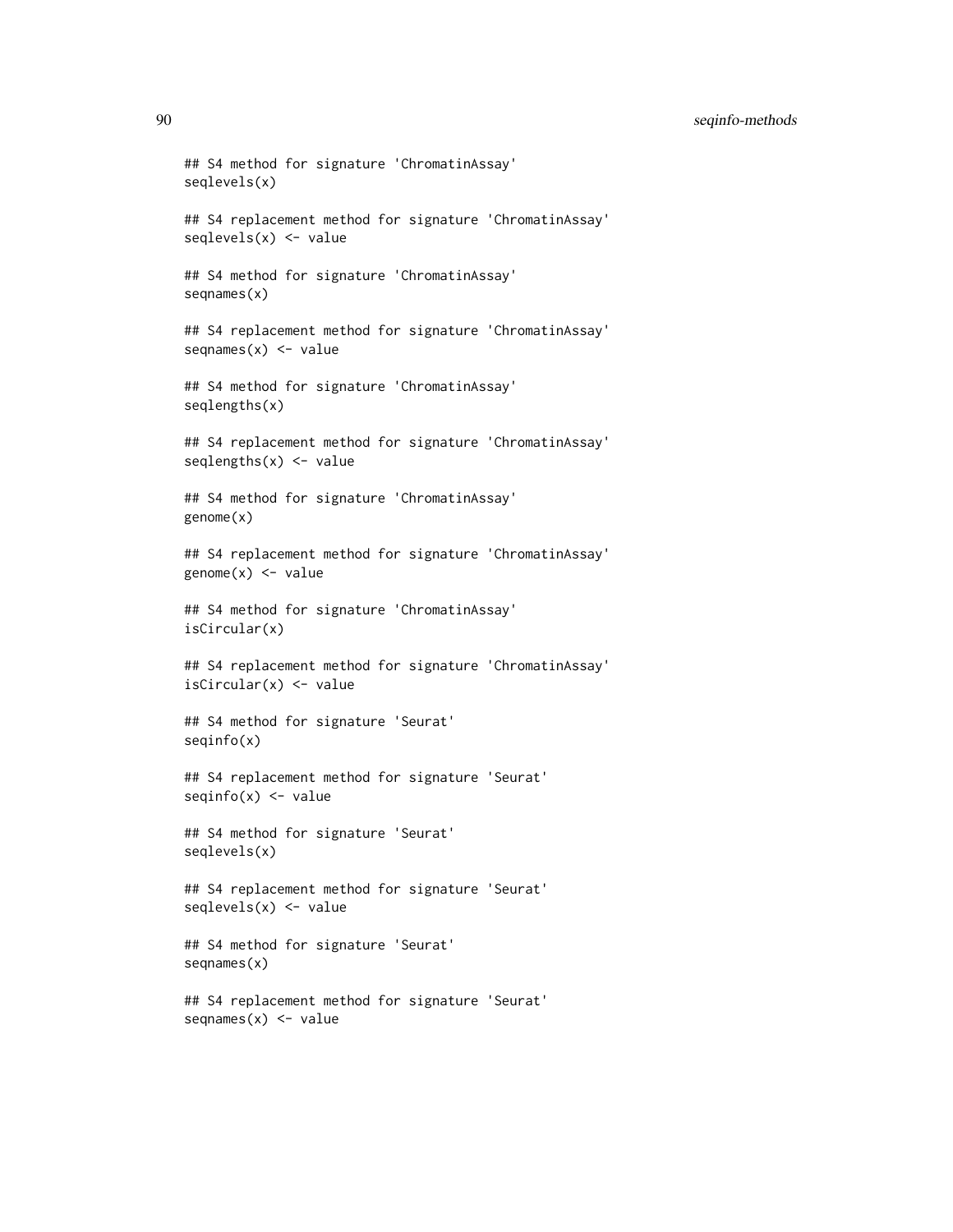```
## S4 method for signature 'ChromatinAssay'
seqlevels(x)

## S4 replacement method for signature 'ChromatinAssay'
seqlevels(x) <- value

## S4 method for signature 'ChromatinAssay'
seqnames(x)

## S4 replacement method for signature 'ChromatinAssay'
seqnames(x) <- value

## S4 method for signature 'ChromatinAssay'
seqlengths(x)

## S4 replacement method for signature 'ChromatinAssay'
seqlengths(x) <- value

## S4 method for signature 'ChromatinAssay'
genome(x)

## S4 replacement method for signature 'ChromatinAssay'
genome(x) <- value

## S4 method for signature 'ChromatinAssay'
isCircular(x)

## S4 replacement method for signature 'ChromatinAssay'
isCircular(x) <- value

## S4 method for signature 'Seurat'
seqinfo(x)

## S4 replacement method for signature 'Seurat'
seqinfo(x) <- value

## S4 method for signature 'Seurat'
seqlevels(x)

## S4 replacement method for signature 'Seurat'
seqlevels(x) <- value

## S4 method for signature 'Seurat'
seqnames(x)

## S4 replacement method for signature 'Seurat'
seqnames(x) <- value
```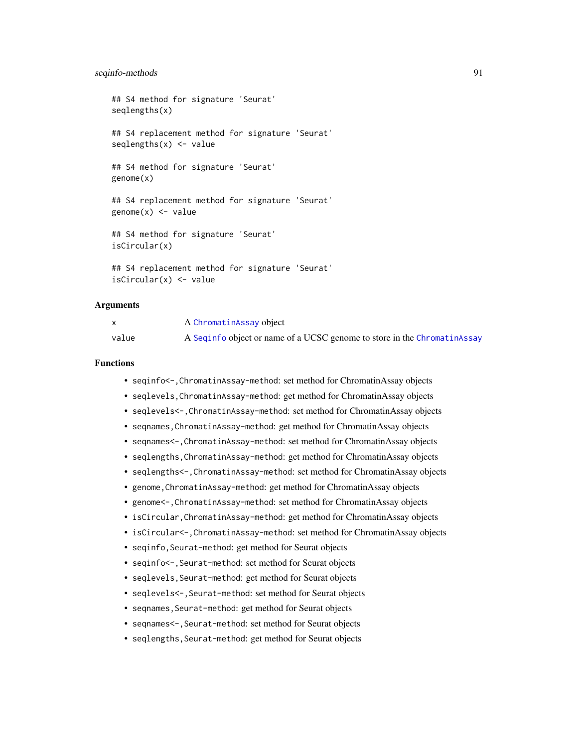```
## S4 method for signature 'Seurat'
seqlengths(x)

## S4 replacement method for signature 'Seurat'
seqlengths(x) <- value

## S4 method for signature 'Seurat'
genome(x)

## S4 replacement method for signature 'Seurat'
genome(x) <- value

## S4 method for signature 'Seurat'
isCircular(x)

## S4 replacement method for signature 'Seurat'
isCircular(x) <- value
```

### Arguments

| | |
|---|---|
| x | A ChromatinAssay object |
| value | A Seqinfo object or name of a UCSC genome to store in the ChromatinAssay |

### Functions

- `seqinfo<-,ChromatinAssay-method`: set method for ChromatinAssay objects
- `seqlevels,ChromatinAssay-method`: get method for ChromatinAssay objects
- `seqlevels<-,ChromatinAssay-method`: set method for ChromatinAssay objects
- `seqnames,ChromatinAssay-method`: get method for ChromatinAssay objects
- `seqnames<-,ChromatinAssay-method`: set method for ChromatinAssay objects
- `seqlengths,ChromatinAssay-method`: get method for ChromatinAssay objects
- `seqlengths<-,ChromatinAssay-method`: set method for ChromatinAssay objects
- `genome,ChromatinAssay-method`: get method for ChromatinAssay objects
- `genome<-,ChromatinAssay-method`: set method for ChromatinAssay objects
- `isCircular,ChromatinAssay-method`: get method for ChromatinAssay objects
- `isCircular<-,ChromatinAssay-method`: set method for ChromatinAssay objects
- `seqinfo,Seurat-method`: get method for Seurat objects
- `seqinfo<-,Seurat-method`: set method for Seurat objects
- `seqlevels,Seurat-method`: get method for Seurat objects
- `seqlevels<-,Seurat-method`: set method for Seurat objects
- `seqnames,Seurat-method`: get method for Seurat objects
- `seqnames<-,Seurat-method`: set method for Seurat objects
- `seqlengths,Seurat-method`: get method for Seurat objects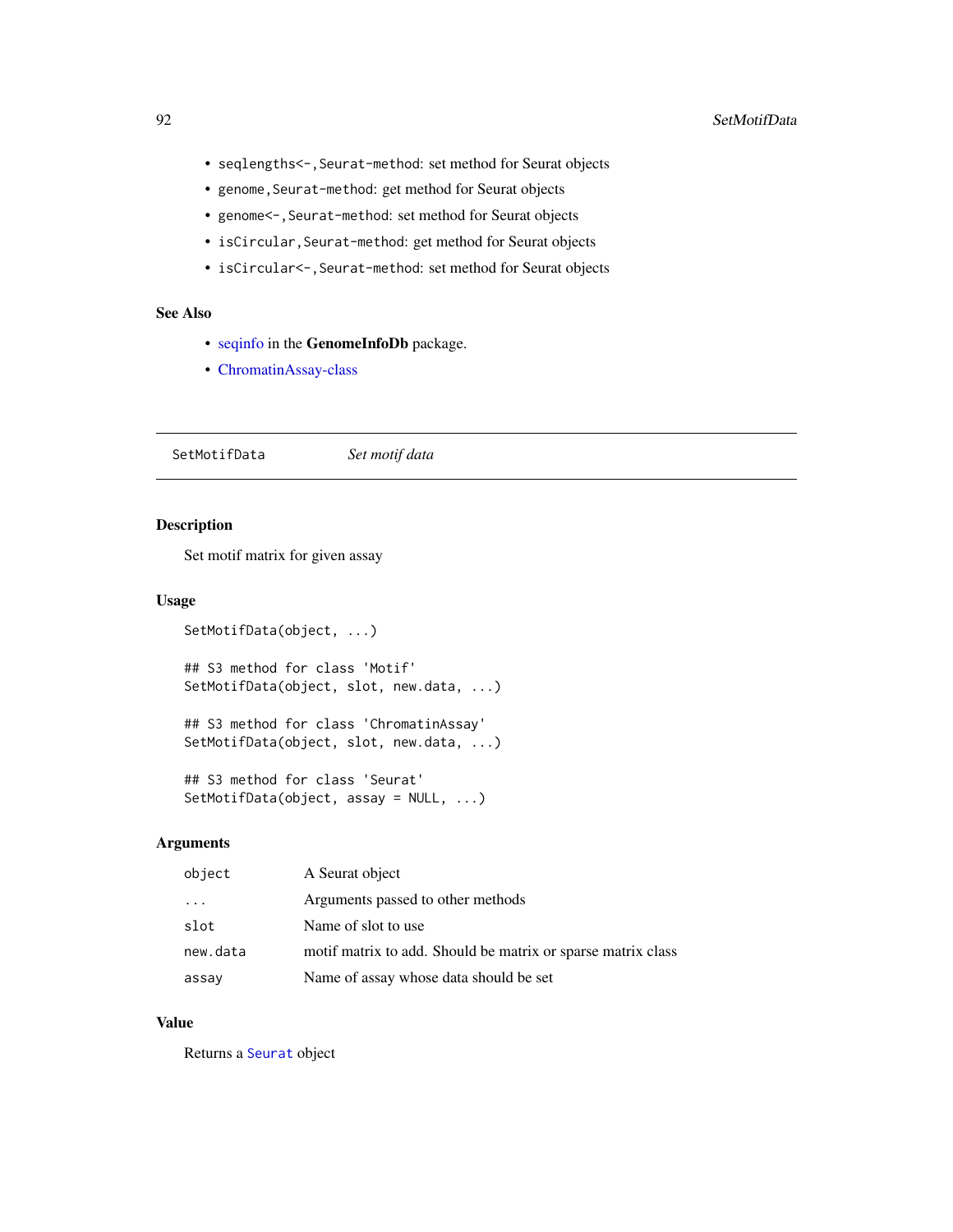- `seqlengths<-,Seurat-method`: set method for Seurat objects
- `genome,Seurat-method`: get method for Seurat objects
- `genome<-,Seurat-method`: set method for Seurat objects
- `isCircular,Seurat-method`: get method for Seurat objects
- `isCircular<-,Seurat-method`: set method for Seurat objects

### See Also

- seqinfo in the **GenomeInfoDb** package.
- ChromatinAssay-class

---

## SetMotifData — *Set motif data*

---

### Description

Set motif matrix for given assay

### Usage

```
SetMotifData(object, ...)

## S3 method for class 'Motif'
SetMotifData(object, slot, new.data, ...)

## S3 method for class 'ChromatinAssay'
SetMotifData(object, slot, new.data, ...)

## S3 method for class 'Seurat'
SetMotifData(object, assay = NULL, ...)
```

### Arguments

| | |
|---|---|
| `object` | A Seurat object |
| `...` | Arguments passed to other methods |
| `slot` | Name of slot to use |
| `new.data` | motif matrix to add. Should be matrix or sparse matrix class |
| `assay` | Name of assay whose data should be set |

### Value

Returns a `Seurat` object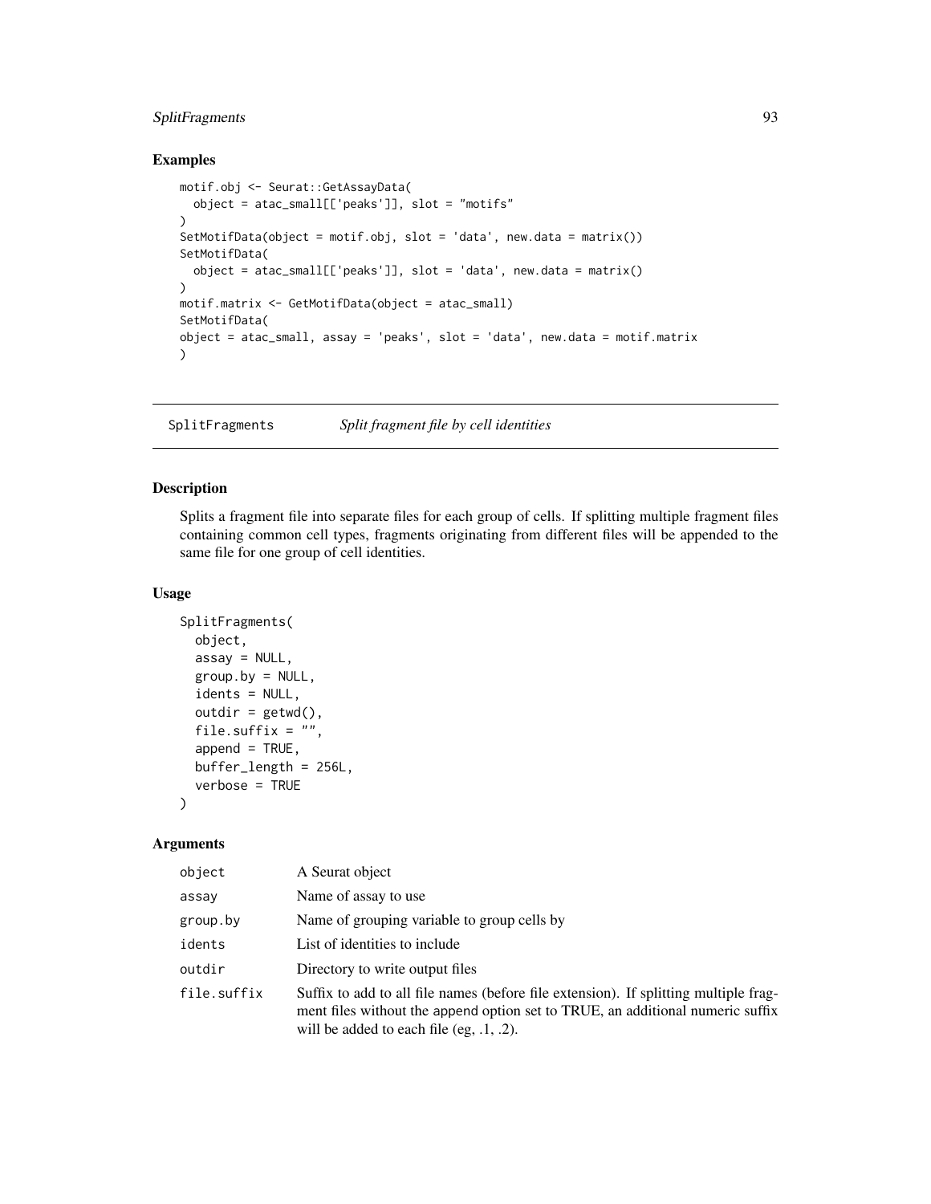### Examples

```
motif.obj <- Seurat::GetAssayData(
  object = atac_small[['peaks']], slot = "motifs"
)
SetMotifData(object = motif.obj, slot = 'data', new.data = matrix())
SetMotifData(
  object = atac_small[['peaks']], slot = 'data', new.data = matrix()
)
motif.matrix <- GetMotifData(object = atac_small)
SetMotifData(
object = atac_small, assay = 'peaks', slot = 'data', new.data = motif.matrix
)
```

---

## SplitFragments    *Split fragment file by cell identities*

### Description

Splits a fragment file into separate files for each group of cells. If splitting multiple fragment files containing common cell types, fragments originating from different files will be appended to the same file for one group of cell identities.

### Usage

```
SplitFragments(
  object,
  assay = NULL,
  group.by = NULL,
  idents = NULL,
  outdir = getwd(),
  file.suffix = "",
  append = TRUE,
  buffer_length = 256L,
  verbose = TRUE
)
```

### Arguments

| | |
|---|---|
| object | A Seurat object |
| assay | Name of assay to use |
| group.by | Name of grouping variable to group cells by |
| idents | List of identities to include |
| outdir | Directory to write output files |
| file.suffix | Suffix to add to all file names (before file extension). If splitting multiple fragment files without the append option set to TRUE, an additional numeric suffix will be added to each file (eg, .1, .2). |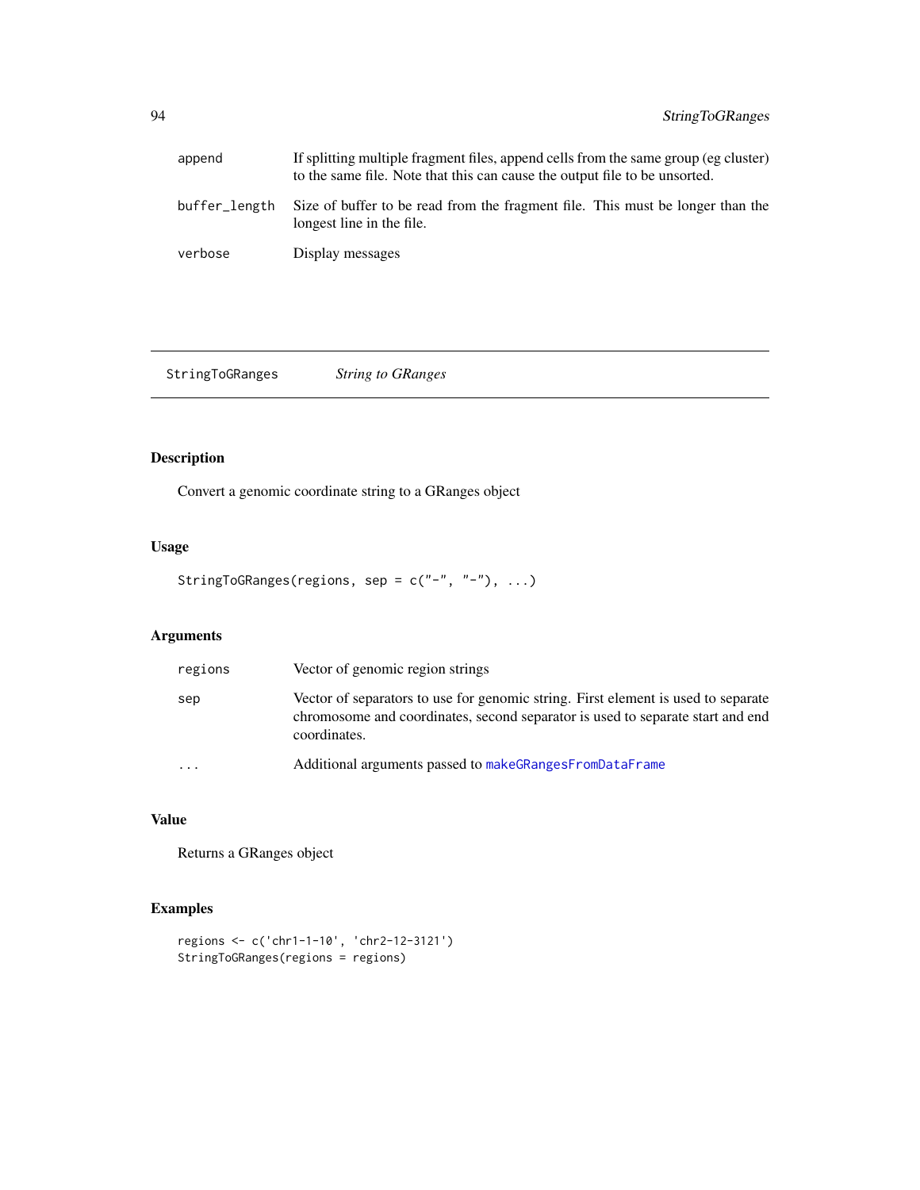| | |
|---|---|
| append | If splitting multiple fragment files, append cells from the same group (eg cluster) to the same file. Note that this can cause the output file to be unsorted. |
| buffer_length | Size of buffer to be read from the fragment file. This must be longer than the longest line in the file. |
| verbose | Display messages |

---

## StringToGRanges *String to GRanges*

---

### Description

Convert a genomic coordinate string to a GRanges object

### Usage

```
StringToGRanges(regions, sep = c("-", "-"), ...)
```

### Arguments

| | |
|---|---|
| regions | Vector of genomic region strings |
| sep | Vector of separators to use for genomic string. First element is used to separate chromosome and coordinates, second separator is used to separate start and end coordinates. |
| ... | Additional arguments passed to makeGRangesFromDataFrame |

### Value

Returns a GRanges object

### Examples

```
regions <- c('chr1-1-10', 'chr2-12-3121')
StringToGRanges(regions = regions)
```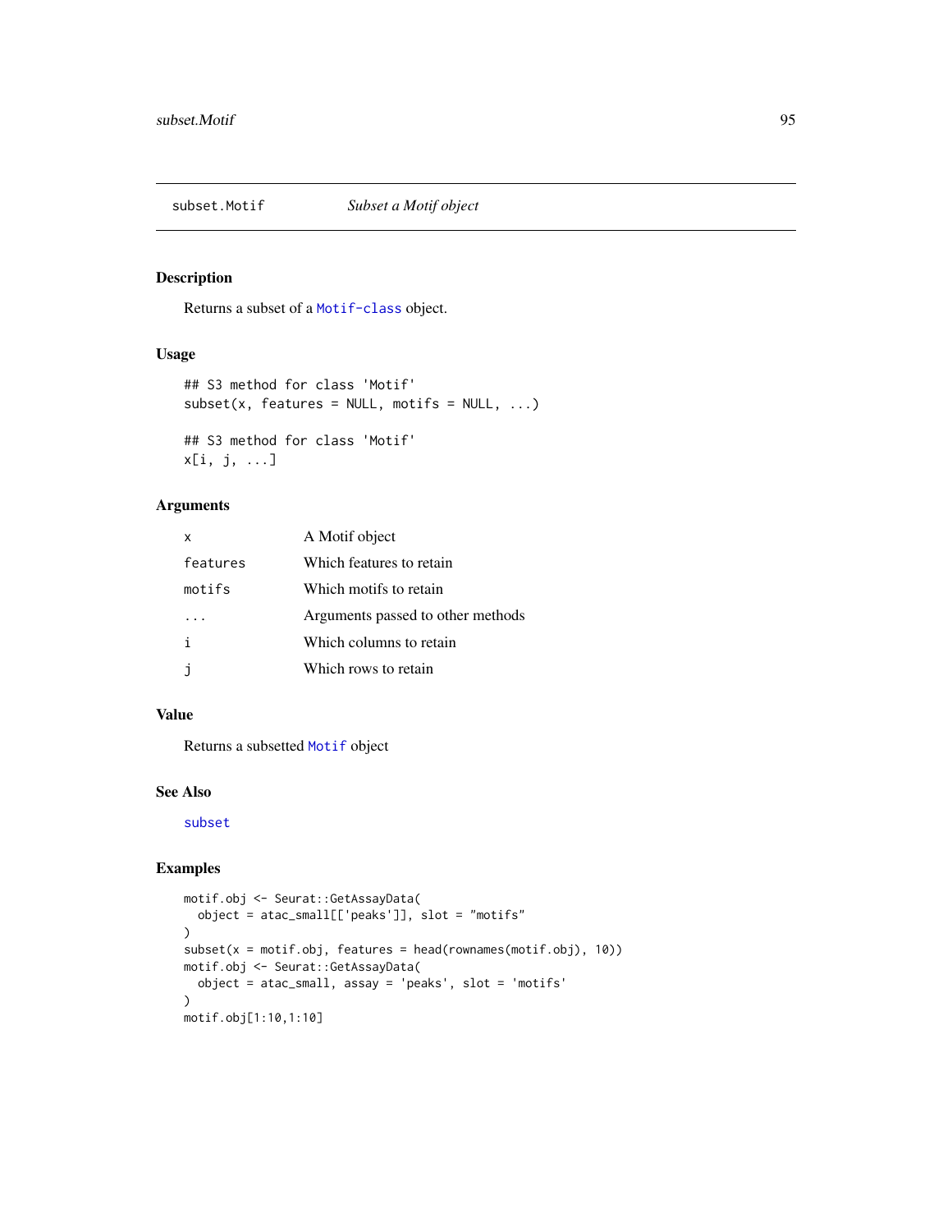# subset.Motif — *Subset a Motif object*

## Description

Returns a subset of a `Motif-class` object.

## Usage

```
## S3 method for class 'Motif'
subset(x, features = NULL, motifs = NULL, ...)

## S3 method for class 'Motif'
x[i, j, ...]
```

## Arguments

| | |
|---|---|
| `x` | A Motif object |
| `features` | Which features to retain |
| `motifs` | Which motifs to retain |
| `...` | Arguments passed to other methods |
| `i` | Which columns to retain |
| `j` | Which rows to retain |

## Value

Returns a subsetted `Motif` object

## See Also

`subset`

## Examples

```
motif.obj <- Seurat::GetAssayData(
  object = atac_small[['peaks']], slot = "motifs"
)
subset(x = motif.obj, features = head(rownames(motif.obj), 10))
motif.obj <- Seurat::GetAssayData(
  object = atac_small, assay = 'peaks', slot = 'motifs'
)
motif.obj[1:10,1:10]
```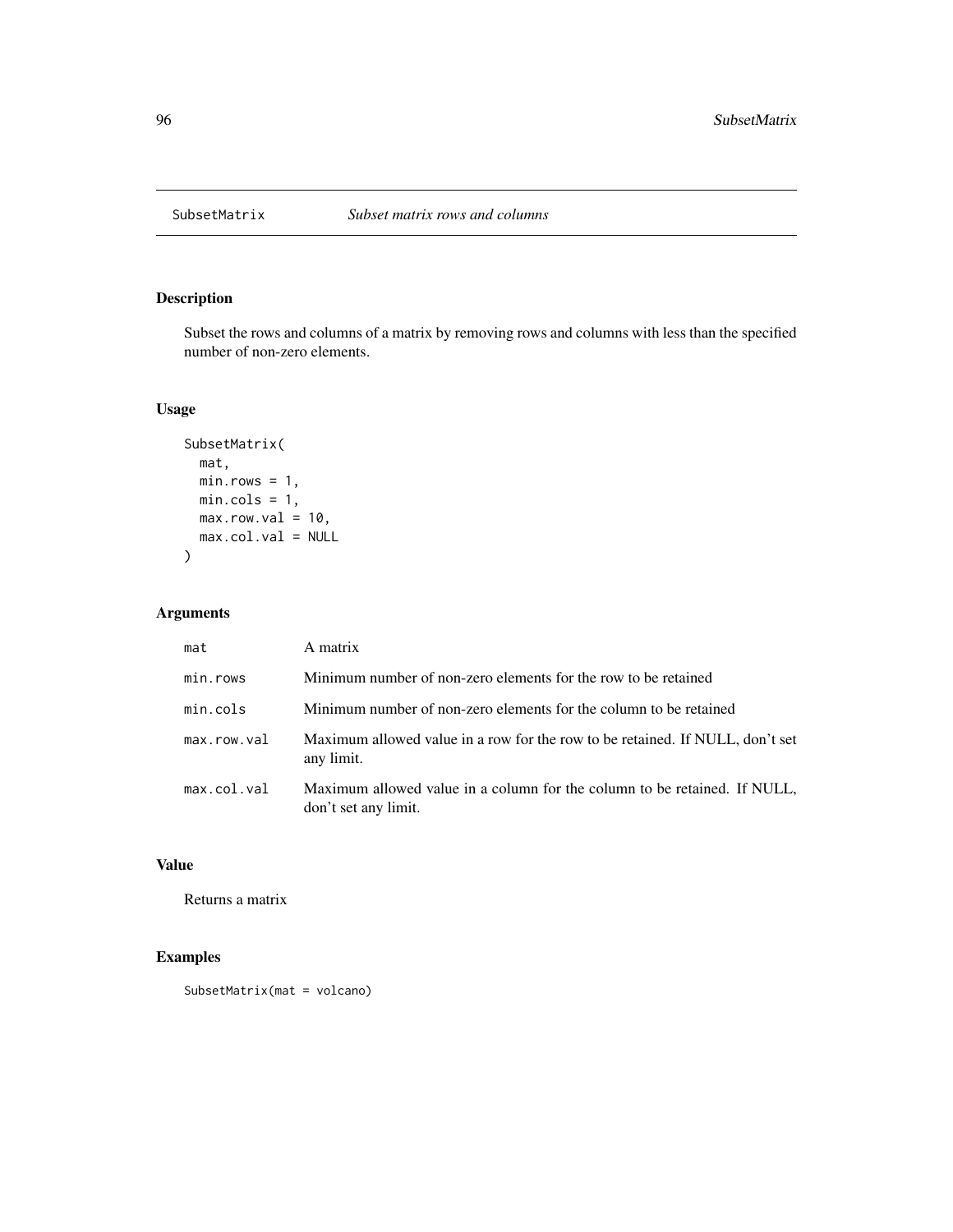## SubsetMatrix *Subset matrix rows and columns*

### Description

Subset the rows and columns of a matrix by removing rows and columns with less than the specified number of non-zero elements.

### Usage

```
SubsetMatrix(
  mat,
  min.rows = 1,
  min.cols = 1,
  max.row.val = 10,
  max.col.val = NULL
)
```

### Arguments

| | |
|---|---|
| mat | A matrix |
| min.rows | Minimum number of non-zero elements for the row to be retained |
| min.cols | Minimum number of non-zero elements for the column to be retained |
| max.row.val | Maximum allowed value in a row for the row to be retained. If NULL, don't set any limit. |
| max.col.val | Maximum allowed value in a column for the column to be retained. If NULL, don't set any limit. |

### Value

Returns a matrix

### Examples

```
SubsetMatrix(mat = volcano)
```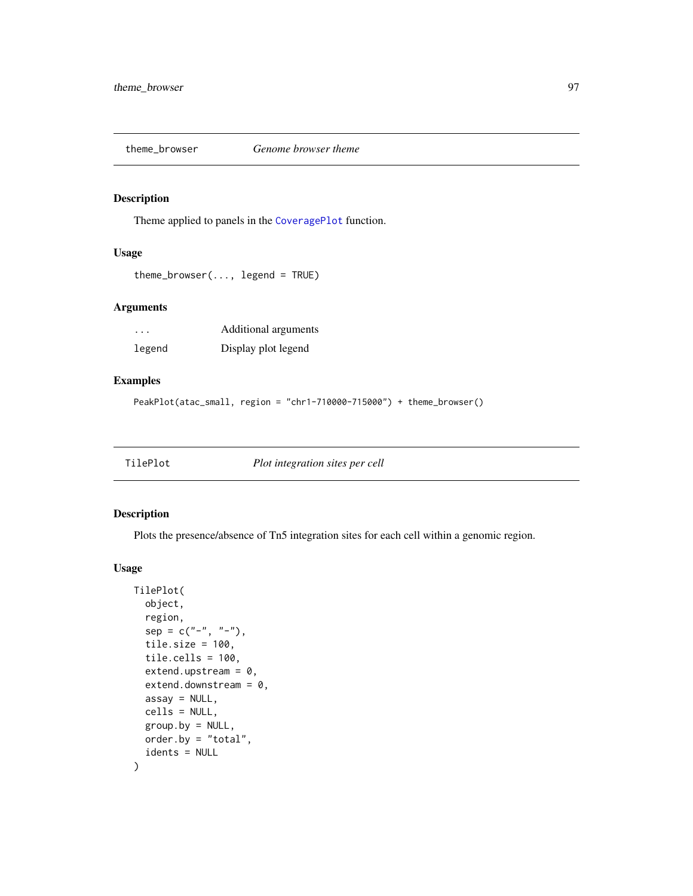## theme_browser — *Genome browser theme*

### Description

Theme applied to panels in the CoveragePlot function.

### Usage

```
theme_browser(..., legend = TRUE)
```

### Arguments

| | |
|---|---|
| ... | Additional arguments |
| legend | Display plot legend |

### Examples

```
PeakPlot(atac_small, region = "chr1-710000-715000") + theme_browser()
```

## TilePlot — *Plot integration sites per cell*

### Description

Plots the presence/absence of Tn5 integration sites for each cell within a genomic region.

### Usage

```
TilePlot(
  object,
  region,
  sep = c("-", "-"),
  tile.size = 100,
  tile.cells = 100,
  extend.upstream = 0,
  extend.downstream = 0,
  assay = NULL,
  cells = NULL,
  group.by = NULL,
  order.by = "total",
  idents = NULL
)
```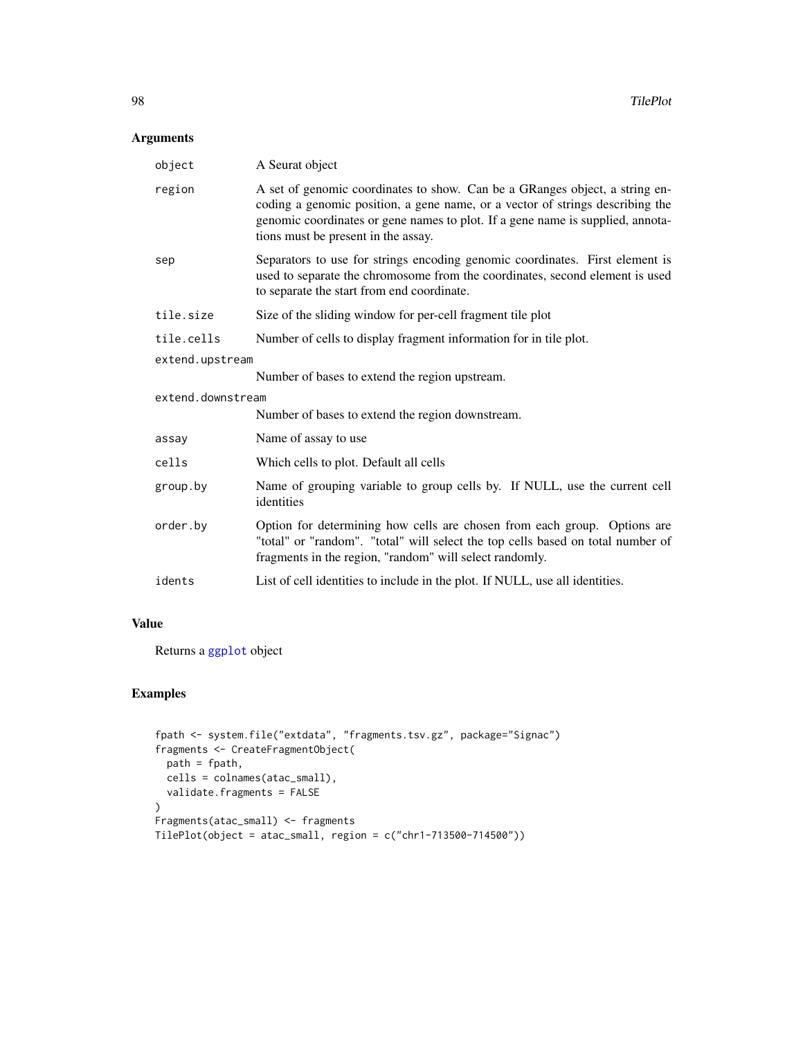## Arguments

| | |
|---|---|
| object | A Seurat object |
| region | A set of genomic coordinates to show. Can be a GRanges object, a string encoding a genomic position, a gene name, or a vector of strings describing the genomic coordinates or gene names to plot. If a gene name is supplied, annotations must be present in the assay. |
| sep | Separators to use for strings encoding genomic coordinates. First element is used to separate the chromosome from the coordinates, second element is used to separate the start from end coordinate. |
| tile.size | Size of the sliding window for per-cell fragment tile plot |
| tile.cells | Number of cells to display fragment information for in tile plot. |
| extend.upstream | Number of bases to extend the region upstream. |
| extend.downstream | Number of bases to extend the region downstream. |
| assay | Name of assay to use |
| cells | Which cells to plot. Default all cells |
| group.by | Name of grouping variable to group cells by. If NULL, use the current cell identities |
| order.by | Option for determining how cells are chosen from each group. Options are "total" or "random". "total" will select the top cells based on total number of fragments in the region, "random" will select randomly. |
| idents | List of cell identities to include in the plot. If NULL, use all identities. |

## Value

Returns a ggplot object

## Examples

```
fpath <- system.file("extdata", "fragments.tsv.gz", package="Signac")
fragments <- CreateFragmentObject(
  path = fpath,
  cells = colnames(atac_small),
  validate.fragments = FALSE
)
Fragments(atac_small) <- fragments
TilePlot(object = atac_small, region = c("chr1-713500-714500"))
```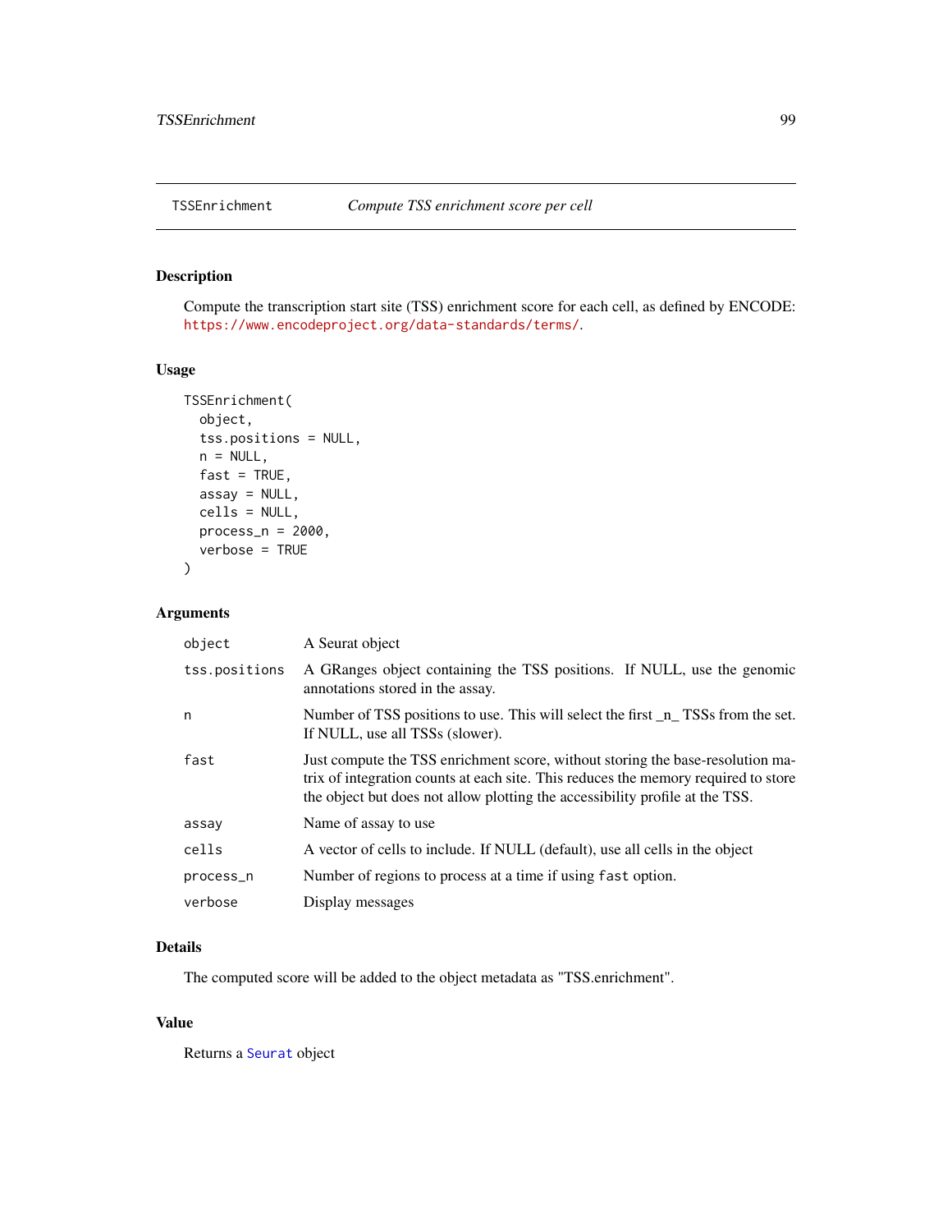## TSSEnrichment — *Compute TSS enrichment score per cell*

### Description

Compute the transcription start site (TSS) enrichment score for each cell, as defined by ENCODE: https://www.encodeproject.org/data-standards/terms/.

### Usage

```
TSSEnrichment(
  object,
  tss.positions = NULL,
  n = NULL,
  fast = TRUE,
  assay = NULL,
  cells = NULL,
  process_n = 2000,
  verbose = TRUE
)
```

### Arguments

| | |
|---|---|
| `object` | A Seurat object |
| `tss.positions` | A GRanges object containing the TSS positions. If NULL, use the genomic annotations stored in the assay. |
| `n` | Number of TSS positions to use. This will select the first _n_ TSSs from the set. If NULL, use all TSSs (slower). |
| `fast` | Just compute the TSS enrichment score, without storing the base-resolution matrix of integration counts at each site. This reduces the memory required to store the object but does not allow plotting the accessibility profile at the TSS. |
| `assay` | Name of assay to use |
| `cells` | A vector of cells to include. If NULL (default), use all cells in the object |
| `process_n` | Number of regions to process at a time if using `fast` option. |
| `verbose` | Display messages |

### Details

The computed score will be added to the object metadata as "TSS.enrichment".

### Value

Returns a `Seurat` object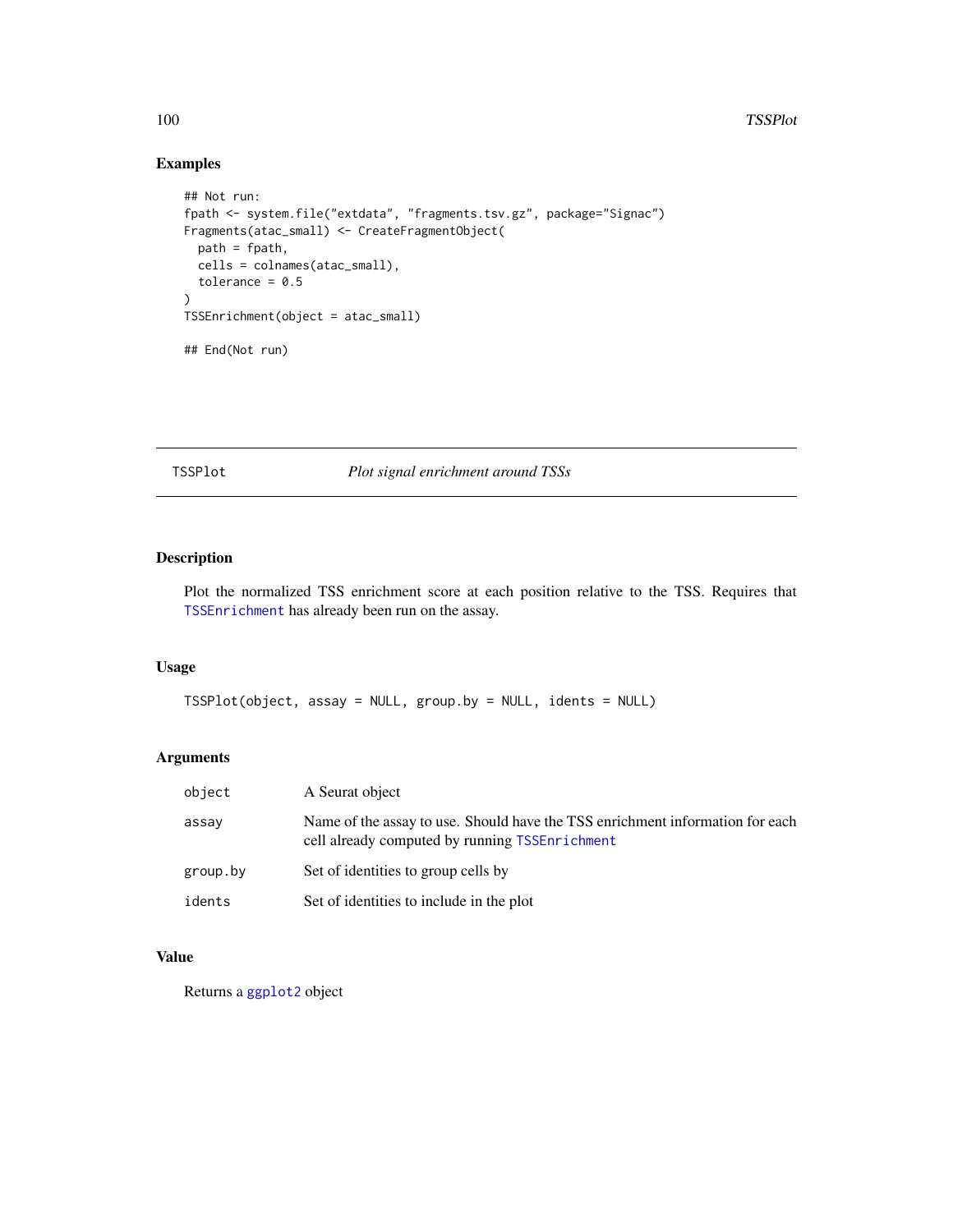## Examples

```
## Not run:
fpath <- system.file("extdata", "fragments.tsv.gz", package="Signac")
Fragments(atac_small) <- CreateFragmentObject(
  path = fpath,
  cells = colnames(atac_small),
  tolerance = 0.5
)
TSSEnrichment(object = atac_small)

## End(Not run)
```

---

# TSSPlot &nbsp;&nbsp;&nbsp;&nbsp;&nbsp; *Plot signal enrichment around TSSs*

---

## Description

Plot the normalized TSS enrichment score at each position relative to the TSS. Requires that TSSEnrichment has already been run on the assay.

## Usage

```
TSSPlot(object, assay = NULL, group.by = NULL, idents = NULL)
```

## Arguments

| | |
|---|---|
| object | A Seurat object |
| assay | Name of the assay to use. Should have the TSS enrichment information for each cell already computed by running TSSEnrichment |
| group.by | Set of identities to group cells by |
| idents | Set of identities to include in the plot |

## Value

Returns a ggplot2 object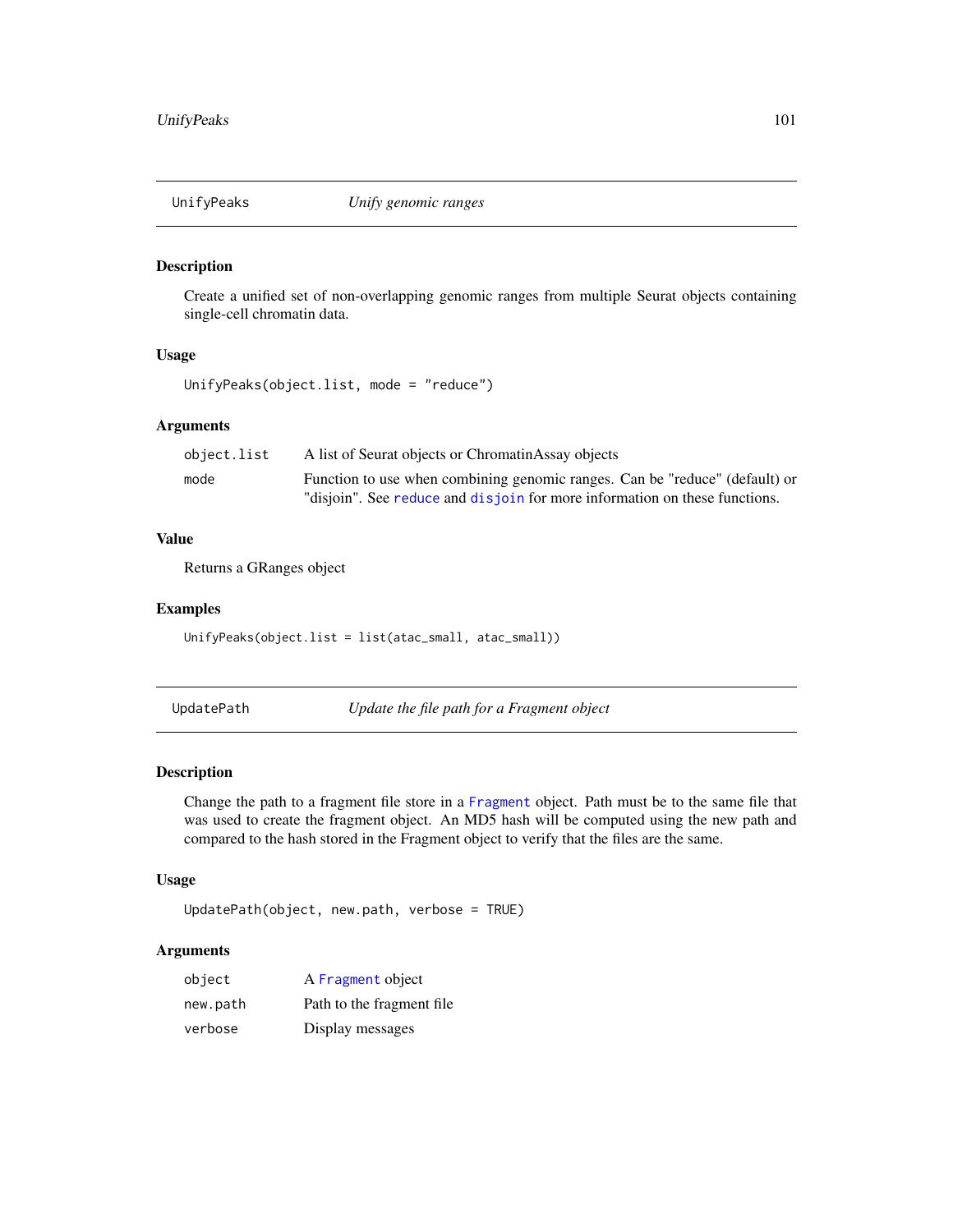## UnifyPeaks — *Unify genomic ranges*

### Description

Create a unified set of non-overlapping genomic ranges from multiple Seurat objects containing single-cell chromatin data.

### Usage

```
UnifyPeaks(object.list, mode = "reduce")
```

### Arguments

| | |
|---|---|
| `object.list` | A list of Seurat objects or ChromatinAssay objects |
| `mode` | Function to use when combining genomic ranges. Can be "reduce" (default) or "disjoin". See `reduce` and `disjoin` for more information on these functions. |

### Value

Returns a GRanges object

### Examples

```
UnifyPeaks(object.list = list(atac_small, atac_small))
```

## UpdatePath — *Update the file path for a Fragment object*

### Description

Change the path to a fragment file store in a `Fragment` object. Path must be to the same file that was used to create the fragment object. An MD5 hash will be computed using the new path and compared to the hash stored in the Fragment object to verify that the files are the same.

### Usage

```
UpdatePath(object, new.path, verbose = TRUE)
```

### Arguments

| | |
|---|---|
| `object` | A `Fragment` object |
| `new.path` | Path to the fragment file |
| `verbose` | Display messages |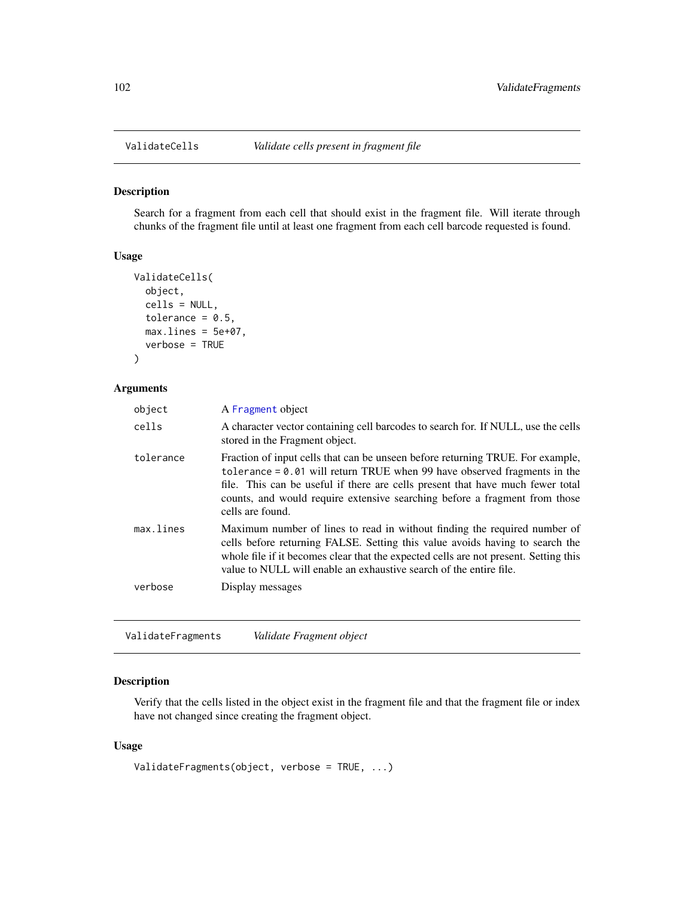## ValidateCells — *Validate cells present in fragment file*

### Description

Search for a fragment from each cell that should exist in the fragment file. Will iterate through chunks of the fragment file until at least one fragment from each cell barcode requested is found.

### Usage

```
ValidateCells(
  object,
  cells = NULL,
  tolerance = 0.5,
  max.lines = 5e+07,
  verbose = TRUE
)
```

### Arguments

| | |
|---|---|
| `object` | A `Fragment` object |
| `cells` | A character vector containing cell barcodes to search for. If NULL, use the cells stored in the Fragment object. |
| `tolerance` | Fraction of input cells that can be unseen before returning TRUE. For example, `tolerance = 0.01` will return TRUE when 99 have observed fragments in the file. This can be useful if there are cells present that have much fewer total counts, and would require extensive searching before a fragment from those cells are found. |
| `max.lines` | Maximum number of lines to read in without finding the required number of cells before returning FALSE. Setting this value avoids having to search the whole file if it becomes clear that the expected cells are not present. Setting this value to NULL will enable an exhaustive search of the entire file. |
| `verbose` | Display messages |

## ValidateFragments — *Validate Fragment object*

### Description

Verify that the cells listed in the object exist in the fragment file and that the fragment file or index have not changed since creating the fragment object.

### Usage

```
ValidateFragments(object, verbose = TRUE, ...)
```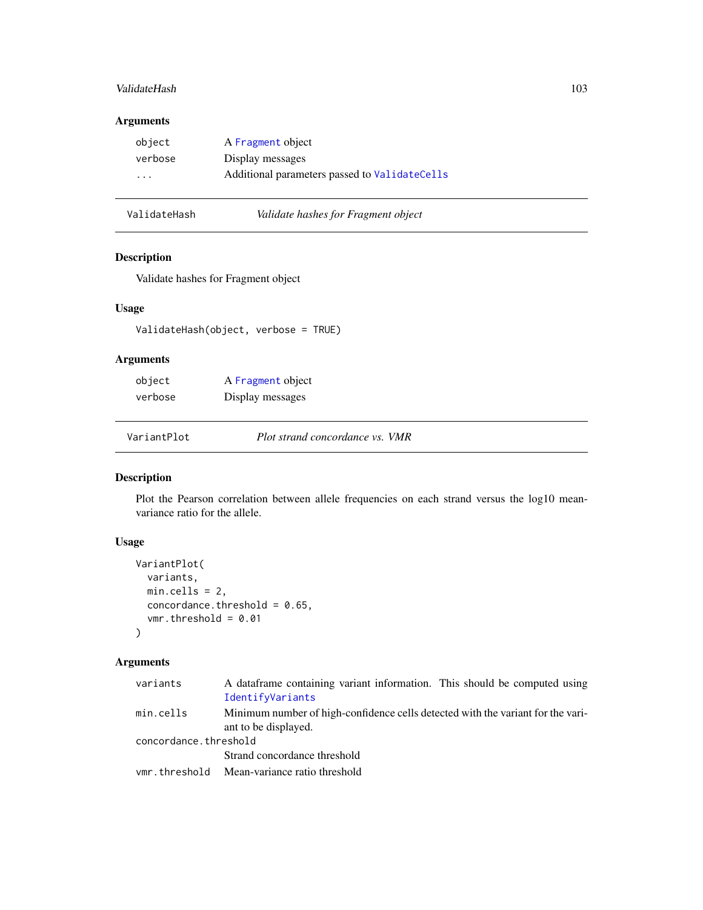## Arguments

| | |
|---|---|
| object | A Fragment object |
| verbose | Display messages |
| ... | Additional parameters passed to ValidateCells |

---

## ValidateHash — *Validate hashes for Fragment object*

### Description

Validate hashes for Fragment object

### Usage

```
ValidateHash(object, verbose = TRUE)
```

### Arguments

| | |
|---|---|
| object | A Fragment object |
| verbose | Display messages |

---

## VariantPlot — *Plot strand concordance vs. VMR*

### Description

Plot the Pearson correlation between allele frequencies on each strand versus the log10 mean-variance ratio for the allele.

### Usage

```
VariantPlot(
  variants,
  min.cells = 2,
  concordance.threshold = 0.65,
  vmr.threshold = 0.01
)
```

### Arguments

| | |
|---|---|
| variants | A dataframe containing variant information. This should be computed using IdentifyVariants |
| min.cells | Minimum number of high-confidence cells detected with the variant for the variant to be displayed. |
| concordance.threshold | Strand concordance threshold |
| vmr.threshold | Mean-variance ratio threshold |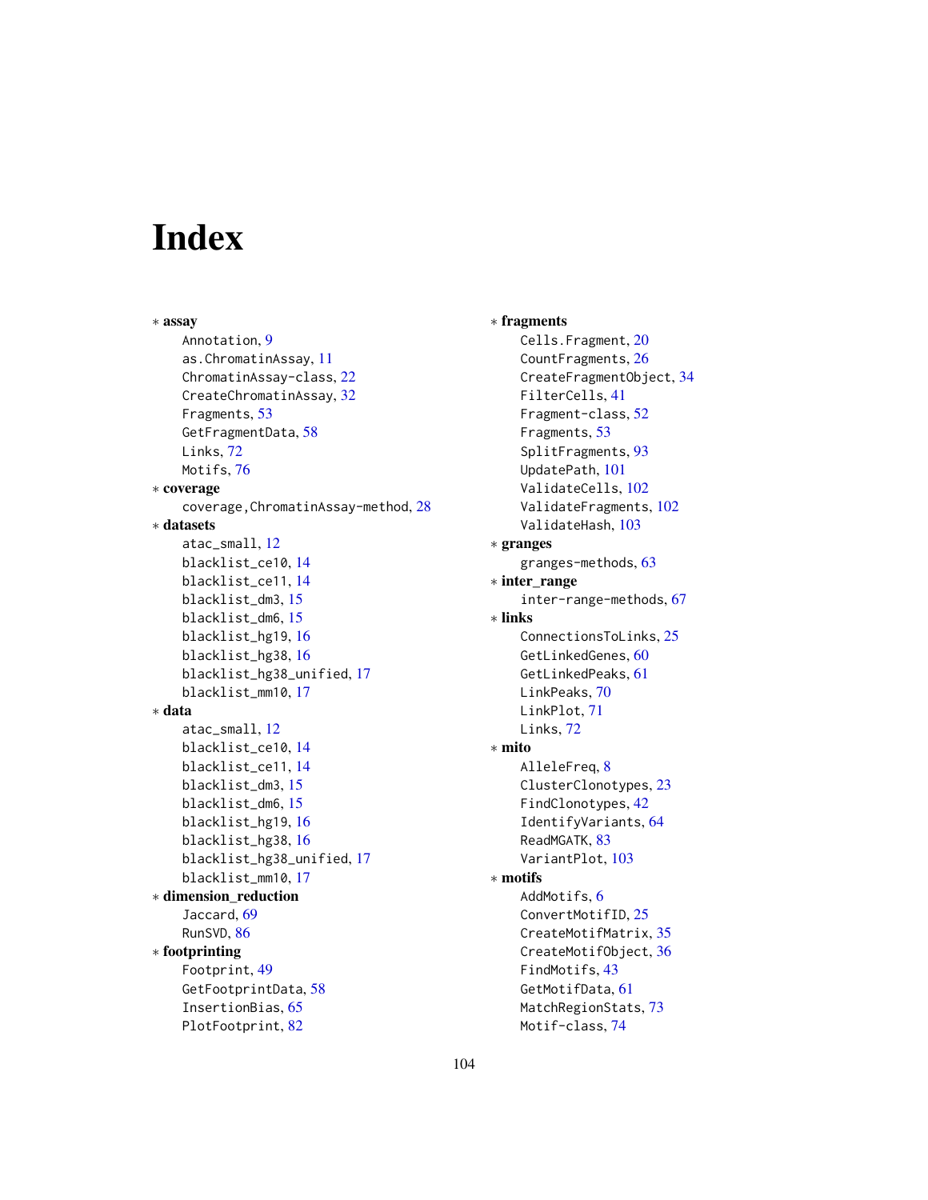# Index

∗ **assay**

Annotation, 9
as.ChromatinAssay, 11
ChromatinAssay-class, 22
CreateChromatinAssay, 32
Fragments, 53
GetFragmentData, 58
Links, 72
Motifs, 76

∗ **coverage**

coverage,ChromatinAssay-method, 28

∗ **datasets**

atac_small, 12
blacklist_ce10, 14
blacklist_ce11, 14
blacklist_dm3, 15
blacklist_dm6, 15
blacklist_hg19, 16
blacklist_hg38, 16
blacklist_hg38_unified, 17
blacklist_mm10, 17

∗ **data**

atac_small, 12
blacklist_ce10, 14
blacklist_ce11, 14
blacklist_dm3, 15
blacklist_dm6, 15
blacklist_hg19, 16
blacklist_hg38, 16
blacklist_hg38_unified, 17
blacklist_mm10, 17

∗ **dimension_reduction**

Jaccard, 69
RunSVD, 86

∗ **footprinting**

Footprint, 49
GetFootprintData, 58
InsertionBias, 65
PlotFootprint, 82

∗ **fragments**

Cells.Fragment, 20
CountFragments, 26
CreateFragmentObject, 34
FilterCells, 41
Fragment-class, 52
Fragments, 53
SplitFragments, 93
UpdatePath, 101
ValidateCells, 102
ValidateFragments, 102
ValidateHash, 103

∗ **granges**

granges-methods, 63

∗ **inter_range**

inter-range-methods, 67

∗ **links**

ConnectionsToLinks, 25
GetLinkedGenes, 60
GetLinkedPeaks, 61
LinkPeaks, 70
LinkPlot, 71
Links, 72

∗ **mito**

AlleleFreq, 8
ClusterClonotypes, 23
FindClonotypes, 42
IdentifyVariants, 64
ReadMGATK, 83
VariantPlot, 103

∗ **motifs**

AddMotifs, 6
ConvertMotifID, 25
CreateMotifMatrix, 35
CreateMotifObject, 36
FindMotifs, 43
GetMotifData, 61
MatchRegionStats, 73
Motif-class, 74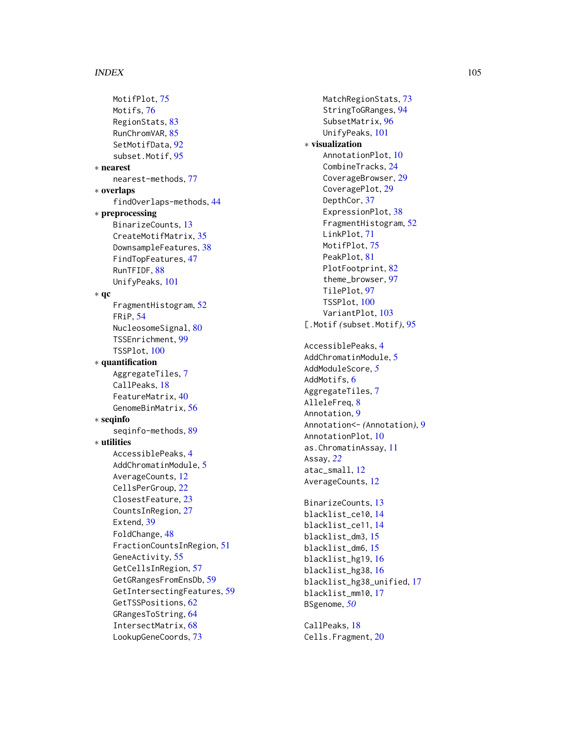MotifPlot, 75
Motifs, 76
RegionStats, 83
RunChromVAR, 85
SetMotifData, 92
subset.Motif, 95

* **nearest**
  - nearest-methods, 77
* **overlaps**
  - findOverlaps-methods, 44
* **preprocessing**
  - BinarizeCounts, 13
  - CreateMotifMatrix, 35
  - DownsampleFeatures, 38
  - FindTopFeatures, 47
  - RunTFIDF, 88
  - UnifyPeaks, 101
* **qc**
  - FragmentHistogram, 52
  - FRiP, 54
  - NucleosomeSignal, 80
  - TSSEnrichment, 99
  - TSSPlot, 100
* **quantification**
  - AggregateTiles, 7
  - CallPeaks, 18
  - FeatureMatrix, 40
  - GenomeBinMatrix, 56
* **seqinfo**
  - seqinfo-methods, 89
* **utilities**
  - AccessiblePeaks, 4
  - AddChromatinModule, 5
  - AverageCounts, 12
  - CellsPerGroup, 22
  - ClosestFeature, 23
  - CountsInRegion, 27
  - Extend, 39
  - FoldChange, 48
  - FractionCountsInRegion, 51
  - GeneActivity, 55
  - GetCellsInRegion, 57
  - GetGRangesFromEnsDb, 59
  - GetIntersectingFeatures, 59
  - GetTSSPositions, 62
  - GRangesToString, 64
  - IntersectMatrix, 68
  - LookupGeneCoords, 73
  - MatchRegionStats, 73
  - StringToGRanges, 94
  - SubsetMatrix, 96
  - UnifyPeaks, 101
* **visualization**
  - AnnotationPlot, 10
  - CombineTracks, 24
  - CoverageBrowser, 29
  - CoveragePlot, 29
  - DepthCor, 37
  - ExpressionPlot, 38
  - FragmentHistogram, 52
  - LinkPlot, 71
  - MotifPlot, 75
  - PeakPlot, 81
  - PlotFootprint, 82
  - theme_browser, 97
  - TilePlot, 97
  - TSSPlot, 100
  - VariantPlot, 103

[.Motif *(subset.Motif)*, 95

AccessiblePeaks, 4
AddChromatinModule, 5
AddModuleScore, *5*
AddMotifs, 6
AggregateTiles, 7
AlleleFreq, 8
Annotation, 9
Annotation<- *(Annotation)*, 9
AnnotationPlot, 10
as.ChromatinAssay, 11
Assay, *22*
atac_small, 12
AverageCounts, 12

BinarizeCounts, 13
blacklist_ce10, 14
blacklist_ce11, 14
blacklist_dm3, 15
blacklist_dm6, 15
blacklist_hg19, 16
blacklist_hg38, 16
blacklist_hg38_unified, 17
blacklist_mm10, 17
BSgenome, *50*

CallPeaks, 18
Cells.Fragment, 20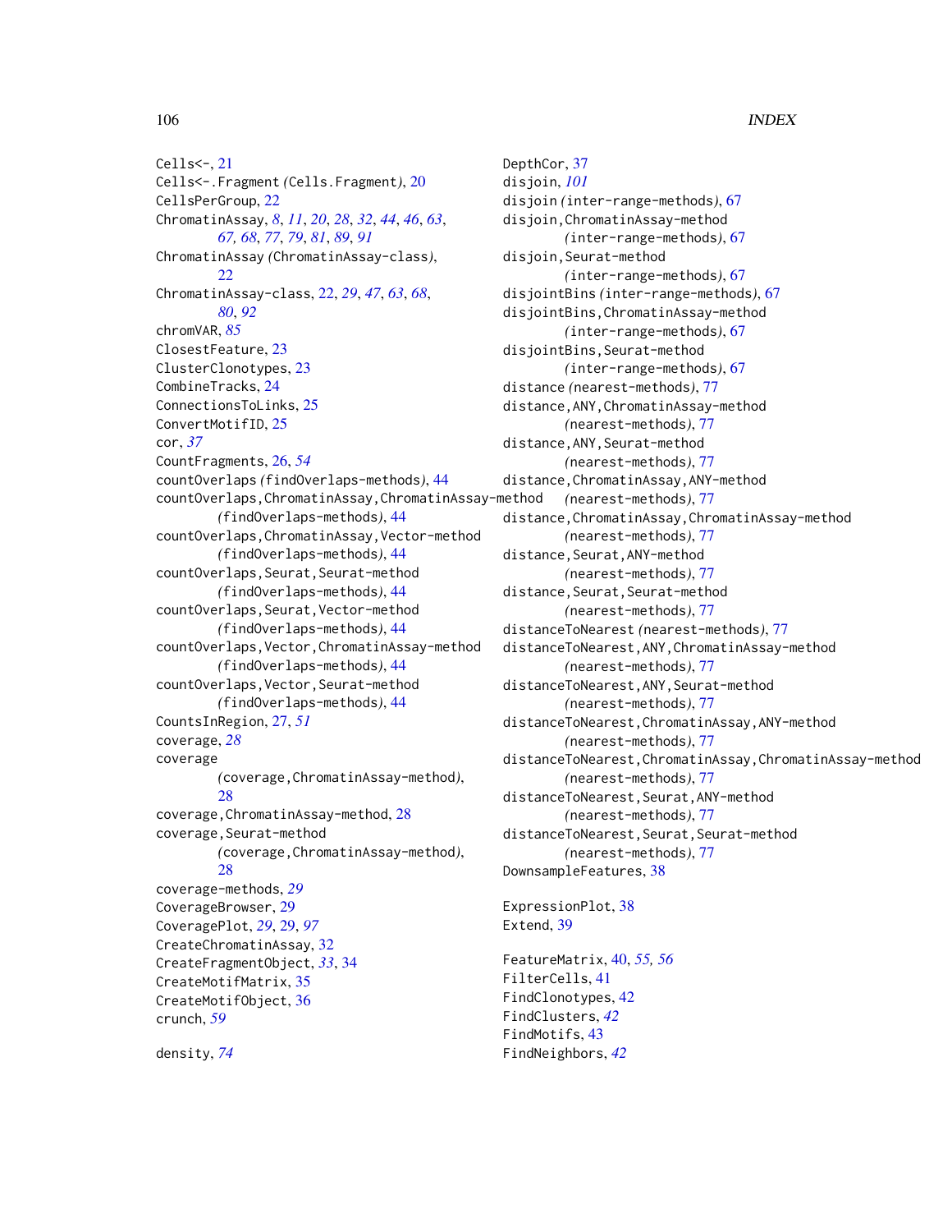Cells<-, 21
Cells<-.Fragment *(Cells.Fragment)*, 20
CellsPerGroup, 22
ChromatinAssay, *8*, *11*, *20*, *28*, *32*, *44*, *46*, *63*, *67*, *68*, *77*, *79*, *81*, *89*, *91*
ChromatinAssay *(ChromatinAssay-class)*, 22
ChromatinAssay-class, 22, *29*, *47*, *63*, *68*, *80*, *92*
chromVAR, *85*
ClosestFeature, 23
ClusterClonotypes, 23
CombineTracks, 24
ConnectionsToLinks, 25
ConvertMotifID, 25
cor, *37*
CountFragments, 26, *54*
countOverlaps *(findOverlaps-methods)*, 44
countOverlaps,ChromatinAssay,ChromatinAssay-method *(findOverlaps-methods)*, 44
countOverlaps,ChromatinAssay,Vector-method *(findOverlaps-methods)*, 44
countOverlaps,Seurat,Seurat-method *(findOverlaps-methods)*, 44
countOverlaps,Seurat,Vector-method *(findOverlaps-methods)*, 44
countOverlaps,Vector,ChromatinAssay-method *(findOverlaps-methods)*, 44
countOverlaps,Vector,Seurat-method *(findOverlaps-methods)*, 44
CountsInRegion, 27, *51*
coverage, *28*
coverage *(coverage,ChromatinAssay-method)*, 28
coverage,ChromatinAssay-method, 28
coverage,Seurat-method *(coverage,ChromatinAssay-method)*, 28
coverage-methods, *29*
CoverageBrowser, 29
CoveragePlot, *29*, 29, *97*
CreateChromatinAssay, 32
CreateFragmentObject, *33*, 34
CreateMotifMatrix, 35
CreateMotifObject, 36
crunch, *59*

density, *74*

DepthCor, 37
disjoin, *101*
disjoin *(inter-range-methods)*, 67
disjoin,ChromatinAssay-method *(inter-range-methods)*, 67
disjoin,Seurat-method *(inter-range-methods)*, 67
disjointBins *(inter-range-methods)*, 67
disjointBins,ChromatinAssay-method *(inter-range-methods)*, 67
disjointBins,Seurat-method *(inter-range-methods)*, 67
distance *(nearest-methods)*, 77
distance,ANY,ChromatinAssay-method *(nearest-methods)*, 77
distance,ANY,Seurat-method *(nearest-methods)*, 77
distance,ChromatinAssay,ANY-method *(nearest-methods)*, 77
distance,ChromatinAssay,ChromatinAssay-method *(nearest-methods)*, 77
distance,Seurat,ANY-method *(nearest-methods)*, 77
distance,Seurat,Seurat-method *(nearest-methods)*, 77
distanceToNearest *(nearest-methods)*, 77
distanceToNearest,ANY,ChromatinAssay-method *(nearest-methods)*, 77
distanceToNearest,ANY,Seurat-method *(nearest-methods)*, 77
distanceToNearest,ChromatinAssay,ANY-method *(nearest-methods)*, 77
distanceToNearest,ChromatinAssay,ChromatinAssay-method *(nearest-methods)*, 77
distanceToNearest,Seurat,ANY-method *(nearest-methods)*, 77
distanceToNearest,Seurat,Seurat-method *(nearest-methods)*, 77
DownsampleFeatures, 38

ExpressionPlot, 38
Extend, 39

FeatureMatrix, 40, *55*, *56*
FilterCells, 41
FindClonotypes, 42
FindClusters, *42*
FindMotifs, 43
FindNeighbors, *42*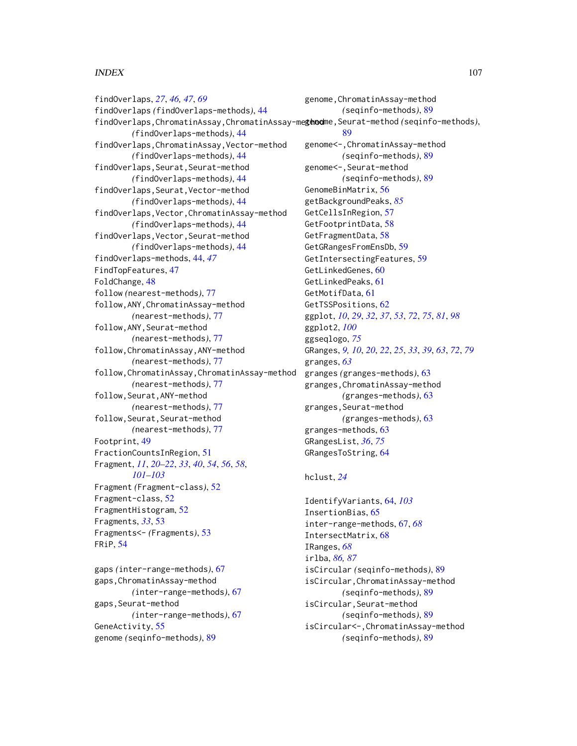findOverlaps, *27*, *46, 47*, *69*
findOverlaps *(*findOverlaps-methods*)*, 44
findOverlaps,ChromatinAssay,ChromatinAssay-method
    *(*findOverlaps-methods*)*, 44
findOverlaps,ChromatinAssay,Vector-method
    *(*findOverlaps-methods*)*, 44
findOverlaps,Seurat,Seurat-method
    *(*findOverlaps-methods*)*, 44
findOverlaps,Seurat,Vector-method
    *(*findOverlaps-methods*)*, 44
findOverlaps,Vector,ChromatinAssay-method
    *(*findOverlaps-methods*)*, 44
findOverlaps,Vector,Seurat-method
    *(*findOverlaps-methods*)*, 44
findOverlaps-methods, 44, *47*
FindTopFeatures, 47
FoldChange, 48
follow *(*nearest-methods*)*, 77
follow,ANY,ChromatinAssay-method
    *(*nearest-methods*)*, 77
follow,ANY,Seurat-method
    *(*nearest-methods*)*, 77
follow,ChromatinAssay,ANY-method
    *(*nearest-methods*)*, 77
follow,ChromatinAssay,ChromatinAssay-method
    *(*nearest-methods*)*, 77
follow,Seurat,ANY-method
    *(*nearest-methods*)*, 77
follow,Seurat,Seurat-method
    *(*nearest-methods*)*, 77
Footprint, 49
FractionCountsInRegion, 51
Fragment, *11*, *20–22*, *33*, *40*, *54*, *56*, *58*,
    *101–103*
Fragment *(*Fragment-class*)*, 52
Fragment-class, 52
FragmentHistogram, 52
Fragments, *33*, 53
Fragments<- *(*Fragments*)*, 53
FRiP, 54

gaps *(*inter-range-methods*)*, 67
gaps,ChromatinAssay-method
    *(*inter-range-methods*)*, 67
gaps,Seurat-method
    *(*inter-range-methods*)*, 67
GeneActivity, 55
genome *(*seqinfo-methods*)*, 89
genome,ChromatinAssay-method
    *(*seqinfo-methods*)*, 89
genome,Seurat-method *(*seqinfo-methods*)*,
    89
genome<-,ChromatinAssay-method
    *(*seqinfo-methods*)*, 89
genome<-,Seurat-method
    *(*seqinfo-methods*)*, 89
GenomeBinMatrix, 56
getBackgroundPeaks, *85*
GetCellsInRegion, 57
GetFootprintData, 58
GetFragmentData, 58
GetGRangesFromEnsDb, 59
GetIntersectingFeatures, 59
GetLinkedGenes, 60
GetLinkedPeaks, 61
GetMotifData, 61
GetTSSPositions, 62
ggplot, *10*, *29*, *32*, *37*, *53*, *72*, *75*, *81*, *98*
ggplot2, *100*
ggseqlogo, *75*
GRanges, *9, 10*, *20*, *22*, *25*, *33*, *39*, *63*, *72*, *79*
granges, *63*
granges *(*granges-methods*)*, 63
granges,ChromatinAssay-method
    *(*granges-methods*)*, 63
granges,Seurat-method
    *(*granges-methods*)*, 63
granges-methods, 63
GRangesList, *36*, *75*
GRangesToString, 64

hclust, *24*

IdentifyVariants, 64, *103*
InsertionBias, 65
inter-range-methods, 67, *68*
IntersectMatrix, 68
IRanges, *68*
irlba, *86, 87*
isCircular *(*seqinfo-methods*)*, 89
isCircular,ChromatinAssay-method
    *(*seqinfo-methods*)*, 89
isCircular,Seurat-method
    *(*seqinfo-methods*)*, 89
isCircular<-,ChromatinAssay-method
    *(*seqinfo-methods*)*, 89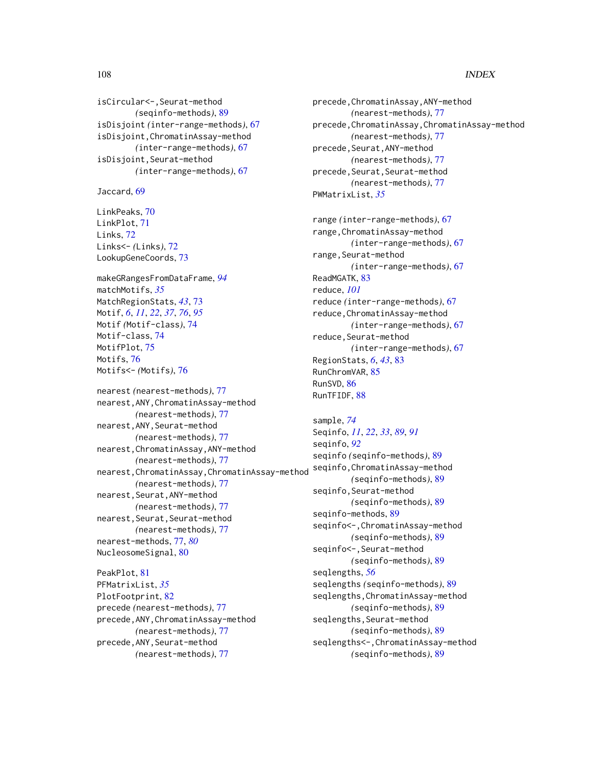isCircular<-,Seurat-method
    *(*seqinfo-methods*)*, 89
isDisjoint *(*inter-range-methods*)*, 67
isDisjoint,ChromatinAssay-method
    *(*inter-range-methods*)*, 67
isDisjoint,Seurat-method
    *(*inter-range-methods*)*, 67

Jaccard, 69

LinkPeaks, 70
LinkPlot, 71
Links, 72
Links<- *(*Links*)*, 72
LookupGeneCoords, 73

makeGRangesFromDataFrame, *94*
matchMotifs, *35*
MatchRegionStats, *43*, 73
Motif, *6*, *11*, *22*, *37*, *76*, *95*
Motif *(*Motif-class*)*, 74
Motif-class, 74
MotifPlot, 75
Motifs, 76
Motifs<- *(*Motifs*)*, 76

nearest *(*nearest-methods*)*, 77
nearest,ANY,ChromatinAssay-method
    *(*nearest-methods*)*, 77
nearest,ANY,Seurat-method
    *(*nearest-methods*)*, 77
nearest,ChromatinAssay,ANY-method
    *(*nearest-methods*)*, 77
nearest,ChromatinAssay,ChromatinAssay-method
    *(*nearest-methods*)*, 77
nearest,Seurat,ANY-method
    *(*nearest-methods*)*, 77
nearest,Seurat,Seurat-method
    *(*nearest-methods*)*, 77
nearest-methods, 77, *80*
NucleosomeSignal, 80

PeakPlot, 81
PFMatrixList, *35*
PlotFootprint, 82
precede *(*nearest-methods*)*, 77
precede,ANY,ChromatinAssay-method
    *(*nearest-methods*)*, 77
precede,ANY,Seurat-method
    *(*nearest-methods*)*, 77
precede,ChromatinAssay,ANY-method
    *(*nearest-methods*)*, 77
precede,ChromatinAssay,ChromatinAssay-method
    *(*nearest-methods*)*, 77
precede,Seurat,ANY-method
    *(*nearest-methods*)*, 77
precede,Seurat,Seurat-method
    *(*nearest-methods*)*, 77
PWMatrixList, *35*

range *(*inter-range-methods*)*, 67
range,ChromatinAssay-method
    *(*inter-range-methods*)*, 67
range,Seurat-method
    *(*inter-range-methods*)*, 67
ReadMGATK, 83
reduce, *101*
reduce *(*inter-range-methods*)*, 67
reduce,ChromatinAssay-method
    *(*inter-range-methods*)*, 67
reduce,Seurat-method
    *(*inter-range-methods*)*, 67
RegionStats, *6*, *43*, 83
RunChromVAR, 85
RunSVD, 86
RunTFIDF, 88

sample, *74*
Seqinfo, *11*, *22*, *33*, *89*, *91*
seqinfo, *92*
seqinfo *(*seqinfo-methods*)*, 89
seqinfo,ChromatinAssay-method
    *(*seqinfo-methods*)*, 89
seqinfo,Seurat-method
    *(*seqinfo-methods*)*, 89
seqinfo-methods, 89
seqinfo<-,ChromatinAssay-method
    *(*seqinfo-methods*)*, 89
seqinfo<-,Seurat-method
    *(*seqinfo-methods*)*, 89
seqlengths, *56*
seqlengths *(*seqinfo-methods*)*, 89
seqlengths,ChromatinAssay-method
    *(*seqinfo-methods*)*, 89
seqlengths,Seurat-method
    *(*seqinfo-methods*)*, 89
seqlengths<-,ChromatinAssay-method
    *(*seqinfo-methods*)*, 89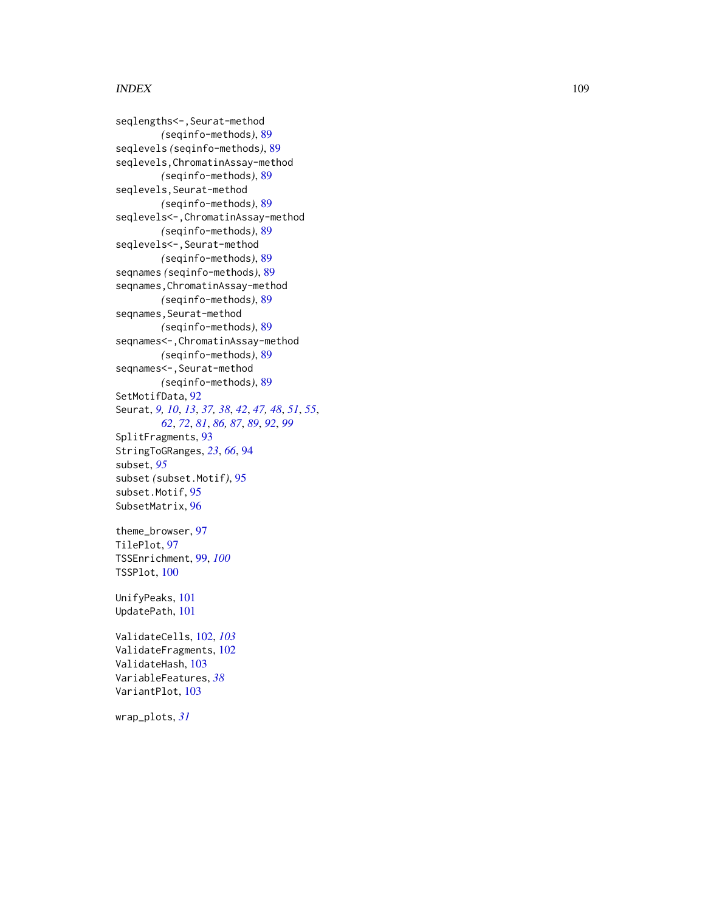seqlengths<-,Seurat-method
        (seqinfo-methods), 89
seqlevels (seqinfo-methods), 89
seqlevels,ChromatinAssay-method
        (seqinfo-methods), 89
seqlevels,Seurat-method
        (seqinfo-methods), 89
seqlevels<-,ChromatinAssay-method
        (seqinfo-methods), 89
seqlevels<-,Seurat-method
        (seqinfo-methods), 89
seqnames (seqinfo-methods), 89
seqnames,ChromatinAssay-method
        (seqinfo-methods), 89
seqnames,Seurat-method
        (seqinfo-methods), 89
seqnames<-,ChromatinAssay-method
        (seqinfo-methods), 89
seqnames<-,Seurat-method
        (seqinfo-methods), 89
SetMotifData, 92
Seurat, *9, 10*, *13*, *37, 38*, *42*, *47, 48*, *51*, *55*,
        *62*, *72*, *81*, *86, 87*, *89*, *92*, *99*
SplitFragments, 93
StringToGRanges, *23*, *66*, 94
subset, *95*
subset (subset.Motif), 95
subset.Motif, 95
SubsetMatrix, 96

theme_browser, 97
TilePlot, 97
TSSEnrichment, 99, *100*
TSSPlot, 100

UnifyPeaks, 101
UpdatePath, 101

ValidateCells, 102, *103*
ValidateFragments, 102
ValidateHash, 103
VariableFeatures, *38*
VariantPlot, 103

wrap_plots, *31*